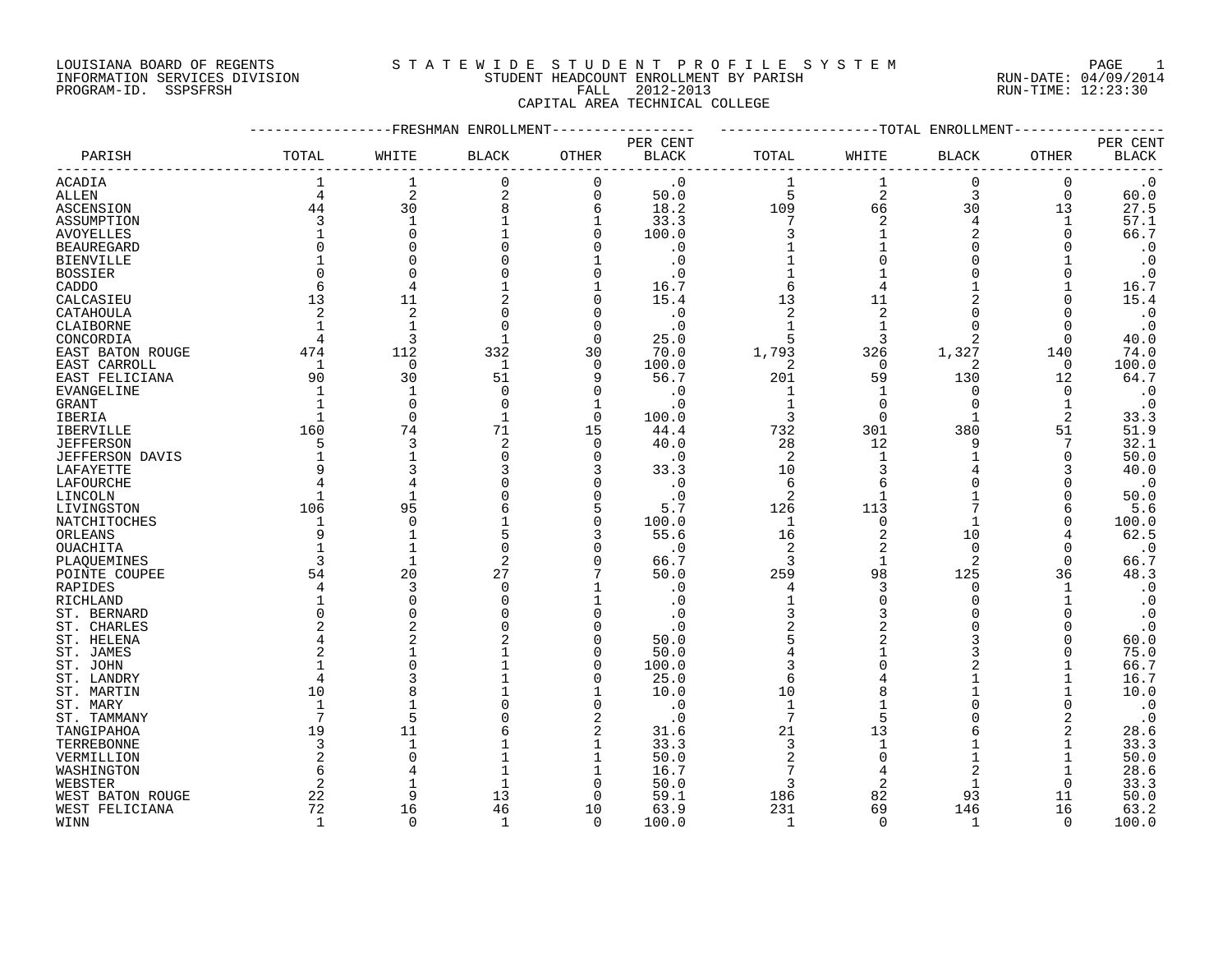LOUISIANA BOARD OF REGENTS
INFORMATION SERVICES DIVISION
PROGRAM-ID. SSPSFRSH

S T A T E W I D E   S T U D E N T   P R O F I L E   S Y S T E M
STUDENT HEADCOUNT ENROLLMENT BY PARISH
FALL 2012-2013
CAPITAL AREA TECHNICAL COLLEGE

RUN-DATE: 04/09/2014
RUN-TIME: 12:23:30

| PARISH | FRESHMAN ENROLLMENT TOTAL | WHITE | BLACK | OTHER | PER CENT BLACK | TOTAL ENROLLMENT TOTAL | WHITE | BLACK | OTHER | PER CENT BLACK |
|---|---|---|---|---|---|---|---|---|---|---|
| ACADIA | 1 | 1 | 0 | 0 | .0 | 1 | 1 | 0 | 0 | .0 |
| ALLEN | 4 | 2 | 2 | 0 | 50.0 | 5 | 2 | 3 | 0 | 60.0 |
| ASCENSION | 44 | 30 | 8 | 6 | 18.2 | 109 | 66 | 30 | 13 | 27.5 |
| ASSUMPTION | 3 | 1 | 1 | 1 | 33.3 | 7 | 2 | 4 | 1 | 57.1 |
| AVOYELLES | 1 | 0 | 1 | 0 | 100.0 | 3 | 1 | 2 | 0 | 66.7 |
| BEAUREGARD | 0 | 0 | 0 | 0 | .0 | 1 | 1 | 0 | 0 | .0 |
| BIENVILLE | 1 | 0 | 0 | 1 | .0 | 1 | 0 | 0 | 1 | .0 |
| BOSSIER | 0 | 0 | 0 | 0 | .0 | 1 | 1 | 0 | 0 | .0 |
| CADDO | 6 | 4 | 1 | 1 | 16.7 | 6 | 4 | 1 | 1 | 16.7 |
| CALCASIEU | 13 | 11 | 2 | 0 | 15.4 | 13 | 11 | 2 | 0 | 15.4 |
| CATAHOULA | 2 | 2 | 0 | 0 | .0 | 2 | 2 | 0 | 0 | .0 |
| CLAIBORNE | 1 | 1 | 0 | 0 | .0 | 1 | 1 | 0 | 0 | .0 |
| CONCORDIA | 4 | 3 | 1 | 0 | 25.0 | 5 | 3 | 2 | 0 | 40.0 |
| EAST BATON ROUGE | 474 | 112 | 332 | 30 | 70.0 | 1,793 | 326 | 1,327 | 140 | 74.0 |
| EAST CARROLL | 1 | 0 | 1 | 0 | 100.0 | 2 | 0 | 2 | 0 | 100.0 |
| EAST FELICIANA | 90 | 30 | 51 | 9 | 56.7 | 201 | 59 | 130 | 12 | 64.7 |
| EVANGELINE | 1 | 1 | 0 | 0 | .0 | 1 | 1 | 0 | 0 | .0 |
| GRANT | 1 | 0 | 0 | 1 | .0 | 1 | 0 | 0 | 1 | .0 |
| IBERIA | 1 | 0 | 1 | 0 | 100.0 | 3 | 0 | 1 | 2 | 33.3 |
| IBERVILLE | 160 | 74 | 71 | 15 | 44.4 | 732 | 301 | 380 | 51 | 51.9 |
| JEFFERSON | 5 | 3 | 2 | 0 | 40.0 | 28 | 12 | 9 | 7 | 32.1 |
| JEFFERSON DAVIS | 1 | 1 | 0 | 0 | .0 | 2 | 1 | 1 | 0 | 50.0 |
| LAFAYETTE | 9 | 3 | 3 | 3 | 33.3 | 10 | 3 | 4 | 3 | 40.0 |
| LAFOURCHE | 4 | 4 | 0 | 0 | .0 | 6 | 6 | 0 | 0 | .0 |
| LINCOLN | 1 | 1 | 0 | 0 | .0 | 2 | 1 | 1 | 0 | 50.0 |
| LIVINGSTON | 106 | 95 | 6 | 5 | 5.7 | 126 | 113 | 7 | 6 | 5.6 |
| NATCHITOCHES | 1 | 0 | 1 | 0 | 100.0 | 1 | 0 | 1 | 0 | 100.0 |
| ORLEANS | 9 | 1 | 5 | 3 | 55.6 | 16 | 2 | 10 | 4 | 62.5 |
| OUACHITA | 1 | 1 | 0 | 0 | .0 | 2 | 2 | 0 | 0 | .0 |
| PLAQUEMINES | 3 | 1 | 2 | 0 | 66.7 | 3 | 1 | 2 | 0 | 66.7 |
| POINTE COUPEE | 54 | 20 | 27 | 7 | 50.0 | 259 | 98 | 125 | 36 | 48.3 |
| RAPIDES | 4 | 3 | 0 | 1 | .0 | 4 | 3 | 0 | 1 | .0 |
| RICHLAND | 1 | 0 | 0 | 1 | .0 | 1 | 0 | 0 | 1 | .0 |
| ST. BERNARD | 0 | 0 | 0 | 0 | .0 | 3 | 3 | 0 | 0 | .0 |
| ST. CHARLES | 2 | 2 | 0 | 0 | .0 | 2 | 2 | 0 | 0 | .0 |
| ST. HELENA | 4 | 2 | 2 | 0 | 50.0 | 5 | 2 | 3 | 0 | 60.0 |
| ST. JAMES | 2 | 1 | 1 | 0 | 50.0 | 4 | 1 | 3 | 0 | 75.0 |
| ST. JOHN | 1 | 0 | 1 | 0 | 100.0 | 3 | 0 | 2 | 1 | 66.7 |
| ST. LANDRY | 4 | 3 | 1 | 0 | 25.0 | 6 | 4 | 1 | 1 | 16.7 |
| ST. MARTIN | 10 | 8 | 1 | 1 | 10.0 | 10 | 8 | 1 | 1 | 10.0 |
| ST. MARY | 1 | 1 | 0 | 0 | .0 | 1 | 1 | 0 | 0 | .0 |
| ST. TAMMANY | 7 | 5 | 0 | 2 | .0 | 7 | 5 | 0 | 2 | .0 |
| TANGIPAHOA | 19 | 11 | 6 | 2 | 31.6 | 21 | 13 | 6 | 2 | 28.6 |
| TERREBONNE | 3 | 1 | 1 | 1 | 33.3 | 3 | 1 | 1 | 1 | 33.3 |
| VERMILLION | 2 | 0 | 1 | 1 | 50.0 | 2 | 0 | 1 | 1 | 50.0 |
| WASHINGTON | 6 | 4 | 1 | 1 | 16.7 | 7 | 4 | 2 | 1 | 28.6 |
| WEBSTER | 2 | 1 | 1 | 0 | 50.0 | 3 | 2 | 1 | 0 | 33.3 |
| WEST BATON ROUGE | 22 | 9 | 13 | 0 | 59.1 | 186 | 82 | 93 | 11 | 50.0 |
| WEST FELICIANA | 72 | 16 | 46 | 10 | 63.9 | 231 | 69 | 146 | 16 | 63.2 |
| WINN | 1 | 0 | 1 | 0 | 100.0 | 1 | 0 | 1 | 0 | 100.0 |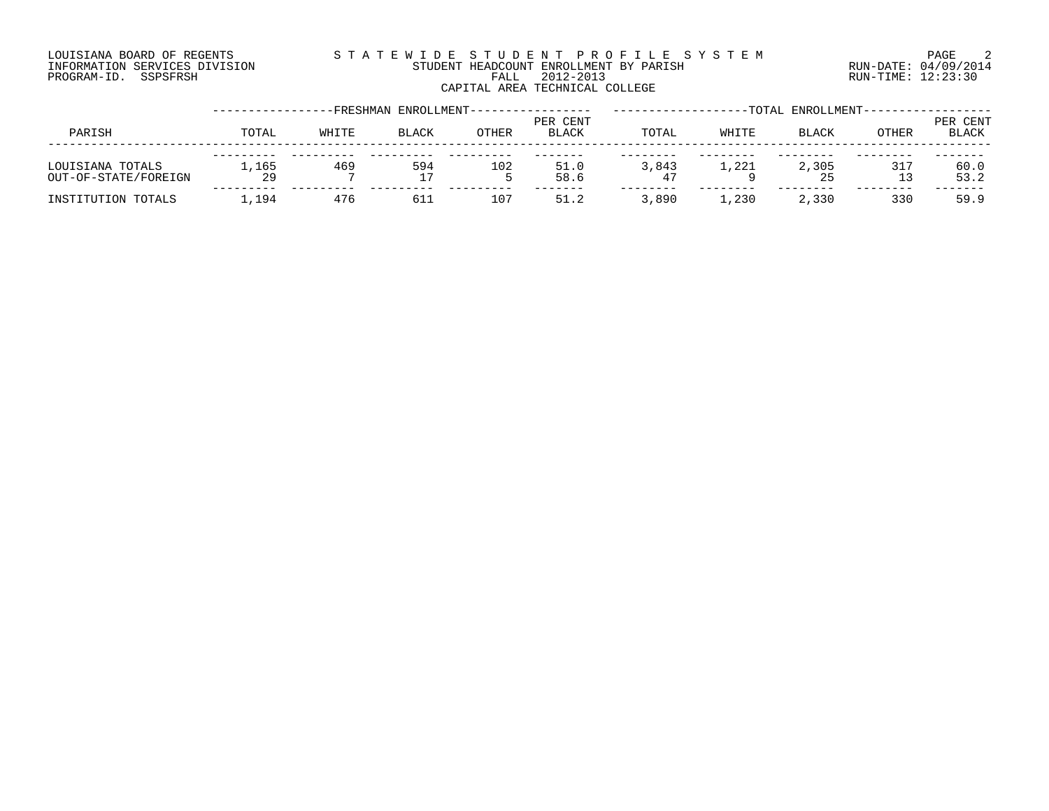LOUISIANA BOARD OF REGENTS
INFORMATION SERVICES DIVISION
PROGRAM-ID. SSPSFRSH

S T A T E W I D E   S T U D E N T   P R O F I L E   S Y S T E M
STUDENT HEADCOUNT ENROLLMENT BY PARISH
FALL 2012-2013
CAPITAL AREA TECHNICAL COLLEGE

RUN-DATE: 04/09/2014
RUN-TIME: 12:23:30

| PARISH | FRESHMAN ENROLLMENT | | | | | TOTAL ENROLLMENT | | | | |
|---|---|---|---|---|---|---|---|---|---|---|
| | TOTAL | WHITE | BLACK | OTHER | PER CENT BLACK | TOTAL | WHITE | BLACK | OTHER | PER CENT BLACK |
| LOUISIANA TOTALS | 1,165 | 469 | 594 | 102 | 51.0 | 3,843 | 1,221 | 2,305 | 317 | 60.0 |
| OUT-OF-STATE/FOREIGN | 29 | 7 | 17 | 5 | 58.6 | 47 | 9 | 25 | 13 | 53.2 |
| INSTITUTION TOTALS | 1,194 | 476 | 611 | 107 | 51.2 | 3,890 | 1,230 | 2,330 | 330 | 59.9 |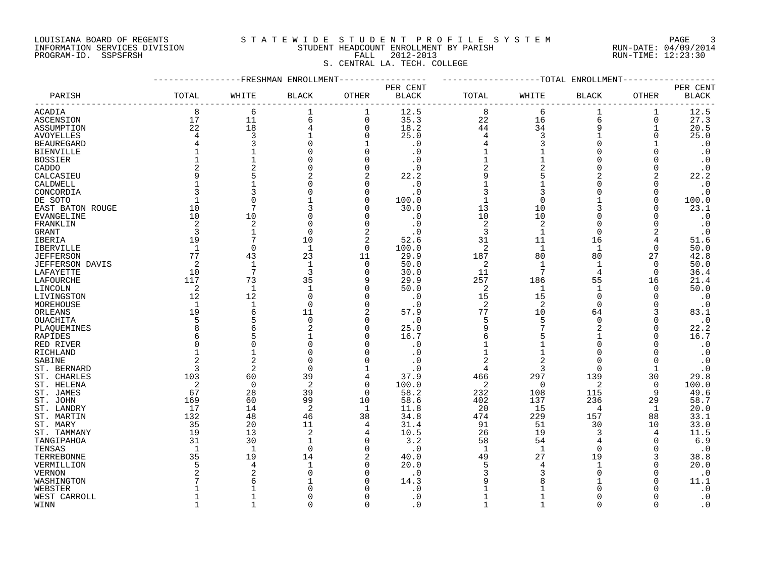LOUISIANA BOARD OF REGENTS
INFORMATION SERVICES DIVISION
PROGRAM-ID. SSPSFRSH

STATEWIDE STUDENT PROFILE SYSTEM
STUDENT HEADCOUNT ENROLLMENT BY PARISH
FALL 2012-2013
S. CENTRAL LA. TECH. COLLEGE

RUN-DATE: 04/09/2014
RUN-TIME: 12:23:30

| PARISH | FRESHMAN ENROLLMENT TOTAL | WHITE | BLACK | OTHER | PER CENT BLACK | TOTAL ENROLLMENT TOTAL | WHITE | BLACK | OTHER | PER CENT BLACK |
|---|---|---|---|---|---|---|---|---|---|---|
| ACADIA | 8 | 6 | 1 | 1 | 12.5 | 8 | 6 | 1 | 1 | 12.5 |
| ASCENSION | 17 | 11 | 6 | 0 | 35.3 | 22 | 16 | 6 | 0 | 27.3 |
| ASSUMPTION | 22 | 18 | 4 | 0 | 18.2 | 44 | 34 | 9 | 1 | 20.5 |
| AVOYELLES | 4 | 3 | 1 | 0 | 25.0 | 4 | 3 | 1 | 0 | 25.0 |
| BEAUREGARD | 4 | 3 | 0 | 1 | .0 | 4 | 3 | 0 | 1 | .0 |
| BIENVILLE | 1 | 1 | 0 | 0 | .0 | 1 | 1 | 0 | 0 | .0 |
| BOSSIER | 1 | 1 | 0 | 0 | .0 | 1 | 1 | 0 | 0 | .0 |
| CADDO | 2 | 2 | 0 | 0 | .0 | 2 | 2 | 0 | 0 | .0 |
| CALCASIEU | 9 | 5 | 2 | 2 | 22.2 | 9 | 5 | 2 | 2 | 22.2 |
| CALDWELL | 1 | 1 | 0 | 0 | .0 | 1 | 1 | 0 | 0 | .0 |
| CONCORDIA | 3 | 3 | 0 | 0 | .0 | 3 | 3 | 0 | 0 | .0 |
| DE SOTO | 1 | 0 | 1 | 0 | 100.0 | 1 | 0 | 1 | 0 | 100.0 |
| EAST BATON ROUGE | 10 | 7 | 3 | 0 | 30.0 | 13 | 10 | 3 | 0 | 23.1 |
| EVANGELINE | 10 | 10 | 0 | 0 | .0 | 10 | 10 | 0 | 0 | .0 |
| FRANKLIN | 2 | 2 | 0 | 0 | .0 | 2 | 2 | 0 | 0 | .0 |
| GRANT | 3 | 1 | 0 | 2 | .0 | 3 | 1 | 0 | 2 | .0 |
| IBERIA | 19 | 7 | 10 | 2 | 52.6 | 31 | 11 | 16 | 4 | 51.6 |
| IBERVILLE | 1 | 0 | 1 | 0 | 100.0 | 2 | 1 | 1 | 0 | 50.0 |
| JEFFERSON | 77 | 43 | 23 | 11 | 29.9 | 187 | 80 | 80 | 27 | 42.8 |
| JEFFERSON DAVIS | 2 | 1 | 1 | 0 | 50.0 | 2 | 1 | 1 | 0 | 50.0 |
| LAFAYETTE | 10 | 7 | 3 | 0 | 30.0 | 11 | 7 | 4 | 0 | 36.4 |
| LAFOURCHE | 117 | 73 | 35 | 9 | 29.9 | 257 | 186 | 55 | 16 | 21.4 |
| LINCOLN | 2 | 1 | 1 | 0 | 50.0 | 2 | 1 | 1 | 0 | 50.0 |
| LIVINGSTON | 12 | 12 | 0 | 0 | .0 | 15 | 15 | 0 | 0 | .0 |
| MOREHOUSE | 1 | 1 | 0 | 0 | .0 | 2 | 2 | 0 | 0 | .0 |
| ORLEANS | 19 | 6 | 11 | 2 | 57.9 | 77 | 10 | 64 | 3 | 83.1 |
| OUACHITA | 5 | 5 | 0 | 0 | .0 | 5 | 5 | 0 | 0 | .0 |
| PLAQUEMINES | 8 | 6 | 2 | 0 | 25.0 | 9 | 7 | 2 | 0 | 22.2 |
| RAPIDES | 6 | 5 | 1 | 0 | 16.7 | 6 | 5 | 1 | 0 | 16.7 |
| RED RIVER | 0 | 0 | 0 | 0 | .0 | 1 | 1 | 0 | 0 | .0 |
| RICHLAND | 1 | 1 | 0 | 0 | .0 | 1 | 1 | 0 | 0 | .0 |
| SABINE | 2 | 2 | 0 | 0 | .0 | 2 | 2 | 0 | 0 | .0 |
| ST. BERNARD | 3 | 2 | 0 | 1 | .0 | 4 | 3 | 0 | 1 | .0 |
| ST. CHARLES | 103 | 60 | 39 | 4 | 37.9 | 466 | 297 | 139 | 30 | 29.8 |
| ST. HELENA | 2 | 0 | 2 | 0 | 100.0 | 2 | 0 | 2 | 0 | 100.0 |
| ST. JAMES | 67 | 28 | 39 | 0 | 58.2 | 232 | 108 | 115 | 9 | 49.6 |
| ST. JOHN | 169 | 60 | 99 | 10 | 58.6 | 402 | 137 | 236 | 29 | 58.7 |
| ST. LANDRY | 17 | 14 | 2 | 1 | 11.8 | 20 | 15 | 4 | 1 | 20.0 |
| ST. MARTIN | 132 | 48 | 46 | 38 | 34.8 | 474 | 229 | 157 | 88 | 33.1 |
| ST. MARY | 35 | 20 | 11 | 4 | 31.4 | 91 | 51 | 30 | 10 | 33.0 |
| ST. TAMMANY | 19 | 13 | 2 | 4 | 10.5 | 26 | 19 | 3 | 4 | 11.5 |
| TANGIPAHOA | 31 | 30 | 1 | 0 | 3.2 | 58 | 54 | 4 | 0 | 6.9 |
| TENSAS | 1 | 1 | 0 | 0 | .0 | 1 | 1 | 0 | 0 | .0 |
| TERREBONNE | 35 | 19 | 14 | 2 | 40.0 | 49 | 27 | 19 | 3 | 38.8 |
| VERMILLION | 5 | 4 | 1 | 0 | 20.0 | 5 | 4 | 1 | 0 | 20.0 |
| VERNON | 2 | 2 | 0 | 0 | .0 | 3 | 3 | 0 | 0 | .0 |
| WASHINGTON | 7 | 6 | 1 | 0 | 14.3 | 9 | 8 | 1 | 0 | 11.1 |
| WEBSTER | 1 | 1 | 0 | 0 | .0 | 1 | 1 | 0 | 0 | .0 |
| WEST CARROLL | 1 | 1 | 0 | 0 | .0 | 1 | 1 | 0 | 0 | .0 |
| WINN | 1 | 1 | 0 | 0 | .0 | 1 | 1 | 0 | 0 | .0 |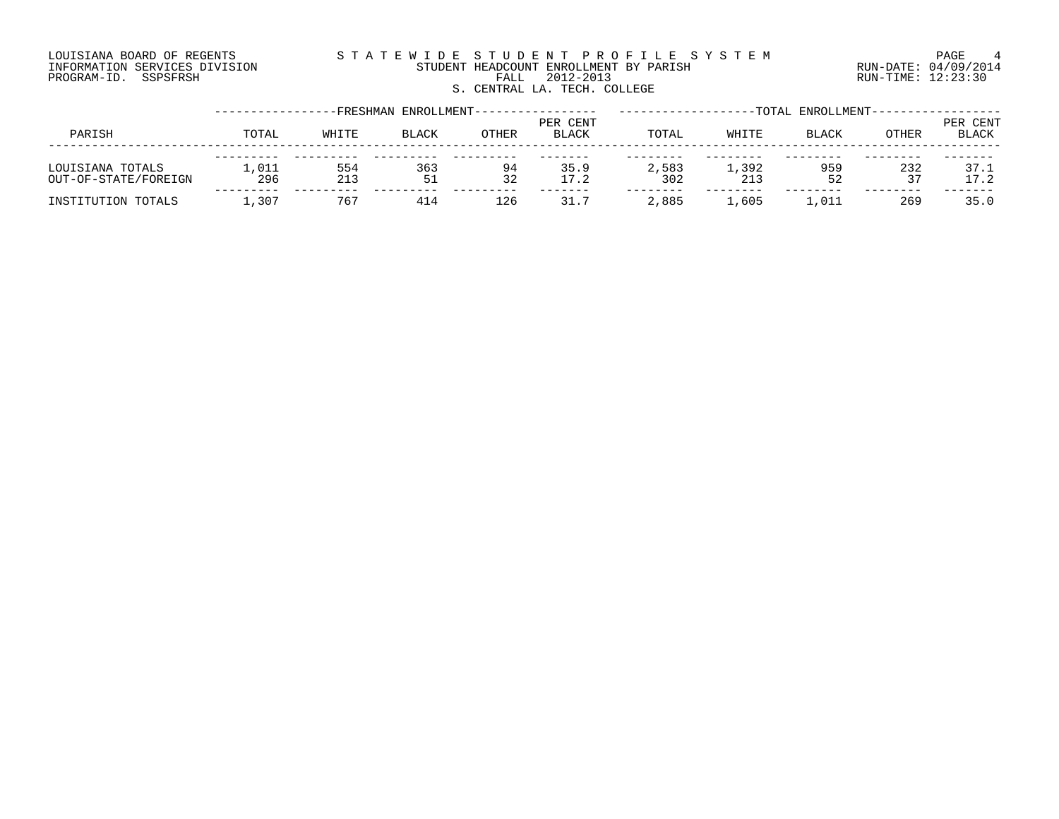LOUISIANA BOARD OF REGENTS
INFORMATION SERVICES DIVISION
PROGRAM-ID. SSPSFRSH

STATEWIDE STUDENT PROFILE SYSTEM
STUDENT HEADCOUNT ENROLLMENT BY PARISH
FALL 2012-2013
S. CENTRAL LA. TECH. COLLEGE

RUN-DATE: 04/09/2014
RUN-TIME: 12:23:30

| PARISH | FRESHMAN ENROLLMENT | | | | | TOTAL ENROLLMENT | | | | |
|---|---|---|---|---|---|---|---|---|---|---|
| | TOTAL | WHITE | BLACK | OTHER | PER CENT BLACK | TOTAL | WHITE | BLACK | OTHER | PER CENT BLACK |
| LOUISIANA TOTALS | 1,011 | 554 | 363 | 94 | 35.9 | 2,583 | 1,392 | 959 | 232 | 37.1 |
| OUT-OF-STATE/FOREIGN | 296 | 213 | 51 | 32 | 17.2 | 302 | 213 | 52 | 37 | 17.2 |
| INSTITUTION TOTALS | 1,307 | 767 | 414 | 126 | 31.7 | 2,885 | 1,605 | 1,011 | 269 | 35.0 |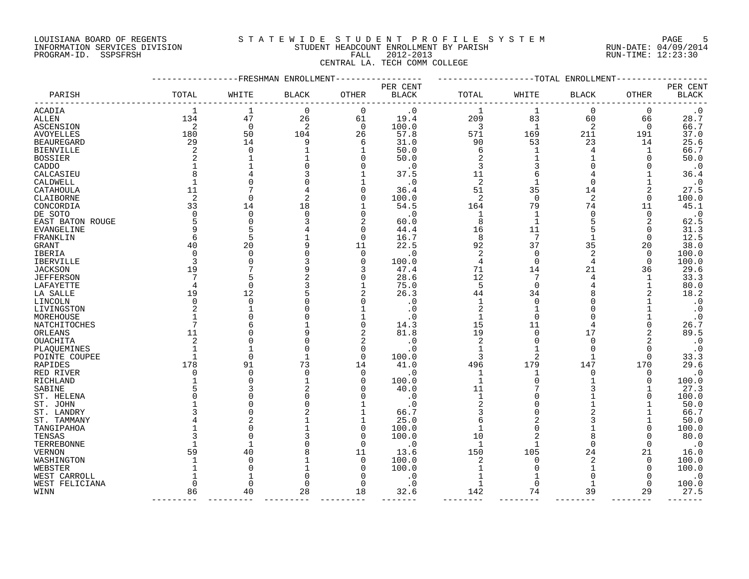LOUISIANA BOARD OF REGENTS
INFORMATION SERVICES DIVISION
PROGRAM-ID. SSPSFRSH

STATEWIDE STUDENT PROFILE SYSTEM
STUDENT HEADCOUNT ENROLLMENT BY PARISH
FALL 2012-2013
CENTRAL LA. TECH COMM COLLEGE

RUN-DATE: 04/09/2014
RUN-TIME: 12:23:30

| PARISH | FRESHMAN ENROLLMENT TOTAL | WHITE | BLACK | OTHER | PER CENT BLACK | TOTAL ENROLLMENT TOTAL | WHITE | BLACK | OTHER | PER CENT BLACK |
|---|---|---|---|---|---|---|---|---|---|---|
| ACADIA | 1 | 1 | 0 | 0 | .0 | 1 | 1 | 0 | 0 | .0 |
| ALLEN | 134 | 47 | 26 | 61 | 19.4 | 209 | 83 | 60 | 66 | 28.7 |
| ASCENSION | 2 | 0 | 2 | 0 | 100.0 | 3 | 1 | 2 | 0 | 66.7 |
| AVOYELLES | 180 | 50 | 104 | 26 | 57.8 | 571 | 169 | 211 | 191 | 37.0 |
| BEAUREGARD | 29 | 14 | 9 | 6 | 31.0 | 90 | 53 | 23 | 14 | 25.6 |
| BIENVILLE | 2 | 0 | 1 | 1 | 50.0 | 6 | 1 | 4 | 1 | 66.7 |
| BOSSIER | 2 | 1 | 1 | 0 | 50.0 | 2 | 1 | 1 | 0 | 50.0 |
| CADDO | 1 | 1 | 0 | 0 | .0 | 3 | 3 | 0 | 0 | .0 |
| CALCASIEU | 8 | 4 | 3 | 1 | 37.5 | 11 | 6 | 4 | 1 | 36.4 |
| CALDWELL | 1 | 0 | 0 | 1 | .0 | 2 | 1 | 0 | 1 | .0 |
| CATAHOULA | 11 | 7 | 4 | 0 | 36.4 | 51 | 35 | 14 | 2 | 27.5 |
| CLAIBORNE | 2 | 0 | 2 | 0 | 100.0 | 2 | 0 | 2 | 0 | 100.0 |
| CONCORDIA | 33 | 14 | 18 | 1 | 54.5 | 164 | 79 | 74 | 11 | 45.1 |
| DE SOTO | 0 | 0 | 0 | 0 | .0 | 1 | 1 | 0 | 0 | .0 |
| EAST BATON ROUGE | 5 | 0 | 3 | 2 | 60.0 | 8 | 1 | 5 | 2 | 62.5 |
| EVANGELINE | 9 | 5 | 4 | 0 | 44.4 | 16 | 11 | 5 | 0 | 31.3 |
| FRANKLIN | 6 | 5 | 1 | 0 | 16.7 | 8 | 7 | 1 | 0 | 12.5 |
| GRANT | 40 | 20 | 9 | 11 | 22.5 | 92 | 37 | 35 | 20 | 38.0 |
| IBERIA | 0 | 0 | 0 | 0 | .0 | 2 | 0 | 2 | 0 | 100.0 |
| IBERVILLE | 3 | 0 | 3 | 0 | 100.0 | 4 | 0 | 4 | 0 | 100.0 |
| JACKSON | 19 | 7 | 9 | 3 | 47.4 | 71 | 14 | 21 | 36 | 29.6 |
| JEFFERSON | 7 | 5 | 2 | 0 | 28.6 | 12 | 7 | 4 | 1 | 33.3 |
| LAFAYETTE | 4 | 0 | 3 | 1 | 75.0 | 5 | 0 | 4 | 1 | 80.0 |
| LA SALLE | 19 | 12 | 5 | 2 | 26.3 | 44 | 34 | 8 | 2 | 18.2 |
| LINCOLN | 0 | 0 | 0 | 0 | .0 | 1 | 0 | 0 | 1 | .0 |
| LIVINGSTON | 2 | 1 | 0 | 1 | .0 | 2 | 1 | 0 | 1 | .0 |
| MOREHOUSE | 1 | 0 | 0 | 1 | .0 | 1 | 0 | 0 | 1 | .0 |
| NATCHITOCHES | 7 | 6 | 1 | 0 | 14.3 | 15 | 11 | 4 | 0 | 26.7 |
| ORLEANS | 11 | 0 | 9 | 2 | 81.8 | 19 | 0 | 17 | 2 | 89.5 |
| OUACHITA | 2 | 0 | 0 | 2 | .0 | 2 | 0 | 0 | 2 | .0 |
| PLAQUEMINES | 1 | 1 | 0 | 0 | .0 | 1 | 1 | 0 | 0 | .0 |
| POINTE COUPEE | 1 | 0 | 1 | 0 | 100.0 | 3 | 2 | 1 | 0 | 33.3 |
| RAPIDES | 178 | 91 | 73 | 14 | 41.0 | 496 | 179 | 147 | 170 | 29.6 |
| RED RIVER | 0 | 0 | 0 | 0 | .0 | 1 | 1 | 0 | 0 | .0 |
| RICHLAND | 1 | 0 | 1 | 0 | 100.0 | 1 | 0 | 1 | 0 | 100.0 |
| SABINE | 5 | 3 | 2 | 0 | 40.0 | 11 | 7 | 3 | 1 | 27.3 |
| ST. HELENA | 0 | 0 | 0 | 0 | .0 | 1 | 0 | 1 | 0 | 100.0 |
| ST. JOHN | 1 | 0 | 0 | 1 | .0 | 2 | 0 | 1 | 1 | 50.0 |
| ST. LANDRY | 3 | 0 | 2 | 1 | 66.7 | 3 | 0 | 2 | 1 | 66.7 |
| ST. TAMMANY | 4 | 2 | 1 | 1 | 25.0 | 6 | 2 | 3 | 1 | 50.0 |
| TANGIPAHOA | 1 | 0 | 1 | 0 | 100.0 | 1 | 0 | 1 | 0 | 100.0 |
| TENSAS | 3 | 0 | 3 | 0 | 100.0 | 10 | 2 | 8 | 0 | 80.0 |
| TERREBONNE | 1 | 1 | 0 | 0 | .0 | 1 | 1 | 0 | 0 | .0 |
| VERNON | 59 | 40 | 8 | 11 | 13.6 | 150 | 105 | 24 | 21 | 16.0 |
| WASHINGTON | 1 | 0 | 1 | 0 | 100.0 | 2 | 0 | 2 | 0 | 100.0 |
| WEBSTER | 1 | 0 | 1 | 0 | 100.0 | 1 | 0 | 1 | 0 | 100.0 |
| WEST CARROLL | 1 | 1 | 0 | 0 | .0 | 1 | 1 | 0 | 0 | .0 |
| WEST FELICIANA | 0 | 0 | 0 | 0 | .0 | 1 | 0 | 1 | 0 | 100.0 |
| WINN | 86 | 40 | 28 | 18 | 32.6 | 142 | 74 | 39 | 29 | 27.5 |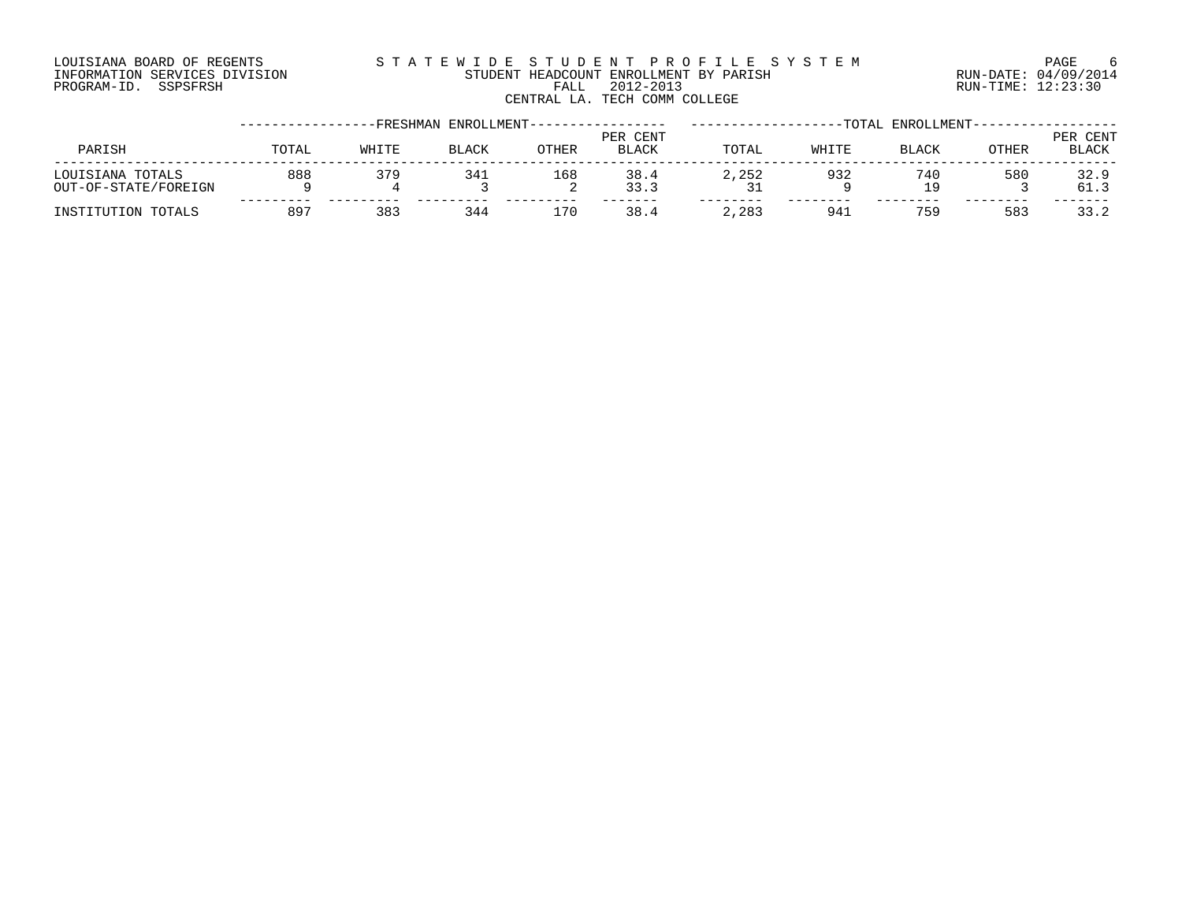LOUISIANA BOARD OF REGENTS
INFORMATION SERVICES DIVISION
PROGRAM-ID. SSPSFRSH

S T A T E W I D E S T U D E N T P R O F I L E S Y S T E M
STUDENT HEADCOUNT ENROLLMENT BY PARISH
FALL 2012-2013
CENTRAL LA. TECH COMM COLLEGE

RUN-DATE: 04/09/2014
RUN-TIME: 12:23:30

| PARISH | FRESHMAN ENROLLMENT | | | | | TOTAL ENROLLMENT | | | | |
|---|---|---|---|---|---|---|---|---|---|---|
| | TOTAL | WHITE | BLACK | OTHER | PER CENT BLACK | TOTAL | WHITE | BLACK | OTHER | PER CENT BLACK |
| LOUISIANA TOTALS | 888 | 379 | 341 | 168 | 38.4 | 2,252 | 932 | 740 | 580 | 32.9 |
| OUT-OF-STATE/FOREIGN | 9 | 4 | 3 | 2 | 33.3 | 31 | 9 | 19 | 3 | 61.3 |
| INSTITUTION TOTALS | 897 | 383 | 344 | 170 | 38.4 | 2,283 | 941 | 759 | 583 | 33.2 |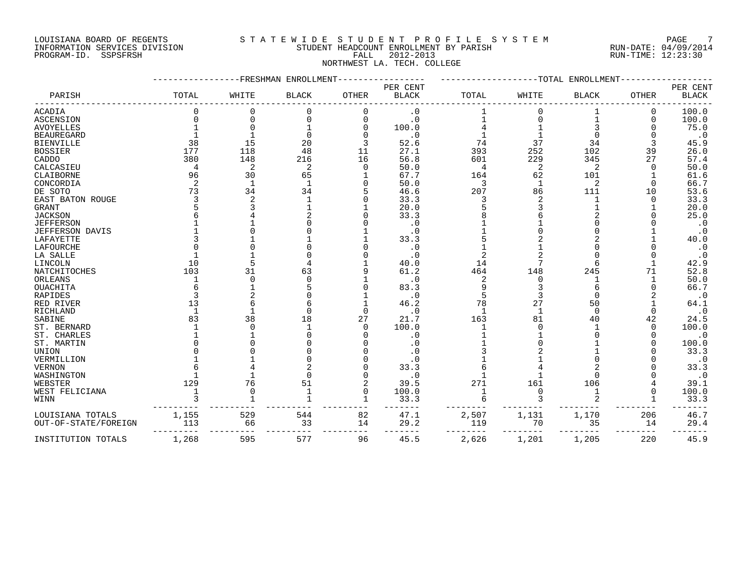LOUISIANA BOARD OF REGENTS
INFORMATION SERVICES DIVISION
PROGRAM-ID. SSPSFRSH

# S T A T E W I D E   S T U D E N T   P R O F I L E   S Y S T E M

STUDENT HEADCOUNT ENROLLMENT BY PARISH
FALL 2012-2013
NORTHWEST LA. TECH. COLLEGE

RUN-DATE: 04/09/2014
RUN-TIME: 12:23:30

| PARISH | FRESHMAN ENROLLMENT TOTAL | WHITE | BLACK | OTHER | PER CENT BLACK | TOTAL ENROLLMENT TOTAL | WHITE | BLACK | OTHER | PER CENT BLACK |
|---|---|---|---|---|---|---|---|---|---|---|
| ACADIA | 0 | 0 | 0 | 0 | .0 | 1 | 0 | 1 | 0 | 100.0 |
| ASCENSION | 0 | 0 | 0 | 0 | .0 | 1 | 0 | 1 | 0 | 100.0 |
| AVOYELLES | 1 | 0 | 1 | 0 | 100.0 | 4 | 1 | 3 | 0 | 75.0 |
| BEAUREGARD | 1 | 1 | 0 | 0 | .0 | 1 | 1 | 0 | 0 | .0 |
| BIENVILLE | 38 | 15 | 20 | 3 | 52.6 | 74 | 37 | 34 | 3 | 45.9 |
| BOSSIER | 177 | 118 | 48 | 11 | 27.1 | 393 | 252 | 102 | 39 | 26.0 |
| CADDO | 380 | 148 | 216 | 16 | 56.8 | 601 | 229 | 345 | 27 | 57.4 |
| CALCASIEU | 4 | 2 | 2 | 0 | 50.0 | 4 | 2 | 2 | 0 | 50.0 |
| CLAIBORNE | 96 | 30 | 65 | 1 | 67.7 | 164 | 62 | 101 | 1 | 61.6 |
| CONCORDIA | 2 | 1 | 1 | 0 | 50.0 | 3 | 1 | 2 | 0 | 66.7 |
| DE SOTO | 73 | 34 | 34 | 5 | 46.6 | 207 | 86 | 111 | 10 | 53.6 |
| EAST BATON ROUGE | 3 | 2 | 1 | 0 | 33.3 | 3 | 2 | 1 | 0 | 33.3 |
| GRANT | 5 | 3 | 1 | 1 | 20.0 | 5 | 3 | 1 | 1 | 20.0 |
| JACKSON | 6 | 4 | 2 | 0 | 33.3 | 8 | 6 | 2 | 0 | 25.0 |
| JEFFERSON | 1 | 1 | 0 | 0 | .0 | 1 | 1 | 0 | 0 | .0 |
| JEFFERSON DAVIS | 1 | 0 | 0 | 1 | .0 | 1 | 0 | 0 | 1 | .0 |
| LAFAYETTE | 3 | 1 | 1 | 1 | 33.3 | 5 | 2 | 2 | 1 | 40.0 |
| LAFOURCHE | 0 | 0 | 0 | 0 | .0 | 1 | 1 | 0 | 0 | .0 |
| LA SALLE | 1 | 1 | 0 | 0 | .0 | 2 | 2 | 0 | 0 | .0 |
| LINCOLN | 10 | 5 | 4 | 1 | 40.0 | 14 | 7 | 6 | 1 | 42.9 |
| NATCHITOCHES | 103 | 31 | 63 | 9 | 61.2 | 464 | 148 | 245 | 71 | 52.8 |
| ORLEANS | 1 | 0 | 0 | 1 | .0 | 2 | 0 | 1 | 1 | 50.0 |
| OUACHITA | 6 | 1 | 5 | 0 | 83.3 | 9 | 3 | 6 | 0 | 66.7 |
| RAPIDES | 3 | 2 | 0 | 1 | .0 | 5 | 3 | 0 | 2 | .0 |
| RED RIVER | 13 | 6 | 6 | 1 | 46.2 | 78 | 27 | 50 | 1 | 64.1 |
| RICHLAND | 1 | 1 | 0 | 0 | .0 | 1 | 1 | 0 | 0 | .0 |
| SABINE | 83 | 38 | 18 | 27 | 21.7 | 163 | 81 | 40 | 42 | 24.5 |
| ST. BERNARD | 1 | 0 | 1 | 0 | 100.0 | 1 | 0 | 1 | 0 | 100.0 |
| ST. CHARLES | 1 | 1 | 0 | 0 | .0 | 1 | 1 | 0 | 0 | .0 |
| ST. MARTIN | 0 | 0 | 0 | 0 | .0 | 1 | 0 | 1 | 0 | 100.0 |
| UNION | 0 | 0 | 0 | 0 | .0 | 3 | 2 | 1 | 0 | 33.3 |
| VERMILLION | 1 | 1 | 0 | 0 | .0 | 1 | 1 | 0 | 0 | .0 |
| VERNON | 6 | 4 | 2 | 0 | 33.3 | 6 | 4 | 2 | 0 | 33.3 |
| WASHINGTON | 1 | 1 | 0 | 0 | .0 | 1 | 1 | 0 | 0 | .0 |
| WEBSTER | 129 | 76 | 51 | 2 | 39.5 | 271 | 161 | 106 | 4 | 39.1 |
| WEST FELICIANA | 1 | 0 | 1 | 0 | 100.0 | 1 | 0 | 1 | 0 | 100.0 |
| WINN | 3 | 1 | 1 | 1 | 33.3 | 6 | 3 | 2 | 1 | 33.3 |
| LOUISIANA TOTALS | 1,155 | 529 | 544 | 82 | 47.1 | 2,507 | 1,131 | 1,170 | 206 | 46.7 |
| OUT-OF-STATE/FOREIGN | 113 | 66 | 33 | 14 | 29.2 | 119 | 70 | 35 | 14 | 29.4 |
| INSTITUTION TOTALS | 1,268 | 595 | 577 | 96 | 45.5 | 2,626 | 1,201 | 1,205 | 220 | 45.9 |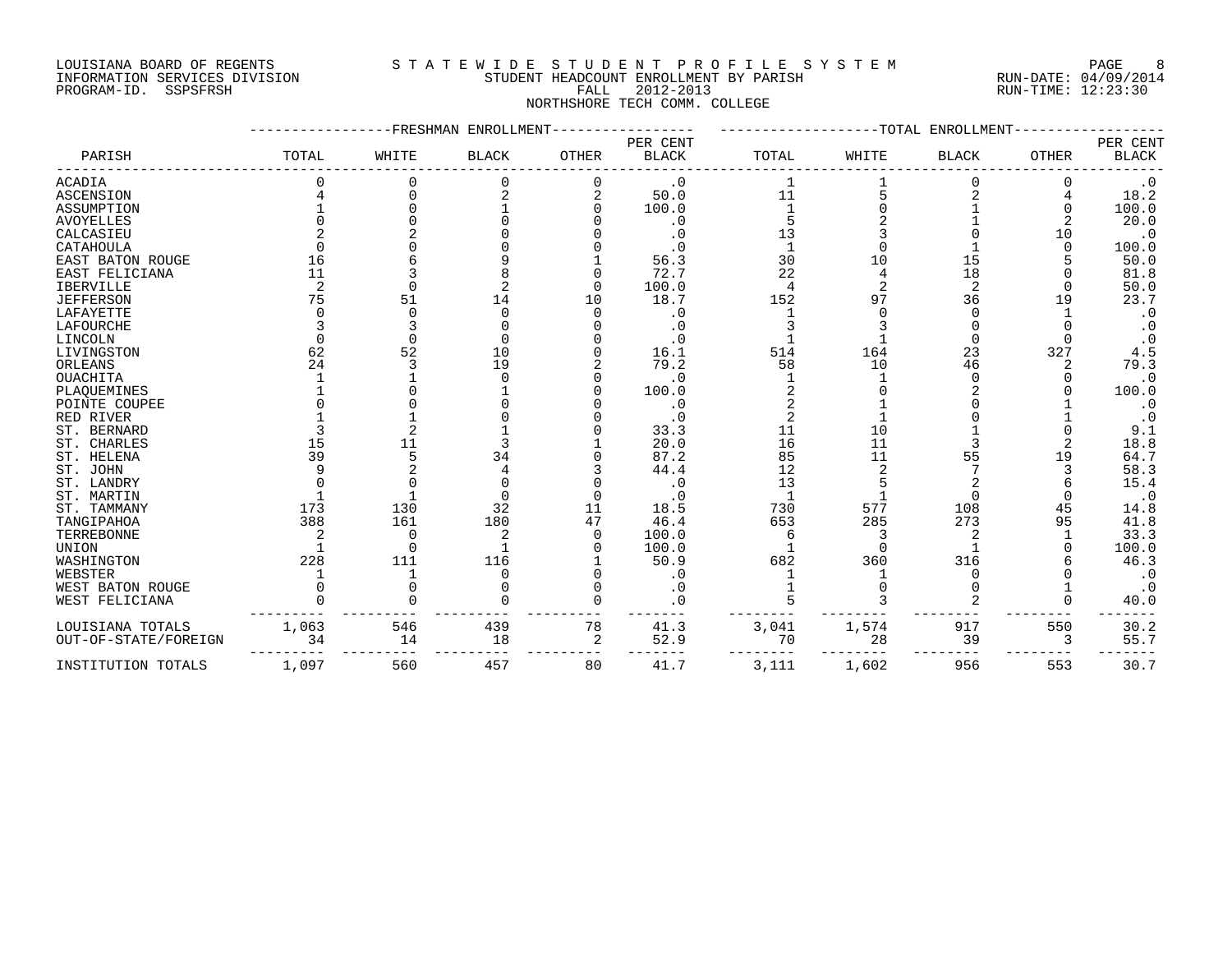LOUISIANA BOARD OF REGENTS
INFORMATION SERVICES DIVISION
PROGRAM-ID. SSPSFRSH

# STATEWIDE STUDENT PROFILE SYSTEM
## STUDENT HEADCOUNT ENROLLMENT BY PARISH
FALL 2012-2013
NORTHSHORE TECH COMM. COLLEGE

RUN-DATE: 04/09/2014
RUN-TIME: 12:23:30

| PARISH | FRESHMAN ENROLLMENT TOTAL | WHITE | BLACK | OTHER | PER CENT BLACK | TOTAL ENROLLMENT TOTAL | WHITE | BLACK | OTHER | PER CENT BLACK |
|---|---|---|---|---|---|---|---|---|---|---|
| ACADIA | 0 | 0 | 0 | 0 | .0 | 1 | 1 | 0 | 0 | .0 |
| ASCENSION | 4 | 0 | 2 | 2 | 50.0 | 11 | 5 | 2 | 4 | 18.2 |
| ASSUMPTION | 1 | 0 | 1 | 0 | 100.0 | 1 | 0 | 1 | 0 | 100.0 |
| AVOYELLES | 0 | 0 | 0 | 0 | .0 | 5 | 2 | 1 | 2 | 20.0 |
| CALCASIEU | 2 | 2 | 0 | 0 | .0 | 13 | 3 | 0 | 10 | .0 |
| CATAHOULA | 0 | 0 | 0 | 0 | .0 | 1 | 0 | 1 | 0 | 100.0 |
| EAST BATON ROUGE | 16 | 6 | 9 | 1 | 56.3 | 30 | 10 | 15 | 5 | 50.0 |
| EAST FELICIANA | 11 | 3 | 8 | 0 | 72.7 | 22 | 4 | 18 | 0 | 81.8 |
| IBERVILLE | 2 | 0 | 2 | 0 | 100.0 | 4 | 2 | 2 | 0 | 50.0 |
| JEFFERSON | 75 | 51 | 14 | 10 | 18.7 | 152 | 97 | 36 | 19 | 23.7 |
| LAFAYETTE | 0 | 0 | 0 | 0 | .0 | 1 | 0 | 0 | 1 | .0 |
| LAFOURCHE | 3 | 3 | 0 | 0 | .0 | 3 | 3 | 0 | 0 | .0 |
| LINCOLN | 0 | 0 | 0 | 0 | .0 | 1 | 1 | 0 | 0 | .0 |
| LIVINGSTON | 62 | 52 | 10 | 0 | 16.1 | 514 | 164 | 23 | 327 | 4.5 |
| ORLEANS | 24 | 3 | 19 | 2 | 79.2 | 58 | 10 | 46 | 2 | 79.3 |
| OUACHITA | 1 | 1 | 0 | 0 | .0 | 1 | 1 | 0 | 0 | .0 |
| PLAQUEMINES | 1 | 0 | 1 | 0 | 100.0 | 2 | 0 | 2 | 0 | 100.0 |
| POINTE COUPEE | 0 | 0 | 0 | 0 | .0 | 2 | 1 | 0 | 1 | .0 |
| RED RIVER | 1 | 1 | 0 | 0 | .0 | 2 | 1 | 0 | 1 | .0 |
| ST. BERNARD | 3 | 2 | 1 | 0 | 33.3 | 11 | 10 | 1 | 0 | 9.1 |
| ST. CHARLES | 15 | 11 | 3 | 1 | 20.0 | 16 | 11 | 3 | 2 | 18.8 |
| ST. HELENA | 39 | 5 | 34 | 0 | 87.2 | 85 | 11 | 55 | 19 | 64.7 |
| ST. JOHN | 9 | 2 | 4 | 3 | 44.4 | 12 | 2 | 7 | 3 | 58.3 |
| ST. LANDRY | 0 | 0 | 0 | 0 | .0 | 13 | 5 | 2 | 6 | 15.4 |
| ST. MARTIN | 1 | 1 | 0 | 0 | .0 | 1 | 1 | 0 | 0 | .0 |
| ST. TAMMANY | 173 | 130 | 32 | 11 | 18.5 | 730 | 577 | 108 | 45 | 14.8 |
| TANGIPAHOA | 388 | 161 | 180 | 47 | 46.4 | 653 | 285 | 273 | 95 | 41.8 |
| TERREBONNE | 2 | 0 | 2 | 0 | 100.0 | 6 | 3 | 2 | 1 | 33.3 |
| UNION | 1 | 0 | 1 | 0 | 100.0 | 1 | 0 | 1 | 0 | 100.0 |
| WASHINGTON | 228 | 111 | 116 | 1 | 50.9 | 682 | 360 | 316 | 6 | 46.3 |
| WEBSTER | 1 | 1 | 0 | 0 | .0 | 1 | 1 | 0 | 0 | .0 |
| WEST BATON ROUGE | 0 | 0 | 0 | 0 | .0 | 1 | 0 | 0 | 1 | .0 |
| WEST FELICIANA | 0 | 0 | 0 | 0 | .0 | 5 | 3 | 2 | 0 | 40.0 |
| LOUISIANA TOTALS | 1,063 | 546 | 439 | 78 | 41.3 | 3,041 | 1,574 | 917 | 550 | 30.2 |
| OUT-OF-STATE/FOREIGN | 34 | 14 | 18 | 2 | 52.9 | 70 | 28 | 39 | 3 | 55.7 |
| INSTITUTION TOTALS | 1,097 | 560 | 457 | 80 | 41.7 | 3,111 | 1,602 | 956 | 553 | 30.7 |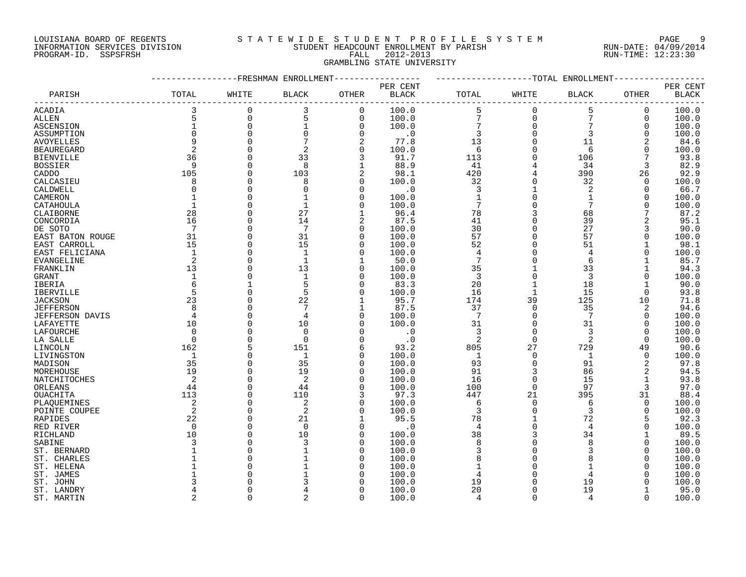LOUISIANA BOARD OF REGENTS
INFORMATION SERVICES DIVISION
PROGRAM-ID. SSPSFRSH

STATEWIDE STUDENT PROFILE SYSTEM
STUDENT HEADCOUNT ENROLLMENT BY PARISH
FALL 2012-2013
GRAMBLING STATE UNIVERSITY

RUN-DATE: 04/09/2014
RUN-TIME: 12:23:30

| PARISH | FRESHMAN ENROLLMENT TOTAL | WHITE | BLACK | OTHER | PER CENT BLACK | TOTAL ENROLLMENT TOTAL | WHITE | BLACK | OTHER | PER CENT BLACK |
|---|---|---|---|---|---|---|---|---|---|---|
| ACADIA | 3 | 0 | 3 | 0 | 100.0 | 5 | 0 | 5 | 0 | 100.0 |
| ALLEN | 5 | 0 | 5 | 0 | 100.0 | 7 | 0 | 7 | 0 | 100.0 |
| ASCENSION | 1 | 0 | 1 | 0 | 100.0 | 7 | 0 | 7 | 0 | 100.0 |
| ASSUMPTION | 0 | 0 | 0 | 0 | .0 | 3 | 0 | 3 | 0 | 100.0 |
| AVOYELLES | 9 | 0 | 7 | 2 | 77.8 | 13 | 0 | 11 | 2 | 84.6 |
| BEAUREGARD | 2 | 0 | 2 | 0 | 100.0 | 6 | 0 | 6 | 0 | 100.0 |
| BIENVILLE | 36 | 0 | 33 | 3 | 91.7 | 113 | 0 | 106 | 7 | 93.8 |
| BOSSIER | 9 | 0 | 8 | 1 | 88.9 | 41 | 4 | 34 | 3 | 82.9 |
| CADDO | 105 | 0 | 103 | 2 | 98.1 | 420 | 4 | 390 | 26 | 92.9 |
| CALCASIEU | 8 | 0 | 8 | 0 | 100.0 | 32 | 0 | 32 | 0 | 100.0 |
| CALDWELL | 0 | 0 | 0 | 0 | .0 | 3 | 1 | 2 | 0 | 66.7 |
| CAMERON | 1 | 0 | 1 | 0 | 100.0 | 1 | 0 | 1 | 0 | 100.0 |
| CATAHOULA | 1 | 0 | 1 | 0 | 100.0 | 7 | 0 | 7 | 0 | 100.0 |
| CLAIBORNE | 28 | 0 | 27 | 1 | 96.4 | 78 | 3 | 68 | 7 | 87.2 |
| CONCORDIA | 16 | 0 | 14 | 2 | 87.5 | 41 | 0 | 39 | 2 | 95.1 |
| DE SOTO | 7 | 0 | 7 | 0 | 100.0 | 30 | 0 | 27 | 3 | 90.0 |
| EAST BATON ROUGE | 31 | 0 | 31 | 0 | 100.0 | 57 | 0 | 57 | 0 | 100.0 |
| EAST CARROLL | 15 | 0 | 15 | 0 | 100.0 | 52 | 0 | 51 | 1 | 98.1 |
| EAST FELICIANA | 1 | 0 | 1 | 0 | 100.0 | 4 | 0 | 4 | 0 | 100.0 |
| EVANGELINE | 2 | 0 | 1 | 1 | 50.0 | 7 | 0 | 6 | 1 | 85.7 |
| FRANKLIN | 13 | 0 | 13 | 0 | 100.0 | 35 | 1 | 33 | 1 | 94.3 |
| GRANT | 1 | 0 | 1 | 0 | 100.0 | 3 | 0 | 3 | 0 | 100.0 |
| IBERIA | 6 | 1 | 5 | 0 | 83.3 | 20 | 1 | 18 | 1 | 90.0 |
| IBERVILLE | 5 | 0 | 5 | 0 | 100.0 | 16 | 1 | 15 | 0 | 93.8 |
| JACKSON | 23 | 0 | 22 | 1 | 95.7 | 174 | 39 | 125 | 10 | 71.8 |
| JEFFERSON | 8 | 0 | 7 | 1 | 87.5 | 37 | 0 | 35 | 2 | 94.6 |
| JEFFERSON DAVIS | 4 | 0 | 4 | 0 | 100.0 | 7 | 0 | 7 | 0 | 100.0 |
| LAFAYETTE | 10 | 0 | 10 | 0 | 100.0 | 31 | 0 | 31 | 0 | 100.0 |
| LAFOURCHE | 0 | 0 | 0 | 0 | .0 | 3 | 0 | 3 | 0 | 100.0 |
| LA SALLE | 0 | 0 | 0 | 0 | .0 | 2 | 0 | 2 | 0 | 100.0 |
| LINCOLN | 162 | 5 | 151 | 6 | 93.2 | 805 | 27 | 729 | 49 | 90.6 |
| LIVINGSTON | 1 | 0 | 1 | 0 | 100.0 | 1 | 0 | 1 | 0 | 100.0 |
| MADISON | 35 | 0 | 35 | 0 | 100.0 | 93 | 0 | 91 | 2 | 97.8 |
| MOREHOUSE | 19 | 0 | 19 | 0 | 100.0 | 91 | 3 | 86 | 2 | 94.5 |
| NATCHITOCHES | 2 | 0 | 2 | 0 | 100.0 | 16 | 0 | 15 | 1 | 93.8 |
| ORLEANS | 44 | 0 | 44 | 0 | 100.0 | 100 | 0 | 97 | 3 | 97.0 |
| OUACHITA | 113 | 0 | 110 | 3 | 97.3 | 447 | 21 | 395 | 31 | 88.4 |
| PLAQUEMINES | 2 | 0 | 2 | 0 | 100.0 | 6 | 0 | 6 | 0 | 100.0 |
| POINTE COUPEE | 2 | 0 | 2 | 0 | 100.0 | 3 | 0 | 3 | 0 | 100.0 |
| RAPIDES | 22 | 0 | 21 | 1 | 95.5 | 78 | 1 | 72 | 5 | 92.3 |
| RED RIVER | 0 | 0 | 0 | 0 | .0 | 4 | 0 | 4 | 0 | 100.0 |
| RICHLAND | 10 | 0 | 10 | 0 | 100.0 | 38 | 3 | 34 | 1 | 89.5 |
| SABINE | 3 | 0 | 3 | 0 | 100.0 | 8 | 0 | 8 | 0 | 100.0 |
| ST. BERNARD | 1 | 0 | 1 | 0 | 100.0 | 3 | 0 | 3 | 0 | 100.0 |
| ST. CHARLES | 1 | 0 | 1 | 0 | 100.0 | 8 | 0 | 8 | 0 | 100.0 |
| ST. HELENA | 1 | 0 | 1 | 0 | 100.0 | 1 | 0 | 1 | 0 | 100.0 |
| ST. JAMES | 1 | 0 | 1 | 0 | 100.0 | 4 | 0 | 4 | 0 | 100.0 |
| ST. JOHN | 3 | 0 | 3 | 0 | 100.0 | 19 | 0 | 19 | 0 | 100.0 |
| ST. LANDRY | 4 | 0 | 4 | 0 | 100.0 | 20 | 0 | 19 | 1 | 95.0 |
| ST. MARTIN | 2 | 0 | 2 | 0 | 100.0 | 4 | 0 | 4 | 0 | 100.0 |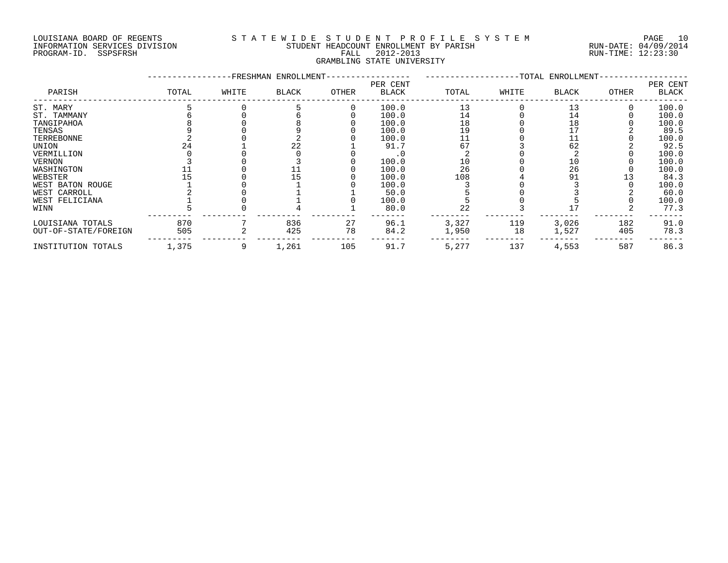LOUISIANA BOARD OF REGENTS
INFORMATION SERVICES DIVISION
PROGRAM-ID. SSPSFRSH

STATEWIDE STUDENT PROFILE SYSTEM
STUDENT HEADCOUNT ENROLLMENT BY PARISH
FALL 2012-2013
GRAMBLING STATE UNIVERSITY

RUN-DATE: 04/09/2014
RUN-TIME: 12:23:30

| PARISH | FRESHMAN ENROLLMENT TOTAL | WHITE | BLACK | OTHER | PER CENT BLACK | TOTAL ENROLLMENT TOTAL | WHITE | BLACK | OTHER | PER CENT BLACK |
|---|---|---|---|---|---|---|---|---|---|---|
| ST. MARY | 5 | 0 | 5 | 0 | 100.0 | 13 | 0 | 13 | 0 | 100.0 |
| ST. TAMMANY | 6 | 0 | 6 | 0 | 100.0 | 14 | 0 | 14 | 0 | 100.0 |
| TANGIPAHOA | 8 | 0 | 8 | 0 | 100.0 | 18 | 0 | 18 | 0 | 100.0 |
| TENSAS | 9 | 0 | 9 | 0 | 100.0 | 19 | 0 | 17 | 2 | 89.5 |
| TERREBONNE | 2 | 0 | 2 | 0 | 100.0 | 11 | 0 | 11 | 0 | 100.0 |
| UNION | 24 | 1 | 22 | 1 | 91.7 | 67 | 3 | 62 | 2 | 92.5 |
| VERMILLION | 0 | 0 | 0 | 0 | .0 | 2 | 0 | 2 | 0 | 100.0 |
| VERNON | 3 | 0 | 3 | 0 | 100.0 | 10 | 0 | 10 | 0 | 100.0 |
| WASHINGTON | 11 | 0 | 11 | 0 | 100.0 | 26 | 0 | 26 | 0 | 100.0 |
| WEBSTER | 15 | 0 | 15 | 0 | 100.0 | 108 | 4 | 91 | 13 | 84.3 |
| WEST BATON ROUGE | 1 | 0 | 1 | 0 | 100.0 | 3 | 0 | 3 | 0 | 100.0 |
| WEST CARROLL | 2 | 0 | 1 | 1 | 50.0 | 5 | 0 | 3 | 2 | 60.0 |
| WEST FELICIANA | 1 | 0 | 1 | 0 | 100.0 | 5 | 0 | 5 | 0 | 100.0 |
| WINN | 5 | 0 | 4 | 1 | 80.0 | 22 | 3 | 17 | 2 | 77.3 |
| LOUISIANA TOTALS | 870 | 7 | 836 | 27 | 96.1 | 3,327 | 119 | 3,026 | 182 | 91.0 |
| OUT-OF-STATE/FOREIGN | 505 | 2 | 425 | 78 | 84.2 | 1,950 | 18 | 1,527 | 405 | 78.3 |
| INSTITUTION TOTALS | 1,375 | 9 | 1,261 | 105 | 91.7 | 5,277 | 137 | 4,553 | 587 | 86.3 |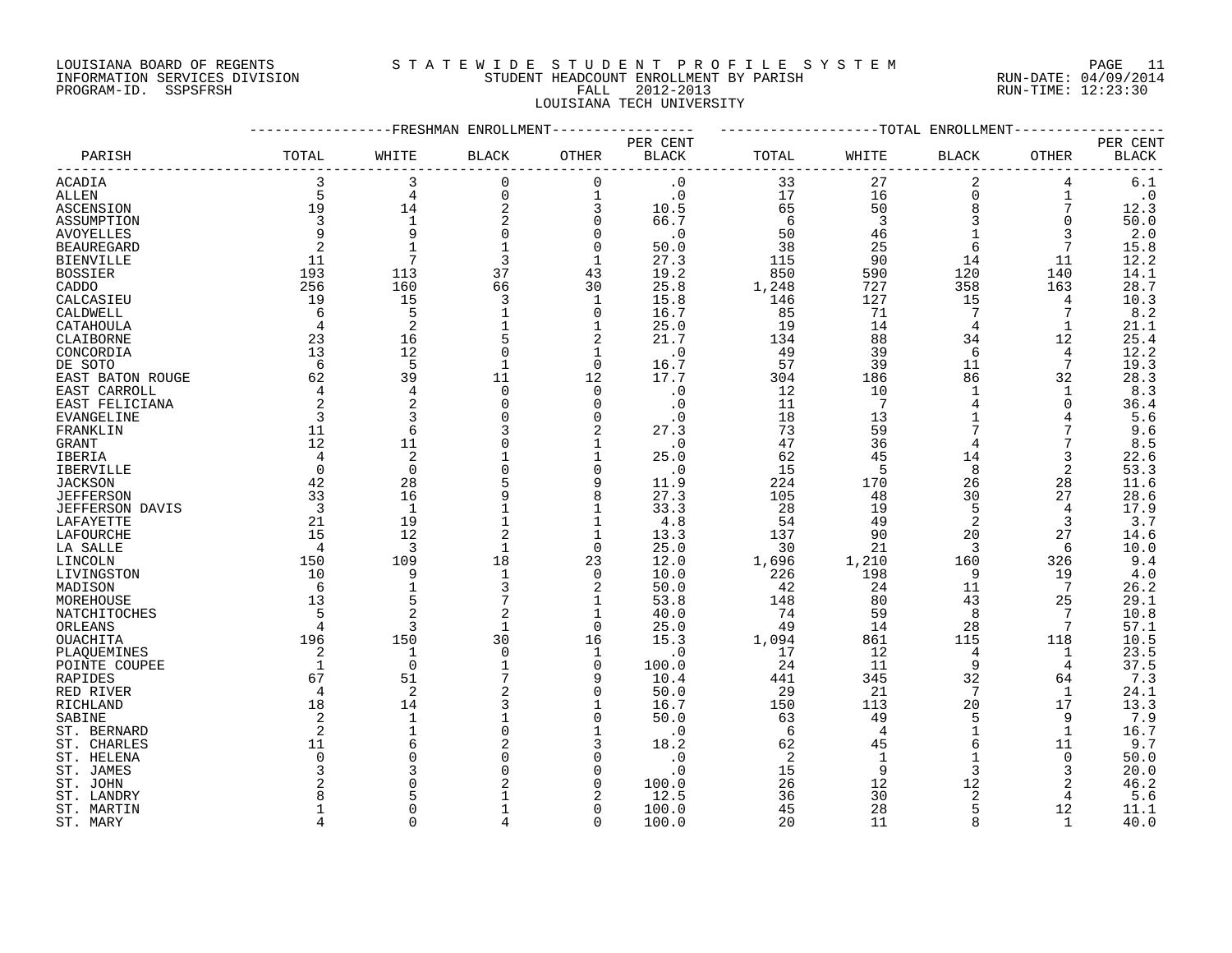LOUISIANA BOARD OF REGENTS
INFORMATION SERVICES DIVISION
PROGRAM-ID. SSPSFRSH

# S T A T E W I D E S T U D E N T P R O F I L E S Y S T E M

STUDENT HEADCOUNT ENROLLMENT BY PARISH
FALL 2012-2013
LOUISIANA TECH UNIVERSITY

RUN-DATE: 04/09/2014
RUN-TIME: 12:23:30

| PARISH | FRESHMAN ENROLLMENT TOTAL | WHITE | BLACK | OTHER | PER CENT BLACK | TOTAL ENROLLMENT TOTAL | WHITE | BLACK | OTHER | PER CENT BLACK |
|---|---|---|---|---|---|---|---|---|---|---|
| ACADIA | 3 | 3 | 0 | 0 | .0 | 33 | 27 | 2 | 4 | 6.1 |
| ALLEN | 5 | 4 | 0 | 1 | .0 | 17 | 16 | 0 | 1 | .0 |
| ASCENSION | 19 | 14 | 2 | 3 | 10.5 | 65 | 50 | 8 | 7 | 12.3 |
| ASSUMPTION | 3 | 1 | 2 | 0 | 66.7 | 6 | 3 | 3 | 0 | 50.0 |
| AVOYELLES | 9 | 9 | 0 | 0 | .0 | 50 | 46 | 1 | 3 | 2.0 |
| BEAUREGARD | 2 | 1 | 1 | 0 | 50.0 | 38 | 25 | 6 | 7 | 15.8 |
| BIENVILLE | 11 | 7 | 3 | 1 | 27.3 | 115 | 90 | 14 | 11 | 12.2 |
| BOSSIER | 193 | 113 | 37 | 43 | 19.2 | 850 | 590 | 120 | 140 | 14.1 |
| CADDO | 256 | 160 | 66 | 30 | 25.8 | 1,248 | 727 | 358 | 163 | 28.7 |
| CALCASIEU | 19 | 15 | 3 | 1 | 15.8 | 146 | 127 | 15 | 4 | 10.3 |
| CALDWELL | 6 | 5 | 1 | 0 | 16.7 | 85 | 71 | 7 | 7 | 8.2 |
| CATAHOULA | 4 | 2 | 1 | 1 | 25.0 | 19 | 14 | 4 | 1 | 21.1 |
| CLAIBORNE | 23 | 16 | 5 | 2 | 21.7 | 134 | 88 | 34 | 12 | 25.4 |
| CONCORDIA | 13 | 12 | 0 | 1 | .0 | 49 | 39 | 6 | 4 | 12.2 |
| DE SOTO | 6 | 5 | 1 | 0 | 16.7 | 57 | 39 | 11 | 7 | 19.3 |
| EAST BATON ROUGE | 62 | 39 | 11 | 12 | 17.7 | 304 | 186 | 86 | 32 | 28.3 |
| EAST CARROLL | 4 | 4 | 0 | 0 | .0 | 12 | 10 | 1 | 1 | 8.3 |
| EAST FELICIANA | 2 | 2 | 0 | 0 | .0 | 11 | 7 | 4 | 0 | 36.4 |
| EVANGELINE | 3 | 3 | 0 | 0 | .0 | 18 | 13 | 1 | 4 | 5.6 |
| FRANKLIN | 11 | 6 | 3 | 2 | 27.3 | 73 | 59 | 7 | 7 | 9.6 |
| GRANT | 12 | 11 | 0 | 1 | .0 | 47 | 36 | 4 | 7 | 8.5 |
| IBERIA | 4 | 2 | 1 | 1 | 25.0 | 62 | 45 | 14 | 3 | 22.6 |
| IBERVILLE | 0 | 0 | 0 | 0 | .0 | 15 | 5 | 8 | 2 | 53.3 |
| JACKSON | 42 | 28 | 5 | 9 | 11.9 | 224 | 170 | 26 | 28 | 11.6 |
| JEFFERSON | 33 | 16 | 9 | 8 | 27.3 | 105 | 48 | 30 | 27 | 28.6 |
| JEFFERSON DAVIS | 3 | 1 | 1 | 1 | 33.3 | 28 | 19 | 5 | 4 | 17.9 |
| LAFAYETTE | 21 | 19 | 1 | 1 | 4.8 | 54 | 49 | 2 | 3 | 3.7 |
| LAFOURCHE | 15 | 12 | 2 | 1 | 13.3 | 137 | 90 | 20 | 27 | 14.6 |
| LA SALLE | 4 | 3 | 1 | 0 | 25.0 | 30 | 21 | 3 | 6 | 10.0 |
| LINCOLN | 150 | 109 | 18 | 23 | 12.0 | 1,696 | 1,210 | 160 | 326 | 9.4 |
| LIVINGSTON | 10 | 9 | 1 | 0 | 10.0 | 226 | 198 | 9 | 19 | 4.0 |
| MADISON | 6 | 1 | 3 | 2 | 50.0 | 42 | 24 | 11 | 7 | 26.2 |
| MOREHOUSE | 13 | 5 | 7 | 1 | 53.8 | 148 | 80 | 43 | 25 | 29.1 |
| NATCHITOCHES | 5 | 2 | 2 | 1 | 40.0 | 74 | 59 | 8 | 7 | 10.8 |
| ORLEANS | 4 | 3 | 1 | 0 | 25.0 | 49 | 14 | 28 | 7 | 57.1 |
| OUACHITA | 196 | 150 | 30 | 16 | 15.3 | 1,094 | 861 | 115 | 118 | 10.5 |
| PLAQUEMINES | 2 | 1 | 0 | 1 | .0 | 17 | 12 | 4 | 1 | 23.5 |
| POINTE COUPEE | 1 | 0 | 1 | 0 | 100.0 | 24 | 11 | 9 | 4 | 37.5 |
| RAPIDES | 67 | 51 | 7 | 9 | 10.4 | 441 | 345 | 32 | 64 | 7.3 |
| RED RIVER | 4 | 2 | 2 | 0 | 50.0 | 29 | 21 | 7 | 1 | 24.1 |
| RICHLAND | 18 | 14 | 3 | 1 | 16.7 | 150 | 113 | 20 | 17 | 13.3 |
| SABINE | 2 | 1 | 1 | 0 | 50.0 | 63 | 49 | 5 | 9 | 7.9 |
| ST. BERNARD | 2 | 1 | 0 | 1 | .0 | 6 | 4 | 1 | 1 | 16.7 |
| ST. CHARLES | 11 | 6 | 2 | 3 | 18.2 | 62 | 45 | 6 | 11 | 9.7 |
| ST. HELENA | 0 | 0 | 0 | 0 | .0 | 2 | 1 | 1 | 0 | 50.0 |
| ST. JAMES | 3 | 3 | 0 | 0 | .0 | 15 | 9 | 3 | 3 | 20.0 |
| ST. JOHN | 2 | 0 | 2 | 0 | 100.0 | 26 | 12 | 12 | 2 | 46.2 |
| ST. LANDRY | 8 | 5 | 1 | 2 | 12.5 | 36 | 30 | 2 | 4 | 5.6 |
| ST. MARTIN | 1 | 0 | 1 | 0 | 100.0 | 45 | 28 | 5 | 12 | 11.1 |
| ST. MARY | 4 | 0 | 4 | 0 | 100.0 | 20 | 11 | 8 | 1 | 40.0 |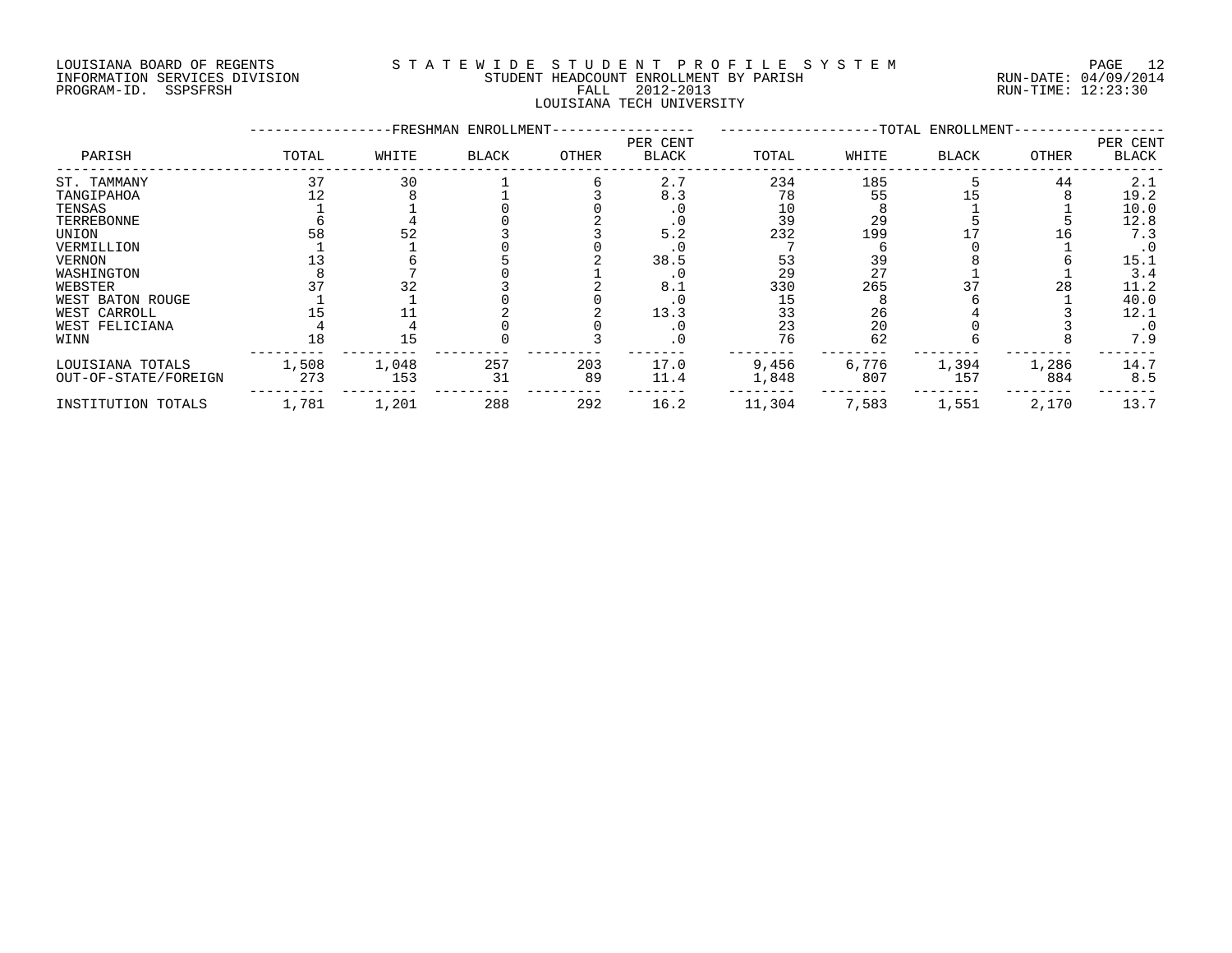LOUISIANA BOARD OF REGENTS
INFORMATION SERVICES DIVISION
PROGRAM-ID. SSPSFRSH

STATEWIDE STUDENT PROFILE SYSTEM
STUDENT HEADCOUNT ENROLLMENT BY PARISH
FALL 2012-2013
LOUISIANA TECH UNIVERSITY

RUN-DATE: 04/09/2014
RUN-TIME: 12:23:30

| PARISH | FRESHMAN ENROLLMENT TOTAL | WHITE | BLACK | OTHER | PER CENT BLACK | TOTAL ENROLLMENT TOTAL | WHITE | BLACK | OTHER | PER CENT BLACK |
|---|---|---|---|---|---|---|---|---|---|---|
| ST. TAMMANY | 37 | 30 | 1 | 6 | 2.7 | 234 | 185 | 5 | 44 | 2.1 |
| TANGIPAHOA | 12 | 8 | 1 | 3 | 8.3 | 78 | 55 | 15 | 8 | 19.2 |
| TENSAS | 1 | 1 | 0 | 0 | .0 | 10 | 8 | 1 | 1 | 10.0 |
| TERREBONNE | 6 | 4 | 0 | 2 | .0 | 39 | 29 | 5 | 5 | 12.8 |
| UNION | 58 | 52 | 3 | 3 | 5.2 | 232 | 199 | 17 | 16 | 7.3 |
| VERMILLION | 1 | 1 | 0 | 0 | .0 | 7 | 6 | 0 | 1 | .0 |
| VERNON | 13 | 6 | 5 | 2 | 38.5 | 53 | 39 | 8 | 6 | 15.1 |
| WASHINGTON | 8 | 7 | 0 | 1 | .0 | 29 | 27 | 1 | 1 | 3.4 |
| WEBSTER | 37 | 32 | 3 | 2 | 8.1 | 330 | 265 | 37 | 28 | 11.2 |
| WEST BATON ROUGE | 1 | 1 | 0 | 0 | .0 | 15 | 8 | 6 | 1 | 40.0 |
| WEST CARROLL | 15 | 11 | 2 | 2 | 13.3 | 33 | 26 | 4 | 3 | 12.1 |
| WEST FELICIANA | 4 | 4 | 0 | 0 | .0 | 23 | 20 | 0 | 3 | .0 |
| WINN | 18 | 15 | 0 | 3 | .0 | 76 | 62 | 6 | 8 | 7.9 |
| LOUISIANA TOTALS | 1,508 | 1,048 | 257 | 203 | 17.0 | 9,456 | 6,776 | 1,394 | 1,286 | 14.7 |
| OUT-OF-STATE/FOREIGN | 273 | 153 | 31 | 89 | 11.4 | 1,848 | 807 | 157 | 884 | 8.5 |
| INSTITUTION TOTALS | 1,781 | 1,201 | 288 | 292 | 16.2 | 11,304 | 7,583 | 1,551 | 2,170 | 13.7 |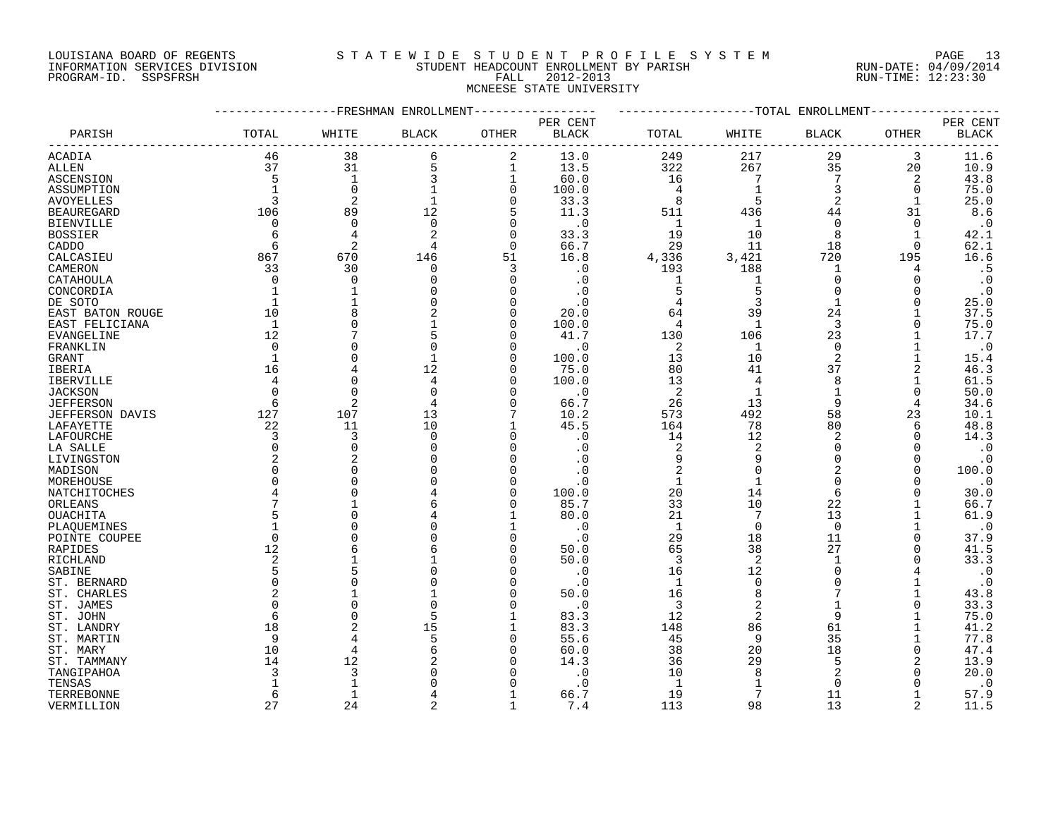LOUISIANA BOARD OF REGENTS
INFORMATION SERVICES DIVISION
PROGRAM-ID. SSPSFRSH

# STATEWIDE STUDENT PROFILE SYSTEM
## STUDENT HEADCOUNT ENROLLMENT BY PARISH
## FALL 2012-2013
## MCNEESE STATE UNIVERSITY

RUN-DATE: 04/09/2014
RUN-TIME: 12:23:30

| PARISH | FRESHMAN ENROLLMENT TOTAL | WHITE | BLACK | OTHER | PER CENT BLACK | TOTAL ENROLLMENT TOTAL | WHITE | BLACK | OTHER | PER CENT BLACK |
|---|---|---|---|---|---|---|---|---|---|---|
| ACADIA | 46 | 38 | 6 | 2 | 13.0 | 249 | 217 | 29 | 3 | 11.6 |
| ALLEN | 37 | 31 | 5 | 1 | 13.5 | 322 | 267 | 35 | 20 | 10.9 |
| ASCENSION | 5 | 1 | 3 | 1 | 60.0 | 16 | 7 | 7 | 2 | 43.8 |
| ASSUMPTION | 1 | 0 | 1 | 0 | 100.0 | 4 | 1 | 3 | 0 | 75.0 |
| AVOYELLES | 3 | 2 | 1 | 0 | 33.3 | 8 | 5 | 2 | 1 | 25.0 |
| BEAUREGARD | 106 | 89 | 12 | 5 | 11.3 | 511 | 436 | 44 | 31 | 8.6 |
| BIENVILLE | 0 | 0 | 0 | 0 | .0 | 1 | 1 | 0 | 0 | .0 |
| BOSSIER | 6 | 4 | 2 | 0 | 33.3 | 19 | 10 | 8 | 1 | 42.1 |
| CADDO | 6 | 2 | 4 | 0 | 66.7 | 29 | 11 | 18 | 0 | 62.1 |
| CALCASIEU | 867 | 670 | 146 | 51 | 16.8 | 4,336 | 3,421 | 720 | 195 | 16.6 |
| CAMERON | 33 | 30 | 0 | 3 | .0 | 193 | 188 | 1 | 4 | .5 |
| CATAHOULA | 0 | 0 | 0 | 0 | .0 | 1 | 1 | 0 | 0 | .0 |
| CONCORDIA | 1 | 1 | 0 | 0 | .0 | 5 | 5 | 0 | 0 | .0 |
| DE SOTO | 1 | 1 | 0 | 0 | .0 | 4 | 3 | 1 | 0 | 25.0 |
| EAST BATON ROUGE | 10 | 8 | 2 | 0 | 20.0 | 64 | 39 | 24 | 1 | 37.5 |
| EAST FELICIANA | 1 | 0 | 1 | 0 | 100.0 | 4 | 1 | 3 | 0 | 75.0 |
| EVANGELINE | 12 | 7 | 5 | 0 | 41.7 | 130 | 106 | 23 | 1 | 17.7 |
| FRANKLIN | 0 | 0 | 0 | 0 | .0 | 2 | 1 | 0 | 1 | .0 |
| GRANT | 1 | 0 | 1 | 0 | 100.0 | 13 | 10 | 2 | 1 | 15.4 |
| IBERIA | 16 | 4 | 12 | 0 | 75.0 | 80 | 41 | 37 | 2 | 46.3 |
| IBERVILLE | 4 | 0 | 4 | 0 | 100.0 | 13 | 4 | 8 | 1 | 61.5 |
| JACKSON | 0 | 0 | 0 | 0 | .0 | 2 | 1 | 1 | 0 | 50.0 |
| JEFFERSON | 6 | 2 | 4 | 0 | 66.7 | 26 | 13 | 9 | 4 | 34.6 |
| JEFFERSON DAVIS | 127 | 107 | 13 | 7 | 10.2 | 573 | 492 | 58 | 23 | 10.1 |
| LAFAYETTE | 22 | 11 | 10 | 1 | 45.5 | 164 | 78 | 80 | 6 | 48.8 |
| LAFOURCHE | 3 | 3 | 0 | 0 | .0 | 14 | 12 | 2 | 0 | 14.3 |
| LA SALLE | 0 | 0 | 0 | 0 | .0 | 2 | 2 | 0 | 0 | .0 |
| LIVINGSTON | 2 | 2 | 0 | 0 | .0 | 9 | 9 | 0 | 0 | .0 |
| MADISON | 0 | 0 | 0 | 0 | .0 | 2 | 0 | 2 | 0 | 100.0 |
| MOREHOUSE | 0 | 0 | 0 | 0 | .0 | 1 | 1 | 0 | 0 | .0 |
| NATCHITOCHES | 4 | 0 | 4 | 0 | 100.0 | 20 | 14 | 6 | 0 | 30.0 |
| ORLEANS | 7 | 1 | 6 | 0 | 85.7 | 33 | 10 | 22 | 1 | 66.7 |
| OUACHITA | 5 | 0 | 4 | 1 | 80.0 | 21 | 7 | 13 | 1 | 61.9 |
| PLAQUEMINES | 1 | 0 | 0 | 1 | .0 | 1 | 0 | 0 | 1 | .0 |
| POINTE COUPEE | 0 | 0 | 0 | 0 | .0 | 29 | 18 | 11 | 0 | 37.9 |
| RAPIDES | 12 | 6 | 6 | 0 | 50.0 | 65 | 38 | 27 | 0 | 41.5 |
| RICHLAND | 2 | 1 | 1 | 0 | 50.0 | 3 | 2 | 1 | 0 | 33.3 |
| SABINE | 5 | 5 | 0 | 0 | .0 | 16 | 12 | 0 | 4 | .0 |
| ST. BERNARD | 0 | 0 | 0 | 0 | .0 | 1 | 0 | 0 | 1 | .0 |
| ST. CHARLES | 2 | 1 | 1 | 0 | 50.0 | 16 | 8 | 7 | 1 | 43.8 |
| ST. JAMES | 0 | 0 | 0 | 0 | .0 | 3 | 2 | 1 | 0 | 33.3 |
| ST. JOHN | 6 | 0 | 5 | 1 | 83.3 | 12 | 2 | 9 | 1 | 75.0 |
| ST. LANDRY | 18 | 2 | 15 | 1 | 83.3 | 148 | 86 | 61 | 1 | 41.2 |
| ST. MARTIN | 9 | 4 | 5 | 0 | 55.6 | 45 | 9 | 35 | 1 | 77.8 |
| ST. MARY | 10 | 4 | 6 | 0 | 60.0 | 38 | 20 | 18 | 0 | 47.4 |
| ST. TAMMANY | 14 | 12 | 2 | 0 | 14.3 | 36 | 29 | 5 | 2 | 13.9 |
| TANGIPAHOA | 3 | 3 | 0 | 0 | .0 | 10 | 8 | 2 | 0 | 20.0 |
| TENSAS | 1 | 1 | 0 | 0 | .0 | 1 | 1 | 0 | 0 | .0 |
| TERREBONNE | 6 | 1 | 4 | 1 | 66.7 | 19 | 7 | 11 | 1 | 57.9 |
| VERMILLION | 27 | 24 | 2 | 1 | 7.4 | 113 | 98 | 13 | 2 | 11.5 |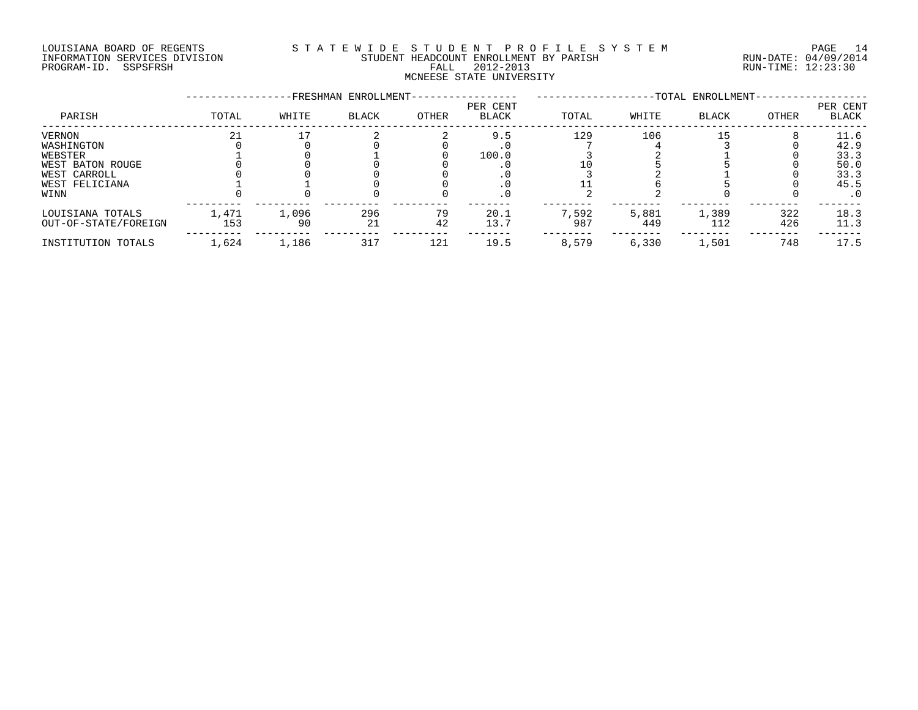LOUISIANA BOARD OF REGENTS
INFORMATION SERVICES DIVISION
PROGRAM-ID. SSPSFRSH

STATEWIDE STUDENT PROFILE SYSTEM
STUDENT HEADCOUNT ENROLLMENT BY PARISH
FALL 2012-2013
MCNEESE STATE UNIVERSITY

RUN-DATE: 04/09/2014
RUN-TIME: 12:23:30

| PARISH | FRESHMAN ENROLLMENT TOTAL | WHITE | BLACK | OTHER | PER CENT BLACK | TOTAL ENROLLMENT TOTAL | WHITE | BLACK | OTHER | PER CENT BLACK |
|---|---|---|---|---|---|---|---|---|---|---|
| VERNON | 21 | 17 | 2 | 2 | 9.5 | 129 | 106 | 15 | 8 | 11.6 |
| WASHINGTON | 0 | 0 | 0 | 0 | .0 | 7 | 4 | 3 | 0 | 42.9 |
| WEBSTER | 1 | 0 | 1 | 0 | 100.0 | 3 | 2 | 1 | 0 | 33.3 |
| WEST BATON ROUGE | 0 | 0 | 0 | 0 | .0 | 10 | 5 | 5 | 0 | 50.0 |
| WEST CARROLL | 0 | 0 | 0 | 0 | .0 | 3 | 2 | 1 | 0 | 33.3 |
| WEST FELICIANA | 1 | 1 | 0 | 0 | .0 | 11 | 6 | 5 | 0 | 45.5 |
| WINN | 0 | 0 | 0 | 0 | .0 | 2 | 2 | 0 | 0 | .0 |
| LOUISIANA TOTALS | 1,471 | 1,096 | 296 | 79 | 20.1 | 7,592 | 5,881 | 1,389 | 322 | 18.3 |
| OUT-OF-STATE/FOREIGN | 153 | 90 | 21 | 42 | 13.7 | 987 | 449 | 112 | 426 | 11.3 |
| INSTITUTION TOTALS | 1,624 | 1,186 | 317 | 121 | 19.5 | 8,579 | 6,330 | 1,501 | 748 | 17.5 |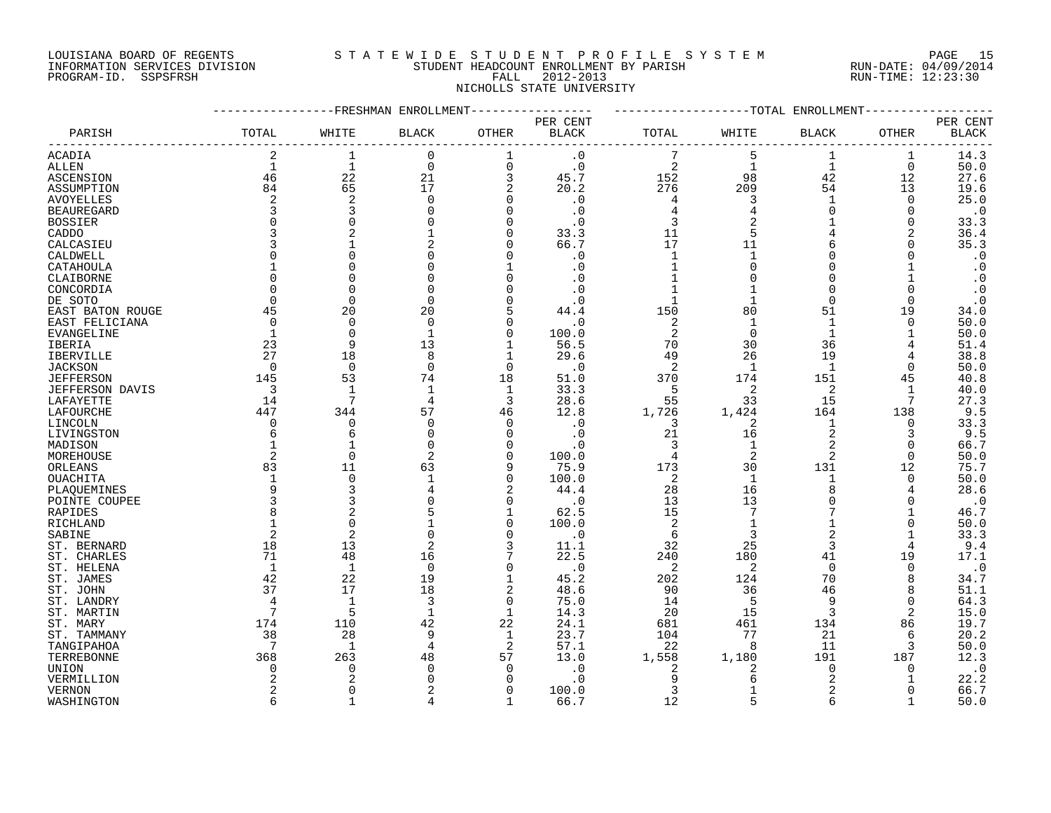LOUISIANA BOARD OF REGENTS — INFORMATION SERVICES DIVISION — PROGRAM-ID. SSPSFRSH

# STATEWIDE STUDENT PROFILE SYSTEM

## STUDENT HEADCOUNT ENROLLMENT BY PARISH

FALL 2012-2013

NICHOLLS STATE UNIVERSITY

RUN-DATE: 04/09/2014 RUN-TIME: 12:23:30

| PARISH | FRESHMAN ENROLLMENT TOTAL | WHITE | BLACK | OTHER | PER CENT BLACK | TOTAL ENROLLMENT TOTAL | WHITE | BLACK | OTHER | PER CENT BLACK |
|---|---|---|---|---|---|---|---|---|---|---|
| ACADIA | 2 | 1 | 0 | 1 | .0 | 7 | 5 | 1 | 1 | 14.3 |
| ALLEN | 1 | 1 | 0 | 0 | .0 | 2 | 1 | 1 | 0 | 50.0 |
| ASCENSION | 46 | 22 | 21 | 3 | 45.7 | 152 | 98 | 42 | 12 | 27.6 |
| ASSUMPTION | 84 | 65 | 17 | 2 | 20.2 | 276 | 209 | 54 | 13 | 19.6 |
| AVOYELLES | 2 | 2 | 0 | 0 | .0 | 4 | 3 | 1 | 0 | 25.0 |
| BEAUREGARD | 3 | 3 | 0 | 0 | .0 | 4 | 4 | 0 | 0 | .0 |
| BOSSIER | 0 | 0 | 0 | 0 | .0 | 3 | 2 | 1 | 0 | 33.3 |
| CADDO | 3 | 2 | 1 | 0 | 33.3 | 11 | 5 | 4 | 2 | 36.4 |
| CALCASIEU | 3 | 1 | 2 | 0 | 66.7 | 17 | 11 | 6 | 0 | 35.3 |
| CALDWELL | 0 | 0 | 0 | 0 | .0 | 1 | 1 | 0 | 0 | .0 |
| CATAHOULA | 1 | 0 | 0 | 1 | .0 | 1 | 0 | 0 | 1 | .0 |
| CLAIBORNE | 0 | 0 | 0 | 0 | .0 | 1 | 0 | 0 | 1 | .0 |
| CONCORDIA | 0 | 0 | 0 | 0 | .0 | 1 | 1 | 0 | 0 | .0 |
| DE SOTO | 0 | 0 | 0 | 0 | .0 | 1 | 1 | 0 | 0 | .0 |
| EAST BATON ROUGE | 45 | 20 | 20 | 5 | 44.4 | 150 | 80 | 51 | 19 | 34.0 |
| EAST FELICIANA | 0 | 0 | 0 | 0 | .0 | 2 | 1 | 1 | 0 | 50.0 |
| EVANGELINE | 1 | 0 | 1 | 0 | 100.0 | 2 | 0 | 1 | 1 | 50.0 |
| IBERIA | 23 | 9 | 13 | 1 | 56.5 | 70 | 30 | 36 | 4 | 51.4 |
| IBERVILLE | 27 | 18 | 8 | 1 | 29.6 | 49 | 26 | 19 | 4 | 38.8 |
| JACKSON | 0 | 0 | 0 | 0 | .0 | 2 | 1 | 1 | 0 | 50.0 |
| JEFFERSON | 145 | 53 | 74 | 18 | 51.0 | 370 | 174 | 151 | 45 | 40.8 |
| JEFFERSON DAVIS | 3 | 1 | 1 | 1 | 33.3 | 5 | 2 | 2 | 1 | 40.0 |
| LAFAYETTE | 14 | 7 | 4 | 3 | 28.6 | 55 | 33 | 15 | 7 | 27.3 |
| LAFOURCHE | 447 | 344 | 57 | 46 | 12.8 | 1,726 | 1,424 | 164 | 138 | 9.5 |
| LINCOLN | 0 | 0 | 0 | 0 | .0 | 3 | 2 | 1 | 0 | 33.3 |
| LIVINGSTON | 6 | 6 | 0 | 0 | .0 | 21 | 16 | 2 | 3 | 9.5 |
| MADISON | 1 | 1 | 0 | 0 | .0 | 3 | 1 | 2 | 0 | 66.7 |
| MOREHOUSE | 2 | 0 | 2 | 0 | 100.0 | 4 | 2 | 2 | 0 | 50.0 |
| ORLEANS | 83 | 11 | 63 | 9 | 75.9 | 173 | 30 | 131 | 12 | 75.7 |
| OUACHITA | 1 | 0 | 1 | 0 | 100.0 | 2 | 1 | 1 | 0 | 50.0 |
| PLAQUEMINES | 9 | 3 | 4 | 2 | 44.4 | 28 | 16 | 8 | 4 | 28.6 |
| POINTE COUPEE | 3 | 3 | 0 | 0 | .0 | 13 | 13 | 0 | 0 | .0 |
| RAPIDES | 8 | 2 | 5 | 1 | 62.5 | 15 | 7 | 7 | 1 | 46.7 |
| RICHLAND | 1 | 0 | 1 | 0 | 100.0 | 2 | 1 | 1 | 0 | 50.0 |
| SABINE | 2 | 2 | 0 | 0 | .0 | 6 | 3 | 2 | 1 | 33.3 |
| ST. BERNARD | 18 | 13 | 2 | 3 | 11.1 | 32 | 25 | 3 | 4 | 9.4 |
| ST. CHARLES | 71 | 48 | 16 | 7 | 22.5 | 240 | 180 | 41 | 19 | 17.1 |
| ST. HELENA | 1 | 1 | 0 | 0 | .0 | 2 | 2 | 0 | 0 | .0 |
| ST. JAMES | 42 | 22 | 19 | 1 | 45.2 | 202 | 124 | 70 | 8 | 34.7 |
| ST. JOHN | 37 | 17 | 18 | 2 | 48.6 | 90 | 36 | 46 | 8 | 51.1 |
| ST. LANDRY | 4 | 1 | 3 | 0 | 75.0 | 14 | 5 | 9 | 0 | 64.3 |
| ST. MARTIN | 7 | 5 | 1 | 1 | 14.3 | 20 | 15 | 3 | 2 | 15.0 |
| ST. MARY | 174 | 110 | 42 | 22 | 24.1 | 681 | 461 | 134 | 86 | 19.7 |
| ST. TAMMANY | 38 | 28 | 9 | 1 | 23.7 | 104 | 77 | 21 | 6 | 20.2 |
| TANGIPAHOA | 7 | 1 | 4 | 2 | 57.1 | 22 | 8 | 11 | 3 | 50.0 |
| TERREBONNE | 368 | 263 | 48 | 57 | 13.0 | 1,558 | 1,180 | 191 | 187 | 12.3 |
| UNION | 0 | 0 | 0 | 0 | .0 | 2 | 2 | 0 | 0 | .0 |
| VERMILLION | 2 | 2 | 0 | 0 | .0 | 9 | 6 | 2 | 1 | 22.2 |
| VERNON | 2 | 0 | 2 | 0 | 100.0 | 3 | 1 | 2 | 0 | 66.7 |
| WASHINGTON | 6 | 1 | 4 | 1 | 66.7 | 12 | 5 | 6 | 1 | 50.0 |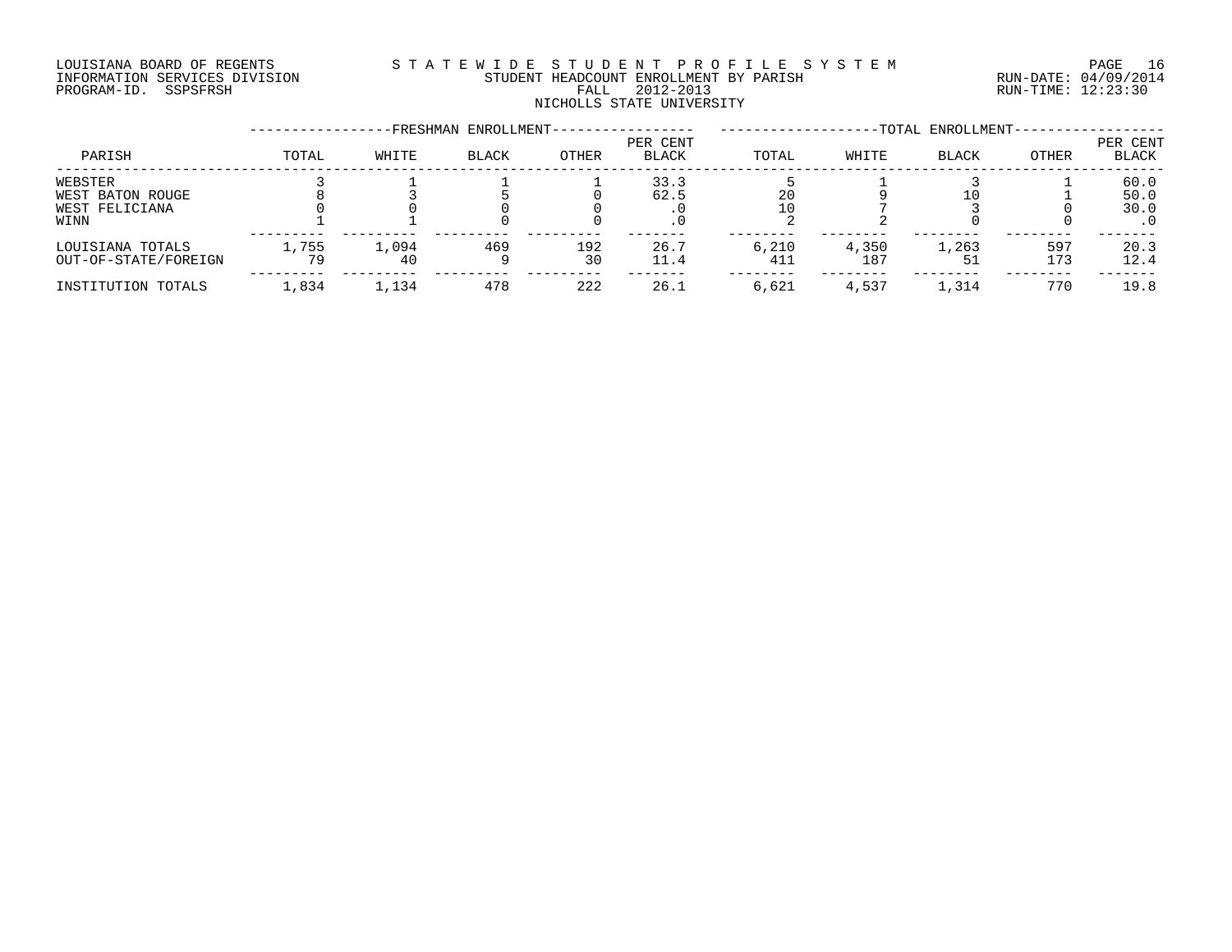LOUISIANA BOARD OF REGENTS
INFORMATION SERVICES DIVISION
PROGRAM-ID. SSPSFRSH

STATEWIDE STUDENT PROFILE SYSTEM
STUDENT HEADCOUNT ENROLLMENT BY PARISH
FALL 2012-2013
NICHOLLS STATE UNIVERSITY

RUN-DATE: 04/09/2014
RUN-TIME: 12:23:30

| PARISH | FRESHMAN ENROLLMENT TOTAL | WHITE | BLACK | OTHER | PER CENT BLACK | TOTAL ENROLLMENT TOTAL | WHITE | BLACK | OTHER | PER CENT BLACK |
|---|---|---|---|---|---|---|---|---|---|---|
| WEBSTER | 3 | 1 | 1 | 1 | 33.3 | 5 | 1 | 3 | 1 | 60.0 |
| WEST BATON ROUGE | 8 | 3 | 5 | 0 | 62.5 | 20 | 9 | 10 | 1 | 50.0 |
| WEST FELICIANA | 0 | 0 | 0 | 0 | .0 | 10 | 7 | 3 | 0 | 30.0 |
| WINN | 1 | 1 | 0 | 0 | .0 | 2 | 2 | 0 | 0 | .0 |
| LOUISIANA TOTALS | 1,755 | 1,094 | 469 | 192 | 26.7 | 6,210 | 4,350 | 1,263 | 597 | 20.3 |
| OUT-OF-STATE/FOREIGN | 79 | 40 | 9 | 30 | 11.4 | 411 | 187 | 51 | 173 | 12.4 |
| INSTITUTION TOTALS | 1,834 | 1,134 | 478 | 222 | 26.1 | 6,621 | 4,537 | 1,314 | 770 | 19.8 |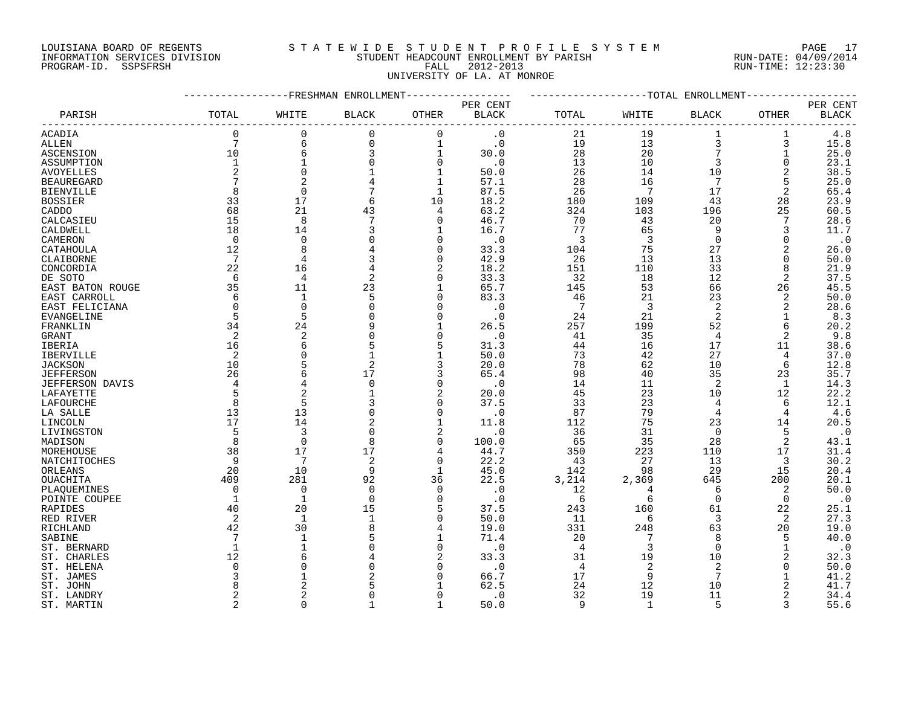LOUISIANA BOARD OF REGENTS
INFORMATION SERVICES DIVISION
PROGRAM-ID. SSPSFRSH

S T A T E W I D E  S T U D E N T  P R O F I L E  S Y S T E M
STUDENT HEADCOUNT ENROLLMENT BY PARISH
FALL 2012-2013
UNIVERSITY OF LA. AT MONROE

RUN-DATE: 04/09/2014
RUN-TIME: 12:23:30

| PARISH | FRESHMAN ENROLLMENT TOTAL | WHITE | BLACK | OTHER | PER CENT BLACK | TOTAL ENROLLMENT TOTAL | WHITE | BLACK | OTHER | PER CENT BLACK |
|---|---|---|---|---|---|---|---|---|---|---|
| ACADIA | 0 | 0 | 0 | 0 | .0 | 21 | 19 | 1 | 1 | 4.8 |
| ALLEN | 7 | 6 | 0 | 1 | .0 | 19 | 13 | 3 | 3 | 15.8 |
| ASCENSION | 10 | 6 | 3 | 1 | 30.0 | 28 | 20 | 7 | 1 | 25.0 |
| ASSUMPTION | 1 | 1 | 0 | 0 | .0 | 13 | 10 | 3 | 0 | 23.1 |
| AVOYELLES | 2 | 0 | 1 | 1 | 50.0 | 26 | 14 | 10 | 2 | 38.5 |
| BEAUREGARD | 7 | 2 | 4 | 1 | 57.1 | 28 | 16 | 7 | 5 | 25.0 |
| BIENVILLE | 8 | 0 | 7 | 1 | 87.5 | 26 | 7 | 17 | 2 | 65.4 |
| BOSSIER | 33 | 17 | 6 | 10 | 18.2 | 180 | 109 | 43 | 28 | 23.9 |
| CADDO | 68 | 21 | 43 | 4 | 63.2 | 324 | 103 | 196 | 25 | 60.5 |
| CALCASIEU | 15 | 8 | 7 | 0 | 46.7 | 70 | 43 | 20 | 7 | 28.6 |
| CALDWELL | 18 | 14 | 3 | 1 | 16.7 | 77 | 65 | 9 | 3 | 11.7 |
| CAMERON | 0 | 0 | 0 | 0 | .0 | 3 | 3 | 0 | 0 | .0 |
| CATAHOULA | 12 | 8 | 4 | 0 | 33.3 | 104 | 75 | 27 | 2 | 26.0 |
| CLAIBORNE | 7 | 4 | 3 | 0 | 42.9 | 26 | 13 | 13 | 0 | 50.0 |
| CONCORDIA | 22 | 16 | 4 | 2 | 18.2 | 151 | 110 | 33 | 8 | 21.9 |
| DE SOTO | 6 | 4 | 2 | 0 | 33.3 | 32 | 18 | 12 | 2 | 37.5 |
| EAST BATON ROUGE | 35 | 11 | 23 | 1 | 65.7 | 145 | 53 | 66 | 26 | 45.5 |
| EAST CARROLL | 6 | 1 | 5 | 0 | 83.3 | 46 | 21 | 23 | 2 | 50.0 |
| EAST FELICIANA | 0 | 0 | 0 | 0 | .0 | 7 | 3 | 2 | 2 | 28.6 |
| EVANGELINE | 5 | 5 | 0 | 0 | .0 | 24 | 21 | 2 | 1 | 8.3 |
| FRANKLIN | 34 | 24 | 9 | 1 | 26.5 | 257 | 199 | 52 | 6 | 20.2 |
| GRANT | 2 | 2 | 0 | 0 | .0 | 41 | 35 | 4 | 2 | 9.8 |
| IBERIA | 16 | 6 | 5 | 5 | 31.3 | 44 | 16 | 17 | 11 | 38.6 |
| IBERVILLE | 2 | 0 | 1 | 1 | 50.0 | 73 | 42 | 27 | 4 | 37.0 |
| JACKSON | 10 | 5 | 2 | 3 | 20.0 | 78 | 62 | 10 | 6 | 12.8 |
| JEFFERSON | 26 | 6 | 17 | 3 | 65.4 | 98 | 40 | 35 | 23 | 35.7 |
| JEFFERSON DAVIS | 4 | 4 | 0 | 0 | .0 | 14 | 11 | 2 | 1 | 14.3 |
| LAFAYETTE | 5 | 2 | 1 | 2 | 20.0 | 45 | 23 | 10 | 12 | 22.2 |
| LAFOURCHE | 8 | 5 | 3 | 0 | 37.5 | 33 | 23 | 4 | 6 | 12.1 |
| LA SALLE | 13 | 13 | 0 | 0 | .0 | 87 | 79 | 4 | 4 | 4.6 |
| LINCOLN | 17 | 14 | 2 | 1 | 11.8 | 112 | 75 | 23 | 14 | 20.5 |
| LIVINGSTON | 5 | 3 | 0 | 2 | .0 | 36 | 31 | 0 | 5 | .0 |
| MADISON | 8 | 0 | 8 | 0 | 100.0 | 65 | 35 | 28 | 2 | 43.1 |
| MOREHOUSE | 38 | 17 | 17 | 4 | 44.7 | 350 | 223 | 110 | 17 | 31.4 |
| NATCHITOCHES | 9 | 7 | 2 | 0 | 22.2 | 43 | 27 | 13 | 3 | 30.2 |
| ORLEANS | 20 | 10 | 9 | 1 | 45.0 | 142 | 98 | 29 | 15 | 20.4 |
| OUACHITA | 409 | 281 | 92 | 36 | 22.5 | 3,214 | 2,369 | 645 | 200 | 20.1 |
| PLAQUEMINES | 0 | 0 | 0 | 0 | .0 | 12 | 4 | 6 | 2 | 50.0 |
| POINTE COUPEE | 1 | 1 | 0 | 0 | .0 | 6 | 6 | 0 | 0 | .0 |
| RAPIDES | 40 | 20 | 15 | 5 | 37.5 | 243 | 160 | 61 | 22 | 25.1 |
| RED RIVER | 2 | 1 | 1 | 0 | 50.0 | 11 | 6 | 3 | 2 | 27.3 |
| RICHLAND | 42 | 30 | 8 | 4 | 19.0 | 331 | 248 | 63 | 20 | 19.0 |
| SABINE | 7 | 1 | 5 | 1 | 71.4 | 20 | 7 | 8 | 5 | 40.0 |
| ST. BERNARD | 1 | 1 | 0 | 0 | .0 | 4 | 3 | 0 | 1 | .0 |
| ST. CHARLES | 12 | 6 | 4 | 2 | 33.3 | 31 | 19 | 10 | 2 | 32.3 |
| ST. HELENA | 0 | 0 | 0 | 0 | .0 | 4 | 2 | 2 | 0 | 50.0 |
| ST. JAMES | 3 | 1 | 2 | 0 | 66.7 | 17 | 9 | 7 | 1 | 41.2 |
| ST. JOHN | 8 | 2 | 5 | 1 | 62.5 | 24 | 12 | 10 | 2 | 41.7 |
| ST. LANDRY | 2 | 2 | 0 | 0 | .0 | 32 | 19 | 11 | 2 | 34.4 |
| ST. MARTIN | 2 | 0 | 1 | 1 | 50.0 | 9 | 1 | 5 | 3 | 55.6 |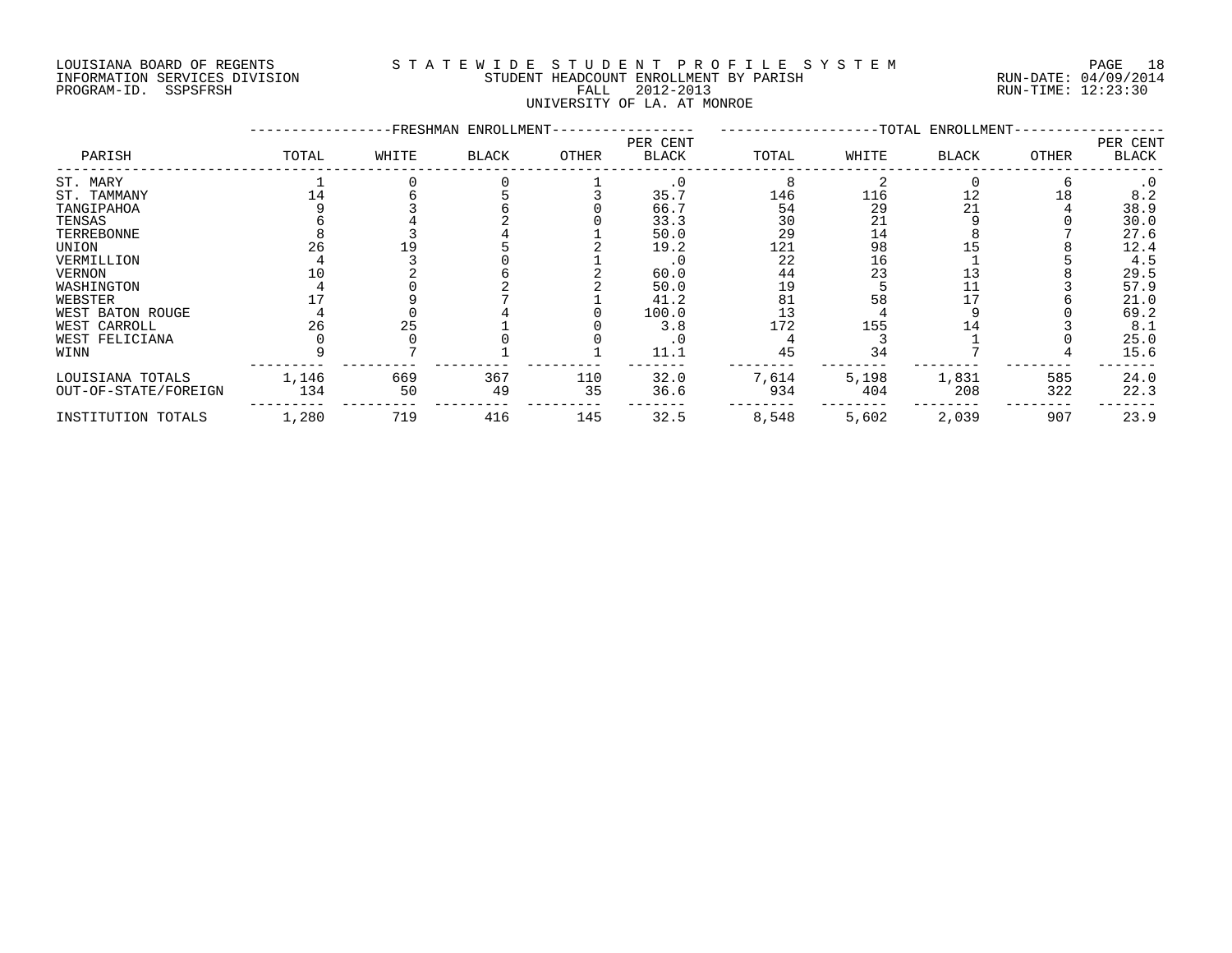LOUISIANA BOARD OF REGENTS
INFORMATION SERVICES DIVISION
PROGRAM-ID. SSPSFRSH

S T A T E W I D E   S T U D E N T   P R O F I L E   S Y S T E M
STUDENT HEADCOUNT ENROLLMENT BY PARISH
FALL 2012-2013
UNIVERSITY OF LA. AT MONROE

RUN-DATE: 04/09/2014
RUN-TIME: 12:23:30

| PARISH | FRESHMAN ENROLLMENT | | | | | TOTAL ENROLLMENT | | | | |
|---|---|---|---|---|---|---|---|---|---|---|
| | TOTAL | WHITE | BLACK | OTHER | PER CENT BLACK | TOTAL | WHITE | BLACK | OTHER | PER CENT BLACK |
| ST. MARY | 1 | 0 | 0 | 1 | .0 | 8 | 2 | 0 | 6 | .0 |
| ST. TAMMANY | 14 | 6 | 5 | 3 | 35.7 | 146 | 116 | 12 | 18 | 8.2 |
| TANGIPAHOA | 9 | 3 | 6 | 0 | 66.7 | 54 | 29 | 21 | 4 | 38.9 |
| TENSAS | 6 | 4 | 2 | 0 | 33.3 | 30 | 21 | 9 | 0 | 30.0 |
| TERREBONNE | 8 | 3 | 4 | 1 | 50.0 | 29 | 14 | 8 | 7 | 27.6 |
| UNION | 26 | 19 | 5 | 2 | 19.2 | 121 | 98 | 15 | 8 | 12.4 |
| VERMILLION | 4 | 3 | 0 | 1 | .0 | 22 | 16 | 1 | 5 | 4.5 |
| VERNON | 10 | 2 | 6 | 2 | 60.0 | 44 | 23 | 13 | 8 | 29.5 |
| WASHINGTON | 4 | 0 | 2 | 2 | 50.0 | 19 | 5 | 11 | 3 | 57.9 |
| WEBSTER | 17 | 9 | 7 | 1 | 41.2 | 81 | 58 | 17 | 6 | 21.0 |
| WEST BATON ROUGE | 4 | 0 | 4 | 0 | 100.0 | 13 | 4 | 9 | 0 | 69.2 |
| WEST CARROLL | 26 | 25 | 1 | 0 | 3.8 | 172 | 155 | 14 | 3 | 8.1 |
| WEST FELICIANA | 0 | 0 | 0 | 0 | .0 | 4 | 3 | 1 | 0 | 25.0 |
| WINN | 9 | 7 | 1 | 1 | 11.1 | 45 | 34 | 7 | 4 | 15.6 |
| LOUISIANA TOTALS | 1,146 | 669 | 367 | 110 | 32.0 | 7,614 | 5,198 | 1,831 | 585 | 24.0 |
| OUT-OF-STATE/FOREIGN | 134 | 50 | 49 | 35 | 36.6 | 934 | 404 | 208 | 322 | 22.3 |
| INSTITUTION TOTALS | 1,280 | 719 | 416 | 145 | 32.5 | 8,548 | 5,602 | 2,039 | 907 | 23.9 |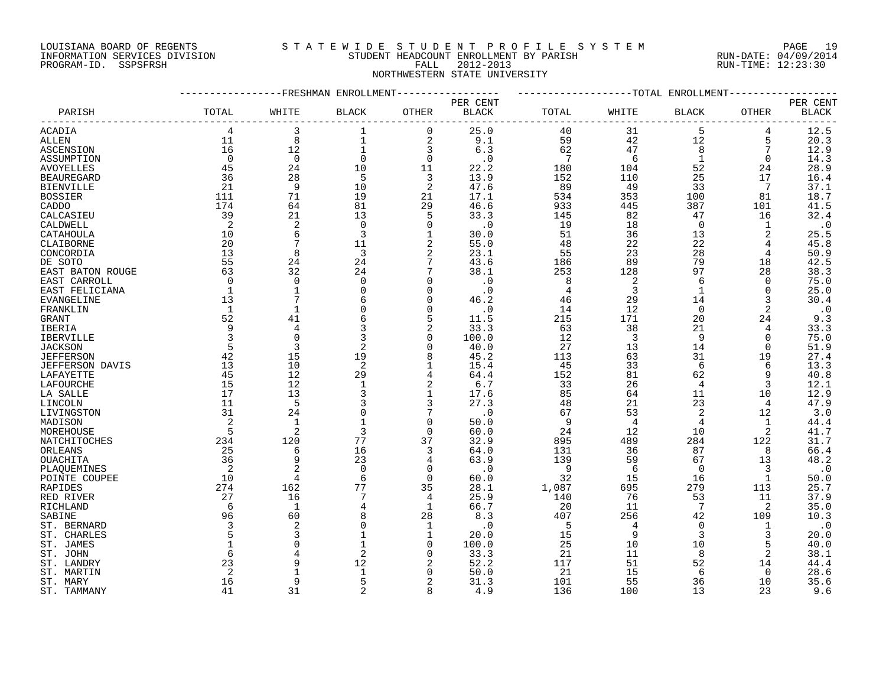LOUISIANA BOARD OF REGENTS
INFORMATION SERVICES DIVISION
PROGRAM-ID. SSPSFRSH

STATEWIDE STUDENT PROFILE SYSTEM
STUDENT HEADCOUNT ENROLLMENT BY PARISH
FALL 2012-2013
NORTHWESTERN STATE UNIVERSITY

RUN-DATE: 04/09/2014
RUN-TIME: 12:23:30

| PARISH | FRESHMAN ENROLLMENT TOTAL | WHITE | BLACK | OTHER | PER CENT BLACK | TOTAL ENROLLMENT TOTAL | WHITE | BLACK | OTHER | PER CENT BLACK |
|---|---|---|---|---|---|---|---|---|---|---|
| ACADIA | 4 | 3 | 1 | 0 | 25.0 | 40 | 31 | 5 | 4 | 12.5 |
| ALLEN | 11 | 8 | 1 | 2 | 9.1 | 59 | 42 | 12 | 5 | 20.3 |
| ASCENSION | 16 | 12 | 1 | 3 | 6.3 | 62 | 47 | 8 | 7 | 12.9 |
| ASSUMPTION | 0 | 0 | 0 | 0 | .0 | 7 | 6 | 1 | 0 | 14.3 |
| AVOYELLES | 45 | 24 | 10 | 11 | 22.2 | 180 | 104 | 52 | 24 | 28.9 |
| BEAUREGARD | 36 | 28 | 5 | 3 | 13.9 | 152 | 110 | 25 | 17 | 16.4 |
| BIENVILLE | 21 | 9 | 10 | 2 | 47.6 | 89 | 49 | 33 | 7 | 37.1 |
| BOSSIER | 111 | 71 | 19 | 21 | 17.1 | 534 | 353 | 100 | 81 | 18.7 |
| CADDO | 174 | 64 | 81 | 29 | 46.6 | 933 | 445 | 387 | 101 | 41.5 |
| CALCASIEU | 39 | 21 | 13 | 5 | 33.3 | 145 | 82 | 47 | 16 | 32.4 |
| CALDWELL | 2 | 2 | 0 | 0 | .0 | 19 | 18 | 0 | 1 | .0 |
| CATAHOULA | 10 | 6 | 3 | 1 | 30.0 | 51 | 36 | 13 | 2 | 25.5 |
| CLAIBORNE | 20 | 7 | 11 | 2 | 55.0 | 48 | 22 | 22 | 4 | 45.8 |
| CONCORDIA | 13 | 8 | 3 | 2 | 23.1 | 55 | 23 | 28 | 4 | 50.9 |
| DE SOTO | 55 | 24 | 24 | 7 | 43.6 | 186 | 89 | 79 | 18 | 42.5 |
| EAST BATON ROUGE | 63 | 32 | 24 | 7 | 38.1 | 253 | 128 | 97 | 28 | 38.3 |
| EAST CARROLL | 0 | 0 | 0 | 0 | .0 | 8 | 2 | 6 | 0 | 75.0 |
| EAST FELICIANA | 1 | 1 | 0 | 0 | .0 | 4 | 3 | 1 | 0 | 25.0 |
| EVANGELINE | 13 | 7 | 6 | 0 | 46.2 | 46 | 29 | 14 | 3 | 30.4 |
| FRANKLIN | 1 | 1 | 0 | 0 | .0 | 14 | 12 | 0 | 2 | .0 |
| GRANT | 52 | 41 | 6 | 5 | 11.5 | 215 | 171 | 20 | 24 | 9.3 |
| IBERIA | 9 | 4 | 3 | 2 | 33.3 | 63 | 38 | 21 | 4 | 33.3 |
| IBERVILLE | 3 | 0 | 3 | 0 | 100.0 | 12 | 3 | 9 | 0 | 75.0 |
| JACKSON | 5 | 3 | 2 | 0 | 40.0 | 27 | 13 | 14 | 0 | 51.9 |
| JEFFERSON | 42 | 15 | 19 | 8 | 45.2 | 113 | 63 | 31 | 19 | 27.4 |
| JEFFERSON DAVIS | 13 | 10 | 2 | 1 | 15.4 | 45 | 33 | 6 | 6 | 13.3 |
| LAFAYETTE | 45 | 12 | 29 | 4 | 64.4 | 152 | 81 | 62 | 9 | 40.8 |
| LAFOURCHE | 15 | 12 | 1 | 2 | 6.7 | 33 | 26 | 4 | 3 | 12.1 |
| LA SALLE | 17 | 13 | 3 | 1 | 17.6 | 85 | 64 | 11 | 10 | 12.9 |
| LINCOLN | 11 | 5 | 3 | 3 | 27.3 | 48 | 21 | 23 | 4 | 47.9 |
| LIVINGSTON | 31 | 24 | 0 | 7 | .0 | 67 | 53 | 2 | 12 | 3.0 |
| MADISON | 2 | 1 | 1 | 0 | 50.0 | 9 | 4 | 4 | 1 | 44.4 |
| MOREHOUSE | 5 | 2 | 3 | 0 | 60.0 | 24 | 12 | 10 | 2 | 41.7 |
| NATCHITOCHES | 234 | 120 | 77 | 37 | 32.9 | 895 | 489 | 284 | 122 | 31.7 |
| ORLEANS | 25 | 6 | 16 | 3 | 64.0 | 131 | 36 | 87 | 8 | 66.4 |
| OUACHITA | 36 | 9 | 23 | 4 | 63.9 | 139 | 59 | 67 | 13 | 48.2 |
| PLAQUEMINES | 2 | 2 | 0 | 0 | .0 | 9 | 6 | 0 | 3 | .0 |
| POINTE COUPEE | 10 | 4 | 6 | 0 | 60.0 | 32 | 15 | 16 | 1 | 50.0 |
| RAPIDES | 274 | 162 | 77 | 35 | 28.1 | 1,087 | 695 | 279 | 113 | 25.7 |
| RED RIVER | 27 | 16 | 7 | 4 | 25.9 | 140 | 76 | 53 | 11 | 37.9 |
| RICHLAND | 6 | 1 | 4 | 1 | 66.7 | 20 | 11 | 7 | 2 | 35.0 |
| SABINE | 96 | 60 | 8 | 28 | 8.3 | 407 | 256 | 42 | 109 | 10.3 |
| ST. BERNARD | 3 | 2 | 0 | 1 | .0 | 5 | 4 | 0 | 1 | .0 |
| ST. CHARLES | 5 | 3 | 1 | 1 | 20.0 | 15 | 9 | 3 | 3 | 20.0 |
| ST. JAMES | 1 | 0 | 1 | 0 | 100.0 | 25 | 10 | 10 | 5 | 40.0 |
| ST. JOHN | 6 | 4 | 2 | 0 | 33.3 | 21 | 11 | 8 | 2 | 38.1 |
| ST. LANDRY | 23 | 9 | 12 | 2 | 52.2 | 117 | 51 | 52 | 14 | 44.4 |
| ST. MARTIN | 2 | 1 | 1 | 0 | 50.0 | 21 | 15 | 6 | 0 | 28.6 |
| ST. MARY | 16 | 9 | 5 | 2 | 31.3 | 101 | 55 | 36 | 10 | 35.6 |
| ST. TAMMANY | 41 | 31 | 2 | 8 | 4.9 | 136 | 100 | 13 | 23 | 9.6 |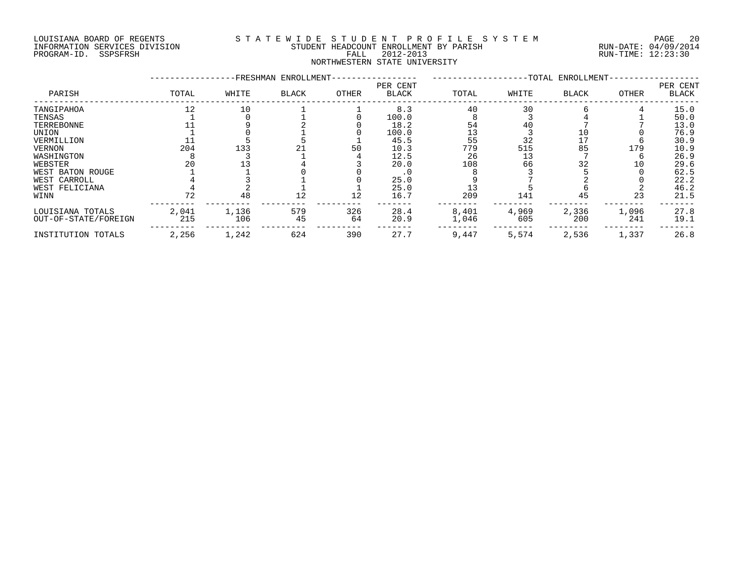LOUISIANA BOARD OF REGENTS
INFORMATION SERVICES DIVISION
PROGRAM-ID. SSPSFRSH

# STATEWIDE STUDENT PROFILE SYSTEM
## STUDENT HEADCOUNT ENROLLMENT BY PARISH
### FALL 2012-2013
### NORTHWESTERN STATE UNIVERSITY

RUN-DATE: 04/09/2014
RUN-TIME: 12:23:30

| PARISH | FRESHMAN ENROLLMENT TOTAL | WHITE | BLACK | OTHER | PER CENT BLACK | TOTAL ENROLLMENT TOTAL | WHITE | BLACK | OTHER | PER CENT BLACK |
|---|---|---|---|---|---|---|---|---|---|---|
| TANGIPAHOA | 12 | 10 | 1 | 1 | 8.3 | 40 | 30 | 6 | 4 | 15.0 |
| TENSAS | 1 | 0 | 1 | 0 | 100.0 | 8 | 3 | 4 | 1 | 50.0 |
| TERREBONNE | 11 | 9 | 2 | 0 | 18.2 | 54 | 40 | 7 | 7 | 13.0 |
| UNION | 1 | 0 | 1 | 0 | 100.0 | 13 | 3 | 10 | 0 | 76.9 |
| VERMILLION | 11 | 5 | 5 | 1 | 45.5 | 55 | 32 | 17 | 6 | 30.9 |
| VERNON | 204 | 133 | 21 | 50 | 10.3 | 779 | 515 | 85 | 179 | 10.9 |
| WASHINGTON | 8 | 3 | 1 | 4 | 12.5 | 26 | 13 | 7 | 6 | 26.9 |
| WEBSTER | 20 | 13 | 4 | 3 | 20.0 | 108 | 66 | 32 | 10 | 29.6 |
| WEST BATON ROUGE | 1 | 1 | 0 | 0 | .0 | 8 | 3 | 5 | 0 | 62.5 |
| WEST CARROLL | 4 | 3 | 1 | 0 | 25.0 | 9 | 7 | 2 | 0 | 22.2 |
| WEST FELICIANA | 4 | 2 | 1 | 1 | 25.0 | 13 | 5 | 6 | 2 | 46.2 |
| WINN | 72 | 48 | 12 | 12 | 16.7 | 209 | 141 | 45 | 23 | 21.5 |
| LOUISIANA TOTALS | 2,041 | 1,136 | 579 | 326 | 28.4 | 8,401 | 4,969 | 2,336 | 1,096 | 27.8 |
| OUT-OF-STATE/FOREIGN | 215 | 106 | 45 | 64 | 20.9 | 1,046 | 605 | 200 | 241 | 19.1 |
| INSTITUTION TOTALS | 2,256 | 1,242 | 624 | 390 | 27.7 | 9,447 | 5,574 | 2,536 | 1,337 | 26.8 |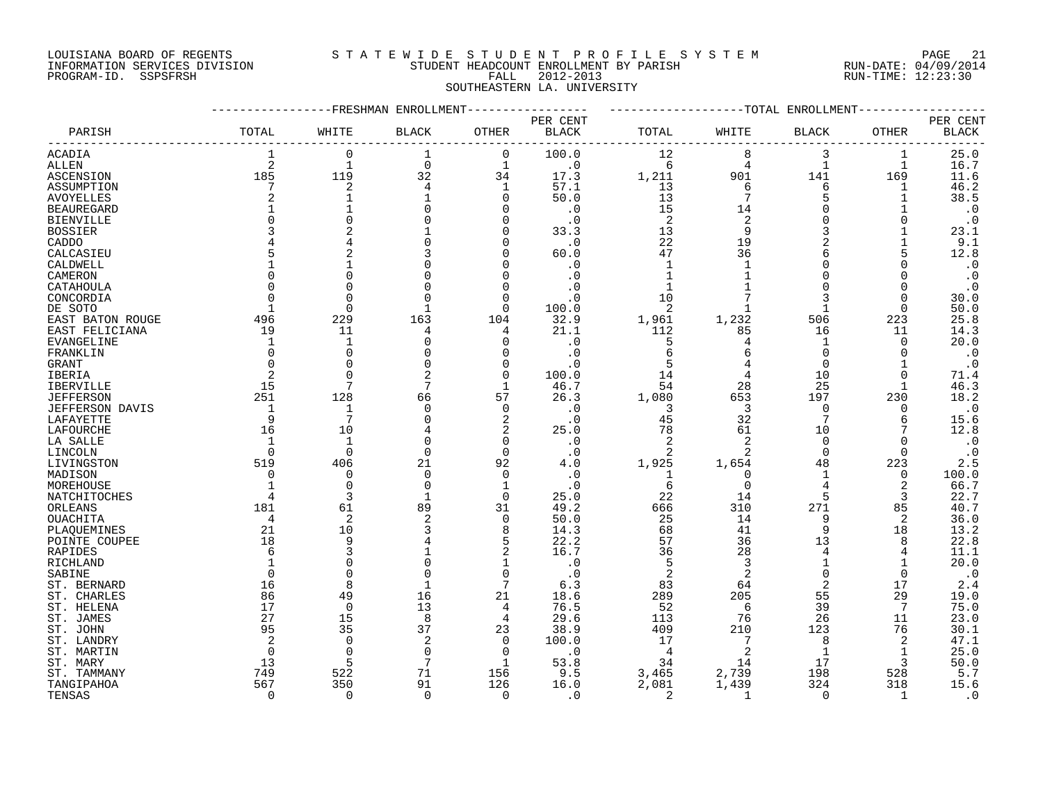LOUISIANA BOARD OF REGENTS
INFORMATION SERVICES DIVISION
PROGRAM-ID. SSPSFRSH

STATEWIDE STUDENT PROFILE SYSTEM
STUDENT HEADCOUNT ENROLLMENT BY PARISH
FALL 2012-2013
SOUTHEASTERN LA. UNIVERSITY

RUN-DATE: 04/09/2014
RUN-TIME: 12:23:30

| PARISH | FRESHMAN ENROLLMENT TOTAL | WHITE | BLACK | OTHER | PER CENT BLACK | TOTAL ENROLLMENT TOTAL | WHITE | BLACK | OTHER | PER CENT BLACK |
|---|---|---|---|---|---|---|---|---|---|---|
| ACADIA | 1 | 0 | 1 | 0 | 100.0 | 12 | 8 | 3 | 1 | 25.0 |
| ALLEN | 2 | 1 | 0 | 1 | .0 | 6 | 4 | 1 | 1 | 16.7 |
| ASCENSION | 185 | 119 | 32 | 34 | 17.3 | 1,211 | 901 | 141 | 169 | 11.6 |
| ASSUMPTION | 7 | 2 | 4 | 1 | 57.1 | 13 | 6 | 6 | 1 | 46.2 |
| AVOYELLES | 2 | 1 | 1 | 0 | 50.0 | 13 | 7 | 5 | 1 | 38.5 |
| BEAUREGARD | 1 | 1 | 0 | 0 | .0 | 15 | 14 | 0 | 1 | .0 |
| BIENVILLE | 0 | 0 | 0 | 0 | .0 | 2 | 2 | 0 | 0 | .0 |
| BOSSIER | 3 | 2 | 1 | 0 | 33.3 | 13 | 9 | 3 | 1 | 23.1 |
| CADDO | 4 | 4 | 0 | 0 | .0 | 22 | 19 | 2 | 1 | 9.1 |
| CALCASIEU | 5 | 2 | 3 | 0 | 60.0 | 47 | 36 | 6 | 5 | 12.8 |
| CALDWELL | 1 | 1 | 0 | 0 | .0 | 1 | 1 | 0 | 0 | .0 |
| CAMERON | 0 | 0 | 0 | 0 | .0 | 1 | 1 | 0 | 0 | .0 |
| CATAHOULA | 0 | 0 | 0 | 0 | .0 | 1 | 1 | 0 | 0 | .0 |
| CONCORDIA | 0 | 0 | 0 | 0 | .0 | 10 | 7 | 3 | 0 | 30.0 |
| DE SOTO | 1 | 0 | 1 | 0 | 100.0 | 2 | 1 | 1 | 0 | 50.0 |
| EAST BATON ROUGE | 496 | 229 | 163 | 104 | 32.9 | 1,961 | 1,232 | 506 | 223 | 25.8 |
| EAST FELICIANA | 19 | 11 | 4 | 4 | 21.1 | 112 | 85 | 16 | 11 | 14.3 |
| EVANGELINE | 1 | 1 | 0 | 0 | .0 | 5 | 4 | 1 | 0 | 20.0 |
| FRANKLIN | 0 | 0 | 0 | 0 | .0 | 6 | 6 | 0 | 0 | .0 |
| GRANT | 0 | 0 | 0 | 0 | .0 | 5 | 4 | 0 | 1 | .0 |
| IBERIA | 2 | 0 | 2 | 0 | 100.0 | 14 | 4 | 10 | 0 | 71.4 |
| IBERVILLE | 15 | 7 | 7 | 1 | 46.7 | 54 | 28 | 25 | 1 | 46.3 |
| JEFFERSON | 251 | 128 | 66 | 57 | 26.3 | 1,080 | 653 | 197 | 230 | 18.2 |
| JEFFERSON DAVIS | 1 | 1 | 0 | 0 | .0 | 3 | 3 | 0 | 0 | .0 |
| LAFAYETTE | 9 | 7 | 0 | 2 | .0 | 45 | 32 | 7 | 6 | 15.6 |
| LAFOURCHE | 16 | 10 | 4 | 2 | 25.0 | 78 | 61 | 10 | 7 | 12.8 |
| LA SALLE | 1 | 1 | 0 | 0 | .0 | 2 | 2 | 0 | 0 | .0 |
| LINCOLN | 0 | 0 | 0 | 0 | .0 | 2 | 2 | 0 | 0 | .0 |
| LIVINGSTON | 519 | 406 | 21 | 92 | 4.0 | 1,925 | 1,654 | 48 | 223 | 2.5 |
| MADISON | 0 | 0 | 0 | 0 | .0 | 1 | 0 | 1 | 0 | 100.0 |
| MOREHOUSE | 1 | 0 | 0 | 1 | .0 | 6 | 0 | 4 | 2 | 66.7 |
| NATCHITOCHES | 4 | 3 | 1 | 0 | 25.0 | 22 | 14 | 5 | 3 | 22.7 |
| ORLEANS | 181 | 61 | 89 | 31 | 49.2 | 666 | 310 | 271 | 85 | 40.7 |
| OUACHITA | 4 | 2 | 2 | 0 | 50.0 | 25 | 14 | 9 | 2 | 36.0 |
| PLAQUEMINES | 21 | 10 | 3 | 8 | 14.3 | 68 | 41 | 9 | 18 | 13.2 |
| POINTE COUPEE | 18 | 9 | 4 | 5 | 22.2 | 57 | 36 | 13 | 8 | 22.8 |
| RAPIDES | 6 | 3 | 1 | 2 | 16.7 | 36 | 28 | 4 | 4 | 11.1 |
| RICHLAND | 1 | 0 | 0 | 1 | .0 | 5 | 3 | 1 | 1 | 20.0 |
| SABINE | 0 | 0 | 0 | 0 | .0 | 2 | 2 | 0 | 0 | .0 |
| ST. BERNARD | 16 | 8 | 1 | 7 | 6.3 | 83 | 64 | 2 | 17 | 2.4 |
| ST. CHARLES | 86 | 49 | 16 | 21 | 18.6 | 289 | 205 | 55 | 29 | 19.0 |
| ST. HELENA | 17 | 0 | 13 | 4 | 76.5 | 52 | 6 | 39 | 7 | 75.0 |
| ST. JAMES | 27 | 15 | 8 | 4 | 29.6 | 113 | 76 | 26 | 11 | 23.0 |
| ST. JOHN | 95 | 35 | 37 | 23 | 38.9 | 409 | 210 | 123 | 76 | 30.1 |
| ST. LANDRY | 2 | 0 | 2 | 0 | 100.0 | 17 | 7 | 8 | 2 | 47.1 |
| ST. MARTIN | 0 | 0 | 0 | 0 | .0 | 4 | 2 | 1 | 1 | 25.0 |
| ST. MARY | 13 | 5 | 7 | 1 | 53.8 | 34 | 14 | 17 | 3 | 50.0 |
| ST. TAMMANY | 749 | 522 | 71 | 156 | 9.5 | 3,465 | 2,739 | 198 | 528 | 5.7 |
| TANGIPAHOA | 567 | 350 | 91 | 126 | 16.0 | 2,081 | 1,439 | 324 | 318 | 15.6 |
| TENSAS | 0 | 0 | 0 | 0 | .0 | 2 | 1 | 0 | 1 | .0 |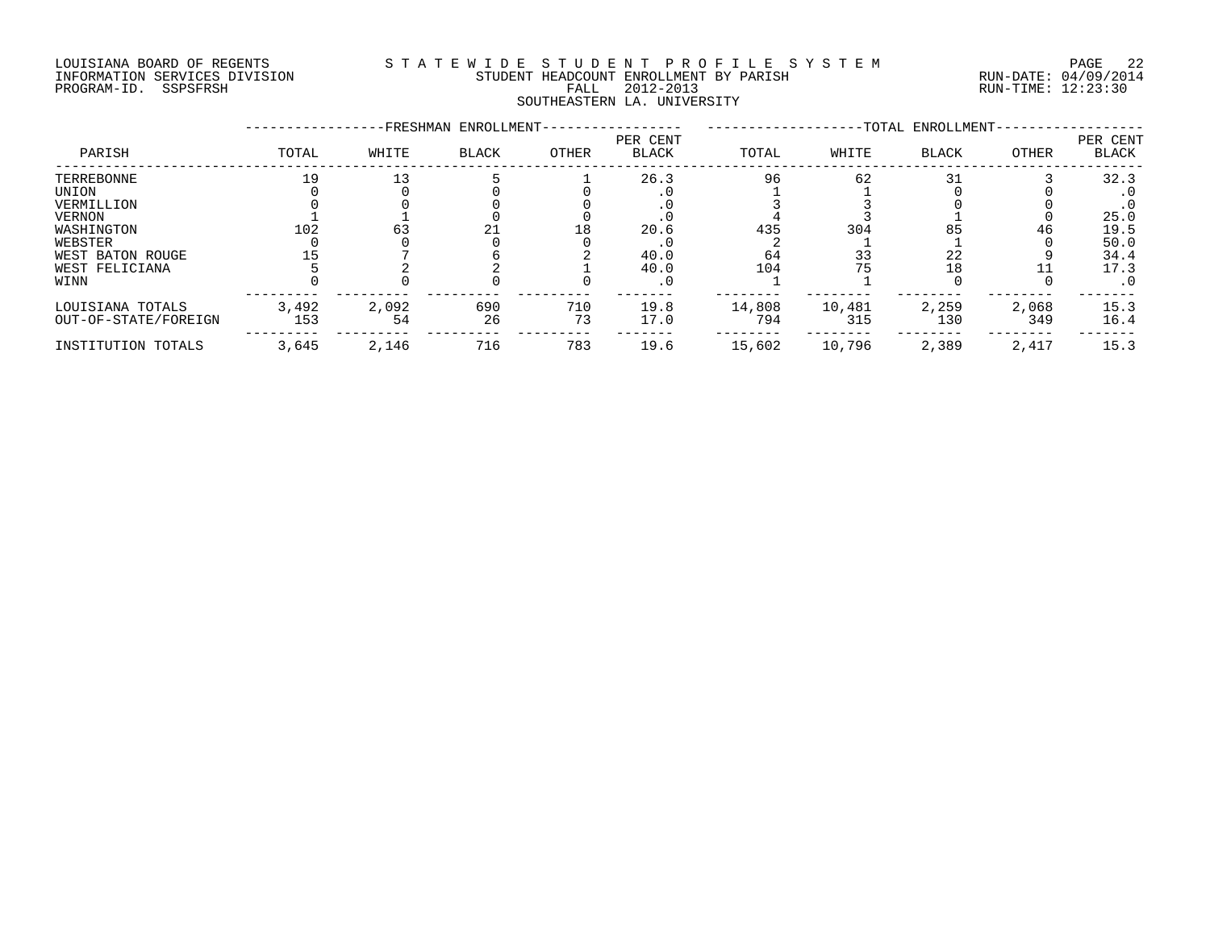LOUISIANA BOARD OF REGENTS
INFORMATION SERVICES DIVISION
PROGRAM-ID. SSPSFRSH

STATEWIDE STUDENT PROFILE SYSTEM
STUDENT HEADCOUNT ENROLLMENT BY PARISH
FALL 2012-2013
SOUTHEASTERN LA. UNIVERSITY

RUN-DATE: 04/09/2014
RUN-TIME: 12:23:30

| PARISH | FRESHMAN ENROLLMENT TOTAL | WHITE | BLACK | OTHER | PER CENT BLACK | TOTAL ENROLLMENT TOTAL | WHITE | BLACK | OTHER | PER CENT BLACK |
|---|---|---|---|---|---|---|---|---|---|---|
| TERREBONNE | 19 | 13 | 5 | 1 | 26.3 | 96 | 62 | 31 | 3 | 32.3 |
| UNION | 0 | 0 | 0 | 0 | .0 | 1 | 1 | 0 | 0 | .0 |
| VERMILLION | 0 | 0 | 0 | 0 | .0 | 3 | 3 | 0 | 0 | .0 |
| VERNON | 1 | 1 | 0 | 0 | .0 | 4 | 3 | 1 | 0 | 25.0 |
| WASHINGTON | 102 | 63 | 21 | 18 | 20.6 | 435 | 304 | 85 | 46 | 19.5 |
| WEBSTER | 0 | 0 | 0 | 0 | .0 | 2 | 1 | 1 | 0 | 50.0 |
| WEST BATON ROUGE | 15 | 7 | 6 | 2 | 40.0 | 64 | 33 | 22 | 9 | 34.4 |
| WEST FELICIANA | 5 | 2 | 2 | 1 | 40.0 | 104 | 75 | 18 | 11 | 17.3 |
| WINN | 0 | 0 | 0 | 0 | .0 | 1 | 1 | 0 | 0 | .0 |
| LOUISIANA TOTALS | 3,492 | 2,092 | 690 | 710 | 19.8 | 14,808 | 10,481 | 2,259 | 2,068 | 15.3 |
| OUT-OF-STATE/FOREIGN | 153 | 54 | 26 | 73 | 17.0 | 794 | 315 | 130 | 349 | 16.4 |
| INSTITUTION TOTALS | 3,645 | 2,146 | 716 | 783 | 19.6 | 15,602 | 10,796 | 2,389 | 2,417 | 15.3 |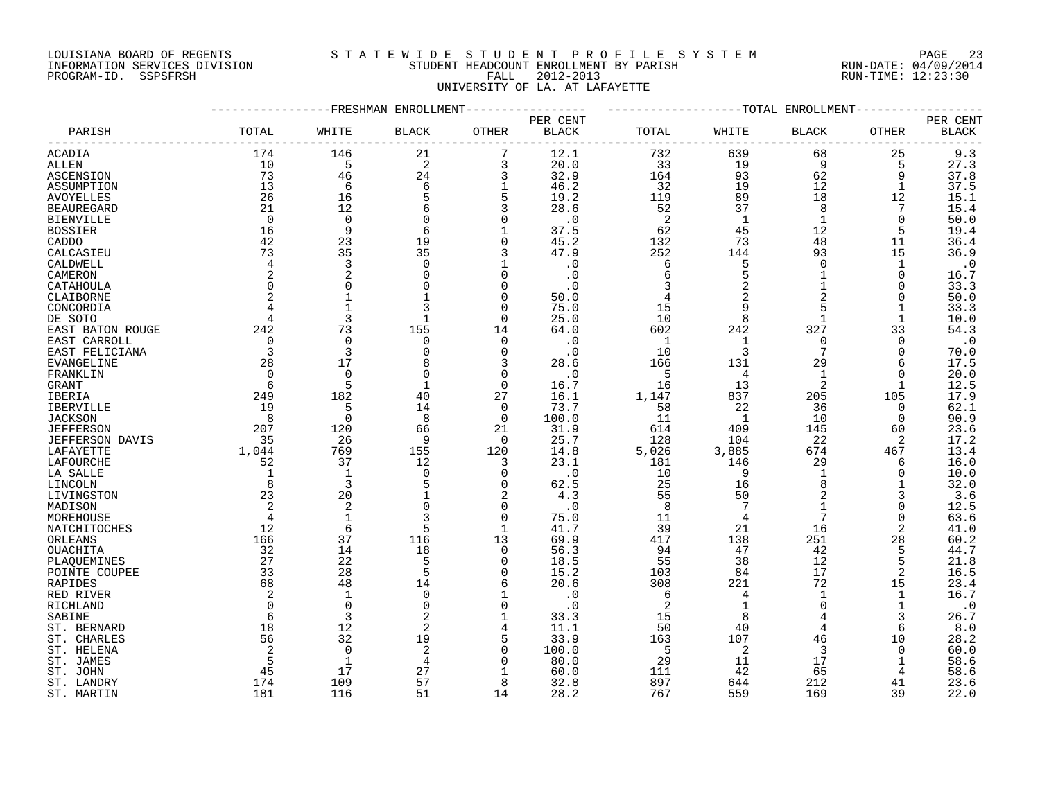LOUISIANA BOARD OF REGENTS
INFORMATION SERVICES DIVISION
PROGRAM-ID. SSPSFRSH

STATEWIDE STUDENT PROFILE SYSTEM
STUDENT HEADCOUNT ENROLLMENT BY PARISH
FALL 2012-2013
UNIVERSITY OF LA. AT LAFAYETTE

RUN-DATE: 04/09/2014
RUN-TIME: 12:23:30

| PARISH | FRESHMAN ENROLLMENT TOTAL | WHITE | BLACK | OTHER | PER CENT BLACK | TOTAL ENROLLMENT TOTAL | WHITE | BLACK | OTHER | PER CENT BLACK |
|---|---|---|---|---|---|---|---|---|---|---|
| ACADIA | 174 | 146 | 21 | 7 | 12.1 | 732 | 639 | 68 | 25 | 9.3 |
| ALLEN | 10 | 5 | 2 | 3 | 20.0 | 33 | 19 | 9 | 5 | 27.3 |
| ASCENSION | 73 | 46 | 24 | 3 | 32.9 | 164 | 93 | 62 | 9 | 37.8 |
| ASSUMPTION | 13 | 6 | 6 | 1 | 46.2 | 32 | 19 | 12 | 1 | 37.5 |
| AVOYELLES | 26 | 16 | 5 | 5 | 19.2 | 119 | 89 | 18 | 12 | 15.1 |
| BEAUREGARD | 21 | 12 | 6 | 3 | 28.6 | 52 | 37 | 8 | 7 | 15.4 |
| BIENVILLE | 0 | 0 | 0 | 0 | .0 | 2 | 1 | 1 | 0 | 50.0 |
| BOSSIER | 16 | 9 | 6 | 1 | 37.5 | 62 | 45 | 12 | 5 | 19.4 |
| CADDO | 42 | 23 | 19 | 0 | 45.2 | 132 | 73 | 48 | 11 | 36.4 |
| CALCASIEU | 73 | 35 | 35 | 3 | 47.9 | 252 | 144 | 93 | 15 | 36.9 |
| CALDWELL | 4 | 3 | 0 | 1 | .0 | 6 | 5 | 0 | 1 | .0 |
| CAMERON | 2 | 2 | 0 | 0 | .0 | 6 | 5 | 1 | 0 | 16.7 |
| CATAHOULA | 0 | 0 | 0 | 0 | .0 | 3 | 2 | 1 | 0 | 33.3 |
| CLAIBORNE | 2 | 1 | 1 | 0 | 50.0 | 4 | 2 | 2 | 0 | 50.0 |
| CONCORDIA | 4 | 1 | 3 | 0 | 75.0 | 15 | 9 | 5 | 1 | 33.3 |
| DE SOTO | 4 | 3 | 1 | 0 | 25.0 | 10 | 8 | 1 | 1 | 10.0 |
| EAST BATON ROUGE | 242 | 73 | 155 | 14 | 64.0 | 602 | 242 | 327 | 33 | 54.3 |
| EAST CARROLL | 0 | 0 | 0 | 0 | .0 | 1 | 1 | 0 | 0 | .0 |
| EAST FELICIANA | 3 | 3 | 0 | 0 | .0 | 10 | 3 | 7 | 0 | 70.0 |
| EVANGELINE | 28 | 17 | 8 | 3 | 28.6 | 166 | 131 | 29 | 6 | 17.5 |
| FRANKLIN | 0 | 0 | 0 | 0 | .0 | 5 | 4 | 1 | 0 | 20.0 |
| GRANT | 6 | 5 | 1 | 0 | 16.7 | 16 | 13 | 2 | 1 | 12.5 |
| IBERIA | 249 | 182 | 40 | 27 | 16.1 | 1,147 | 837 | 205 | 105 | 17.9 |
| IBERVILLE | 19 | 5 | 14 | 0 | 73.7 | 58 | 22 | 36 | 0 | 62.1 |
| JACKSON | 8 | 0 | 8 | 0 | 100.0 | 11 | 1 | 10 | 0 | 90.9 |
| JEFFERSON | 207 | 120 | 66 | 21 | 31.9 | 614 | 409 | 145 | 60 | 23.6 |
| JEFFERSON DAVIS | 35 | 26 | 9 | 0 | 25.7 | 128 | 104 | 22 | 2 | 17.2 |
| LAFAYETTE | 1,044 | 769 | 155 | 120 | 14.8 | 5,026 | 3,885 | 674 | 467 | 13.4 |
| LAFOURCHE | 52 | 37 | 12 | 3 | 23.1 | 181 | 146 | 29 | 6 | 16.0 |
| LA SALLE | 1 | 1 | 0 | 0 | .0 | 10 | 9 | 1 | 0 | 10.0 |
| LINCOLN | 8 | 3 | 5 | 0 | 62.5 | 25 | 16 | 8 | 1 | 32.0 |
| LIVINGSTON | 23 | 20 | 1 | 2 | 4.3 | 55 | 50 | 2 | 3 | 3.6 |
| MADISON | 2 | 2 | 0 | 0 | .0 | 8 | 7 | 1 | 0 | 12.5 |
| MOREHOUSE | 4 | 1 | 3 | 0 | 75.0 | 11 | 4 | 7 | 0 | 63.6 |
| NATCHITOCHES | 12 | 6 | 5 | 1 | 41.7 | 39 | 21 | 16 | 2 | 41.0 |
| ORLEANS | 166 | 37 | 116 | 13 | 69.9 | 417 | 138 | 251 | 28 | 60.2 |
| OUACHITA | 32 | 14 | 18 | 0 | 56.3 | 94 | 47 | 42 | 5 | 44.7 |
| PLAQUEMINES | 27 | 22 | 5 | 0 | 18.5 | 55 | 38 | 12 | 5 | 21.8 |
| POINTE COUPEE | 33 | 28 | 5 | 0 | 15.2 | 103 | 84 | 17 | 2 | 16.5 |
| RAPIDES | 68 | 48 | 14 | 6 | 20.6 | 308 | 221 | 72 | 15 | 23.4 |
| RED RIVER | 2 | 1 | 0 | 1 | .0 | 6 | 4 | 1 | 1 | 16.7 |
| RICHLAND | 0 | 0 | 0 | 0 | .0 | 2 | 1 | 0 | 1 | .0 |
| SABINE | 6 | 3 | 2 | 1 | 33.3 | 15 | 8 | 4 | 3 | 26.7 |
| ST. BERNARD | 18 | 12 | 2 | 4 | 11.1 | 50 | 40 | 4 | 6 | 8.0 |
| ST. CHARLES | 56 | 32 | 19 | 5 | 33.9 | 163 | 107 | 46 | 10 | 28.2 |
| ST. HELENA | 2 | 0 | 2 | 0 | 100.0 | 5 | 2 | 3 | 0 | 60.0 |
| ST. JAMES | 5 | 1 | 4 | 0 | 80.0 | 29 | 11 | 17 | 1 | 58.6 |
| ST. JOHN | 45 | 17 | 27 | 1 | 60.0 | 111 | 42 | 65 | 4 | 58.6 |
| ST. LANDRY | 174 | 109 | 57 | 8 | 32.8 | 897 | 644 | 212 | 41 | 23.6 |
| ST. MARTIN | 181 | 116 | 51 | 14 | 28.2 | 767 | 559 | 169 | 39 | 22.0 |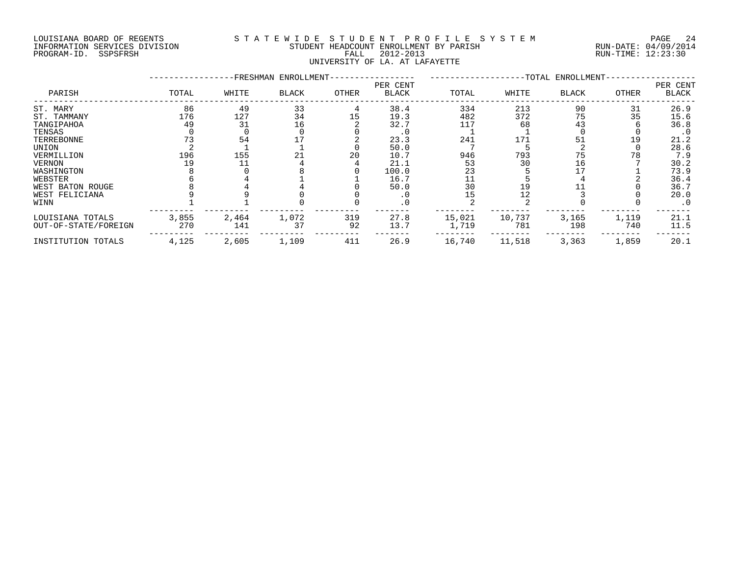LOUISIANA BOARD OF REGENTS
INFORMATION SERVICES DIVISION
PROGRAM-ID. SSPSFRSH

# STATEWIDE STUDENT PROFILE SYSTEM
## STUDENT HEADCOUNT ENROLLMENT BY PARISH
### FALL 2012-2013
### UNIVERSITY OF LA. AT LAFAYETTE

RUN-DATE: 04/09/2014
RUN-TIME: 12:23:30

| PARISH | FRESHMAN ENROLLMENT TOTAL | WHITE | BLACK | OTHER | PER CENT BLACK | TOTAL ENROLLMENT TOTAL | WHITE | BLACK | OTHER | PER CENT BLACK |
|---|---|---|---|---|---|---|---|---|---|---|
| ST. MARY | 86 | 49 | 33 | 4 | 38.4 | 334 | 213 | 90 | 31 | 26.9 |
| ST. TAMMANY | 176 | 127 | 34 | 15 | 19.3 | 482 | 372 | 75 | 35 | 15.6 |
| TANGIPAHOA | 49 | 31 | 16 | 2 | 32.7 | 117 | 68 | 43 | 6 | 36.8 |
| TENSAS | 0 | 0 | 0 | 0 | .0 | 1 | 1 | 0 | 0 | .0 |
| TERREBONNE | 73 | 54 | 17 | 2 | 23.3 | 241 | 171 | 51 | 19 | 21.2 |
| UNION | 2 | 1 | 1 | 0 | 50.0 | 7 | 5 | 2 | 0 | 28.6 |
| VERMILLION | 196 | 155 | 21 | 20 | 10.7 | 946 | 793 | 75 | 78 | 7.9 |
| VERNON | 19 | 11 | 4 | 4 | 21.1 | 53 | 30 | 16 | 7 | 30.2 |
| WASHINGTON | 8 | 0 | 8 | 0 | 100.0 | 23 | 5 | 17 | 1 | 73.9 |
| WEBSTER | 6 | 4 | 1 | 1 | 16.7 | 11 | 5 | 4 | 2 | 36.4 |
| WEST BATON ROUGE | 8 | 4 | 4 | 0 | 50.0 | 30 | 19 | 11 | 0 | 36.7 |
| WEST FELICIANA | 9 | 9 | 0 | 0 | .0 | 15 | 12 | 3 | 0 | 20.0 |
| WINN | 1 | 1 | 0 | 0 | .0 | 2 | 2 | 0 | 0 | .0 |
| LOUISIANA TOTALS | 3,855 | 2,464 | 1,072 | 319 | 27.8 | 15,021 | 10,737 | 3,165 | 1,119 | 21.1 |
| OUT-OF-STATE/FOREIGN | 270 | 141 | 37 | 92 | 13.7 | 1,719 | 781 | 198 | 740 | 11.5 |
| INSTITUTION TOTALS | 4,125 | 2,605 | 1,109 | 411 | 26.9 | 16,740 | 11,518 | 3,363 | 1,859 | 20.1 |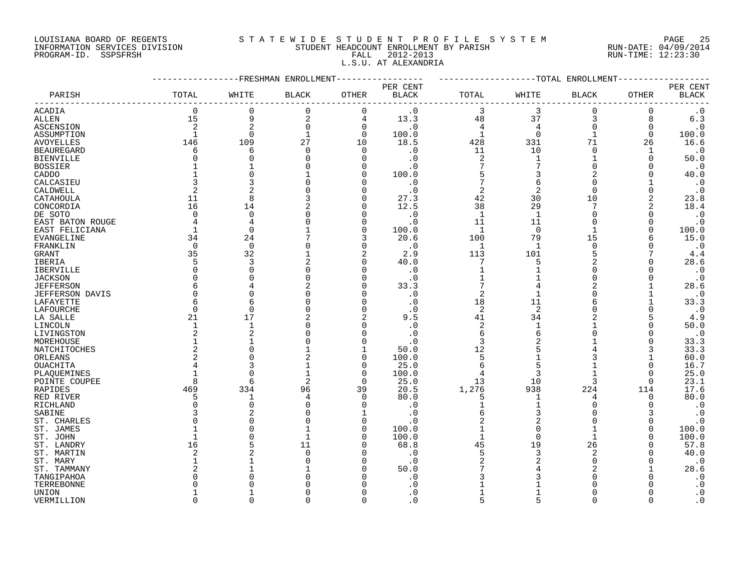LOUISIANA BOARD OF REGENTS
INFORMATION SERVICES DIVISION
PROGRAM-ID. SSPSFRSH

STATEWIDE STUDENT PROFILE SYSTEM
STUDENT HEADCOUNT ENROLLMENT BY PARISH
FALL 2012-2013
L.S.U. AT ALEXANDRIA

RUN-DATE: 04/09/2014
RUN-TIME: 12:23:30

| PARISH | FRESHMAN ENROLLMENT TOTAL | WHITE | BLACK | OTHER | PER CENT BLACK | TOTAL ENROLLMENT TOTAL | WHITE | BLACK | OTHER | PER CENT BLACK |
|---|---|---|---|---|---|---|---|---|---|---|
| ACADIA | 0 | 0 | 0 | 0 | .0 | 3 | 3 | 0 | 0 | .0 |
| ALLEN | 15 | 9 | 2 | 4 | 13.3 | 48 | 37 | 3 | 8 | 6.3 |
| ASCENSION | 2 | 2 | 0 | 0 | .0 | 4 | 4 | 0 | 0 | .0 |
| ASSUMPTION | 1 | 0 | 1 | 0 | 100.0 | 1 | 0 | 1 | 0 | 100.0 |
| AVOYELLES | 146 | 109 | 27 | 10 | 18.5 | 428 | 331 | 71 | 26 | 16.6 |
| BEAUREGARD | 6 | 6 | 0 | 0 | .0 | 11 | 10 | 0 | 1 | .0 |
| BIENVILLE | 0 | 0 | 0 | 0 | .0 | 2 | 1 | 1 | 0 | 50.0 |
| BOSSIER | 1 | 1 | 0 | 0 | .0 | 7 | 7 | 0 | 0 | .0 |
| CADDO | 1 | 0 | 1 | 0 | 100.0 | 5 | 3 | 2 | 0 | 40.0 |
| CALCASIEU | 3 | 3 | 0 | 0 | .0 | 7 | 6 | 0 | 1 | .0 |
| CALDWELL | 2 | 2 | 0 | 0 | .0 | 2 | 2 | 0 | 0 | .0 |
| CATAHOULA | 11 | 8 | 3 | 0 | 27.3 | 42 | 30 | 10 | 2 | 23.8 |
| CONCORDIA | 16 | 14 | 2 | 0 | 12.5 | 38 | 29 | 7 | 2 | 18.4 |
| DE SOTO | 0 | 0 | 0 | 0 | .0 | 1 | 1 | 0 | 0 | .0 |
| EAST BATON ROUGE | 4 | 4 | 0 | 0 | .0 | 11 | 11 | 0 | 0 | .0 |
| EAST FELICIANA | 1 | 0 | 1 | 0 | 100.0 | 1 | 0 | 1 | 0 | 100.0 |
| EVANGELINE | 34 | 24 | 7 | 3 | 20.6 | 100 | 79 | 15 | 6 | 15.0 |
| FRANKLIN | 0 | 0 | 0 | 0 | .0 | 1 | 1 | 0 | 0 | .0 |
| GRANT | 35 | 32 | 1 | 2 | 2.9 | 113 | 101 | 5 | 7 | 4.4 |
| IBERIA | 5 | 3 | 2 | 0 | 40.0 | 7 | 5 | 2 | 0 | 28.6 |
| IBERVILLE | 0 | 0 | 0 | 0 | .0 | 1 | 1 | 0 | 0 | .0 |
| JACKSON | 0 | 0 | 0 | 0 | .0 | 1 | 1 | 0 | 0 | .0 |
| JEFFERSON | 6 | 4 | 2 | 0 | 33.3 | 7 | 4 | 2 | 1 | 28.6 |
| JEFFERSON DAVIS | 0 | 0 | 0 | 0 | .0 | 2 | 1 | 0 | 1 | .0 |
| LAFAYETTE | 6 | 6 | 0 | 0 | .0 | 18 | 11 | 6 | 1 | 33.3 |
| LAFOURCHE | 0 | 0 | 0 | 0 | .0 | 2 | 2 | 0 | 0 | .0 |
| LA SALLE | 21 | 17 | 2 | 2 | 9.5 | 41 | 34 | 2 | 5 | 4.9 |
| LINCOLN | 1 | 1 | 0 | 0 | .0 | 2 | 1 | 1 | 0 | 50.0 |
| LIVINGSTON | 2 | 2 | 0 | 0 | .0 | 6 | 6 | 0 | 0 | .0 |
| MOREHOUSE | 1 | 1 | 0 | 0 | .0 | 3 | 2 | 1 | 0 | 33.3 |
| NATCHITOCHES | 2 | 0 | 1 | 1 | 50.0 | 12 | 5 | 4 | 3 | 33.3 |
| ORLEANS | 2 | 0 | 2 | 0 | 100.0 | 5 | 1 | 3 | 1 | 60.0 |
| OUACHITA | 4 | 3 | 1 | 0 | 25.0 | 6 | 5 | 1 | 0 | 16.7 |
| PLAQUEMINES | 1 | 0 | 1 | 0 | 100.0 | 4 | 3 | 1 | 0 | 25.0 |
| POINTE COUPEE | 8 | 6 | 2 | 0 | 25.0 | 13 | 10 | 3 | 0 | 23.1 |
| RAPIDES | 469 | 334 | 96 | 39 | 20.5 | 1,276 | 938 | 224 | 114 | 17.6 |
| RED RIVER | 5 | 1 | 4 | 0 | 80.0 | 5 | 1 | 4 | 0 | 80.0 |
| RICHLAND | 0 | 0 | 0 | 0 | .0 | 1 | 1 | 0 | 0 | .0 |
| SABINE | 3 | 2 | 0 | 1 | .0 | 6 | 3 | 0 | 3 | .0 |
| ST. CHARLES | 0 | 0 | 0 | 0 | .0 | 2 | 2 | 0 | 0 | .0 |
| ST. JAMES | 1 | 0 | 1 | 0 | 100.0 | 1 | 0 | 1 | 0 | 100.0 |
| ST. JOHN | 1 | 0 | 1 | 0 | 100.0 | 1 | 0 | 1 | 0 | 100.0 |
| ST. LANDRY | 16 | 5 | 11 | 0 | 68.8 | 45 | 19 | 26 | 0 | 57.8 |
| ST. MARTIN | 2 | 2 | 0 | 0 | .0 | 5 | 3 | 2 | 0 | 40.0 |
| ST. MARY | 1 | 1 | 0 | 0 | .0 | 2 | 2 | 0 | 0 | .0 |
| ST. TAMMANY | 2 | 1 | 1 | 0 | 50.0 | 7 | 4 | 2 | 1 | 28.6 |
| TANGIPAHOA | 0 | 0 | 0 | 0 | .0 | 3 | 3 | 0 | 0 | .0 |
| TERREBONNE | 0 | 0 | 0 | 0 | .0 | 1 | 1 | 0 | 0 | .0 |
| UNION | 1 | 1 | 0 | 0 | .0 | 1 | 1 | 0 | 0 | .0 |
| VERMILLION | 0 | 0 | 0 | 0 | .0 | 5 | 5 | 0 | 0 | .0 |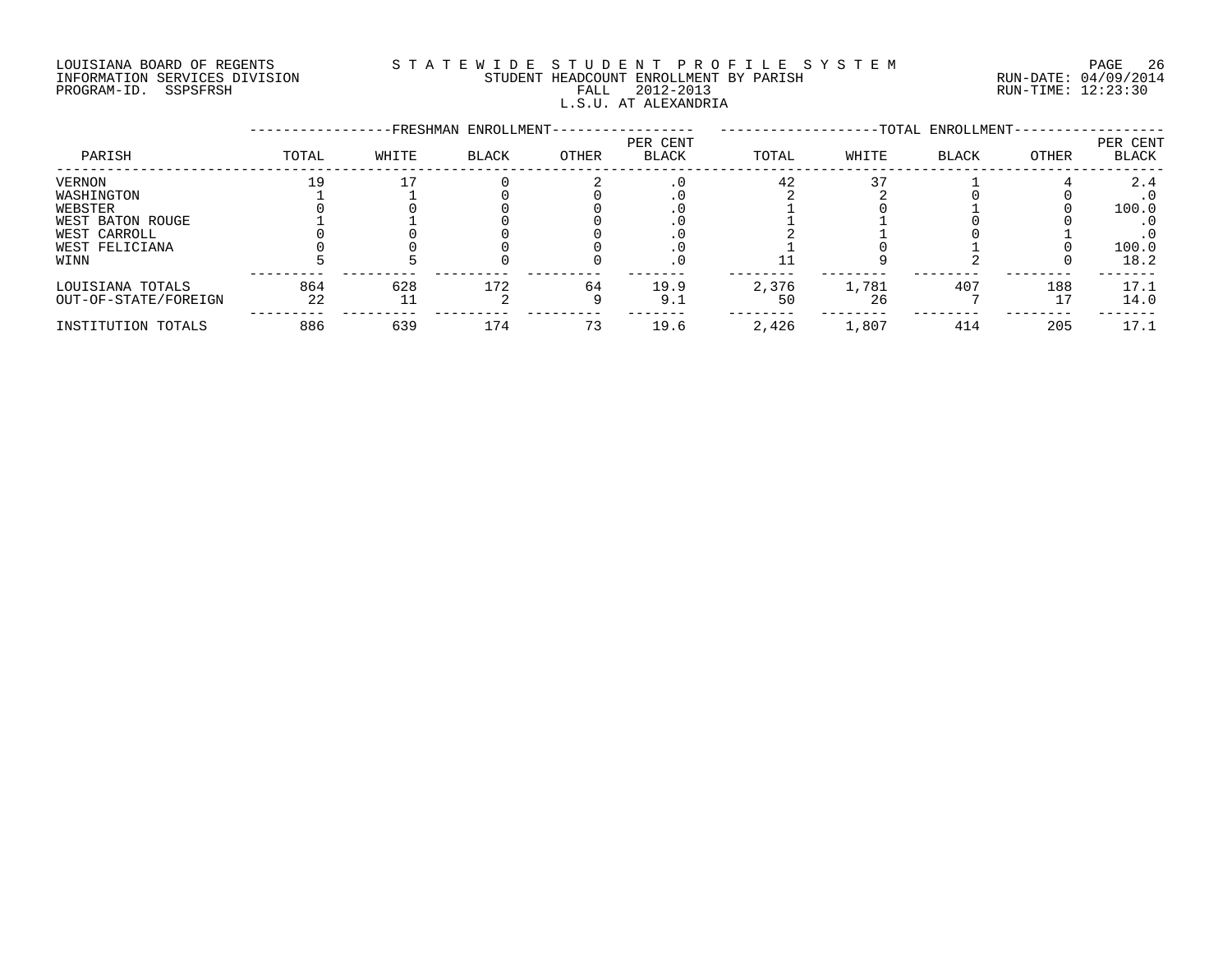LOUISIANA BOARD OF REGENTS
INFORMATION SERVICES DIVISION
PROGRAM-ID. SSPSFRSH

STATEWIDE STUDENT PROFILE SYSTEM
STUDENT HEADCOUNT ENROLLMENT BY PARISH
FALL 2012-2013
L.S.U. AT ALEXANDRIA

RUN-DATE: 04/09/2014
RUN-TIME: 12:23:30

| PARISH | FRESHMAN ENROLLMENT TOTAL | WHITE | BLACK | OTHER | PER CENT BLACK | TOTAL ENROLLMENT TOTAL | WHITE | BLACK | OTHER | PER CENT BLACK |
|---|---|---|---|---|---|---|---|---|---|---|
| VERNON | 19 | 17 | 0 | 2 | .0 | 42 | 37 | 1 | 4 | 2.4 |
| WASHINGTON | 1 | 1 | 0 | 0 | .0 | 2 | 2 | 0 | 0 | .0 |
| WEBSTER | 0 | 0 | 0 | 0 | .0 | 1 | 0 | 1 | 0 | 100.0 |
| WEST BATON ROUGE | 1 | 1 | 0 | 0 | .0 | 1 | 1 | 0 | 0 | .0 |
| WEST CARROLL | 0 | 0 | 0 | 0 | .0 | 2 | 1 | 0 | 1 | .0 |
| WEST FELICIANA | 0 | 0 | 0 | 0 | .0 | 1 | 0 | 1 | 0 | 100.0 |
| WINN | 5 | 5 | 0 | 0 | .0 | 11 | 9 | 2 | 0 | 18.2 |
| LOUISIANA TOTALS | 864 | 628 | 172 | 64 | 19.9 | 2,376 | 1,781 | 407 | 188 | 17.1 |
| OUT-OF-STATE/FOREIGN | 22 | 11 | 2 | 9 | 9.1 | 50 | 26 | 7 | 17 | 14.0 |
| INSTITUTION TOTALS | 886 | 639 | 174 | 73 | 19.6 | 2,426 | 1,807 | 414 | 205 | 17.1 |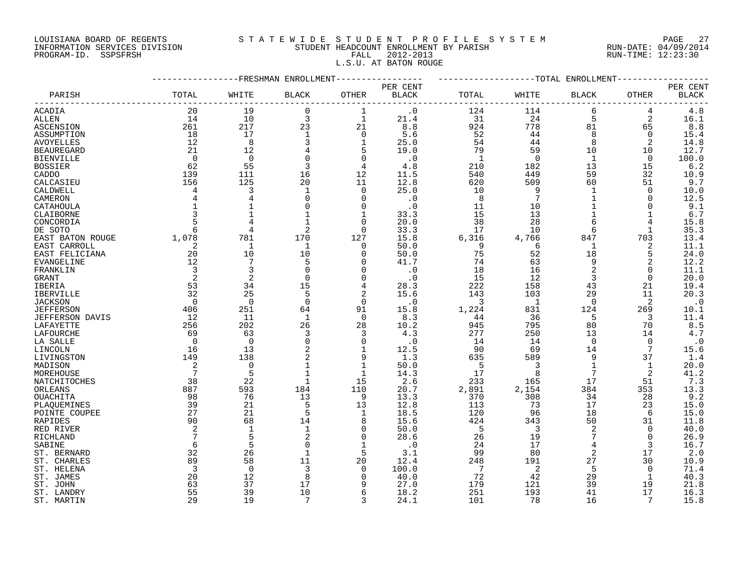LOUISIANA BOARD OF REGENTS
INFORMATION SERVICES DIVISION
PROGRAM-ID. SSPSFRSH

STATEWIDE STUDENT PROFILE SYSTEM
STUDENT HEADCOUNT ENROLLMENT BY PARISH
FALL 2012-2013
L.S.U. AT BATON ROUGE

RUN-DATE: 04/09/2014
RUN-TIME: 12:23:30

| PARISH | FRESHMAN ENROLLMENT TOTAL | WHITE | BLACK | OTHER | PER CENT BLACK | TOTAL ENROLLMENT TOTAL | WHITE | BLACK | OTHER | PER CENT BLACK |
|---|---|---|---|---|---|---|---|---|---|---|
| ACADIA | 20 | 19 | 0 | 1 | .0 | 124 | 114 | 6 | 4 | 4.8 |
| ALLEN | 14 | 10 | 3 | 1 | 21.4 | 31 | 24 | 5 | 2 | 16.1 |
| ASCENSION | 261 | 217 | 23 | 21 | 8.8 | 924 | 778 | 81 | 65 | 8.8 |
| ASSUMPTION | 18 | 17 | 1 | 0 | 5.6 | 52 | 44 | 8 | 0 | 15.4 |
| AVOYELLES | 12 | 8 | 3 | 1 | 25.0 | 54 | 44 | 8 | 2 | 14.8 |
| BEAUREGARD | 21 | 12 | 4 | 5 | 19.0 | 79 | 59 | 10 | 10 | 12.7 |
| BIENVILLE | 0 | 0 | 0 | 0 | .0 | 1 | 0 | 1 | 0 | 100.0 |
| BOSSIER | 62 | 55 | 3 | 4 | 4.8 | 210 | 182 | 13 | 15 | 6.2 |
| CADDO | 139 | 111 | 16 | 12 | 11.5 | 540 | 449 | 59 | 32 | 10.9 |
| CALCASIEU | 156 | 125 | 20 | 11 | 12.8 | 620 | 509 | 60 | 51 | 9.7 |
| CALDWELL | 4 | 3 | 1 | 0 | 25.0 | 10 | 9 | 1 | 0 | 10.0 |
| CAMERON | 4 | 4 | 0 | 0 | .0 | 8 | 7 | 1 | 0 | 12.5 |
| CATAHOULA | 1 | 1 | 0 | 0 | .0 | 11 | 10 | 1 | 0 | 9.1 |
| CLAIBORNE | 3 | 1 | 1 | 1 | 33.3 | 15 | 13 | 1 | 1 | 6.7 |
| CONCORDIA | 5 | 4 | 1 | 0 | 20.0 | 38 | 28 | 6 | 4 | 15.8 |
| DE SOTO | 6 | 4 | 2 | 0 | 33.3 | 17 | 10 | 6 | 1 | 35.3 |
| EAST BATON ROUGE | 1,078 | 781 | 170 | 127 | 15.8 | 6,316 | 4,766 | 847 | 703 | 13.4 |
| EAST CARROLL | 2 | 1 | 1 | 0 | 50.0 | 9 | 6 | 1 | 2 | 11.1 |
| EAST FELICIANA | 20 | 10 | 10 | 0 | 50.0 | 75 | 52 | 18 | 5 | 24.0 |
| EVANGELINE | 12 | 7 | 5 | 0 | 41.7 | 74 | 63 | 9 | 2 | 12.2 |
| FRANKLIN | 3 | 3 | 0 | 0 | .0 | 18 | 16 | 2 | 0 | 11.1 |
| GRANT | 2 | 2 | 0 | 0 | .0 | 15 | 12 | 3 | 0 | 20.0 |
| IBERIA | 53 | 34 | 15 | 4 | 28.3 | 222 | 158 | 43 | 21 | 19.4 |
| IBERVILLE | 32 | 25 | 5 | 2 | 15.6 | 143 | 103 | 29 | 11 | 20.3 |
| JACKSON | 0 | 0 | 0 | 0 | .0 | 3 | 1 | 0 | 2 | .0 |
| JEFFERSON | 406 | 251 | 64 | 91 | 15.8 | 1,224 | 831 | 124 | 269 | 10.1 |
| JEFFERSON DAVIS | 12 | 11 | 1 | 0 | 8.3 | 44 | 36 | 5 | 3 | 11.4 |
| LAFAYETTE | 256 | 202 | 26 | 28 | 10.2 | 945 | 795 | 80 | 70 | 8.5 |
| LAFOURCHE | 69 | 63 | 3 | 3 | 4.3 | 277 | 250 | 13 | 14 | 4.7 |
| LA SALLE | 0 | 0 | 0 | 0 | .0 | 14 | 14 | 0 | 0 | .0 |
| LINCOLN | 16 | 13 | 2 | 1 | 12.5 | 90 | 69 | 14 | 7 | 15.6 |
| LIVINGSTON | 149 | 138 | 2 | 9 | 1.3 | 635 | 589 | 9 | 37 | 1.4 |
| MADISON | 2 | 0 | 1 | 1 | 50.0 | 5 | 3 | 1 | 1 | 20.0 |
| MOREHOUSE | 7 | 5 | 1 | 1 | 14.3 | 17 | 8 | 7 | 2 | 41.2 |
| NATCHITOCHES | 38 | 22 | 1 | 15 | 2.6 | 233 | 165 | 17 | 51 | 7.3 |
| ORLEANS | 887 | 593 | 184 | 110 | 20.7 | 2,891 | 2,154 | 384 | 353 | 13.3 |
| OUACHITA | 98 | 76 | 13 | 9 | 13.3 | 370 | 308 | 34 | 28 | 9.2 |
| PLAQUEMINES | 39 | 21 | 5 | 13 | 12.8 | 113 | 73 | 17 | 23 | 15.0 |
| POINTE COUPEE | 27 | 21 | 5 | 1 | 18.5 | 120 | 96 | 18 | 6 | 15.0 |
| RAPIDES | 90 | 68 | 14 | 8 | 15.6 | 424 | 343 | 50 | 31 | 11.8 |
| RED RIVER | 2 | 1 | 1 | 0 | 50.0 | 5 | 3 | 2 | 0 | 40.0 |
| RICHLAND | 7 | 5 | 2 | 0 | 28.6 | 26 | 19 | 7 | 0 | 26.9 |
| SABINE | 6 | 5 | 0 | 1 | .0 | 24 | 17 | 4 | 3 | 16.7 |
| ST. BERNARD | 32 | 26 | 1 | 5 | 3.1 | 99 | 80 | 2 | 17 | 2.0 |
| ST. CHARLES | 89 | 58 | 11 | 20 | 12.4 | 248 | 191 | 27 | 30 | 10.9 |
| ST. HELENA | 3 | 0 | 3 | 0 | 100.0 | 7 | 2 | 5 | 0 | 71.4 |
| ST. JAMES | 20 | 12 | 8 | 0 | 40.0 | 72 | 42 | 29 | 1 | 40.3 |
| ST. JOHN | 63 | 37 | 17 | 9 | 27.0 | 179 | 121 | 39 | 19 | 21.8 |
| ST. LANDRY | 55 | 39 | 10 | 6 | 18.2 | 251 | 193 | 41 | 17 | 16.3 |
| ST. MARTIN | 29 | 19 | 7 | 3 | 24.1 | 101 | 78 | 16 | 7 | 15.8 |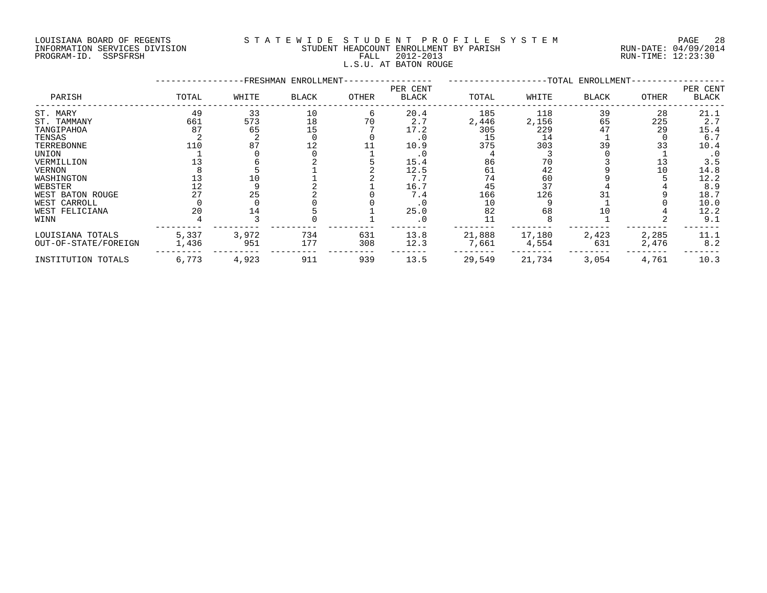LOUISIANA BOARD OF REGENTS
INFORMATION SERVICES DIVISION
PROGRAM-ID. SSPSFRSH

# STATEWIDE STUDENT PROFILE SYSTEM
## STUDENT HEADCOUNT ENROLLMENT BY PARISH
### FALL 2012-2013
### L.S.U. AT BATON ROUGE

RUN-DATE: 04/09/2014
RUN-TIME: 12:23:30

| PARISH | FRESHMAN ENROLLMENT TOTAL | WHITE | BLACK | OTHER | PER CENT BLACK | TOTAL ENROLLMENT TOTAL | WHITE | BLACK | OTHER | PER CENT BLACK |
|---|---|---|---|---|---|---|---|---|---|---|
| ST. MARY | 49 | 33 | 10 | 6 | 20.4 | 185 | 118 | 39 | 28 | 21.1 |
| ST. TAMMANY | 661 | 573 | 18 | 70 | 2.7 | 2,446 | 2,156 | 65 | 225 | 2.7 |
| TANGIPAHOA | 87 | 65 | 15 | 7 | 17.2 | 305 | 229 | 47 | 29 | 15.4 |
| TENSAS | 2 | 2 | 0 | 0 | .0 | 15 | 14 | 1 | 0 | 6.7 |
| TERREBONNE | 110 | 87 | 12 | 11 | 10.9 | 375 | 303 | 39 | 33 | 10.4 |
| UNION | 1 | 0 | 0 | 1 | .0 | 4 | 3 | 0 | 1 | .0 |
| VERMILLION | 13 | 6 | 2 | 5 | 15.4 | 86 | 70 | 3 | 13 | 3.5 |
| VERNON | 8 | 5 | 1 | 2 | 12.5 | 61 | 42 | 9 | 10 | 14.8 |
| WASHINGTON | 13 | 10 | 1 | 2 | 7.7 | 74 | 60 | 9 | 5 | 12.2 |
| WEBSTER | 12 | 9 | 2 | 1 | 16.7 | 45 | 37 | 4 | 4 | 8.9 |
| WEST BATON ROUGE | 27 | 25 | 2 | 0 | 7.4 | 166 | 126 | 31 | 9 | 18.7 |
| WEST CARROLL | 0 | 0 | 0 | 0 | .0 | 10 | 9 | 1 | 0 | 10.0 |
| WEST FELICIANA | 20 | 14 | 5 | 1 | 25.0 | 82 | 68 | 10 | 4 | 12.2 |
| WINN | 4 | 3 | 0 | 1 | .0 | 11 | 8 | 1 | 2 | 9.1 |
| LOUISIANA TOTALS | 5,337 | 3,972 | 734 | 631 | 13.8 | 21,888 | 17,180 | 2,423 | 2,285 | 11.1 |
| OUT-OF-STATE/FOREIGN | 1,436 | 951 | 177 | 308 | 12.3 | 7,661 | 4,554 | 631 | 2,476 | 8.2 |
| INSTITUTION TOTALS | 6,773 | 4,923 | 911 | 939 | 13.5 | 29,549 | 21,734 | 3,054 | 4,761 | 10.3 |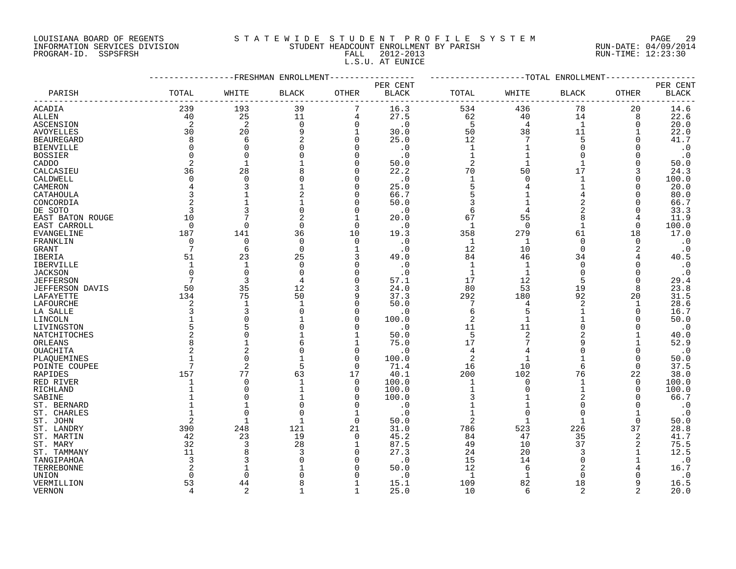LOUISIANA BOARD OF REGENTS
INFORMATION SERVICES DIVISION
PROGRAM-ID. SSPSFRSH

# S T A T E W I D E   S T U D E N T   P R O F I L E   S Y S T E M

## STUDENT HEADCOUNT ENROLLMENT BY PARISH
FALL 2012-2013
L.S.U. AT EUNICE

RUN-DATE: 04/09/2014
RUN-TIME: 12:23:30

| PARISH | FRESHMAN ENROLLMENT TOTAL | WHITE | BLACK | OTHER | PER CENT BLACK | TOTAL ENROLLMENT TOTAL | WHITE | BLACK | OTHER | PER CENT BLACK |
|---|---|---|---|---|---|---|---|---|---|---|
| ACADIA | 239 | 193 | 39 | 7 | 16.3 | 534 | 436 | 78 | 20 | 14.6 |
| ALLEN | 40 | 25 | 11 | 4 | 27.5 | 62 | 40 | 14 | 8 | 22.6 |
| ASCENSION | 2 | 2 | 0 | 0 | .0 | 5 | 4 | 1 | 0 | 20.0 |
| AVOYELLES | 30 | 20 | 9 | 1 | 30.0 | 50 | 38 | 11 | 1 | 22.0 |
| BEAUREGARD | 8 | 6 | 2 | 0 | 25.0 | 12 | 7 | 5 | 0 | 41.7 |
| BIENVILLE | 0 | 0 | 0 | 0 | .0 | 1 | 1 | 0 | 0 | .0 |
| BOSSIER | 0 | 0 | 0 | 0 | .0 | 1 | 1 | 0 | 0 | .0 |
| CADDO | 2 | 1 | 1 | 0 | 50.0 | 2 | 1 | 1 | 0 | 50.0 |
| CALCASIEU | 36 | 28 | 8 | 0 | 22.2 | 70 | 50 | 17 | 3 | 24.3 |
| CALDWELL | 0 | 0 | 0 | 0 | .0 | 1 | 0 | 1 | 0 | 100.0 |
| CAMERON | 4 | 3 | 1 | 0 | 25.0 | 5 | 4 | 1 | 0 | 20.0 |
| CATAHOULA | 3 | 1 | 2 | 0 | 66.7 | 5 | 1 | 4 | 0 | 80.0 |
| CONCORDIA | 2 | 1 | 1 | 0 | 50.0 | 3 | 1 | 2 | 0 | 66.7 |
| DE SOTO | 3 | 3 | 0 | 0 | .0 | 6 | 4 | 2 | 0 | 33.3 |
| EAST BATON ROUGE | 10 | 7 | 2 | 1 | 20.0 | 67 | 55 | 8 | 4 | 11.9 |
| EAST CARROLL | 0 | 0 | 0 | 0 | .0 | 1 | 0 | 1 | 0 | 100.0 |
| EVANGELINE | 187 | 141 | 36 | 10 | 19.3 | 358 | 279 | 61 | 18 | 17.0 |
| FRANKLIN | 0 | 0 | 0 | 0 | .0 | 1 | 1 | 0 | 0 | .0 |
| GRANT | 7 | 6 | 0 | 1 | .0 | 12 | 10 | 0 | 2 | .0 |
| IBERIA | 51 | 23 | 25 | 3 | 49.0 | 84 | 46 | 34 | 4 | 40.5 |
| IBERVILLE | 1 | 1 | 0 | 0 | .0 | 1 | 1 | 0 | 0 | .0 |
| JACKSON | 0 | 0 | 0 | 0 | .0 | 1 | 1 | 0 | 0 | .0 |
| JEFFERSON | 7 | 3 | 4 | 0 | 57.1 | 17 | 12 | 5 | 0 | 29.4 |
| JEFFERSON DAVIS | 50 | 35 | 12 | 3 | 24.0 | 80 | 53 | 19 | 8 | 23.8 |
| LAFAYETTE | 134 | 75 | 50 | 9 | 37.3 | 292 | 180 | 92 | 20 | 31.5 |
| LAFOURCHE | 2 | 1 | 1 | 0 | 50.0 | 7 | 4 | 2 | 1 | 28.6 |
| LA SALLE | 3 | 3 | 0 | 0 | .0 | 6 | 5 | 1 | 0 | 16.7 |
| LINCOLN | 1 | 0 | 1 | 0 | 100.0 | 2 | 1 | 1 | 0 | 50.0 |
| LIVINGSTON | 5 | 5 | 0 | 0 | .0 | 11 | 11 | 0 | 0 | .0 |
| NATCHITOCHES | 2 | 0 | 1 | 1 | 50.0 | 5 | 2 | 2 | 1 | 40.0 |
| ORLEANS | 8 | 1 | 6 | 1 | 75.0 | 17 | 7 | 9 | 1 | 52.9 |
| OUACHITA | 2 | 2 | 0 | 0 | .0 | 4 | 4 | 0 | 0 | .0 |
| PLAQUEMINES | 1 | 0 | 1 | 0 | 100.0 | 2 | 1 | 1 | 0 | 50.0 |
| POINTE COUPEE | 7 | 2 | 5 | 0 | 71.4 | 16 | 10 | 6 | 0 | 37.5 |
| RAPIDES | 157 | 77 | 63 | 17 | 40.1 | 200 | 102 | 76 | 22 | 38.0 |
| RED RIVER | 1 | 0 | 1 | 0 | 100.0 | 1 | 0 | 1 | 0 | 100.0 |
| RICHLAND | 1 | 0 | 1 | 0 | 100.0 | 1 | 0 | 1 | 0 | 100.0 |
| SABINE | 1 | 0 | 1 | 0 | 100.0 | 3 | 1 | 2 | 0 | 66.7 |
| ST. BERNARD | 1 | 1 | 0 | 0 | .0 | 1 | 1 | 0 | 0 | .0 |
| ST. CHARLES | 1 | 0 | 0 | 1 | .0 | 1 | 0 | 0 | 1 | .0 |
| ST. JOHN | 2 | 1 | 1 | 0 | 50.0 | 2 | 1 | 1 | 0 | 50.0 |
| ST. LANDRY | 390 | 248 | 121 | 21 | 31.0 | 786 | 523 | 226 | 37 | 28.8 |
| ST. MARTIN | 42 | 23 | 19 | 0 | 45.2 | 84 | 47 | 35 | 2 | 41.7 |
| ST. MARY | 32 | 3 | 28 | 1 | 87.5 | 49 | 10 | 37 | 2 | 75.5 |
| ST. TAMMANY | 11 | 8 | 3 | 0 | 27.3 | 24 | 20 | 3 | 1 | 12.5 |
| TANGIPAHOA | 3 | 3 | 0 | 0 | .0 | 15 | 14 | 0 | 1 | .0 |
| TERREBONNE | 2 | 1 | 1 | 0 | 50.0 | 12 | 6 | 2 | 4 | 16.7 |
| UNION | 0 | 0 | 0 | 0 | .0 | 1 | 1 | 0 | 0 | .0 |
| VERMILLION | 53 | 44 | 8 | 1 | 15.1 | 109 | 82 | 18 | 9 | 16.5 |
| VERNON | 4 | 2 | 1 | 1 | 25.0 | 10 | 6 | 2 | 2 | 20.0 |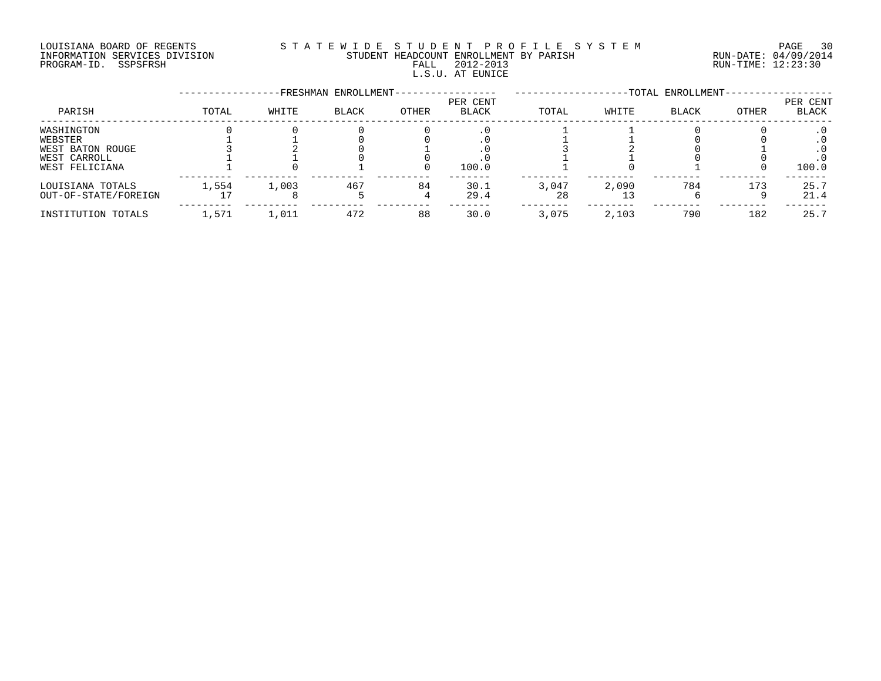LOUISIANA BOARD OF REGENTS
INFORMATION SERVICES DIVISION
PROGRAM-ID. SSPSFRSH

STATEWIDE STUDENT PROFILE SYSTEM
STUDENT HEADCOUNT ENROLLMENT BY PARISH
FALL 2012-2013
L.S.U. AT EUNICE

RUN-DATE: 04/09/2014
RUN-TIME: 12:23:30

| PARISH | FRESHMAN ENROLLMENT | | | | | TOTAL ENROLLMENT | | | | |
|---|---|---|---|---|---|---|---|---|---|---|
| | TOTAL | WHITE | BLACK | OTHER | PER CENT BLACK | TOTAL | WHITE | BLACK | OTHER | PER CENT BLACK |
| WASHINGTON | 0 | 0 | 0 | 0 | .0 | 1 | 1 | 0 | 0 | .0 |
| WEBSTER | 1 | 1 | 0 | 0 | .0 | 1 | 1 | 0 | 0 | .0 |
| WEST BATON ROUGE | 3 | 2 | 0 | 1 | .0 | 3 | 2 | 0 | 1 | .0 |
| WEST CARROLL | 1 | 1 | 0 | 0 | .0 | 1 | 1 | 0 | 0 | .0 |
| WEST FELICIANA | 1 | 0 | 1 | 0 | 100.0 | 1 | 0 | 1 | 0 | 100.0 |
| LOUISIANA TOTALS | 1,554 | 1,003 | 467 | 84 | 30.1 | 3,047 | 2,090 | 784 | 173 | 25.7 |
| OUT-OF-STATE/FOREIGN | 17 | 8 | 5 | 4 | 29.4 | 28 | 13 | 6 | 9 | 21.4 |
| INSTITUTION TOTALS | 1,571 | 1,011 | 472 | 88 | 30.0 | 3,075 | 2,103 | 790 | 182 | 25.7 |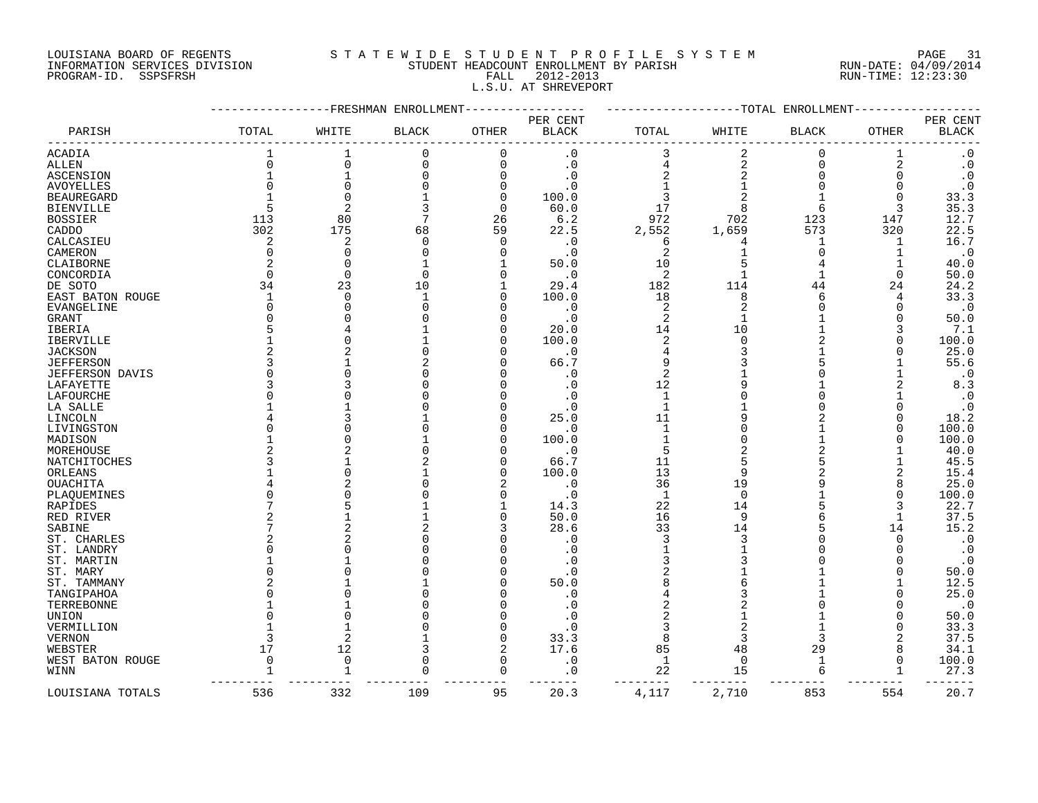LOUISIANA BOARD OF REGENTS — STATEWIDE STUDENT PROFILE SYSTEM
INFORMATION SERVICES DIVISION — STUDENT HEADCOUNT ENROLLMENT BY PARISH — RUN-DATE: 04/09/2014
PROGRAM-ID. SSPSFRSH — FALL 2012-2013 — RUN-TIME: 12:23:30

L.S.U. AT SHREVEPORT

| PARISH | FRESHMAN ENROLLMENT TOTAL | WHITE | BLACK | OTHER | PER CENT BLACK | TOTAL ENROLLMENT TOTAL | WHITE | BLACK | OTHER | PER CENT BLACK |
|---|---|---|---|---|---|---|---|---|---|---|
| ACADIA | 1 | 1 | 0 | 0 | .0 | 3 | 2 | 0 | 1 | .0 |
| ALLEN | 0 | 0 | 0 | 0 | .0 | 4 | 2 | 0 | 2 | .0 |
| ASCENSION | 1 | 1 | 0 | 0 | .0 | 2 | 2 | 0 | 0 | .0 |
| AVOYELLES | 0 | 0 | 0 | 0 | .0 | 1 | 1 | 0 | 0 | .0 |
| BEAUREGARD | 1 | 0 | 1 | 0 | 100.0 | 3 | 2 | 1 | 0 | 33.3 |
| BIENVILLE | 5 | 2 | 3 | 0 | 60.0 | 17 | 8 | 6 | 3 | 35.3 |
| BOSSIER | 113 | 80 | 7 | 26 | 6.2 | 972 | 702 | 123 | 147 | 12.7 |
| CADDO | 302 | 175 | 68 | 59 | 22.5 | 2,552 | 1,659 | 573 | 320 | 22.5 |
| CALCASIEU | 2 | 2 | 0 | 0 | .0 | 6 | 4 | 1 | 1 | 16.7 |
| CAMERON | 0 | 0 | 0 | 0 | .0 | 2 | 1 | 0 | 1 | .0 |
| CLAIBORNE | 2 | 0 | 1 | 1 | 50.0 | 10 | 5 | 4 | 1 | 40.0 |
| CONCORDIA | 0 | 0 | 0 | 0 | .0 | 2 | 1 | 1 | 0 | 50.0 |
| DE SOTO | 34 | 23 | 10 | 1 | 29.4 | 182 | 114 | 44 | 24 | 24.2 |
| EAST BATON ROUGE | 1 | 0 | 1 | 0 | 100.0 | 18 | 8 | 6 | 4 | 33.3 |
| EVANGELINE | 0 | 0 | 0 | 0 | .0 | 2 | 2 | 0 | 0 | .0 |
| GRANT | 0 | 0 | 0 | 0 | .0 | 2 | 1 | 1 | 0 | 50.0 |
| IBERIA | 5 | 4 | 1 | 0 | 20.0 | 14 | 10 | 1 | 3 | 7.1 |
| IBERVILLE | 1 | 0 | 1 | 0 | 100.0 | 2 | 0 | 2 | 0 | 100.0 |
| JACKSON | 2 | 2 | 0 | 0 | .0 | 4 | 3 | 1 | 0 | 25.0 |
| JEFFERSON | 3 | 1 | 2 | 0 | 66.7 | 9 | 3 | 5 | 1 | 55.6 |
| JEFFERSON DAVIS | 0 | 0 | 0 | 0 | .0 | 2 | 1 | 0 | 1 | .0 |
| LAFAYETTE | 3 | 3 | 0 | 0 | .0 | 12 | 9 | 1 | 2 | 8.3 |
| LAFOURCHE | 0 | 0 | 0 | 0 | .0 | 1 | 0 | 0 | 1 | .0 |
| LA SALLE | 1 | 1 | 0 | 0 | .0 | 1 | 1 | 0 | 0 | .0 |
| LINCOLN | 4 | 3 | 1 | 0 | 25.0 | 11 | 9 | 2 | 0 | 18.2 |
| LIVINGSTON | 0 | 0 | 0 | 0 | .0 | 1 | 0 | 1 | 0 | 100.0 |
| MADISON | 1 | 0 | 1 | 0 | 100.0 | 1 | 0 | 1 | 0 | 100.0 |
| MOREHOUSE | 2 | 2 | 0 | 0 | .0 | 5 | 2 | 2 | 1 | 40.0 |
| NATCHITOCHES | 3 | 1 | 2 | 0 | 66.7 | 11 | 5 | 5 | 1 | 45.5 |
| ORLEANS | 1 | 0 | 1 | 0 | 100.0 | 13 | 9 | 2 | 2 | 15.4 |
| OUACHITA | 4 | 2 | 0 | 2 | .0 | 36 | 19 | 9 | 8 | 25.0 |
| PLAQUEMINES | 0 | 0 | 0 | 0 | .0 | 1 | 0 | 1 | 0 | 100.0 |
| RAPIDES | 7 | 5 | 1 | 1 | 14.3 | 22 | 14 | 5 | 3 | 22.7 |
| RED RIVER | 2 | 1 | 1 | 0 | 50.0 | 16 | 9 | 6 | 1 | 37.5 |
| SABINE | 7 | 2 | 2 | 3 | 28.6 | 33 | 14 | 5 | 14 | 15.2 |
| ST. CHARLES | 2 | 2 | 0 | 0 | .0 | 3 | 3 | 0 | 0 | .0 |
| ST. LANDRY | 0 | 0 | 0 | 0 | .0 | 1 | 1 | 0 | 0 | .0 |
| ST. MARTIN | 1 | 1 | 0 | 0 | .0 | 3 | 3 | 0 | 0 | .0 |
| ST. MARY | 0 | 0 | 0 | 0 | .0 | 2 | 1 | 1 | 0 | 50.0 |
| ST. TAMMANY | 2 | 1 | 1 | 0 | 50.0 | 8 | 6 | 1 | 1 | 12.5 |
| TANGIPAHOA | 0 | 0 | 0 | 0 | .0 | 4 | 3 | 1 | 0 | 25.0 |
| TERREBONNE | 1 | 1 | 0 | 0 | .0 | 2 | 2 | 0 | 0 | .0 |
| UNION | 0 | 0 | 0 | 0 | .0 | 2 | 1 | 1 | 0 | 50.0 |
| VERMILLION | 1 | 1 | 0 | 0 | .0 | 3 | 2 | 1 | 0 | 33.3 |
| VERNON | 3 | 2 | 1 | 0 | 33.3 | 8 | 3 | 3 | 2 | 37.5 |
| WEBSTER | 17 | 12 | 3 | 2 | 17.6 | 85 | 48 | 29 | 8 | 34.1 |
| WEST BATON ROUGE | 0 | 0 | 0 | 0 | .0 | 1 | 0 | 1 | 0 | 100.0 |
| WINN | 1 | 1 | 0 | 0 | .0 | 22 | 15 | 6 | 1 | 27.3 |
| LOUISIANA TOTALS | 536 | 332 | 109 | 95 | 20.3 | 4,117 | 2,710 | 853 | 554 | 20.7 |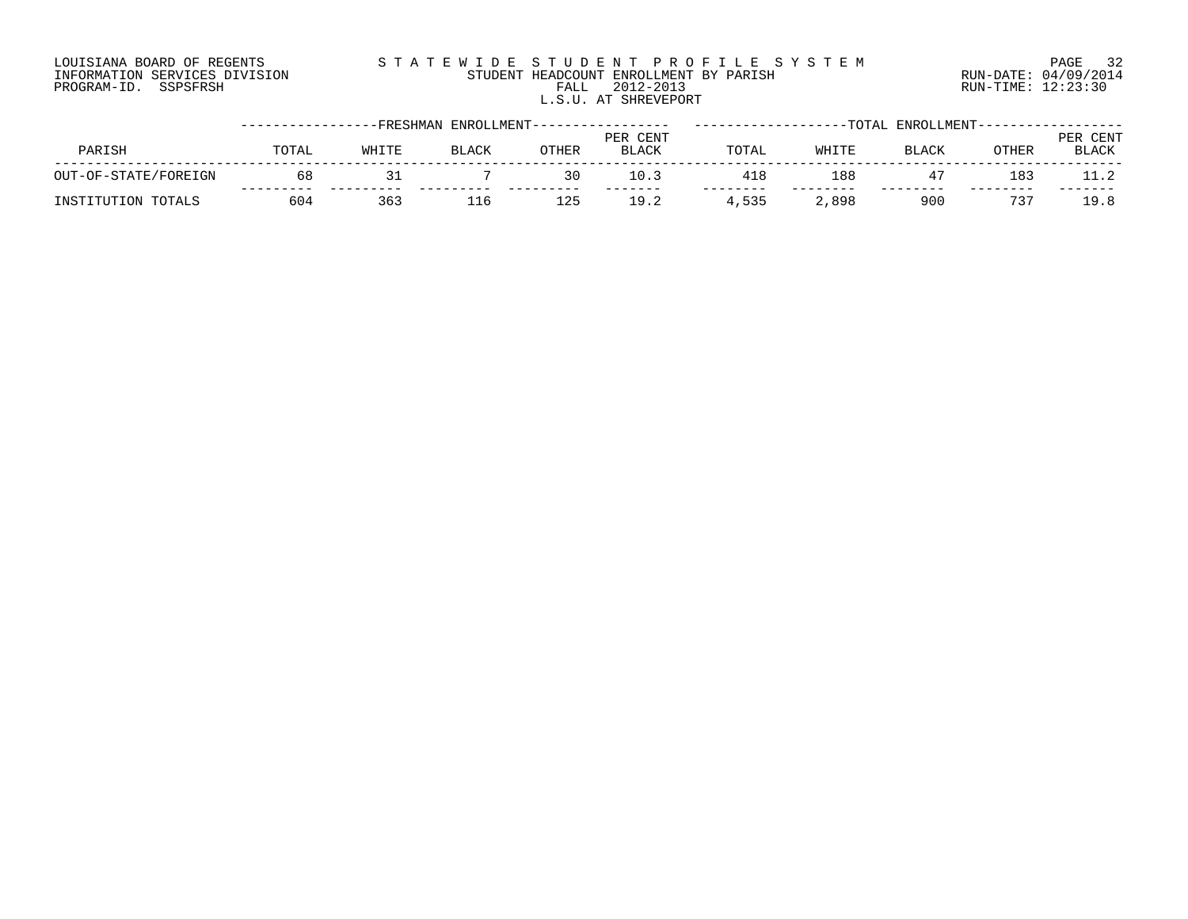LOUISIANA BOARD OF REGENTS
INFORMATION SERVICES DIVISION
PROGRAM-ID. SSPSFRSH

STATEWIDE STUDENT PROFILE SYSTEM
STUDENT HEADCOUNT ENROLLMENT BY PARISH
FALL 2012-2013
L.S.U. AT SHREVEPORT

RUN-DATE: 04/09/2014
RUN-TIME: 12:23:30

| PARISH | FRESHMAN ENROLLMENT TOTAL | WHITE | BLACK | OTHER | PER CENT BLACK | TOTAL ENROLLMENT TOTAL | WHITE | BLACK | OTHER | PER CENT BLACK |
|---|---|---|---|---|---|---|---|---|---|---|
| OUT-OF-STATE/FOREIGN | 68 | 31 | 7 | 30 | 10.3 | 418 | 188 | 47 | 183 | 11.2 |
| INSTITUTION TOTALS | 604 | 363 | 116 | 125 | 19.2 | 4,535 | 2,898 | 900 | 737 | 19.8 |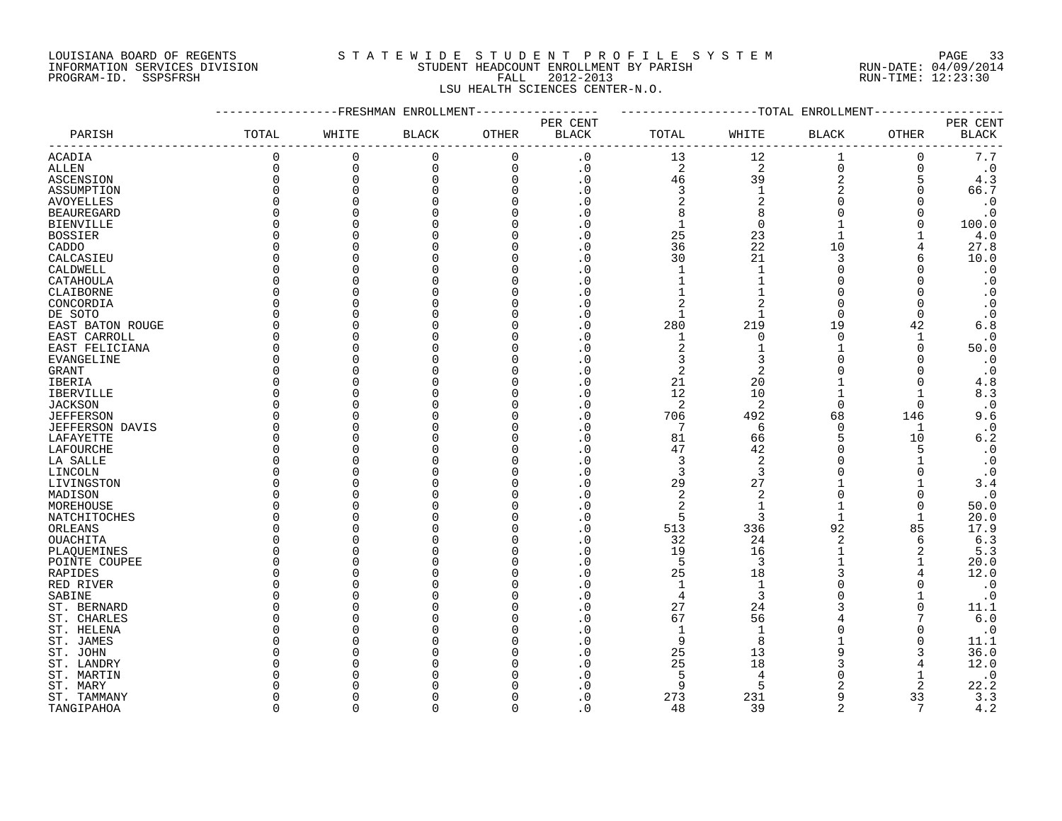LOUISIANA BOARD OF REGENTS
INFORMATION SERVICES DIVISION
PROGRAM-ID. SSPSFRSH

S T A T E W I D E   S T U D E N T   P R O F I L E   S Y S T E M
STUDENT HEADCOUNT ENROLLMENT BY PARISH
FALL 2012-2013
LSU HEALTH SCIENCES CENTER-N.O.

RUN-DATE: 04/09/2014
RUN-TIME: 12:23:30

| PARISH | FRESHMAN ENROLLMENT TOTAL | WHITE | BLACK | OTHER | PER CENT BLACK | TOTAL ENROLLMENT TOTAL | WHITE | BLACK | OTHER | PER CENT BLACK |
|---|---|---|---|---|---|---|---|---|---|---|
| ACADIA | 0 | 0 | 0 | 0 | .0 | 13 | 12 | 1 | 0 | 7.7 |
| ALLEN | 0 | 0 | 0 | 0 | .0 | 2 | 2 | 0 | 0 | .0 |
| ASCENSION | 0 | 0 | 0 | 0 | .0 | 46 | 39 | 2 | 5 | 4.3 |
| ASSUMPTION | 0 | 0 | 0 | 0 | .0 | 3 | 1 | 2 | 0 | 66.7 |
| AVOYELLES | 0 | 0 | 0 | 0 | .0 | 2 | 2 | 0 | 0 | .0 |
| BEAUREGARD | 0 | 0 | 0 | 0 | .0 | 8 | 8 | 0 | 0 | .0 |
| BIENVILLE | 0 | 0 | 0 | 0 | .0 | 1 | 0 | 1 | 0 | 100.0 |
| BOSSIER | 0 | 0 | 0 | 0 | .0 | 25 | 23 | 1 | 1 | 4.0 |
| CADDO | 0 | 0 | 0 | 0 | .0 | 36 | 22 | 10 | 4 | 27.8 |
| CALCASIEU | 0 | 0 | 0 | 0 | .0 | 30 | 21 | 3 | 6 | 10.0 |
| CALDWELL | 0 | 0 | 0 | 0 | .0 | 1 | 1 | 0 | 0 | .0 |
| CATAHOULA | 0 | 0 | 0 | 0 | .0 | 1 | 1 | 0 | 0 | .0 |
| CLAIBORNE | 0 | 0 | 0 | 0 | .0 | 1 | 1 | 0 | 0 | .0 |
| CONCORDIA | 0 | 0 | 0 | 0 | .0 | 2 | 2 | 0 | 0 | .0 |
| DE SOTO | 0 | 0 | 0 | 0 | .0 | 1 | 1 | 0 | 0 | .0 |
| EAST BATON ROUGE | 0 | 0 | 0 | 0 | .0 | 280 | 219 | 19 | 42 | 6.8 |
| EAST CARROLL | 0 | 0 | 0 | 0 | .0 | 1 | 0 | 0 | 1 | .0 |
| EAST FELICIANA | 0 | 0 | 0 | 0 | .0 | 2 | 1 | 1 | 0 | 50.0 |
| EVANGELINE | 0 | 0 | 0 | 0 | .0 | 3 | 3 | 0 | 0 | .0 |
| GRANT | 0 | 0 | 0 | 0 | .0 | 2 | 2 | 0 | 0 | .0 |
| IBERIA | 0 | 0 | 0 | 0 | .0 | 21 | 20 | 1 | 0 | 4.8 |
| IBERVILLE | 0 | 0 | 0 | 0 | .0 | 12 | 10 | 1 | 1 | 8.3 |
| JACKSON | 0 | 0 | 0 | 0 | .0 | 2 | 2 | 0 | 0 | .0 |
| JEFFERSON | 0 | 0 | 0 | 0 | .0 | 706 | 492 | 68 | 146 | 9.6 |
| JEFFERSON DAVIS | 0 | 0 | 0 | 0 | .0 | 7 | 6 | 0 | 1 | .0 |
| LAFAYETTE | 0 | 0 | 0 | 0 | .0 | 81 | 66 | 5 | 10 | 6.2 |
| LAFOURCHE | 0 | 0 | 0 | 0 | .0 | 47 | 42 | 0 | 5 | .0 |
| LA SALLE | 0 | 0 | 0 | 0 | .0 | 3 | 2 | 0 | 1 | .0 |
| LINCOLN | 0 | 0 | 0 | 0 | .0 | 3 | 3 | 0 | 0 | .0 |
| LIVINGSTON | 0 | 0 | 0 | 0 | .0 | 29 | 27 | 1 | 1 | 3.4 |
| MADISON | 0 | 0 | 0 | 0 | .0 | 2 | 2 | 0 | 0 | .0 |
| MOREHOUSE | 0 | 0 | 0 | 0 | .0 | 2 | 1 | 1 | 0 | 50.0 |
| NATCHITOCHES | 0 | 0 | 0 | 0 | .0 | 5 | 3 | 1 | 1 | 20.0 |
| ORLEANS | 0 | 0 | 0 | 0 | .0 | 513 | 336 | 92 | 85 | 17.9 |
| OUACHITA | 0 | 0 | 0 | 0 | .0 | 32 | 24 | 2 | 6 | 6.3 |
| PLAQUEMINES | 0 | 0 | 0 | 0 | .0 | 19 | 16 | 1 | 2 | 5.3 |
| POINTE COUPEE | 0 | 0 | 0 | 0 | .0 | 5 | 3 | 1 | 1 | 20.0 |
| RAPIDES | 0 | 0 | 0 | 0 | .0 | 25 | 18 | 3 | 4 | 12.0 |
| RED RIVER | 0 | 0 | 0 | 0 | .0 | 1 | 1 | 0 | 0 | .0 |
| SABINE | 0 | 0 | 0 | 0 | .0 | 4 | 3 | 0 | 1 | .0 |
| ST. BERNARD | 0 | 0 | 0 | 0 | .0 | 27 | 24 | 3 | 0 | 11.1 |
| ST. CHARLES | 0 | 0 | 0 | 0 | .0 | 67 | 56 | 4 | 7 | 6.0 |
| ST. HELENA | 0 | 0 | 0 | 0 | .0 | 1 | 1 | 0 | 0 | .0 |
| ST. JAMES | 0 | 0 | 0 | 0 | .0 | 9 | 8 | 1 | 0 | 11.1 |
| ST. JOHN | 0 | 0 | 0 | 0 | .0 | 25 | 13 | 9 | 3 | 36.0 |
| ST. LANDRY | 0 | 0 | 0 | 0 | .0 | 25 | 18 | 3 | 4 | 12.0 |
| ST. MARTIN | 0 | 0 | 0 | 0 | .0 | 5 | 4 | 0 | 1 | .0 |
| ST. MARY | 0 | 0 | 0 | 0 | .0 | 9 | 5 | 2 | 2 | 22.2 |
| ST. TAMMANY | 0 | 0 | 0 | 0 | .0 | 273 | 231 | 9 | 33 | 3.3 |
| TANGIPAHOA | 0 | 0 | 0 | 0 | .0 | 48 | 39 | 2 | 7 | 4.2 |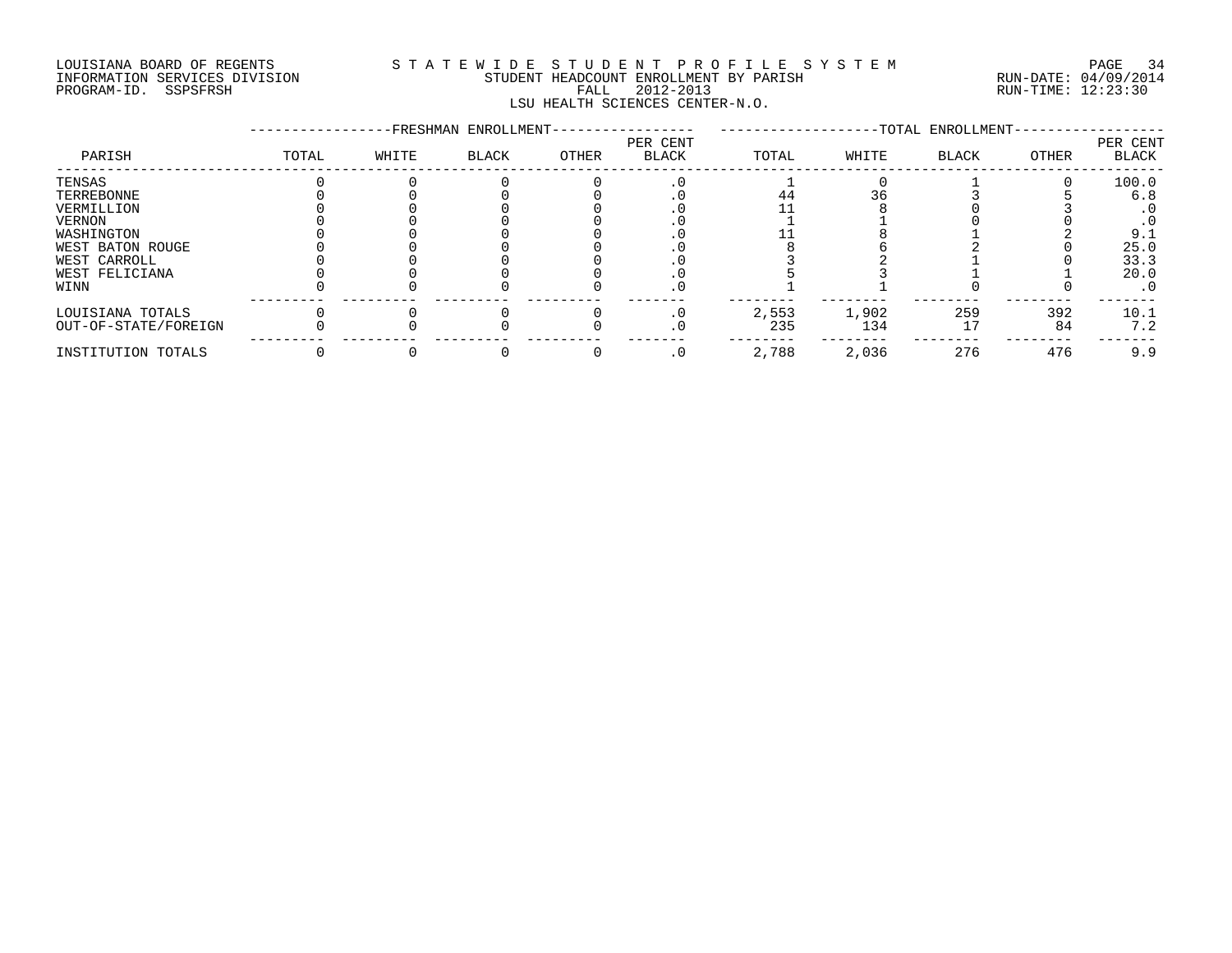LOUISIANA BOARD OF REGENTS
INFORMATION SERVICES DIVISION
PROGRAM-ID. SSPSFRSH

STATEWIDE STUDENT PROFILE SYSTEM
STUDENT HEADCOUNT ENROLLMENT BY PARISH
FALL 2012-2013
LSU HEALTH SCIENCES CENTER-N.O.

RUN-DATE: 04/09/2014
RUN-TIME: 12:23:30

| PARISH | FRESHMAN ENROLLMENT TOTAL | WHITE | BLACK | OTHER | PER CENT BLACK | TOTAL ENROLLMENT TOTAL | WHITE | BLACK | OTHER | PER CENT BLACK |
|---|---|---|---|---|---|---|---|---|---|---|
| TENSAS | 0 | 0 | 0 | 0 | .0 | 1 | 0 | 1 | 0 | 100.0 |
| TERREBONNE | 0 | 0 | 0 | 0 | .0 | 44 | 36 | 3 | 5 | 6.8 |
| VERMILLION | 0 | 0 | 0 | 0 | .0 | 11 | 8 | 0 | 3 | .0 |
| VERNON | 0 | 0 | 0 | 0 | .0 | 1 | 1 | 0 | 0 | .0 |
| WASHINGTON | 0 | 0 | 0 | 0 | .0 | 11 | 8 | 1 | 2 | 9.1 |
| WEST BATON ROUGE | 0 | 0 | 0 | 0 | .0 | 8 | 6 | 2 | 0 | 25.0 |
| WEST CARROLL | 0 | 0 | 0 | 0 | .0 | 3 | 2 | 1 | 0 | 33.3 |
| WEST FELICIANA | 0 | 0 | 0 | 0 | .0 | 5 | 3 | 1 | 1 | 20.0 |
| WINN | 0 | 0 | 0 | 0 | .0 | 1 | 1 | 0 | 0 | .0 |
| LOUISIANA TOTALS | 0 | 0 | 0 | 0 | .0 | 2,553 | 1,902 | 259 | 392 | 10.1 |
| OUT-OF-STATE/FOREIGN | 0 | 0 | 0 | 0 | .0 | 235 | 134 | 17 | 84 | 7.2 |
| INSTITUTION TOTALS | 0 | 0 | 0 | 0 | .0 | 2,788 | 2,036 | 276 | 476 | 9.9 |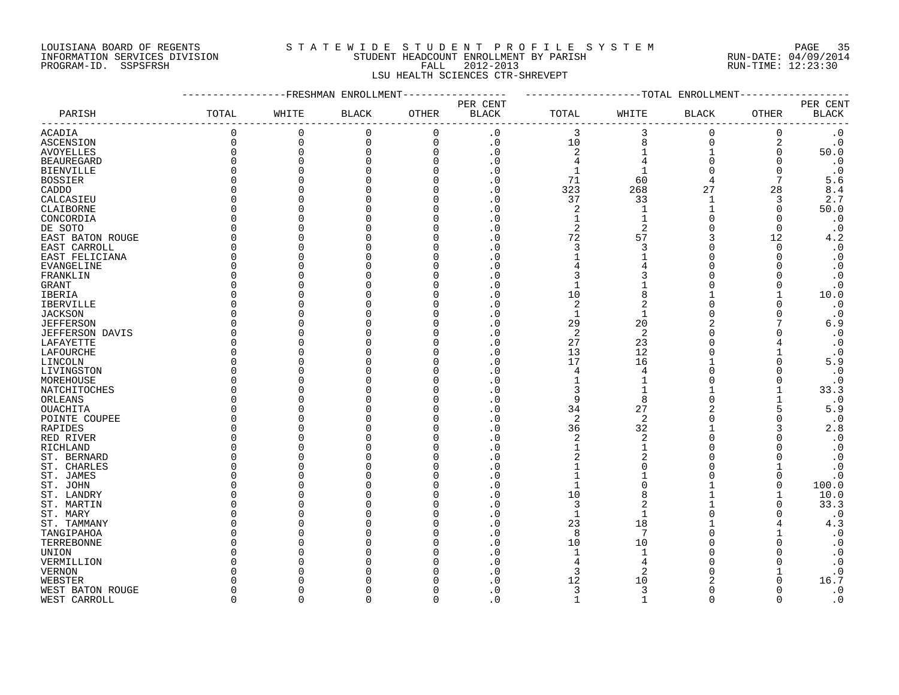LOUISIANA BOARD OF REGENTS
INFORMATION SERVICES DIVISION
PROGRAM-ID. SSPSFRSH

STATEWIDE STUDENT PROFILE SYSTEM
STUDENT HEADCOUNT ENROLLMENT BY PARISH
FALL 2012-2013
LSU HEALTH SCIENCES CTR-SHREVEPT

RUN-DATE: 04/09/2014
RUN-TIME: 12:23:30

| PARISH | FRESHMAN ENROLLMENT TOTAL | WHITE | BLACK | OTHER | PER CENT BLACK | TOTAL ENROLLMENT TOTAL | WHITE | BLACK | OTHER | PER CENT BLACK |
|---|---|---|---|---|---|---|---|---|---|---|
| ACADIA | 0 | 0 | 0 | 0 | .0 | 3 | 3 | 0 | 0 | .0 |
| ASCENSION | 0 | 0 | 0 | 0 | .0 | 10 | 8 | 0 | 2 | .0 |
| AVOYELLES | 0 | 0 | 0 | 0 | .0 | 2 | 1 | 1 | 0 | 50.0 |
| BEAUREGARD | 0 | 0 | 0 | 0 | .0 | 4 | 4 | 0 | 0 | .0 |
| BIENVILLE | 0 | 0 | 0 | 0 | .0 | 1 | 1 | 0 | 0 | .0 |
| BOSSIER | 0 | 0 | 0 | 0 | .0 | 71 | 60 | 4 | 7 | 5.6 |
| CADDO | 0 | 0 | 0 | 0 | .0 | 323 | 268 | 27 | 28 | 8.4 |
| CALCASIEU | 0 | 0 | 0 | 0 | .0 | 37 | 33 | 1 | 3 | 2.7 |
| CLAIBORNE | 0 | 0 | 0 | 0 | .0 | 2 | 1 | 1 | 0 | 50.0 |
| CONCORDIA | 0 | 0 | 0 | 0 | .0 | 1 | 1 | 0 | 0 | .0 |
| DE SOTO | 0 | 0 | 0 | 0 | .0 | 2 | 2 | 0 | 0 | .0 |
| EAST BATON ROUGE | 0 | 0 | 0 | 0 | .0 | 72 | 57 | 3 | 12 | 4.2 |
| EAST CARROLL | 0 | 0 | 0 | 0 | .0 | 3 | 3 | 0 | 0 | .0 |
| EAST FELICIANA | 0 | 0 | 0 | 0 | .0 | 1 | 1 | 0 | 0 | .0 |
| EVANGELINE | 0 | 0 | 0 | 0 | .0 | 4 | 4 | 0 | 0 | .0 |
| FRANKLIN | 0 | 0 | 0 | 0 | .0 | 3 | 3 | 0 | 0 | .0 |
| GRANT | 0 | 0 | 0 | 0 | .0 | 1 | 1 | 0 | 0 | .0 |
| IBERIA | 0 | 0 | 0 | 0 | .0 | 10 | 8 | 1 | 1 | 10.0 |
| IBERVILLE | 0 | 0 | 0 | 0 | .0 | 2 | 2 | 0 | 0 | .0 |
| JACKSON | 0 | 0 | 0 | 0 | .0 | 1 | 1 | 0 | 0 | .0 |
| JEFFERSON | 0 | 0 | 0 | 0 | .0 | 29 | 20 | 2 | 7 | 6.9 |
| JEFFERSON DAVIS | 0 | 0 | 0 | 0 | .0 | 2 | 2 | 0 | 0 | .0 |
| LAFAYETTE | 0 | 0 | 0 | 0 | .0 | 27 | 23 | 0 | 4 | .0 |
| LAFOURCHE | 0 | 0 | 0 | 0 | .0 | 13 | 12 | 0 | 1 | .0 |
| LINCOLN | 0 | 0 | 0 | 0 | .0 | 17 | 16 | 1 | 0 | 5.9 |
| LIVINGSTON | 0 | 0 | 0 | 0 | .0 | 4 | 4 | 0 | 0 | .0 |
| MOREHOUSE | 0 | 0 | 0 | 0 | .0 | 1 | 1 | 0 | 0 | .0 |
| NATCHITOCHES | 0 | 0 | 0 | 0 | .0 | 3 | 1 | 1 | 1 | 33.3 |
| ORLEANS | 0 | 0 | 0 | 0 | .0 | 9 | 8 | 0 | 1 | .0 |
| OUACHITA | 0 | 0 | 0 | 0 | .0 | 34 | 27 | 2 | 5 | 5.9 |
| POINTE COUPEE | 0 | 0 | 0 | 0 | .0 | 2 | 2 | 0 | 0 | .0 |
| RAPIDES | 0 | 0 | 0 | 0 | .0 | 36 | 32 | 1 | 3 | 2.8 |
| RED RIVER | 0 | 0 | 0 | 0 | .0 | 2 | 2 | 0 | 0 | .0 |
| RICHLAND | 0 | 0 | 0 | 0 | .0 | 1 | 1 | 0 | 0 | .0 |
| ST. BERNARD | 0 | 0 | 0 | 0 | .0 | 2 | 2 | 0 | 0 | .0 |
| ST. CHARLES | 0 | 0 | 0 | 0 | .0 | 1 | 0 | 0 | 1 | .0 |
| ST. JAMES | 0 | 0 | 0 | 0 | .0 | 1 | 1 | 0 | 0 | .0 |
| ST. JOHN | 0 | 0 | 0 | 0 | .0 | 1 | 0 | 1 | 0 | 100.0 |
| ST. LANDRY | 0 | 0 | 0 | 0 | .0 | 10 | 8 | 1 | 1 | 10.0 |
| ST. MARTIN | 0 | 0 | 0 | 0 | .0 | 3 | 2 | 1 | 0 | 33.3 |
| ST. MARY | 0 | 0 | 0 | 0 | .0 | 1 | 1 | 0 | 0 | .0 |
| ST. TAMMANY | 0 | 0 | 0 | 0 | .0 | 23 | 18 | 1 | 4 | 4.3 |
| TANGIPAHOA | 0 | 0 | 0 | 0 | .0 | 8 | 7 | 0 | 1 | .0 |
| TERREBONNE | 0 | 0 | 0 | 0 | .0 | 10 | 10 | 0 | 0 | .0 |
| UNION | 0 | 0 | 0 | 0 | .0 | 1 | 1 | 0 | 0 | .0 |
| VERMILLION | 0 | 0 | 0 | 0 | .0 | 4 | 4 | 0 | 0 | .0 |
| VERNON | 0 | 0 | 0 | 0 | .0 | 3 | 2 | 0 | 1 | .0 |
| WEBSTER | 0 | 0 | 0 | 0 | .0 | 12 | 10 | 2 | 0 | 16.7 |
| WEST BATON ROUGE | 0 | 0 | 0 | 0 | .0 | 3 | 3 | 0 | 0 | .0 |
| WEST CARROLL | 0 | 0 | 0 | 0 | .0 | 1 | 1 | 0 | 0 | .0 |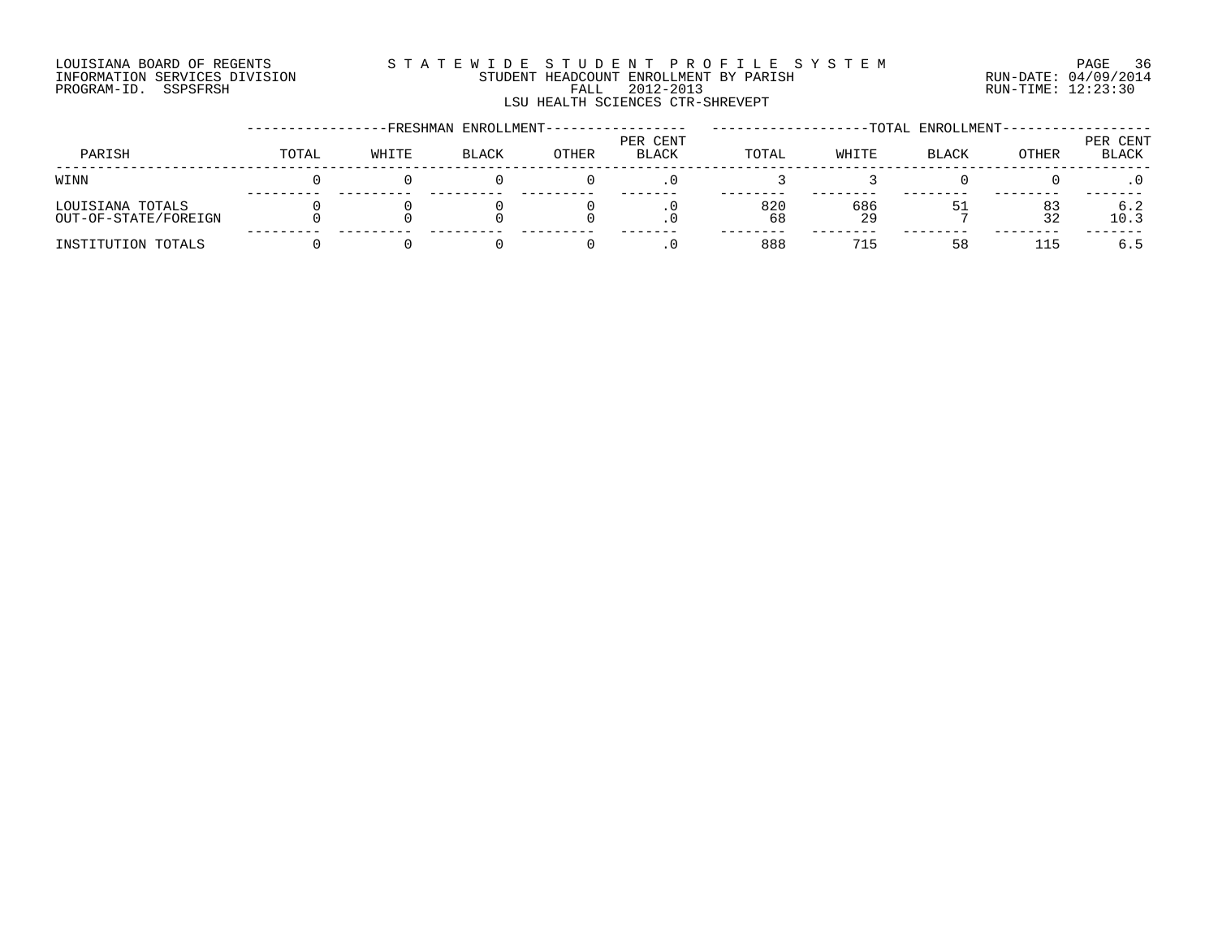LOUISIANA BOARD OF REGENTS
INFORMATION SERVICES DIVISION
PROGRAM-ID. SSPSFRSH

S T A T E W I D E  S T U D E N T  P R O F I L E  S Y S T E M
STUDENT HEADCOUNT ENROLLMENT BY PARISH
FALL 2012-2013
LSU HEALTH SCIENCES CTR-SHREVEPT

RUN-DATE: 04/09/2014
RUN-TIME: 12:23:30

| PARISH | FRESHMAN ENROLLMENT TOTAL | WHITE | BLACK | OTHER | PER CENT BLACK | TOTAL ENROLLMENT TOTAL | WHITE | BLACK | OTHER | PER CENT BLACK |
|---|---|---|---|---|---|---|---|---|---|---|
| WINN | 0 | 0 | 0 | 0 | .0 | 3 | 3 | 0 | 0 | .0 |
| LOUISIANA TOTALS | 0 | 0 | 0 | 0 | .0 | 820 | 686 | 51 | 83 | 6.2 |
| OUT-OF-STATE/FOREIGN | 0 | 0 | 0 | 0 | .0 | 68 | 29 | 7 | 32 | 10.3 |
| INSTITUTION TOTALS | 0 | 0 | 0 | 0 | .0 | 888 | 715 | 58 | 115 | 6.5 |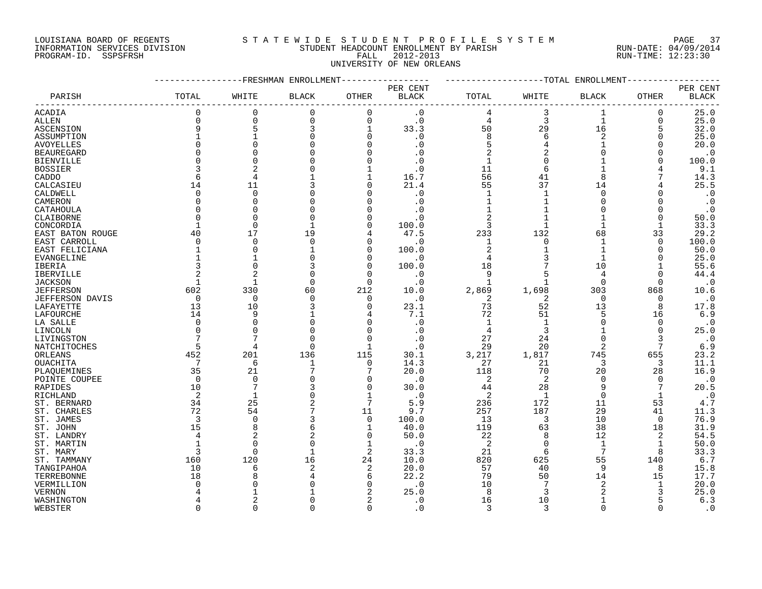LOUISIANA BOARD OF REGENTS — INFORMATION SERVICES DIVISION — PROGRAM-ID. SSPSFRSH

# STATEWIDE STUDENT PROFILE SYSTEM

## STUDENT HEADCOUNT ENROLLMENT BY PARISH

FALL 2012-2013

UNIVERSITY OF NEW ORLEANS

RUN-DATE: 04/09/2014 — RUN-TIME: 12:23:30

| PARISH | FRESHMAN ENROLLMENT TOTAL | WHITE | BLACK | OTHER | PER CENT BLACK | TOTAL ENROLLMENT TOTAL | WHITE | BLACK | OTHER | PER CENT BLACK |
|---|---|---|---|---|---|---|---|---|---|---|
| ACADIA | 0 | 0 | 0 | 0 | .0 | 4 | 3 | 1 | 0 | 25.0 |
| ALLEN | 0 | 0 | 0 | 0 | .0 | 4 | 3 | 1 | 0 | 25.0 |
| ASCENSION | 9 | 5 | 3 | 1 | 33.3 | 50 | 29 | 16 | 5 | 32.0 |
| ASSUMPTION | 1 | 1 | 0 | 0 | .0 | 8 | 6 | 2 | 0 | 25.0 |
| AVOYELLES | 0 | 0 | 0 | 0 | .0 | 5 | 4 | 1 | 0 | 20.0 |
| BEAUREGARD | 0 | 0 | 0 | 0 | .0 | 2 | 2 | 0 | 0 | .0 |
| BIENVILLE | 0 | 0 | 0 | 0 | .0 | 1 | 0 | 1 | 0 | 100.0 |
| BOSSIER | 3 | 2 | 0 | 1 | .0 | 11 | 6 | 1 | 4 | 9.1 |
| CADDO | 6 | 4 | 1 | 1 | 16.7 | 56 | 41 | 8 | 7 | 14.3 |
| CALCASIEU | 14 | 11 | 3 | 0 | 21.4 | 55 | 37 | 14 | 4 | 25.5 |
| CALDWELL | 0 | 0 | 0 | 0 | .0 | 1 | 1 | 0 | 0 | .0 |
| CAMERON | 0 | 0 | 0 | 0 | .0 | 1 | 1 | 0 | 0 | .0 |
| CATAHOULA | 0 | 0 | 0 | 0 | .0 | 1 | 1 | 0 | 0 | .0 |
| CLAIBORNE | 0 | 0 | 0 | 0 | .0 | 2 | 1 | 1 | 0 | 50.0 |
| CONCORDIA | 1 | 0 | 1 | 0 | 100.0 | 3 | 1 | 1 | 1 | 33.3 |
| EAST BATON ROUGE | 40 | 17 | 19 | 4 | 47.5 | 233 | 132 | 68 | 33 | 29.2 |
| EAST CARROLL | 0 | 0 | 0 | 0 | .0 | 1 | 0 | 1 | 0 | 100.0 |
| EAST FELICIANA | 1 | 0 | 1 | 0 | 100.0 | 2 | 1 | 1 | 0 | 50.0 |
| EVANGELINE | 1 | 1 | 0 | 0 | .0 | 4 | 3 | 1 | 0 | 25.0 |
| IBERIA | 3 | 0 | 3 | 0 | 100.0 | 18 | 7 | 10 | 1 | 55.6 |
| IBERVILLE | 2 | 2 | 0 | 0 | .0 | 9 | 5 | 4 | 0 | 44.4 |
| JACKSON | 1 | 1 | 0 | 0 | .0 | 1 | 1 | 0 | 0 | .0 |
| JEFFERSON | 602 | 330 | 60 | 212 | 10.0 | 2,869 | 1,698 | 303 | 868 | 10.6 |
| JEFFERSON DAVIS | 0 | 0 | 0 | 0 | .0 | 2 | 2 | 0 | 0 | .0 |
| LAFAYETTE | 13 | 10 | 3 | 0 | 23.1 | 73 | 52 | 13 | 8 | 17.8 |
| LAFOURCHE | 14 | 9 | 1 | 4 | 7.1 | 72 | 51 | 5 | 16 | 6.9 |
| LA SALLE | 0 | 0 | 0 | 0 | .0 | 1 | 1 | 0 | 0 | .0 |
| LINCOLN | 0 | 0 | 0 | 0 | .0 | 4 | 3 | 1 | 0 | 25.0 |
| LIVINGSTON | 7 | 7 | 0 | 0 | .0 | 27 | 24 | 0 | 3 | .0 |
| NATCHITOCHES | 5 | 4 | 0 | 1 | .0 | 29 | 20 | 2 | 7 | 6.9 |
| ORLEANS | 452 | 201 | 136 | 115 | 30.1 | 3,217 | 1,817 | 745 | 655 | 23.2 |
| OUACHITA | 7 | 6 | 1 | 0 | 14.3 | 27 | 21 | 3 | 3 | 11.1 |
| PLAQUEMINES | 35 | 21 | 7 | 7 | 20.0 | 118 | 70 | 20 | 28 | 16.9 |
| POINTE COUPEE | 0 | 0 | 0 | 0 | .0 | 2 | 2 | 0 | 0 | .0 |
| RAPIDES | 10 | 7 | 3 | 0 | 30.0 | 44 | 28 | 9 | 7 | 20.5 |
| RICHLAND | 2 | 1 | 0 | 1 | .0 | 2 | 1 | 0 | 1 | .0 |
| ST. BERNARD | 34 | 25 | 2 | 7 | 5.9 | 236 | 172 | 11 | 53 | 4.7 |
| ST. CHARLES | 72 | 54 | 7 | 11 | 9.7 | 257 | 187 | 29 | 41 | 11.3 |
| ST. JAMES | 3 | 0 | 3 | 0 | 100.0 | 13 | 3 | 10 | 0 | 76.9 |
| ST. JOHN | 15 | 8 | 6 | 1 | 40.0 | 119 | 63 | 38 | 18 | 31.9 |
| ST. LANDRY | 4 | 2 | 2 | 0 | 50.0 | 22 | 8 | 12 | 2 | 54.5 |
| ST. MARTIN | 1 | 0 | 0 | 1 | .0 | 2 | 0 | 1 | 1 | 50.0 |
| ST. MARY | 3 | 0 | 1 | 2 | 33.3 | 21 | 6 | 7 | 8 | 33.3 |
| ST. TAMMANY | 160 | 120 | 16 | 24 | 10.0 | 820 | 625 | 55 | 140 | 6.7 |
| TANGIPAHOA | 10 | 6 | 2 | 2 | 20.0 | 57 | 40 | 9 | 8 | 15.8 |
| TERREBONNE | 18 | 8 | 4 | 6 | 22.2 | 79 | 50 | 14 | 15 | 17.7 |
| VERMILLION | 0 | 0 | 0 | 0 | .0 | 10 | 7 | 2 | 1 | 20.0 |
| VERNON | 4 | 1 | 1 | 2 | 25.0 | 8 | 3 | 2 | 3 | 25.0 |
| WASHINGTON | 4 | 2 | 0 | 2 | .0 | 16 | 10 | 1 | 5 | 6.3 |
| WEBSTER | 0 | 0 | 0 | 0 | .0 | 3 | 3 | 0 | 0 | .0 |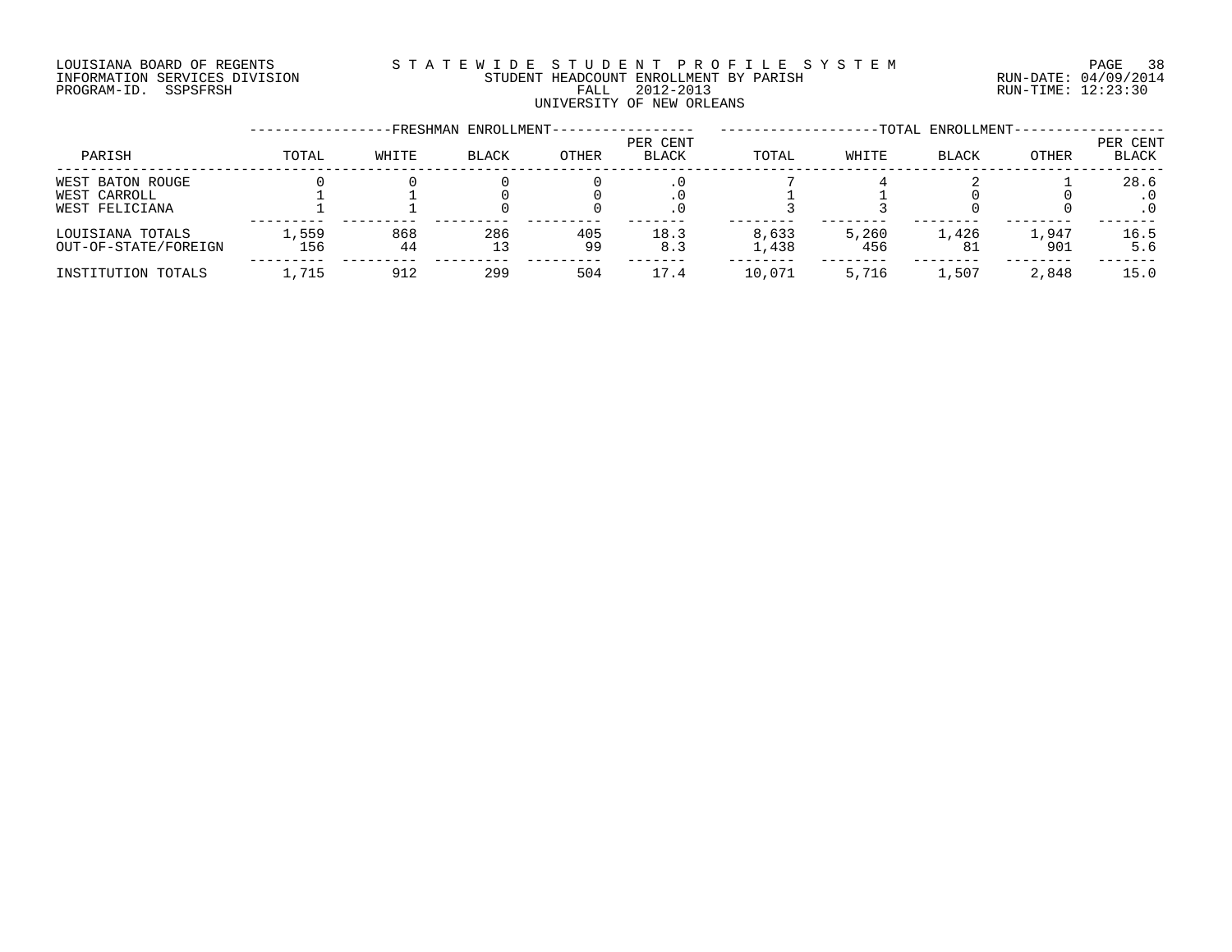LOUISIANA BOARD OF REGENTS
INFORMATION SERVICES DIVISION
PROGRAM-ID. SSPSFRSH

STATEWIDE STUDENT PROFILE SYSTEM
STUDENT HEADCOUNT ENROLLMENT BY PARISH
FALL 2012-2013
UNIVERSITY OF NEW ORLEANS

RUN-DATE: 04/09/2014
RUN-TIME: 12:23:30

| PARISH | FRESHMAN ENROLLMENT TOTAL | WHITE | BLACK | OTHER | PER CENT BLACK | TOTAL ENROLLMENT TOTAL | WHITE | BLACK | OTHER | PER CENT BLACK |
|---|---|---|---|---|---|---|---|---|---|---|
| WEST BATON ROUGE | 0 | 0 | 0 | 0 | .0 | 7 | 4 | 2 | 1 | 28.6 |
| WEST CARROLL | 1 | 1 | 0 | 0 | .0 | 1 | 1 | 0 | 0 | .0 |
| WEST FELICIANA | 1 | 1 | 0 | 0 | .0 | 3 | 3 | 0 | 0 | .0 |
| LOUISIANA TOTALS | 1,559 | 868 | 286 | 405 | 18.3 | 8,633 | 5,260 | 1,426 | 1,947 | 16.5 |
| OUT-OF-STATE/FOREIGN | 156 | 44 | 13 | 99 | 8.3 | 1,438 | 456 | 81 | 901 | 5.6 |
| INSTITUTION TOTALS | 1,715 | 912 | 299 | 504 | 17.4 | 10,071 | 5,716 | 1,507 | 2,848 | 15.0 |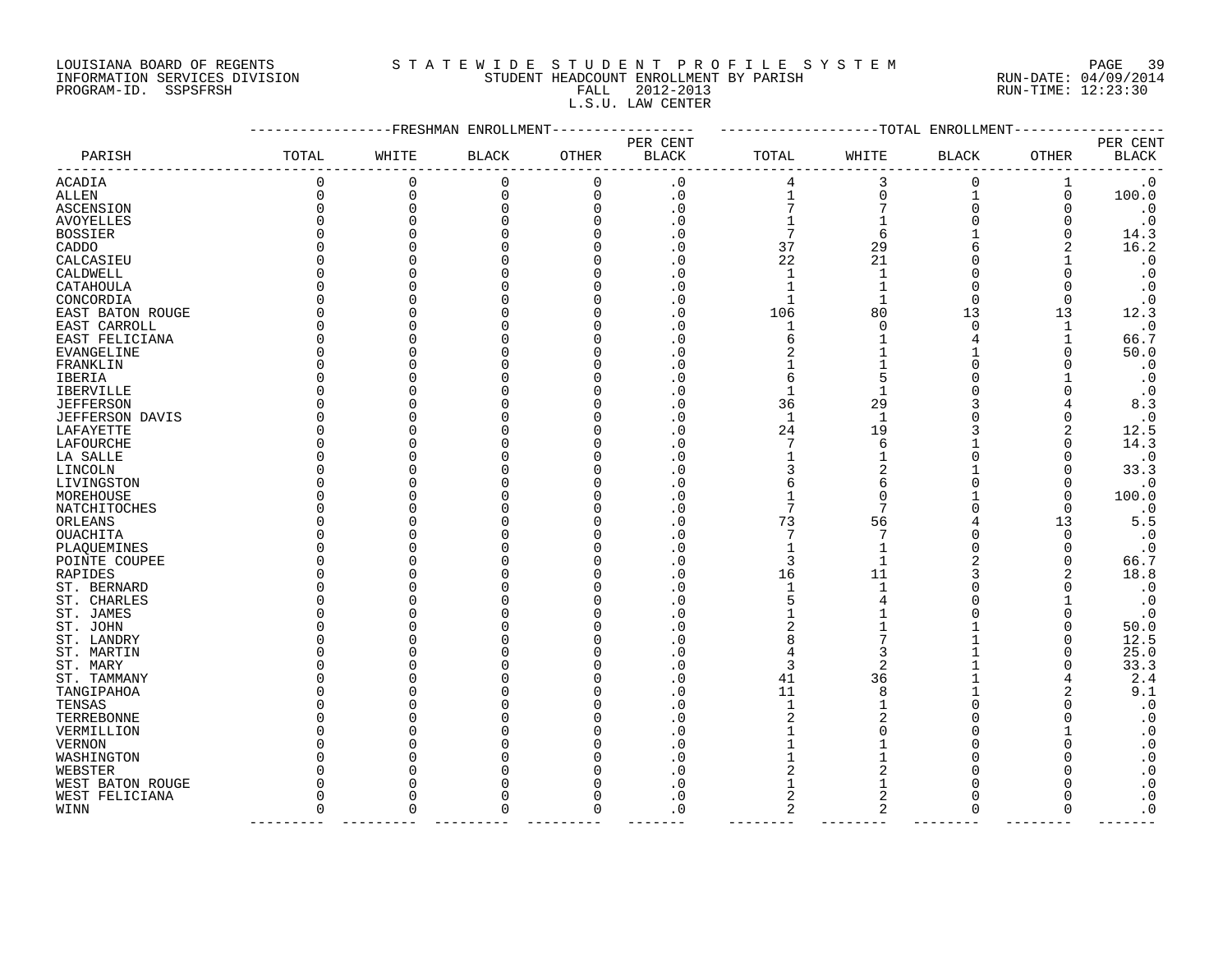LOUISIANA BOARD OF REGENTS
INFORMATION SERVICES DIVISION
PROGRAM-ID. SSPSFRSH

S T A T E W I D E S T U D E N T P R O F I L E S Y S T E M
STUDENT HEADCOUNT ENROLLMENT BY PARISH
FALL 2012-2013
L.S.U. LAW CENTER

RUN-DATE: 04/09/2014
RUN-TIME: 12:23:30

| PARISH | FRESHMAN ENROLLMENT TOTAL | WHITE | BLACK | OTHER | PER CENT BLACK | TOTAL ENROLLMENT TOTAL | WHITE | BLACK | OTHER | PER CENT BLACK |
|---|---|---|---|---|---|---|---|---|---|---|
| ACADIA | 0 | 0 | 0 | 0 | .0 | 4 | 3 | 0 | 1 | .0 |
| ALLEN | 0 | 0 | 0 | 0 | .0 | 1 | 0 | 1 | 0 | 100.0 |
| ASCENSION | 0 | 0 | 0 | 0 | .0 | 7 | 7 | 0 | 0 | .0 |
| AVOYELLES | 0 | 0 | 0 | 0 | .0 | 1 | 1 | 0 | 0 | .0 |
| BOSSIER | 0 | 0 | 0 | 0 | .0 | 7 | 6 | 1 | 0 | 14.3 |
| CADDO | 0 | 0 | 0 | 0 | .0 | 37 | 29 | 6 | 2 | 16.2 |
| CALCASIEU | 0 | 0 | 0 | 0 | .0 | 22 | 21 | 0 | 1 | .0 |
| CALDWELL | 0 | 0 | 0 | 0 | .0 | 1 | 1 | 0 | 0 | .0 |
| CATAHOULA | 0 | 0 | 0 | 0 | .0 | 1 | 1 | 0 | 0 | .0 |
| CONCORDIA | 0 | 0 | 0 | 0 | .0 | 1 | 1 | 0 | 0 | .0 |
| EAST BATON ROUGE | 0 | 0 | 0 | 0 | .0 | 106 | 80 | 13 | 13 | 12.3 |
| EAST CARROLL | 0 | 0 | 0 | 0 | .0 | 1 | 0 | 0 | 1 | .0 |
| EAST FELICIANA | 0 | 0 | 0 | 0 | .0 | 6 | 1 | 4 | 1 | 66.7 |
| EVANGELINE | 0 | 0 | 0 | 0 | .0 | 2 | 1 | 1 | 0 | 50.0 |
| FRANKLIN | 0 | 0 | 0 | 0 | .0 | 1 | 1 | 0 | 0 | .0 |
| IBERIA | 0 | 0 | 0 | 0 | .0 | 6 | 5 | 0 | 1 | .0 |
| IBERVILLE | 0 | 0 | 0 | 0 | .0 | 1 | 1 | 0 | 0 | .0 |
| JEFFERSON | 0 | 0 | 0 | 0 | .0 | 36 | 29 | 3 | 4 | 8.3 |
| JEFFERSON DAVIS | 0 | 0 | 0 | 0 | .0 | 1 | 1 | 0 | 0 | .0 |
| LAFAYETTE | 0 | 0 | 0 | 0 | .0 | 24 | 19 | 3 | 2 | 12.5 |
| LAFOURCHE | 0 | 0 | 0 | 0 | .0 | 7 | 6 | 1 | 0 | 14.3 |
| LA SALLE | 0 | 0 | 0 | 0 | .0 | 1 | 1 | 0 | 0 | .0 |
| LINCOLN | 0 | 0 | 0 | 0 | .0 | 3 | 2 | 1 | 0 | 33.3 |
| LIVINGSTON | 0 | 0 | 0 | 0 | .0 | 6 | 6 | 0 | 0 | .0 |
| MOREHOUSE | 0 | 0 | 0 | 0 | .0 | 1 | 0 | 1 | 0 | 100.0 |
| NATCHITOCHES | 0 | 0 | 0 | 0 | .0 | 7 | 7 | 0 | 0 | .0 |
| ORLEANS | 0 | 0 | 0 | 0 | .0 | 73 | 56 | 4 | 13 | 5.5 |
| OUACHITA | 0 | 0 | 0 | 0 | .0 | 7 | 7 | 0 | 0 | .0 |
| PLAQUEMINES | 0 | 0 | 0 | 0 | .0 | 1 | 1 | 0 | 0 | .0 |
| POINTE COUPEE | 0 | 0 | 0 | 0 | .0 | 3 | 1 | 2 | 0 | 66.7 |
| RAPIDES | 0 | 0 | 0 | 0 | .0 | 16 | 11 | 3 | 2 | 18.8 |
| ST. BERNARD | 0 | 0 | 0 | 0 | .0 | 1 | 1 | 0 | 0 | .0 |
| ST. CHARLES | 0 | 0 | 0 | 0 | .0 | 5 | 4 | 0 | 1 | .0 |
| ST. JAMES | 0 | 0 | 0 | 0 | .0 | 1 | 1 | 0 | 0 | .0 |
| ST. JOHN | 0 | 0 | 0 | 0 | .0 | 2 | 1 | 1 | 0 | 50.0 |
| ST. LANDRY | 0 | 0 | 0 | 0 | .0 | 8 | 7 | 1 | 0 | 12.5 |
| ST. MARTIN | 0 | 0 | 0 | 0 | .0 | 4 | 3 | 1 | 0 | 25.0 |
| ST. MARY | 0 | 0 | 0 | 0 | .0 | 3 | 2 | 1 | 0 | 33.3 |
| ST. TAMMANY | 0 | 0 | 0 | 0 | .0 | 41 | 36 | 1 | 4 | 2.4 |
| TANGIPAHOA | 0 | 0 | 0 | 0 | .0 | 11 | 8 | 1 | 2 | 9.1 |
| TENSAS | 0 | 0 | 0 | 0 | .0 | 1 | 1 | 0 | 0 | .0 |
| TERREBONNE | 0 | 0 | 0 | 0 | .0 | 2 | 2 | 0 | 0 | .0 |
| VERMILLION | 0 | 0 | 0 | 0 | .0 | 1 | 0 | 0 | 1 | .0 |
| VERNON | 0 | 0 | 0 | 0 | .0 | 1 | 1 | 0 | 0 | .0 |
| WASHINGTON | 0 | 0 | 0 | 0 | .0 | 1 | 1 | 0 | 0 | .0 |
| WEBSTER | 0 | 0 | 0 | 0 | .0 | 2 | 2 | 0 | 0 | .0 |
| WEST BATON ROUGE | 0 | 0 | 0 | 0 | .0 | 1 | 1 | 0 | 0 | .0 |
| WEST FELICIANA | 0 | 0 | 0 | 0 | .0 | 2 | 2 | 0 | 0 | .0 |
| WINN | 0 | 0 | 0 | 0 | .0 | 2 | 2 | 0 | 0 | .0 |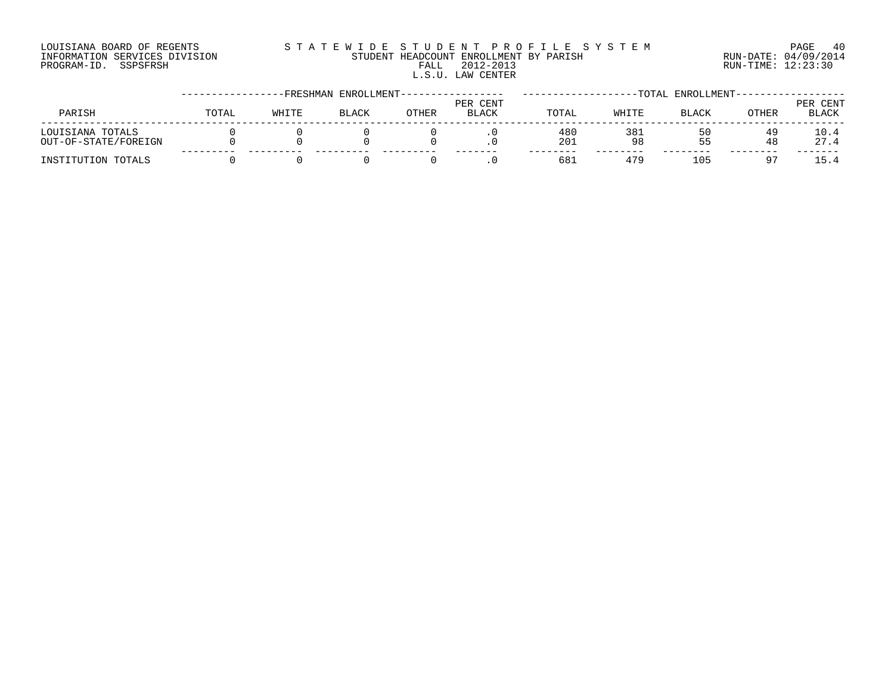LOUISIANA BOARD OF REGENTS
INFORMATION SERVICES DIVISION
PROGRAM-ID. SSPSFRSH

STATEWIDE STUDENT PROFILE SYSTEM
STUDENT HEADCOUNT ENROLLMENT BY PARISH
FALL 2012-2013
L.S.U. LAW CENTER

RUN-DATE: 04/09/2014
RUN-TIME: 12:23:30

| PARISH | FRESHMAN ENROLLMENT | | | | | TOTAL ENROLLMENT | | | | |
|---|---|---|---|---|---|---|---|---|---|---|
| | TOTAL | WHITE | BLACK | OTHER | PER CENT BLACK | TOTAL | WHITE | BLACK | OTHER | PER CENT BLACK |
| LOUISIANA TOTALS | 0 | 0 | 0 | 0 | .0 | 480 | 381 | 50 | 49 | 10.4 |
| OUT-OF-STATE/FOREIGN | 0 | 0 | 0 | 0 | .0 | 201 | 98 | 55 | 48 | 27.4 |
| INSTITUTION TOTALS | 0 | 0 | 0 | 0 | .0 | 681 | 479 | 105 | 97 | 15.4 |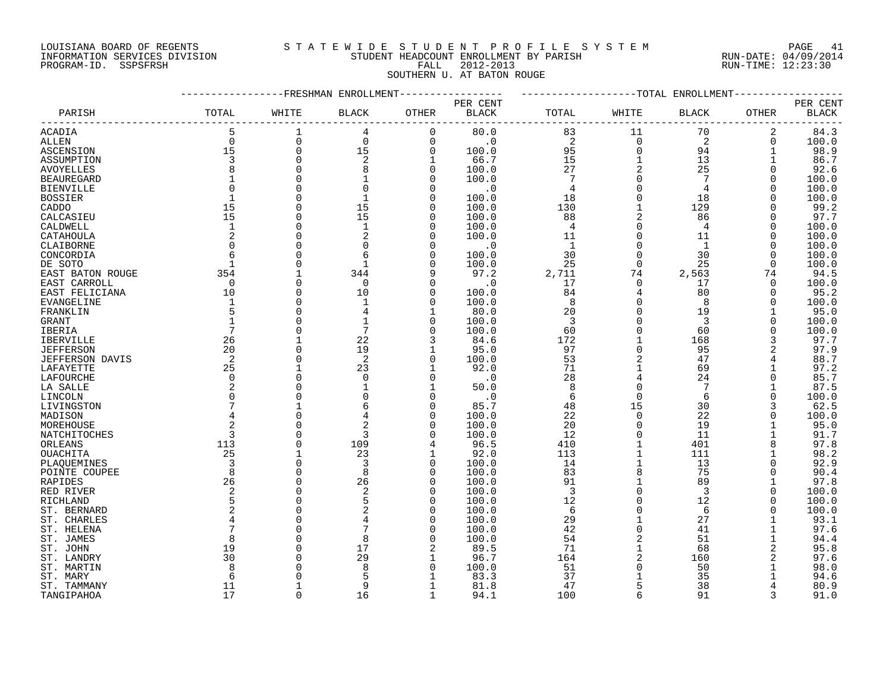LOUISIANA BOARD OF REGENTS
INFORMATION SERVICES DIVISION
PROGRAM-ID. SSPSFRSH

STATEWIDE STUDENT PROFILE SYSTEM
STUDENT HEADCOUNT ENROLLMENT BY PARISH
FALL 2012-2013
SOUTHERN U. AT BATON ROUGE

RUN-DATE: 04/09/2014
RUN-TIME: 12:23:30

| PARISH | FRESHMAN ENROLLMENT TOTAL | WHITE | BLACK | OTHER | PER CENT BLACK | TOTAL ENROLLMENT TOTAL | WHITE | BLACK | OTHER | PER CENT BLACK |
|---|---|---|---|---|---|---|---|---|---|---|
| ACADIA | 5 | 1 | 4 | 0 | 80.0 | 83 | 11 | 70 | 2 | 84.3 |
| ALLEN | 0 | 0 | 0 | 0 | .0 | 2 | 0 | 2 | 0 | 100.0 |
| ASCENSION | 15 | 0 | 15 | 0 | 100.0 | 95 | 0 | 94 | 1 | 98.9 |
| ASSUMPTION | 3 | 0 | 2 | 1 | 66.7 | 15 | 1 | 13 | 1 | 86.7 |
| AVOYELLES | 8 | 0 | 8 | 0 | 100.0 | 27 | 2 | 25 | 0 | 92.6 |
| BEAUREGARD | 1 | 0 | 1 | 0 | 100.0 | 7 | 0 | 7 | 0 | 100.0 |
| BIENVILLE | 0 | 0 | 0 | 0 | .0 | 4 | 0 | 4 | 0 | 100.0 |
| BOSSIER | 1 | 0 | 1 | 0 | 100.0 | 18 | 0 | 18 | 0 | 100.0 |
| CADDO | 15 | 0 | 15 | 0 | 100.0 | 130 | 1 | 129 | 0 | 99.2 |
| CALCASIEU | 15 | 0 | 15 | 0 | 100.0 | 88 | 2 | 86 | 0 | 97.7 |
| CALDWELL | 1 | 0 | 1 | 0 | 100.0 | 4 | 0 | 4 | 0 | 100.0 |
| CATAHOULA | 2 | 0 | 2 | 0 | 100.0 | 11 | 0 | 11 | 0 | 100.0 |
| CLAIBORNE | 0 | 0 | 0 | 0 | .0 | 1 | 0 | 1 | 0 | 100.0 |
| CONCORDIA | 6 | 0 | 6 | 0 | 100.0 | 30 | 0 | 30 | 0 | 100.0 |
| DE SOTO | 1 | 0 | 1 | 0 | 100.0 | 25 | 0 | 25 | 0 | 100.0 |
| EAST BATON ROUGE | 354 | 1 | 344 | 9 | 97.2 | 2,711 | 74 | 2,563 | 74 | 94.5 |
| EAST CARROLL | 0 | 0 | 0 | 0 | .0 | 17 | 0 | 17 | 0 | 100.0 |
| EAST FELICIANA | 10 | 0 | 10 | 0 | 100.0 | 84 | 4 | 80 | 0 | 95.2 |
| EVANGELINE | 1 | 0 | 1 | 0 | 100.0 | 8 | 0 | 8 | 0 | 100.0 |
| FRANKLIN | 5 | 0 | 4 | 1 | 80.0 | 20 | 0 | 19 | 1 | 95.0 |
| GRANT | 1 | 0 | 1 | 0 | 100.0 | 3 | 0 | 3 | 0 | 100.0 |
| IBERIA | 7 | 0 | 7 | 0 | 100.0 | 60 | 0 | 60 | 0 | 100.0 |
| IBERVILLE | 26 | 1 | 22 | 3 | 84.6 | 172 | 1 | 168 | 3 | 97.7 |
| JEFFERSON | 20 | 0 | 19 | 1 | 95.0 | 97 | 0 | 95 | 2 | 97.9 |
| JEFFERSON DAVIS | 2 | 0 | 2 | 0 | 100.0 | 53 | 2 | 47 | 4 | 88.7 |
| LAFAYETTE | 25 | 1 | 23 | 1 | 92.0 | 71 | 1 | 69 | 1 | 97.2 |
| LAFOURCHE | 0 | 0 | 0 | 0 | .0 | 28 | 4 | 24 | 0 | 85.7 |
| LA SALLE | 2 | 0 | 1 | 1 | 50.0 | 8 | 0 | 7 | 1 | 87.5 |
| LINCOLN | 0 | 0 | 0 | 0 | .0 | 6 | 0 | 6 | 0 | 100.0 |
| LIVINGSTON | 7 | 1 | 6 | 0 | 85.7 | 48 | 15 | 30 | 3 | 62.5 |
| MADISON | 4 | 0 | 4 | 0 | 100.0 | 22 | 0 | 22 | 0 | 100.0 |
| MOREHOUSE | 2 | 0 | 2 | 0 | 100.0 | 20 | 0 | 19 | 1 | 95.0 |
| NATCHITOCHES | 3 | 0 | 3 | 0 | 100.0 | 12 | 0 | 11 | 1 | 91.7 |
| ORLEANS | 113 | 0 | 109 | 4 | 96.5 | 410 | 1 | 401 | 8 | 97.8 |
| OUACHITA | 25 | 1 | 23 | 1 | 92.0 | 113 | 1 | 111 | 1 | 98.2 |
| PLAQUEMINES | 3 | 0 | 3 | 0 | 100.0 | 14 | 1 | 13 | 0 | 92.9 |
| POINTE COUPEE | 8 | 0 | 8 | 0 | 100.0 | 83 | 8 | 75 | 0 | 90.4 |
| RAPIDES | 26 | 0 | 26 | 0 | 100.0 | 91 | 1 | 89 | 1 | 97.8 |
| RED RIVER | 2 | 0 | 2 | 0 | 100.0 | 3 | 0 | 3 | 0 | 100.0 |
| RICHLAND | 5 | 0 | 5 | 0 | 100.0 | 12 | 0 | 12 | 0 | 100.0 |
| ST. BERNARD | 2 | 0 | 2 | 0 | 100.0 | 6 | 0 | 6 | 0 | 100.0 |
| ST. CHARLES | 4 | 0 | 4 | 0 | 100.0 | 29 | 1 | 27 | 1 | 93.1 |
| ST. HELENA | 7 | 0 | 7 | 0 | 100.0 | 42 | 0 | 41 | 1 | 97.6 |
| ST. JAMES | 8 | 0 | 8 | 0 | 100.0 | 54 | 2 | 51 | 1 | 94.4 |
| ST. JOHN | 19 | 0 | 17 | 2 | 89.5 | 71 | 1 | 68 | 2 | 95.8 |
| ST. LANDRY | 30 | 0 | 29 | 1 | 96.7 | 164 | 2 | 160 | 2 | 97.6 |
| ST. MARTIN | 8 | 0 | 8 | 0 | 100.0 | 51 | 0 | 50 | 1 | 98.0 |
| ST. MARY | 6 | 0 | 5 | 1 | 83.3 | 37 | 1 | 35 | 1 | 94.6 |
| ST. TAMMANY | 11 | 1 | 9 | 1 | 81.8 | 47 | 5 | 38 | 4 | 80.9 |
| TANGIPAHOA | 17 | 0 | 16 | 1 | 94.1 | 100 | 6 | 91 | 3 | 91.0 |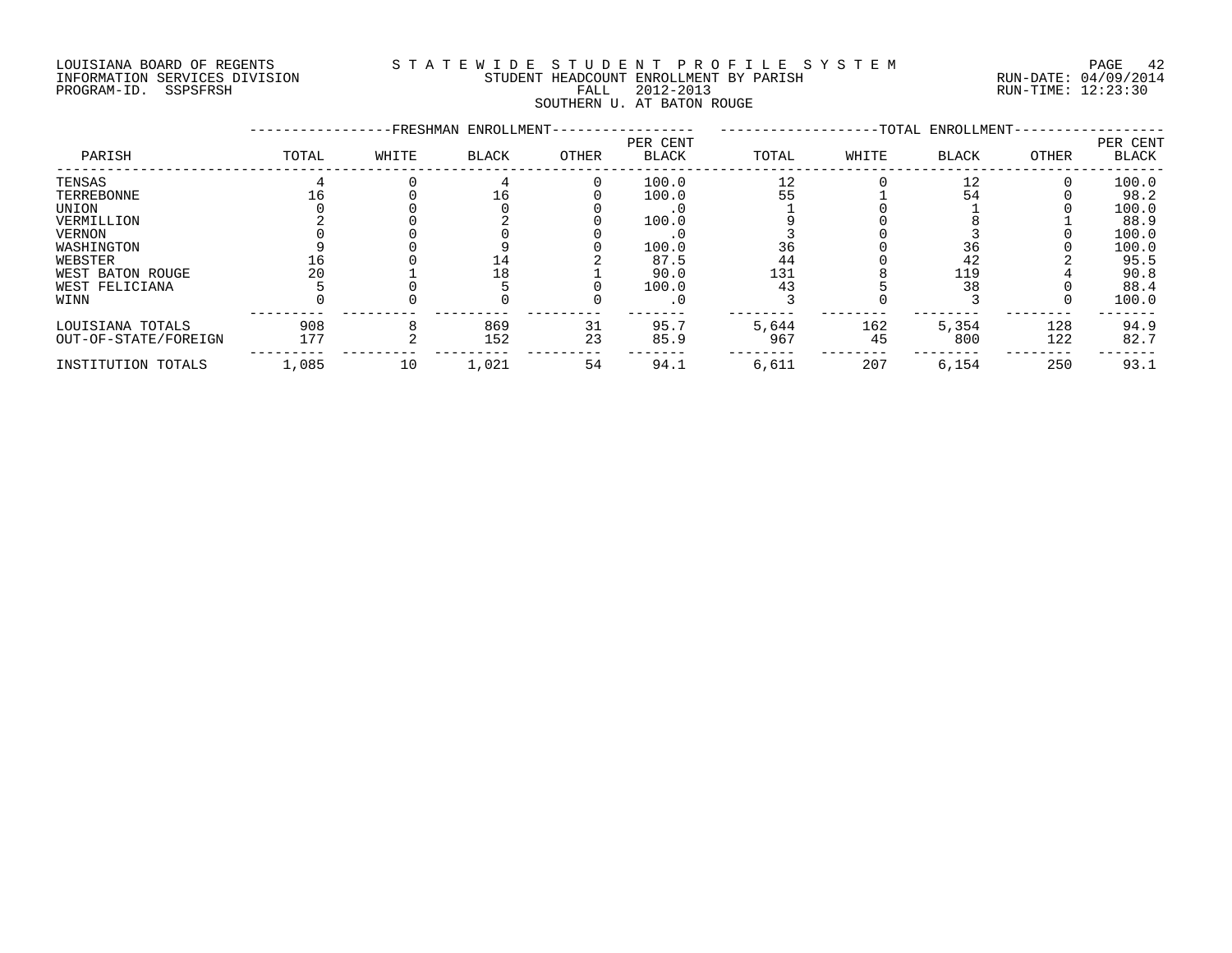LOUISIANA BOARD OF REGENTS
INFORMATION SERVICES DIVISION
PROGRAM-ID. SSPSFRSH

STATEWIDE STUDENT PROFILE SYSTEM
STUDENT HEADCOUNT ENROLLMENT BY PARISH
FALL 2012-2013
SOUTHERN U. AT BATON ROUGE

RUN-DATE: 04/09/2014
RUN-TIME: 12:23:30

| PARISH | FRESHMAN ENROLLMENT | | | | | TOTAL ENROLLMENT | | | | |
|---|---|---|---|---|---|---|---|---|---|---|
| | TOTAL | WHITE | BLACK | OTHER | PER CENT BLACK | TOTAL | WHITE | BLACK | OTHER | PER CENT BLACK |
| TENSAS | 4 | 0 | 4 | 0 | 100.0 | 12 | 0 | 12 | 0 | 100.0 |
| TERREBONNE | 16 | 0 | 16 | 0 | 100.0 | 55 | 1 | 54 | 0 | 98.2 |
| UNION | 0 | 0 | 0 | 0 | .0 | 1 | 0 | 1 | 0 | 100.0 |
| VERMILLION | 2 | 0 | 2 | 0 | 100.0 | 9 | 0 | 8 | 1 | 88.9 |
| VERNON | 0 | 0 | 0 | 0 | .0 | 3 | 0 | 3 | 0 | 100.0 |
| WASHINGTON | 9 | 0 | 9 | 0 | 100.0 | 36 | 0 | 36 | 0 | 100.0 |
| WEBSTER | 16 | 0 | 14 | 2 | 87.5 | 44 | 0 | 42 | 2 | 95.5 |
| WEST BATON ROUGE | 20 | 1 | 18 | 1 | 90.0 | 131 | 8 | 119 | 4 | 90.8 |
| WEST FELICIANA | 5 | 0 | 5 | 0 | 100.0 | 43 | 5 | 38 | 0 | 88.4 |
| WINN | 0 | 0 | 0 | 0 | .0 | 3 | 0 | 3 | 0 | 100.0 |
| LOUISIANA TOTALS | 908 | 8 | 869 | 31 | 95.7 | 5,644 | 162 | 5,354 | 128 | 94.9 |
| OUT-OF-STATE/FOREIGN | 177 | 2 | 152 | 23 | 85.9 | 967 | 45 | 800 | 122 | 82.7 |
| INSTITUTION TOTALS | 1,085 | 10 | 1,021 | 54 | 94.1 | 6,611 | 207 | 6,154 | 250 | 93.1 |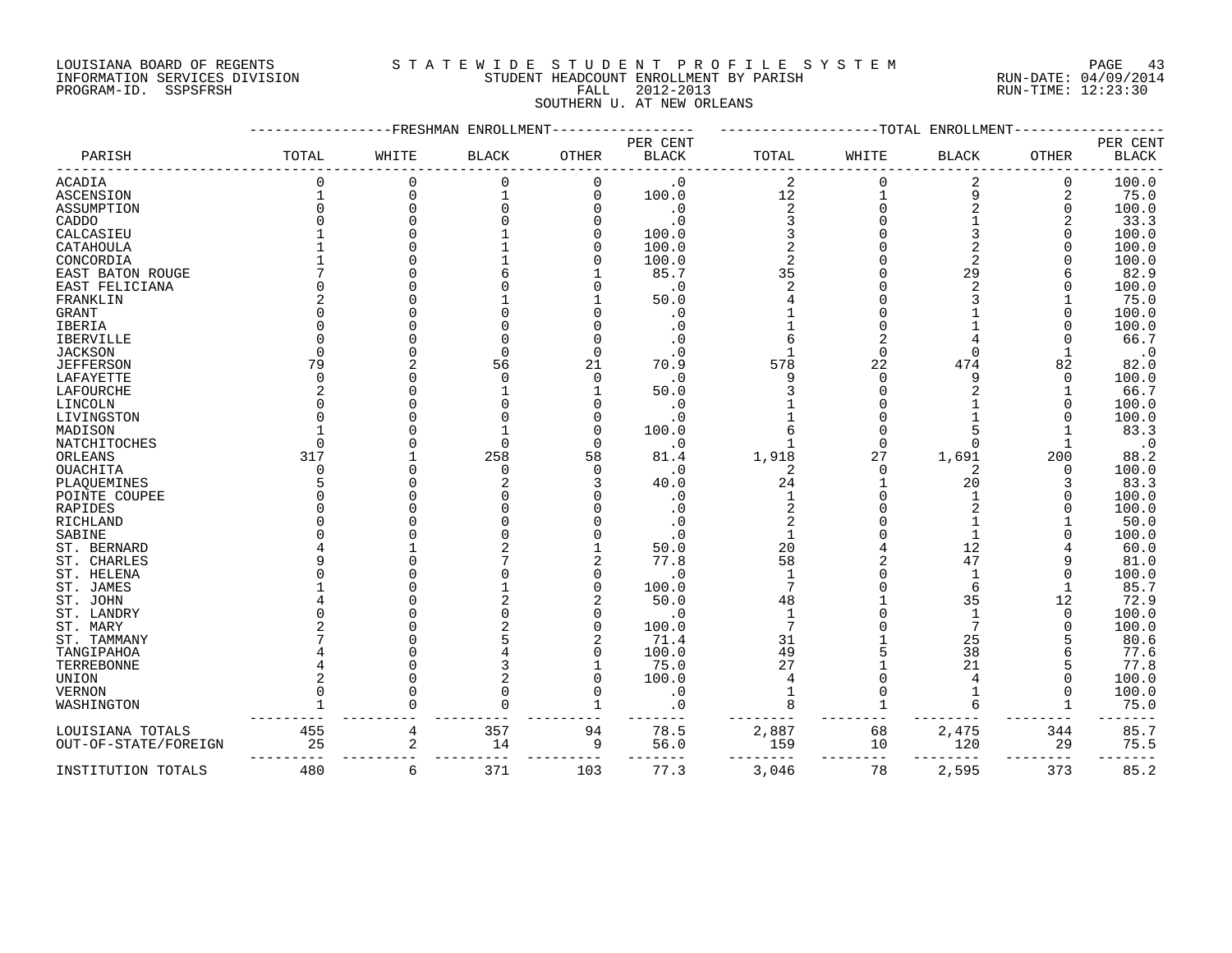LOUISIANA BOARD OF REGENTS
INFORMATION SERVICES DIVISION
PROGRAM-ID. SSPSFRSH

# S T A T E W I D E S T U D E N T P R O F I L E S Y S T E M

## STUDENT HEADCOUNT ENROLLMENT BY PARISH

FALL 2012-2013

SOUTHERN U. AT NEW ORLEANS

RUN-DATE: 04/09/2014
RUN-TIME: 12:23:30

| PARISH | FRESHMAN ENROLLMENT TOTAL | WHITE | BLACK | OTHER | PER CENT BLACK | TOTAL ENROLLMENT TOTAL | WHITE | BLACK | OTHER | PER CENT BLACK |
|---|---|---|---|---|---|---|---|---|---|---|
| ACADIA | 0 | 0 | 0 | 0 | .0 | 2 | 0 | 2 | 0 | 100.0 |
| ASCENSION | 1 | 0 | 1 | 0 | 100.0 | 12 | 1 | 9 | 2 | 75.0 |
| ASSUMPTION | 0 | 0 | 0 | 0 | .0 | 2 | 0 | 2 | 0 | 100.0 |
| CADDO | 0 | 0 | 0 | 0 | .0 | 3 | 0 | 1 | 2 | 33.3 |
| CALCASIEU | 1 | 0 | 1 | 0 | 100.0 | 3 | 0 | 3 | 0 | 100.0 |
| CATAHOULA | 1 | 0 | 1 | 0 | 100.0 | 2 | 0 | 2 | 0 | 100.0 |
| CONCORDIA | 1 | 0 | 1 | 0 | 100.0 | 2 | 0 | 2 | 0 | 100.0 |
| EAST BATON ROUGE | 7 | 0 | 6 | 1 | 85.7 | 35 | 0 | 29 | 6 | 82.9 |
| EAST FELICIANA | 0 | 0 | 0 | 0 | .0 | 2 | 0 | 2 | 0 | 100.0 |
| FRANKLIN | 2 | 0 | 1 | 1 | 50.0 | 4 | 0 | 3 | 1 | 75.0 |
| GRANT | 0 | 0 | 0 | 0 | .0 | 1 | 0 | 1 | 0 | 100.0 |
| IBERIA | 0 | 0 | 0 | 0 | .0 | 1 | 0 | 1 | 0 | 100.0 |
| IBERVILLE | 0 | 0 | 0 | 0 | .0 | 6 | 2 | 4 | 0 | 66.7 |
| JACKSON | 0 | 0 | 0 | 0 | .0 | 1 | 0 | 0 | 1 | .0 |
| JEFFERSON | 79 | 2 | 56 | 21 | 70.9 | 578 | 22 | 474 | 82 | 82.0 |
| LAFAYETTE | 0 | 0 | 0 | 0 | .0 | 9 | 0 | 9 | 0 | 100.0 |
| LAFOURCHE | 2 | 0 | 1 | 1 | 50.0 | 3 | 0 | 2 | 1 | 66.7 |
| LINCOLN | 0 | 0 | 0 | 0 | .0 | 1 | 0 | 1 | 0 | 100.0 |
| LIVINGSTON | 0 | 0 | 0 | 0 | .0 | 1 | 0 | 1 | 0 | 100.0 |
| MADISON | 1 | 0 | 1 | 0 | 100.0 | 6 | 0 | 5 | 1 | 83.3 |
| NATCHITOCHES | 0 | 0 | 0 | 0 | .0 | 1 | 0 | 0 | 1 | .0 |
| ORLEANS | 317 | 1 | 258 | 58 | 81.4 | 1,918 | 27 | 1,691 | 200 | 88.2 |
| OUACHITA | 0 | 0 | 0 | 0 | .0 | 2 | 0 | 2 | 0 | 100.0 |
| PLAQUEMINES | 5 | 0 | 2 | 3 | 40.0 | 24 | 1 | 20 | 3 | 83.3 |
| POINTE COUPEE | 0 | 0 | 0 | 0 | .0 | 1 | 0 | 1 | 0 | 100.0 |
| RAPIDES | 0 | 0 | 0 | 0 | .0 | 2 | 0 | 2 | 0 | 100.0 |
| RICHLAND | 0 | 0 | 0 | 0 | .0 | 2 | 0 | 1 | 1 | 50.0 |
| SABINE | 0 | 0 | 0 | 0 | .0 | 1 | 0 | 1 | 0 | 100.0 |
| ST. BERNARD | 4 | 1 | 2 | 1 | 50.0 | 20 | 4 | 12 | 4 | 60.0 |
| ST. CHARLES | 9 | 0 | 7 | 2 | 77.8 | 58 | 2 | 47 | 9 | 81.0 |
| ST. HELENA | 0 | 0 | 0 | 0 | .0 | 1 | 0 | 1 | 0 | 100.0 |
| ST. JAMES | 1 | 0 | 1 | 0 | 100.0 | 7 | 0 | 6 | 1 | 85.7 |
| ST. JOHN | 4 | 0 | 2 | 2 | 50.0 | 48 | 1 | 35 | 12 | 72.9 |
| ST. LANDRY | 0 | 0 | 0 | 0 | .0 | 1 | 0 | 1 | 0 | 100.0 |
| ST. MARY | 2 | 0 | 2 | 0 | 100.0 | 7 | 0 | 7 | 0 | 100.0 |
| ST. TAMMANY | 7 | 0 | 5 | 2 | 71.4 | 31 | 1 | 25 | 5 | 80.6 |
| TANGIPAHOA | 4 | 0 | 4 | 0 | 100.0 | 49 | 5 | 38 | 6 | 77.6 |
| TERREBONNE | 4 | 0 | 3 | 1 | 75.0 | 27 | 1 | 21 | 5 | 77.8 |
| UNION | 2 | 0 | 2 | 0 | 100.0 | 4 | 0 | 4 | 0 | 100.0 |
| VERNON | 0 | 0 | 0 | 0 | .0 | 1 | 0 | 1 | 0 | 100.0 |
| WASHINGTON | 1 | 0 | 0 | 1 | .0 | 8 | 1 | 6 | 1 | 75.0 |
| LOUISIANA TOTALS | 455 | 4 | 357 | 94 | 78.5 | 2,887 | 68 | 2,475 | 344 | 85.7 |
| OUT-OF-STATE/FOREIGN | 25 | 2 | 14 | 9 | 56.0 | 159 | 10 | 120 | 29 | 75.5 |
| INSTITUTION TOTALS | 480 | 6 | 371 | 103 | 77.3 | 3,046 | 78 | 2,595 | 373 | 85.2 |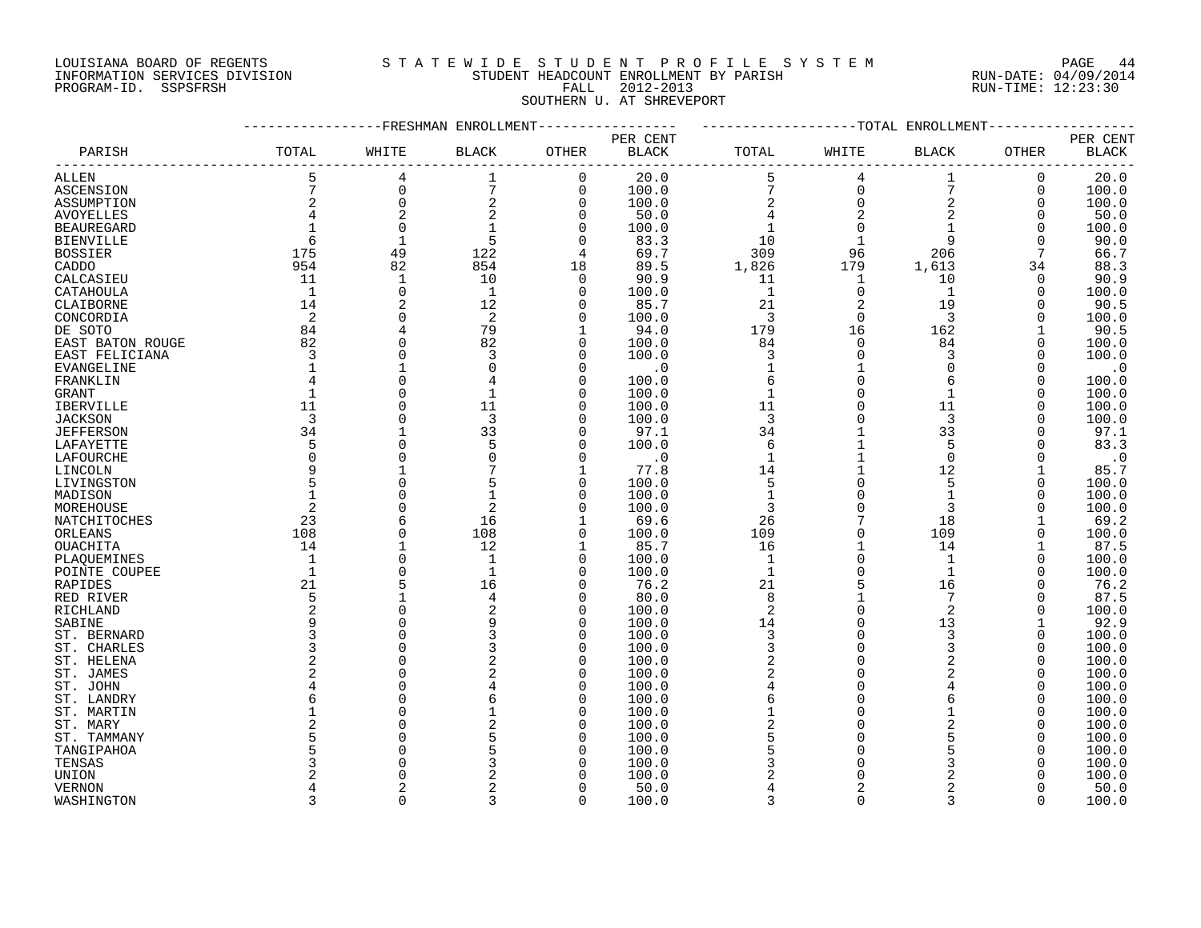LOUISIANA BOARD OF REGENTS
INFORMATION SERVICES DIVISION
PROGRAM-ID. SSPSFRSH

S T A T E W I D E   S T U D E N T   P R O F I L E   S Y S T E M
STUDENT HEADCOUNT ENROLLMENT BY PARISH
FALL 2012-2013
SOUTHERN U. AT SHREVEPORT

RUN-DATE: 04/09/2014
RUN-TIME: 12:23:30

| PARISH | FRESHMAN ENROLLMENT TOTAL | WHITE | BLACK | OTHER | PER CENT BLACK | TOTAL ENROLLMENT TOTAL | WHITE | BLACK | OTHER | PER CENT BLACK |
|---|---|---|---|---|---|---|---|---|---|---|
| ALLEN | 5 | 4 | 1 | 0 | 20.0 | 5 | 4 | 1 | 0 | 20.0 |
| ASCENSION | 7 | 0 | 7 | 0 | 100.0 | 7 | 0 | 7 | 0 | 100.0 |
| ASSUMPTION | 2 | 0 | 2 | 0 | 100.0 | 2 | 0 | 2 | 0 | 100.0 |
| AVOYELLES | 4 | 2 | 2 | 0 | 50.0 | 4 | 2 | 2 | 0 | 50.0 |
| BEAUREGARD | 1 | 0 | 1 | 0 | 100.0 | 1 | 0 | 1 | 0 | 100.0 |
| BIENVILLE | 6 | 1 | 5 | 0 | 83.3 | 10 | 1 | 9 | 0 | 90.0 |
| BOSSIER | 175 | 49 | 122 | 4 | 69.7 | 309 | 96 | 206 | 7 | 66.7 |
| CADDO | 954 | 82 | 854 | 18 | 89.5 | 1,826 | 179 | 1,613 | 34 | 88.3 |
| CALCASIEU | 11 | 1 | 10 | 0 | 90.9 | 11 | 1 | 10 | 0 | 90.9 |
| CATAHOULA | 1 | 0 | 1 | 0 | 100.0 | 1 | 0 | 1 | 0 | 100.0 |
| CLAIBORNE | 14 | 2 | 12 | 0 | 85.7 | 21 | 2 | 19 | 0 | 90.5 |
| CONCORDIA | 2 | 0 | 2 | 0 | 100.0 | 3 | 0 | 3 | 0 | 100.0 |
| DE SOTO | 84 | 4 | 79 | 1 | 94.0 | 179 | 16 | 162 | 1 | 90.5 |
| EAST BATON ROUGE | 82 | 0 | 82 | 0 | 100.0 | 84 | 0 | 84 | 0 | 100.0 |
| EAST FELICIANA | 3 | 0 | 3 | 0 | 100.0 | 3 | 0 | 3 | 0 | 100.0 |
| EVANGELINE | 1 | 1 | 0 | 0 | .0 | 1 | 1 | 0 | 0 | .0 |
| FRANKLIN | 4 | 0 | 4 | 0 | 100.0 | 6 | 0 | 6 | 0 | 100.0 |
| GRANT | 1 | 0 | 1 | 0 | 100.0 | 1 | 0 | 1 | 0 | 100.0 |
| IBERVILLE | 11 | 0 | 11 | 0 | 100.0 | 11 | 0 | 11 | 0 | 100.0 |
| JACKSON | 3 | 0 | 3 | 0 | 100.0 | 3 | 0 | 3 | 0 | 100.0 |
| JEFFERSON | 34 | 1 | 33 | 0 | 97.1 | 34 | 1 | 33 | 0 | 97.1 |
| LAFAYETTE | 5 | 0 | 5 | 0 | 100.0 | 6 | 1 | 5 | 0 | 83.3 |
| LAFOURCHE | 0 | 0 | 0 | 0 | .0 | 1 | 1 | 0 | 0 | .0 |
| LINCOLN | 9 | 1 | 7 | 1 | 77.8 | 14 | 1 | 12 | 1 | 85.7 |
| LIVINGSTON | 5 | 0 | 5 | 0 | 100.0 | 5 | 0 | 5 | 0 | 100.0 |
| MADISON | 1 | 0 | 1 | 0 | 100.0 | 1 | 0 | 1 | 0 | 100.0 |
| MOREHOUSE | 2 | 0 | 2 | 0 | 100.0 | 3 | 0 | 3 | 0 | 100.0 |
| NATCHITOCHES | 23 | 6 | 16 | 1 | 69.6 | 26 | 7 | 18 | 1 | 69.2 |
| ORLEANS | 108 | 0 | 108 | 0 | 100.0 | 109 | 0 | 109 | 0 | 100.0 |
| OUACHITA | 14 | 1 | 12 | 1 | 85.7 | 16 | 1 | 14 | 1 | 87.5 |
| PLAQUEMINES | 1 | 0 | 1 | 0 | 100.0 | 1 | 0 | 1 | 0 | 100.0 |
| POINTE COUPEE | 1 | 0 | 1 | 0 | 100.0 | 1 | 0 | 1 | 0 | 100.0 |
| RAPIDES | 21 | 5 | 16 | 0 | 76.2 | 21 | 5 | 16 | 0 | 76.2 |
| RED RIVER | 5 | 1 | 4 | 0 | 80.0 | 8 | 1 | 7 | 0 | 87.5 |
| RICHLAND | 2 | 0 | 2 | 0 | 100.0 | 2 | 0 | 2 | 0 | 100.0 |
| SABINE | 9 | 0 | 9 | 0 | 100.0 | 14 | 0 | 13 | 1 | 92.9 |
| ST. BERNARD | 3 | 0 | 3 | 0 | 100.0 | 3 | 0 | 3 | 0 | 100.0 |
| ST. CHARLES | 3 | 0 | 3 | 0 | 100.0 | 3 | 0 | 3 | 0 | 100.0 |
| ST. HELENA | 2 | 0 | 2 | 0 | 100.0 | 2 | 0 | 2 | 0 | 100.0 |
| ST. JAMES | 2 | 0 | 2 | 0 | 100.0 | 2 | 0 | 2 | 0 | 100.0 |
| ST. JOHN | 4 | 0 | 4 | 0 | 100.0 | 4 | 0 | 4 | 0 | 100.0 |
| ST. LANDRY | 6 | 0 | 6 | 0 | 100.0 | 6 | 0 | 6 | 0 | 100.0 |
| ST. MARTIN | 1 | 0 | 1 | 0 | 100.0 | 1 | 0 | 1 | 0 | 100.0 |
| ST. MARY | 2 | 0 | 2 | 0 | 100.0 | 2 | 0 | 2 | 0 | 100.0 |
| ST. TAMMANY | 5 | 0 | 5 | 0 | 100.0 | 5 | 0 | 5 | 0 | 100.0 |
| TANGIPAHOA | 5 | 0 | 5 | 0 | 100.0 | 5 | 0 | 5 | 0 | 100.0 |
| TENSAS | 3 | 0 | 3 | 0 | 100.0 | 3 | 0 | 3 | 0 | 100.0 |
| UNION | 2 | 0 | 2 | 0 | 100.0 | 2 | 0 | 2 | 0 | 100.0 |
| VERNON | 4 | 2 | 2 | 0 | 50.0 | 4 | 2 | 2 | 0 | 50.0 |
| WASHINGTON | 3 | 0 | 3 | 0 | 100.0 | 3 | 0 | 3 | 0 | 100.0 |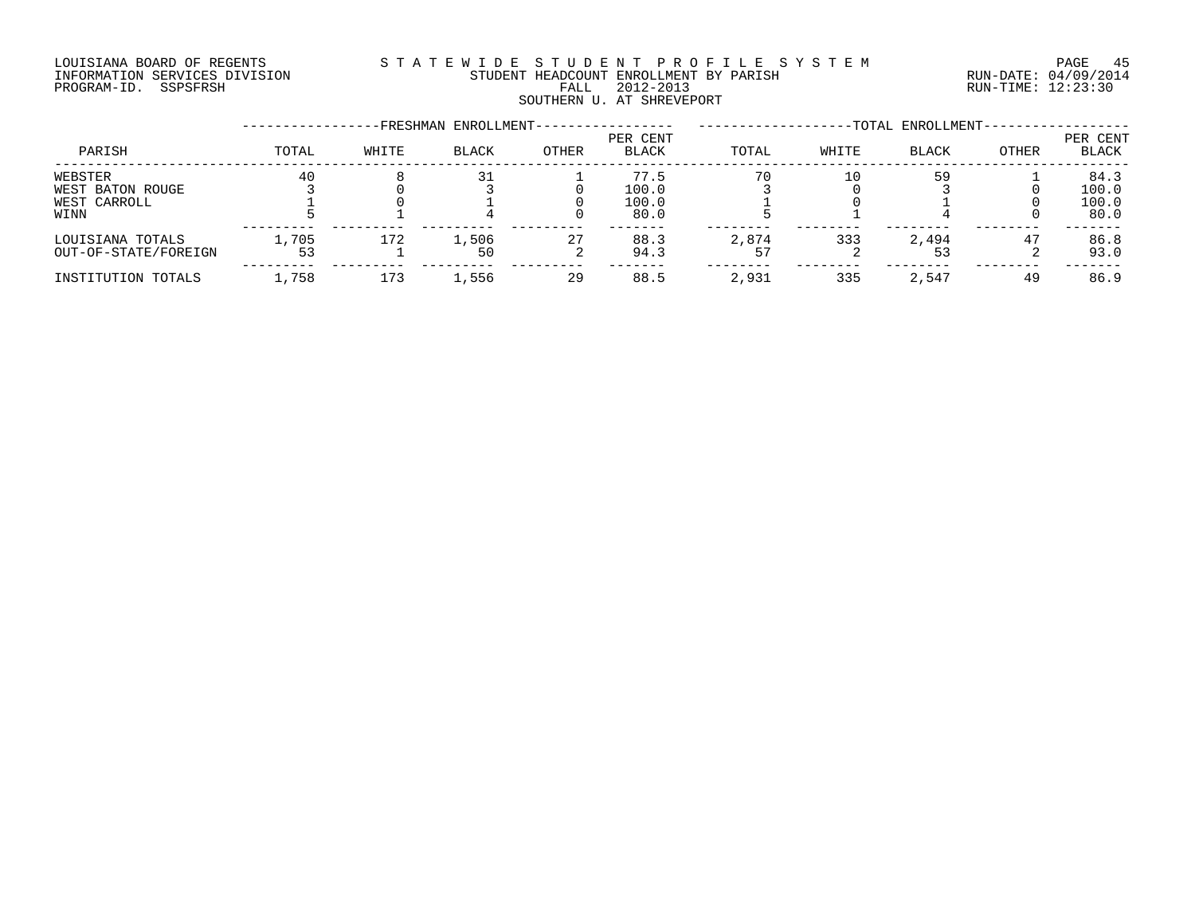LOUISIANA BOARD OF REGENTS
INFORMATION SERVICES DIVISION
PROGRAM-ID. SSPSFRSH

STATEWIDE STUDENT PROFILE SYSTEM
STUDENT HEADCOUNT ENROLLMENT BY PARISH
FALL 2012-2013
SOUTHERN U. AT SHREVEPORT

RUN-DATE: 04/09/2014
RUN-TIME: 12:23:30

| PARISH | FRESHMAN ENROLLMENT | | | | | TOTAL ENROLLMENT | | | | |
|---|---|---|---|---|---|---|---|---|---|---|
| | TOTAL | WHITE | BLACK | OTHER | PER CENT BLACK | TOTAL | WHITE | BLACK | OTHER | PER CENT BLACK |
| WEBSTER | 40 | 8 | 31 | 1 | 77.5 | 70 | 10 | 59 | 1 | 84.3 |
| WEST BATON ROUGE | 3 | 0 | 3 | 0 | 100.0 | 3 | 0 | 3 | 0 | 100.0 |
| WEST CARROLL | 1 | 0 | 1 | 0 | 100.0 | 1 | 0 | 1 | 0 | 100.0 |
| WINN | 5 | 1 | 4 | 0 | 80.0 | 5 | 1 | 4 | 0 | 80.0 |
| LOUISIANA TOTALS | 1,705 | 172 | 1,506 | 27 | 88.3 | 2,874 | 333 | 2,494 | 47 | 86.8 |
| OUT-OF-STATE/FOREIGN | 53 | 1 | 50 | 2 | 94.3 | 57 | 2 | 53 | 2 | 93.0 |
| INSTITUTION TOTALS | 1,758 | 173 | 1,556 | 29 | 88.5 | 2,931 | 335 | 2,547 | 49 | 86.9 |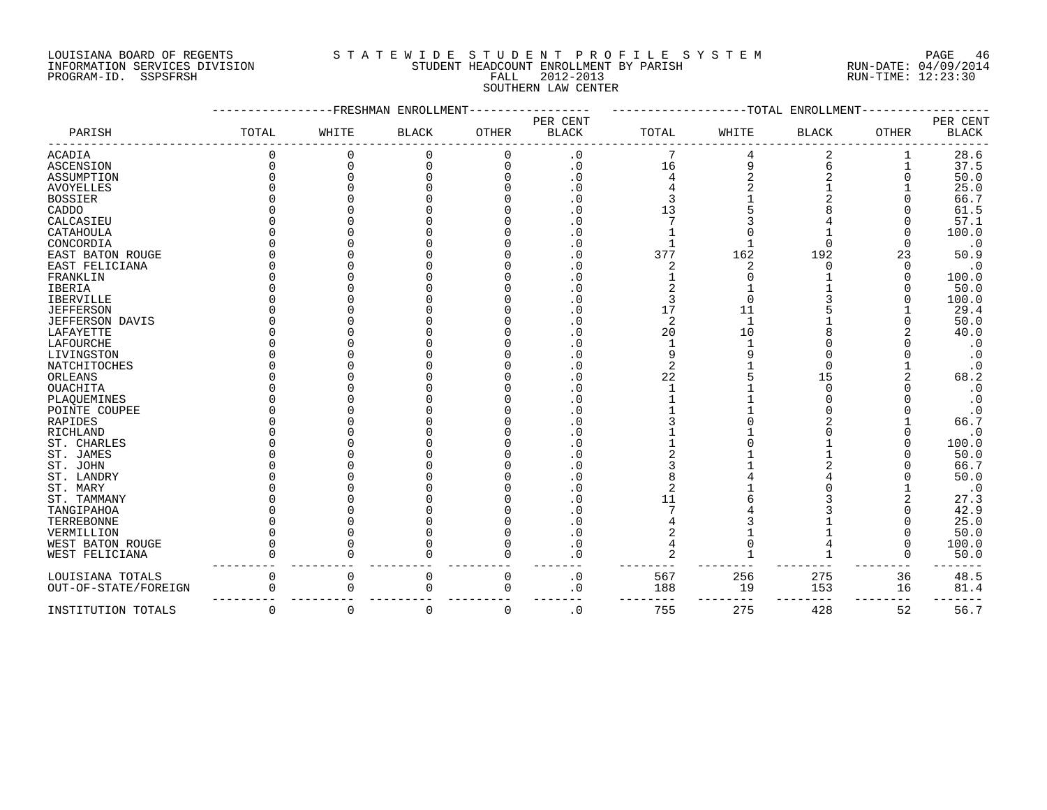LOUISIANA BOARD OF REGENTS
INFORMATION SERVICES DIVISION
PROGRAM-ID. SSPSFRSH

# S T A T E W I D E S T U D E N T P R O F I L E S Y S T E M

## STUDENT HEADCOUNT ENROLLMENT BY PARISH
## FALL 2012-2013
## SOUTHERN LAW CENTER

RUN-DATE: 04/09/2014
RUN-TIME: 12:23:30

| PARISH | FRESHMAN ENROLLMENT TOTAL | WHITE | BLACK | OTHER | PER CENT BLACK | TOTAL ENROLLMENT TOTAL | WHITE | BLACK | OTHER | PER CENT BLACK |
|---|---|---|---|---|---|---|---|---|---|---|
| ACADIA | 0 | 0 | 0 | 0 | .0 | 7 | 4 | 2 | 1 | 28.6 |
| ASCENSION | 0 | 0 | 0 | 0 | .0 | 16 | 9 | 6 | 1 | 37.5 |
| ASSUMPTION | 0 | 0 | 0 | 0 | .0 | 4 | 2 | 2 | 0 | 50.0 |
| AVOYELLES | 0 | 0 | 0 | 0 | .0 | 4 | 2 | 1 | 1 | 25.0 |
| BOSSIER | 0 | 0 | 0 | 0 | .0 | 3 | 1 | 2 | 0 | 66.7 |
| CADDO | 0 | 0 | 0 | 0 | .0 | 13 | 5 | 8 | 0 | 61.5 |
| CALCASIEU | 0 | 0 | 0 | 0 | .0 | 7 | 3 | 4 | 0 | 57.1 |
| CATAHOULA | 0 | 0 | 0 | 0 | .0 | 1 | 0 | 1 | 0 | 100.0 |
| CONCORDIA | 0 | 0 | 0 | 0 | .0 | 1 | 1 | 0 | 0 | .0 |
| EAST BATON ROUGE | 0 | 0 | 0 | 0 | .0 | 377 | 162 | 192 | 23 | 50.9 |
| EAST FELICIANA | 0 | 0 | 0 | 0 | .0 | 2 | 2 | 0 | 0 | .0 |
| FRANKLIN | 0 | 0 | 0 | 0 | .0 | 1 | 0 | 1 | 0 | 100.0 |
| IBERIA | 0 | 0 | 0 | 0 | .0 | 2 | 1 | 1 | 0 | 50.0 |
| IBERVILLE | 0 | 0 | 0 | 0 | .0 | 3 | 0 | 3 | 0 | 100.0 |
| JEFFERSON | 0 | 0 | 0 | 0 | .0 | 17 | 11 | 5 | 1 | 29.4 |
| JEFFERSON DAVIS | 0 | 0 | 0 | 0 | .0 | 2 | 1 | 1 | 0 | 50.0 |
| LAFAYETTE | 0 | 0 | 0 | 0 | .0 | 20 | 10 | 8 | 2 | 40.0 |
| LAFOURCHE | 0 | 0 | 0 | 0 | .0 | 1 | 1 | 0 | 0 | .0 |
| LIVINGSTON | 0 | 0 | 0 | 0 | .0 | 9 | 9 | 0 | 0 | .0 |
| NATCHITOCHES | 0 | 0 | 0 | 0 | .0 | 2 | 1 | 0 | 1 | .0 |
| ORLEANS | 0 | 0 | 0 | 0 | .0 | 22 | 5 | 15 | 2 | 68.2 |
| OUACHITA | 0 | 0 | 0 | 0 | .0 | 1 | 1 | 0 | 0 | .0 |
| PLAQUEMINES | 0 | 0 | 0 | 0 | .0 | 1 | 1 | 0 | 0 | .0 |
| POINTE COUPEE | 0 | 0 | 0 | 0 | .0 | 1 | 1 | 0 | 0 | .0 |
| RAPIDES | 0 | 0 | 0 | 0 | .0 | 3 | 0 | 2 | 1 | 66.7 |
| RICHLAND | 0 | 0 | 0 | 0 | .0 | 1 | 1 | 0 | 0 | .0 |
| ST. CHARLES | 0 | 0 | 0 | 0 | .0 | 1 | 0 | 1 | 0 | 100.0 |
| ST. JAMES | 0 | 0 | 0 | 0 | .0 | 2 | 1 | 1 | 0 | 50.0 |
| ST. JOHN | 0 | 0 | 0 | 0 | .0 | 3 | 1 | 2 | 0 | 66.7 |
| ST. LANDRY | 0 | 0 | 0 | 0 | .0 | 8 | 4 | 4 | 0 | 50.0 |
| ST. MARY | 0 | 0 | 0 | 0 | .0 | 2 | 1 | 0 | 1 | .0 |
| ST. TAMMANY | 0 | 0 | 0 | 0 | .0 | 11 | 6 | 3 | 2 | 27.3 |
| TANGIPAHOA | 0 | 0 | 0 | 0 | .0 | 7 | 4 | 3 | 0 | 42.9 |
| TERREBONNE | 0 | 0 | 0 | 0 | .0 | 4 | 3 | 1 | 0 | 25.0 |
| VERMILLION | 0 | 0 | 0 | 0 | .0 | 2 | 1 | 1 | 0 | 50.0 |
| WEST BATON ROUGE | 0 | 0 | 0 | 0 | .0 | 4 | 0 | 4 | 0 | 100.0 |
| WEST FELICIANA | 0 | 0 | 0 | 0 | .0 | 2 | 1 | 1 | 0 | 50.0 |
| LOUISIANA TOTALS | 0 | 0 | 0 | 0 | .0 | 567 | 256 | 275 | 36 | 48.5 |
| OUT-OF-STATE/FOREIGN | 0 | 0 | 0 | 0 | .0 | 188 | 19 | 153 | 16 | 81.4 |
| INSTITUTION TOTALS | 0 | 0 | 0 | 0 | .0 | 755 | 275 | 428 | 52 | 56.7 |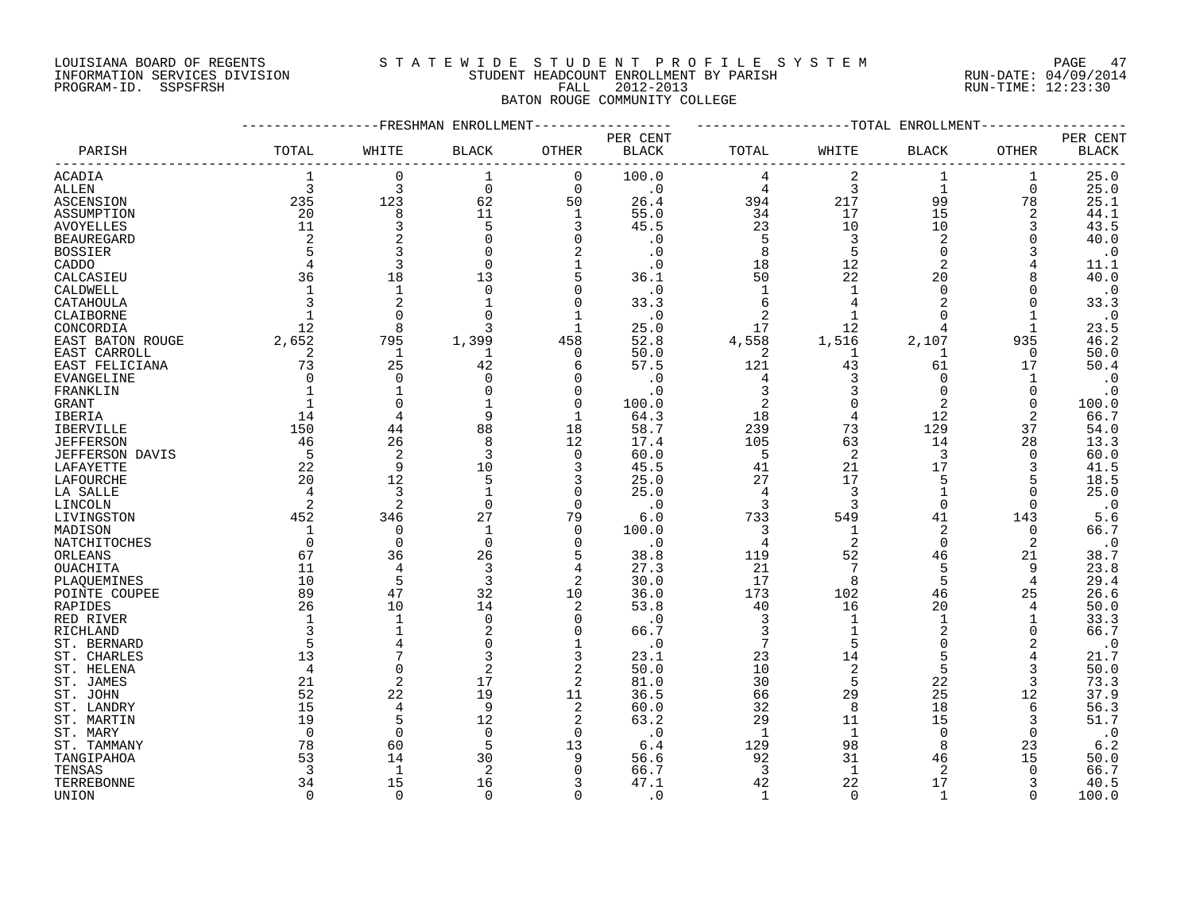LOUISIANA BOARD OF REGENTS — INFORMATION SERVICES DIVISION — PROGRAM-ID. SSPSFRSH

STATEWIDE STUDENT PROFILE SYSTEM
STUDENT HEADCOUNT ENROLLMENT BY PARISH
FALL 2012-2013
BATON ROUGE COMMUNITY COLLEGE

RUN-DATE: 04/09/2014
RUN-TIME: 12:23:30

| PARISH | FRESHMAN ENROLLMENT TOTAL | WHITE | BLACK | OTHER | PER CENT BLACK | TOTAL ENROLLMENT TOTAL | WHITE | BLACK | OTHER | PER CENT BLACK |
|---|---|---|---|---|---|---|---|---|---|---|
| ACADIA | 1 | 0 | 1 | 0 | 100.0 | 4 | 2 | 1 | 1 | 25.0 |
| ALLEN | 3 | 3 | 0 | 0 | .0 | 4 | 3 | 1 | 0 | 25.0 |
| ASCENSION | 235 | 123 | 62 | 50 | 26.4 | 394 | 217 | 99 | 78 | 25.1 |
| ASSUMPTION | 20 | 8 | 11 | 1 | 55.0 | 34 | 17 | 15 | 2 | 44.1 |
| AVOYELLES | 11 | 3 | 5 | 3 | 45.5 | 23 | 10 | 10 | 3 | 43.5 |
| BEAUREGARD | 2 | 2 | 0 | 0 | .0 | 5 | 3 | 2 | 0 | 40.0 |
| BOSSIER | 5 | 3 | 0 | 2 | .0 | 8 | 5 | 0 | 3 | .0 |
| CADDO | 4 | 3 | 0 | 1 | .0 | 18 | 12 | 2 | 4 | 11.1 |
| CALCASIEU | 36 | 18 | 13 | 5 | 36.1 | 50 | 22 | 20 | 8 | 40.0 |
| CALDWELL | 1 | 1 | 0 | 0 | .0 | 1 | 1 | 0 | 0 | .0 |
| CATAHOULA | 3 | 2 | 1 | 0 | 33.3 | 6 | 4 | 2 | 0 | 33.3 |
| CLAIBORNE | 1 | 0 | 0 | 1 | .0 | 2 | 1 | 0 | 1 | .0 |
| CONCORDIA | 12 | 8 | 3 | 1 | 25.0 | 17 | 12 | 4 | 1 | 23.5 |
| EAST BATON ROUGE | 2,652 | 795 | 1,399 | 458 | 52.8 | 4,558 | 1,516 | 2,107 | 935 | 46.2 |
| EAST CARROLL | 2 | 1 | 1 | 0 | 50.0 | 2 | 1 | 1 | 0 | 50.0 |
| EAST FELICIANA | 73 | 25 | 42 | 6 | 57.5 | 121 | 43 | 61 | 17 | 50.4 |
| EVANGELINE | 0 | 0 | 0 | 0 | .0 | 4 | 3 | 0 | 1 | .0 |
| FRANKLIN | 1 | 1 | 0 | 0 | .0 | 3 | 3 | 0 | 0 | .0 |
| GRANT | 1 | 0 | 1 | 0 | 100.0 | 2 | 0 | 2 | 0 | 100.0 |
| IBERIA | 14 | 4 | 9 | 1 | 64.3 | 18 | 4 | 12 | 2 | 66.7 |
| IBERVILLE | 150 | 44 | 88 | 18 | 58.7 | 239 | 73 | 129 | 37 | 54.0 |
| JEFFERSON | 46 | 26 | 8 | 12 | 17.4 | 105 | 63 | 14 | 28 | 13.3 |
| JEFFERSON DAVIS | 5 | 2 | 3 | 0 | 60.0 | 5 | 2 | 3 | 0 | 60.0 |
| LAFAYETTE | 22 | 9 | 10 | 3 | 45.5 | 41 | 21 | 17 | 3 | 41.5 |
| LAFOURCHE | 20 | 12 | 5 | 3 | 25.0 | 27 | 17 | 5 | 5 | 18.5 |
| LA SALLE | 4 | 3 | 1 | 0 | 25.0 | 4 | 3 | 1 | 0 | 25.0 |
| LINCOLN | 2 | 2 | 0 | 0 | .0 | 3 | 3 | 0 | 0 | .0 |
| LIVINGSTON | 452 | 346 | 27 | 79 | 6.0 | 733 | 549 | 41 | 143 | 5.6 |
| MADISON | 1 | 0 | 1 | 0 | 100.0 | 3 | 1 | 2 | 0 | 66.7 |
| NATCHITOCHES | 0 | 0 | 0 | 0 | .0 | 4 | 2 | 0 | 2 | .0 |
| ORLEANS | 67 | 36 | 26 | 5 | 38.8 | 119 | 52 | 46 | 21 | 38.7 |
| OUACHITA | 11 | 4 | 3 | 4 | 27.3 | 21 | 7 | 5 | 9 | 23.8 |
| PLAQUEMINES | 10 | 5 | 3 | 2 | 30.0 | 17 | 8 | 5 | 4 | 29.4 |
| POINTE COUPEE | 89 | 47 | 32 | 10 | 36.0 | 173 | 102 | 46 | 25 | 26.6 |
| RAPIDES | 26 | 10 | 14 | 2 | 53.8 | 40 | 16 | 20 | 4 | 50.0 |
| RED RIVER | 1 | 1 | 0 | 0 | .0 | 3 | 1 | 1 | 1 | 33.3 |
| RICHLAND | 3 | 1 | 2 | 0 | 66.7 | 3 | 1 | 2 | 0 | 66.7 |
| ST. BERNARD | 5 | 4 | 0 | 1 | .0 | 7 | 5 | 0 | 2 | .0 |
| ST. CHARLES | 13 | 7 | 3 | 3 | 23.1 | 23 | 14 | 5 | 4 | 21.7 |
| ST. HELENA | 4 | 0 | 2 | 2 | 50.0 | 10 | 2 | 5 | 3 | 50.0 |
| ST. JAMES | 21 | 2 | 17 | 2 | 81.0 | 30 | 5 | 22 | 3 | 73.3 |
| ST. JOHN | 52 | 22 | 19 | 11 | 36.5 | 66 | 29 | 25 | 12 | 37.9 |
| ST. LANDRY | 15 | 4 | 9 | 2 | 60.0 | 32 | 8 | 18 | 6 | 56.3 |
| ST. MARTIN | 19 | 5 | 12 | 2 | 63.2 | 29 | 11 | 15 | 3 | 51.7 |
| ST. MARY | 0 | 0 | 0 | 0 | .0 | 1 | 1 | 0 | 0 | .0 |
| ST. TAMMANY | 78 | 60 | 5 | 13 | 6.4 | 129 | 98 | 8 | 23 | 6.2 |
| TANGIPAHOA | 53 | 14 | 30 | 9 | 56.6 | 92 | 31 | 46 | 15 | 50.0 |
| TENSAS | 3 | 1 | 2 | 0 | 66.7 | 3 | 1 | 2 | 0 | 66.7 |
| TERREBONNE | 34 | 15 | 16 | 3 | 47.1 | 42 | 22 | 17 | 3 | 40.5 |
| UNION | 0 | 0 | 0 | 0 | .0 | 1 | 0 | 1 | 0 | 100.0 |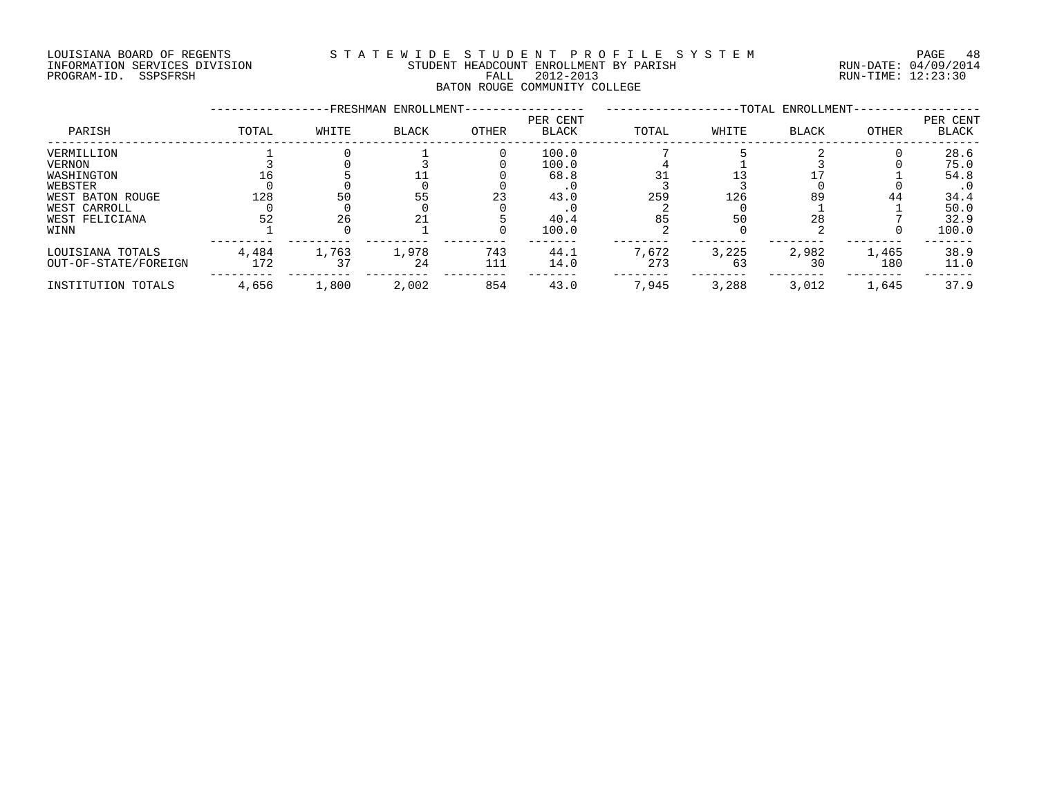LOUISIANA BOARD OF REGENTS
INFORMATION SERVICES DIVISION
PROGRAM-ID. SSPSFRSH

STATEWIDE STUDENT PROFILE SYSTEM
STUDENT HEADCOUNT ENROLLMENT BY PARISH
FALL 2012-2013
BATON ROUGE COMMUNITY COLLEGE

RUN-DATE: 04/09/2014
RUN-TIME: 12:23:30

| PARISH | FRESHMAN ENROLLMENT TOTAL | WHITE | BLACK | OTHER | PER CENT BLACK | TOTAL ENROLLMENT TOTAL | WHITE | BLACK | OTHER | PER CENT BLACK |
|---|---|---|---|---|---|---|---|---|---|---|
| VERMILLION | 1 | 0 | 1 | 0 | 100.0 | 7 | 5 | 2 | 0 | 28.6 |
| VERNON | 3 | 0 | 3 | 0 | 100.0 | 4 | 1 | 3 | 0 | 75.0 |
| WASHINGTON | 16 | 5 | 11 | 0 | 68.8 | 31 | 13 | 17 | 1 | 54.8 |
| WEBSTER | 0 | 0 | 0 | 0 | .0 | 3 | 3 | 0 | 0 | .0 |
| WEST BATON ROUGE | 128 | 50 | 55 | 23 | 43.0 | 259 | 126 | 89 | 44 | 34.4 |
| WEST CARROLL | 0 | 0 | 0 | 0 | .0 | 2 | 0 | 1 | 1 | 50.0 |
| WEST FELICIANA | 52 | 26 | 21 | 5 | 40.4 | 85 | 50 | 28 | 7 | 32.9 |
| WINN | 1 | 0 | 1 | 0 | 100.0 | 2 | 0 | 2 | 0 | 100.0 |
| LOUISIANA TOTALS | 4,484 | 1,763 | 1,978 | 743 | 44.1 | 7,672 | 3,225 | 2,982 | 1,465 | 38.9 |
| OUT-OF-STATE/FOREIGN | 172 | 37 | 24 | 111 | 14.0 | 273 | 63 | 30 | 180 | 11.0 |
| INSTITUTION TOTALS | 4,656 | 1,800 | 2,002 | 854 | 43.0 | 7,945 | 3,288 | 3,012 | 1,645 | 37.9 |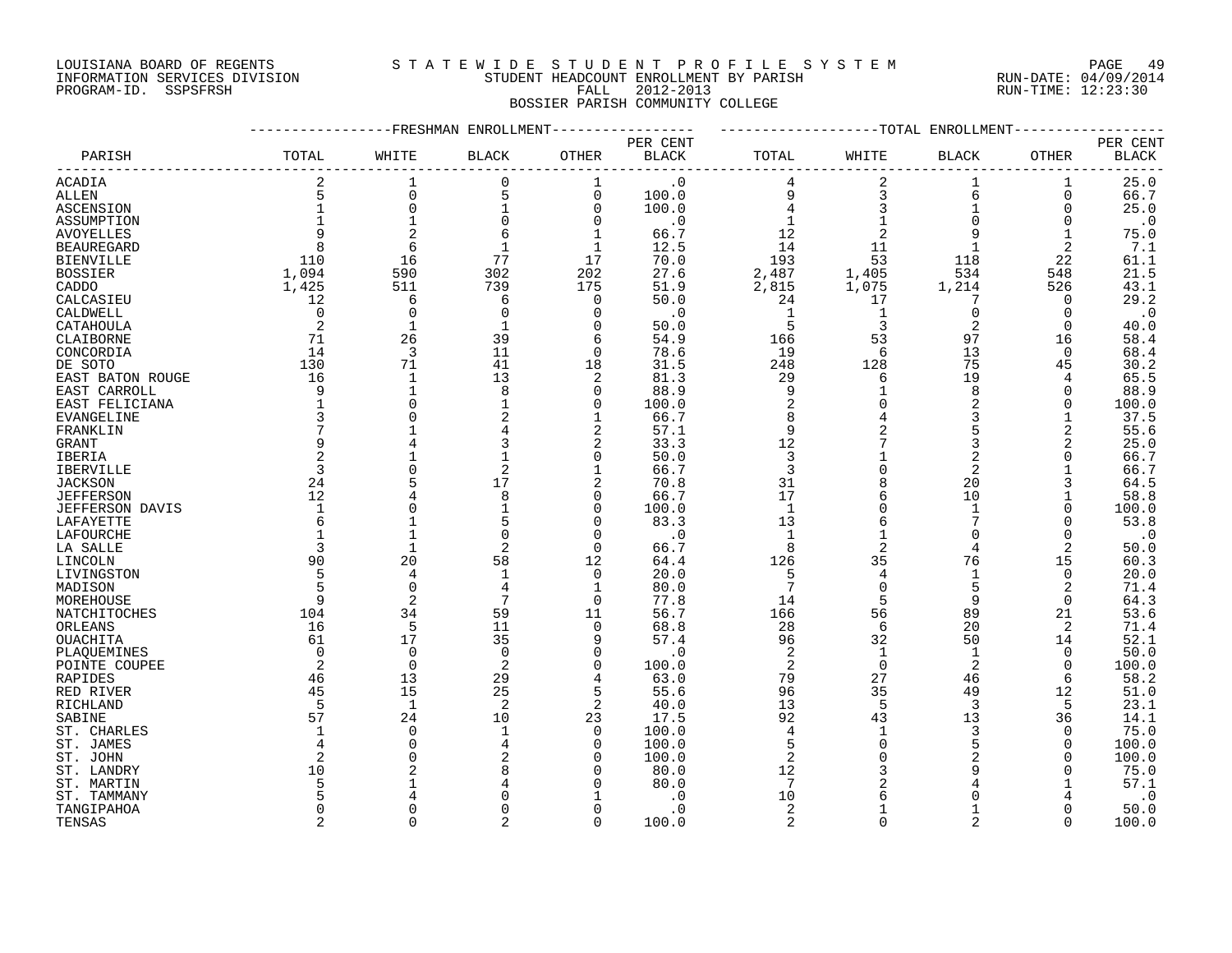LOUISIANA BOARD OF REGENTS
INFORMATION SERVICES DIVISION
PROGRAM-ID. SSPSFRSH

STATEWIDE STUDENT PROFILE SYSTEM
STUDENT HEADCOUNT ENROLLMENT BY PARISH
FALL 2012-2013
BOSSIER PARISH COMMUNITY COLLEGE

RUN-DATE: 04/09/2014
RUN-TIME: 12:23:30

| PARISH | FRESHMAN ENROLLMENT TOTAL | WHITE | BLACK | OTHER | PER CENT BLACK | TOTAL ENROLLMENT TOTAL | WHITE | BLACK | OTHER | PER CENT BLACK |
|---|---|---|---|---|---|---|---|---|---|---|
| ACADIA | 2 | 1 | 0 | 1 | .0 | 4 | 2 | 1 | 1 | 25.0 |
| ALLEN | 5 | 0 | 5 | 0 | 100.0 | 9 | 3 | 6 | 0 | 66.7 |
| ASCENSION | 1 | 0 | 1 | 0 | 100.0 | 4 | 3 | 1 | 0 | 25.0 |
| ASSUMPTION | 1 | 1 | 0 | 0 | .0 | 1 | 1 | 0 | 0 | .0 |
| AVOYELLES | 9 | 2 | 6 | 1 | 66.7 | 12 | 2 | 9 | 1 | 75.0 |
| BEAUREGARD | 8 | 6 | 1 | 1 | 12.5 | 14 | 11 | 1 | 2 | 7.1 |
| BIENVILLE | 110 | 16 | 77 | 17 | 70.0 | 193 | 53 | 118 | 22 | 61.1 |
| BOSSIER | 1,094 | 590 | 302 | 202 | 27.6 | 2,487 | 1,405 | 534 | 548 | 21.5 |
| CADDO | 1,425 | 511 | 739 | 175 | 51.9 | 2,815 | 1,075 | 1,214 | 526 | 43.1 |
| CALCASIEU | 12 | 6 | 6 | 0 | 50.0 | 24 | 17 | 7 | 0 | 29.2 |
| CALDWELL | 0 | 0 | 0 | 0 | .0 | 1 | 1 | 0 | 0 | .0 |
| CATAHOULA | 2 | 1 | 1 | 0 | 50.0 | 5 | 3 | 2 | 0 | 40.0 |
| CLAIBORNE | 71 | 26 | 39 | 6 | 54.9 | 166 | 53 | 97 | 16 | 58.4 |
| CONCORDIA | 14 | 3 | 11 | 0 | 78.6 | 19 | 6 | 13 | 0 | 68.4 |
| DE SOTO | 130 | 71 | 41 | 18 | 31.5 | 248 | 128 | 75 | 45 | 30.2 |
| EAST BATON ROUGE | 16 | 1 | 13 | 2 | 81.3 | 29 | 6 | 19 | 4 | 65.5 |
| EAST CARROLL | 9 | 1 | 8 | 0 | 88.9 | 9 | 1 | 8 | 0 | 88.9 |
| EAST FELICIANA | 1 | 0 | 1 | 0 | 100.0 | 2 | 0 | 2 | 0 | 100.0 |
| EVANGELINE | 3 | 0 | 2 | 1 | 66.7 | 8 | 4 | 3 | 1 | 37.5 |
| FRANKLIN | 7 | 1 | 4 | 2 | 57.1 | 9 | 2 | 5 | 2 | 55.6 |
| GRANT | 9 | 4 | 3 | 2 | 33.3 | 12 | 7 | 3 | 2 | 25.0 |
| IBERIA | 2 | 1 | 1 | 0 | 50.0 | 3 | 1 | 2 | 0 | 66.7 |
| IBERVILLE | 3 | 0 | 2 | 1 | 66.7 | 3 | 0 | 2 | 1 | 66.7 |
| JACKSON | 24 | 5 | 17 | 2 | 70.8 | 31 | 8 | 20 | 3 | 64.5 |
| JEFFERSON | 12 | 4 | 8 | 0 | 66.7 | 17 | 6 | 10 | 1 | 58.8 |
| JEFFERSON DAVIS | 1 | 0 | 1 | 0 | 100.0 | 1 | 0 | 1 | 0 | 100.0 |
| LAFAYETTE | 6 | 1 | 5 | 0 | 83.3 | 13 | 6 | 7 | 0 | 53.8 |
| LAFOURCHE | 1 | 1 | 0 | 0 | .0 | 1 | 1 | 0 | 0 | .0 |
| LA SALLE | 3 | 1 | 2 | 0 | 66.7 | 8 | 2 | 4 | 2 | 50.0 |
| LINCOLN | 90 | 20 | 58 | 12 | 64.4 | 126 | 35 | 76 | 15 | 60.3 |
| LIVINGSTON | 5 | 4 | 1 | 0 | 20.0 | 5 | 4 | 1 | 0 | 20.0 |
| MADISON | 5 | 0 | 4 | 1 | 80.0 | 7 | 0 | 5 | 2 | 71.4 |
| MOREHOUSE | 9 | 2 | 7 | 0 | 77.8 | 14 | 5 | 9 | 0 | 64.3 |
| NATCHITOCHES | 104 | 34 | 59 | 11 | 56.7 | 166 | 56 | 89 | 21 | 53.6 |
| ORLEANS | 16 | 5 | 11 | 0 | 68.8 | 28 | 6 | 20 | 2 | 71.4 |
| OUACHITA | 61 | 17 | 35 | 9 | 57.4 | 96 | 32 | 50 | 14 | 52.1 |
| PLAQUEMINES | 0 | 0 | 0 | 0 | .0 | 2 | 1 | 1 | 0 | 50.0 |
| POINTE COUPEE | 2 | 0 | 2 | 0 | 100.0 | 2 | 0 | 2 | 0 | 100.0 |
| RAPIDES | 46 | 13 | 29 | 4 | 63.0 | 79 | 27 | 46 | 6 | 58.2 |
| RED RIVER | 45 | 15 | 25 | 5 | 55.6 | 96 | 35 | 49 | 12 | 51.0 |
| RICHLAND | 5 | 1 | 2 | 2 | 40.0 | 13 | 5 | 3 | 5 | 23.1 |
| SABINE | 57 | 24 | 10 | 23 | 17.5 | 92 | 43 | 13 | 36 | 14.1 |
| ST. CHARLES | 1 | 0 | 1 | 0 | 100.0 | 4 | 1 | 3 | 0 | 75.0 |
| ST. JAMES | 4 | 0 | 4 | 0 | 100.0 | 5 | 0 | 5 | 0 | 100.0 |
| ST. JOHN | 2 | 0 | 2 | 0 | 100.0 | 2 | 0 | 2 | 0 | 100.0 |
| ST. LANDRY | 10 | 2 | 8 | 0 | 80.0 | 12 | 3 | 9 | 0 | 75.0 |
| ST. MARTIN | 5 | 1 | 4 | 0 | 80.0 | 7 | 2 | 4 | 1 | 57.1 |
| ST. TAMMANY | 5 | 4 | 0 | 1 | .0 | 10 | 6 | 0 | 4 | .0 |
| TANGIPAHOA | 0 | 0 | 0 | 0 | .0 | 2 | 1 | 1 | 0 | 50.0 |
| TENSAS | 2 | 0 | 2 | 0 | 100.0 | 2 | 0 | 2 | 0 | 100.0 |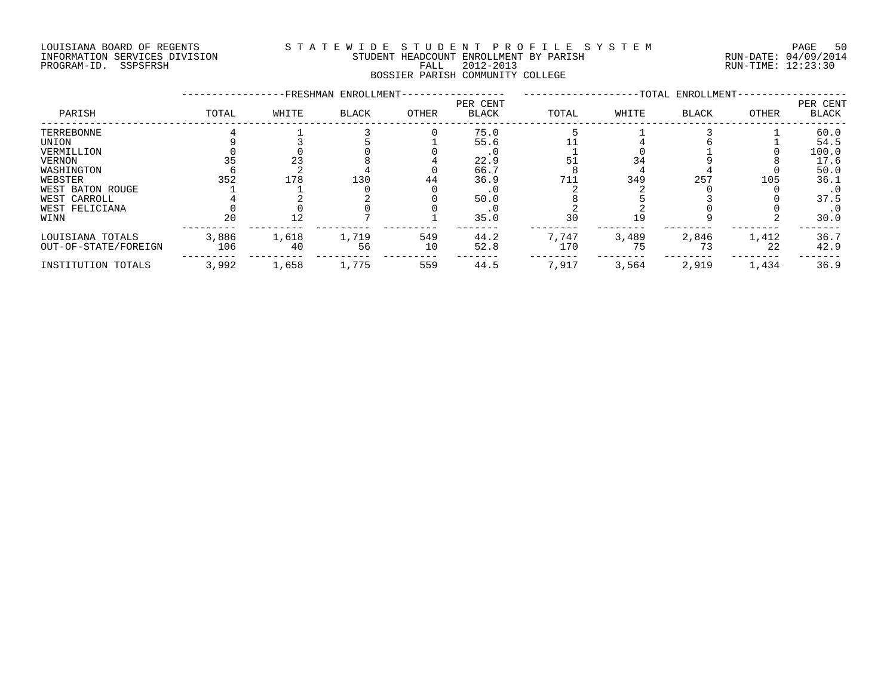LOUISIANA BOARD OF REGENTS
INFORMATION SERVICES DIVISION
PROGRAM-ID. SSPSFRSH

STATEWIDE STUDENT PROFILE SYSTEM
STUDENT HEADCOUNT ENROLLMENT BY PARISH
FALL 2012-2013
BOSSIER PARISH COMMUNITY COLLEGE

RUN-DATE: 04/09/2014
RUN-TIME: 12:23:30

| PARISH | FRESHMAN ENROLLMENT TOTAL | WHITE | BLACK | OTHER | PER CENT BLACK | TOTAL ENROLLMENT TOTAL | WHITE | BLACK | OTHER | PER CENT BLACK |
|---|---|---|---|---|---|---|---|---|---|---|
| TERREBONNE | 4 | 1 | 3 | 0 | 75.0 | 5 | 1 | 3 | 1 | 60.0 |
| UNION | 9 | 3 | 5 | 1 | 55.6 | 11 | 4 | 6 | 1 | 54.5 |
| VERMILLION | 0 | 0 | 0 | 0 | .0 | 1 | 0 | 1 | 0 | 100.0 |
| VERNON | 35 | 23 | 8 | 4 | 22.9 | 51 | 34 | 9 | 8 | 17.6 |
| WASHINGTON | 6 | 2 | 4 | 0 | 66.7 | 8 | 4 | 4 | 0 | 50.0 |
| WEBSTER | 352 | 178 | 130 | 44 | 36.9 | 711 | 349 | 257 | 105 | 36.1 |
| WEST BATON ROUGE | 1 | 1 | 0 | 0 | .0 | 2 | 2 | 0 | 0 | .0 |
| WEST CARROLL | 4 | 2 | 2 | 0 | 50.0 | 8 | 5 | 3 | 0 | 37.5 |
| WEST FELICIANA | 0 | 0 | 0 | 0 | .0 | 2 | 2 | 0 | 0 | .0 |
| WINN | 20 | 12 | 7 | 1 | 35.0 | 30 | 19 | 9 | 2 | 30.0 |
| LOUISIANA TOTALS | 3,886 | 1,618 | 1,719 | 549 | 44.2 | 7,747 | 3,489 | 2,846 | 1,412 | 36.7 |
| OUT-OF-STATE/FOREIGN | 106 | 40 | 56 | 10 | 52.8 | 170 | 75 | 73 | 22 | 42.9 |
| INSTITUTION TOTALS | 3,992 | 1,658 | 1,775 | 559 | 44.5 | 7,917 | 3,564 | 2,919 | 1,434 | 36.9 |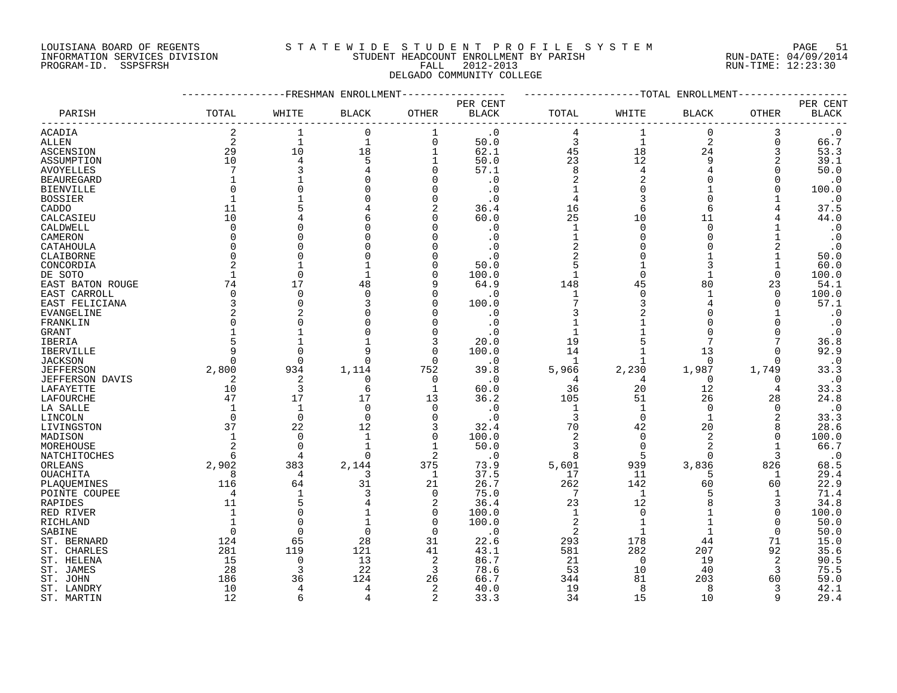LOUISIANA BOARD OF REGENTS
INFORMATION SERVICES DIVISION
PROGRAM-ID. SSPSFRSH

STATEWIDE STUDENT PROFILE SYSTEM
STUDENT HEADCOUNT ENROLLMENT BY PARISH
FALL 2012-2013
DELGADO COMMUNITY COLLEGE

RUN-DATE: 04/09/2014
RUN-TIME: 12:23:30

| PARISH | FRESHMAN ENROLLMENT TOTAL | WHITE | BLACK | OTHER | PER CENT BLACK | TOTAL ENROLLMENT TOTAL | WHITE | BLACK | OTHER | PER CENT BLACK |
|---|---|---|---|---|---|---|---|---|---|---|
| ACADIA | 2 | 1 | 0 | 1 | .0 | 4 | 1 | 0 | 3 | .0 |
| ALLEN | 2 | 1 | 1 | 0 | 50.0 | 3 | 1 | 2 | 0 | 66.7 |
| ASCENSION | 29 | 10 | 18 | 1 | 62.1 | 45 | 18 | 24 | 3 | 53.3 |
| ASSUMPTION | 10 | 4 | 5 | 1 | 50.0 | 23 | 12 | 9 | 2 | 39.1 |
| AVOYELLES | 7 | 3 | 4 | 0 | 57.1 | 8 | 4 | 4 | 0 | 50.0 |
| BEAUREGARD | 1 | 1 | 0 | 0 | .0 | 2 | 2 | 0 | 0 | .0 |
| BIENVILLE | 0 | 0 | 0 | 0 | .0 | 1 | 0 | 1 | 0 | 100.0 |
| BOSSIER | 1 | 1 | 0 | 0 | .0 | 4 | 3 | 0 | 1 | .0 |
| CADDO | 11 | 5 | 4 | 2 | 36.4 | 16 | 6 | 6 | 4 | 37.5 |
| CALCASIEU | 10 | 4 | 6 | 0 | 60.0 | 25 | 10 | 11 | 4 | 44.0 |
| CALDWELL | 0 | 0 | 0 | 0 | .0 | 1 | 0 | 0 | 1 | .0 |
| CAMERON | 0 | 0 | 0 | 0 | .0 | 1 | 0 | 0 | 1 | .0 |
| CATAHOULA | 0 | 0 | 0 | 0 | .0 | 2 | 0 | 0 | 2 | .0 |
| CLAIBORNE | 0 | 0 | 0 | 0 | .0 | 2 | 0 | 1 | 1 | 50.0 |
| CONCORDIA | 2 | 1 | 1 | 0 | 50.0 | 5 | 1 | 3 | 1 | 60.0 |
| DE SOTO | 1 | 0 | 1 | 0 | 100.0 | 1 | 0 | 1 | 0 | 100.0 |
| EAST BATON ROUGE | 74 | 17 | 48 | 9 | 64.9 | 148 | 45 | 80 | 23 | 54.1 |
| EAST CARROLL | 0 | 0 | 0 | 0 | .0 | 1 | 0 | 1 | 0 | 100.0 |
| EAST FELICIANA | 3 | 0 | 3 | 0 | 100.0 | 7 | 3 | 4 | 0 | 57.1 |
| EVANGELINE | 2 | 2 | 0 | 0 | .0 | 3 | 2 | 0 | 1 | .0 |
| FRANKLIN | 0 | 0 | 0 | 0 | .0 | 1 | 1 | 0 | 0 | .0 |
| GRANT | 1 | 1 | 0 | 0 | .0 | 1 | 1 | 0 | 0 | .0 |
| IBERIA | 5 | 1 | 1 | 3 | 20.0 | 19 | 5 | 7 | 7 | 36.8 |
| IBERVILLE | 9 | 0 | 9 | 0 | 100.0 | 14 | 1 | 13 | 0 | 92.9 |
| JACKSON | 0 | 0 | 0 | 0 | .0 | 1 | 1 | 0 | 0 | .0 |
| JEFFERSON | 2,800 | 934 | 1,114 | 752 | 39.8 | 5,966 | 2,230 | 1,987 | 1,749 | 33.3 |
| JEFFERSON DAVIS | 2 | 2 | 0 | 0 | .0 | 4 | 4 | 0 | 0 | .0 |
| LAFAYETTE | 10 | 3 | 6 | 1 | 60.0 | 36 | 20 | 12 | 4 | 33.3 |
| LAFOURCHE | 47 | 17 | 17 | 13 | 36.2 | 105 | 51 | 26 | 28 | 24.8 |
| LA SALLE | 1 | 1 | 0 | 0 | .0 | 1 | 1 | 0 | 0 | .0 |
| LINCOLN | 0 | 0 | 0 | 0 | .0 | 3 | 0 | 1 | 2 | 33.3 |
| LIVINGSTON | 37 | 22 | 12 | 3 | 32.4 | 70 | 42 | 20 | 8 | 28.6 |
| MADISON | 1 | 0 | 1 | 0 | 100.0 | 2 | 0 | 2 | 0 | 100.0 |
| MOREHOUSE | 2 | 0 | 1 | 1 | 50.0 | 3 | 0 | 2 | 1 | 66.7 |
| NATCHITOCHES | 6 | 4 | 0 | 2 | .0 | 8 | 5 | 0 | 3 | .0 |
| ORLEANS | 2,902 | 383 | 2,144 | 375 | 73.9 | 5,601 | 939 | 3,836 | 826 | 68.5 |
| OUACHITA | 8 | 4 | 3 | 1 | 37.5 | 17 | 11 | 5 | 1 | 29.4 |
| PLAQUEMINES | 116 | 64 | 31 | 21 | 26.7 | 262 | 142 | 60 | 60 | 22.9 |
| POINTE COUPEE | 4 | 1 | 3 | 0 | 75.0 | 7 | 1 | 5 | 1 | 71.4 |
| RAPIDES | 11 | 5 | 4 | 2 | 36.4 | 23 | 12 | 8 | 3 | 34.8 |
| RED RIVER | 1 | 0 | 1 | 0 | 100.0 | 1 | 0 | 1 | 0 | 100.0 |
| RICHLAND | 1 | 0 | 1 | 0 | 100.0 | 2 | 1 | 1 | 0 | 50.0 |
| SABINE | 0 | 0 | 0 | 0 | .0 | 2 | 1 | 1 | 0 | 50.0 |
| ST. BERNARD | 124 | 65 | 28 | 31 | 22.6 | 293 | 178 | 44 | 71 | 15.0 |
| ST. CHARLES | 281 | 119 | 121 | 41 | 43.1 | 581 | 282 | 207 | 92 | 35.6 |
| ST. HELENA | 15 | 0 | 13 | 2 | 86.7 | 21 | 0 | 19 | 2 | 90.5 |
| ST. JAMES | 28 | 3 | 22 | 3 | 78.6 | 53 | 10 | 40 | 3 | 75.5 |
| ST. JOHN | 186 | 36 | 124 | 26 | 66.7 | 344 | 81 | 203 | 60 | 59.0 |
| ST. LANDRY | 10 | 4 | 4 | 2 | 40.0 | 19 | 8 | 8 | 3 | 42.1 |
| ST. MARTIN | 12 | 6 | 4 | 2 | 33.3 | 34 | 15 | 10 | 9 | 29.4 |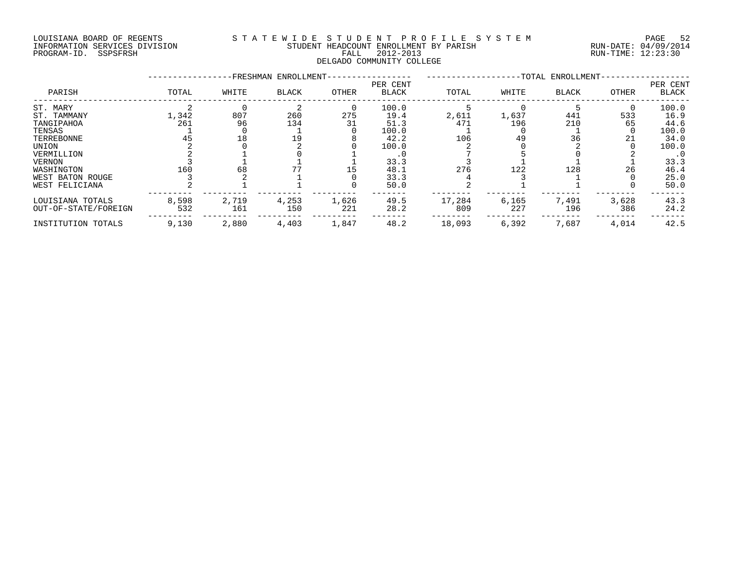LOUISIANA BOARD OF REGENTS
INFORMATION SERVICES DIVISION
PROGRAM-ID. SSPSFRSH

STATEWIDE STUDENT PROFILE SYSTEM
STUDENT HEADCOUNT ENROLLMENT BY PARISH
FALL 2012-2013
DELGADO COMMUNITY COLLEGE

RUN-DATE: 04/09/2014
RUN-TIME: 12:23:30

| PARISH | FRESHMAN ENROLLMENT TOTAL | WHITE | BLACK | OTHER | PER CENT BLACK | TOTAL ENROLLMENT TOTAL | WHITE | BLACK | OTHER | PER CENT BLACK |
|---|---|---|---|---|---|---|---|---|---|---|
| ST. MARY | 2 | 0 | 2 | 0 | 100.0 | 5 | 0 | 5 | 0 | 100.0 |
| ST. TAMMANY | 1,342 | 807 | 260 | 275 | 19.4 | 2,611 | 1,637 | 441 | 533 | 16.9 |
| TANGIPAHOA | 261 | 96 | 134 | 31 | 51.3 | 471 | 196 | 210 | 65 | 44.6 |
| TENSAS | 1 | 0 | 1 | 0 | 100.0 | 1 | 0 | 1 | 0 | 100.0 |
| TERREBONNE | 45 | 18 | 19 | 8 | 42.2 | 106 | 49 | 36 | 21 | 34.0 |
| UNION | 2 | 0 | 2 | 0 | 100.0 | 2 | 0 | 2 | 0 | 100.0 |
| VERMILLION | 2 | 1 | 0 | 1 | .0 | 7 | 5 | 0 | 2 | .0 |
| VERNON | 3 | 1 | 1 | 1 | 33.3 | 3 | 1 | 1 | 1 | 33.3 |
| WASHINGTON | 160 | 68 | 77 | 15 | 48.1 | 276 | 122 | 128 | 26 | 46.4 |
| WEST BATON ROUGE | 3 | 2 | 1 | 0 | 33.3 | 4 | 3 | 1 | 0 | 25.0 |
| WEST FELICIANA | 2 | 1 | 1 | 0 | 50.0 | 2 | 1 | 1 | 0 | 50.0 |
| LOUISIANA TOTALS | 8,598 | 2,719 | 4,253 | 1,626 | 49.5 | 17,284 | 6,165 | 7,491 | 3,628 | 43.3 |
| OUT-OF-STATE/FOREIGN | 532 | 161 | 150 | 221 | 28.2 | 809 | 227 | 196 | 386 | 24.2 |
| INSTITUTION TOTALS | 9,130 | 2,880 | 4,403 | 1,847 | 48.2 | 18,093 | 6,392 | 7,687 | 4,014 | 42.5 |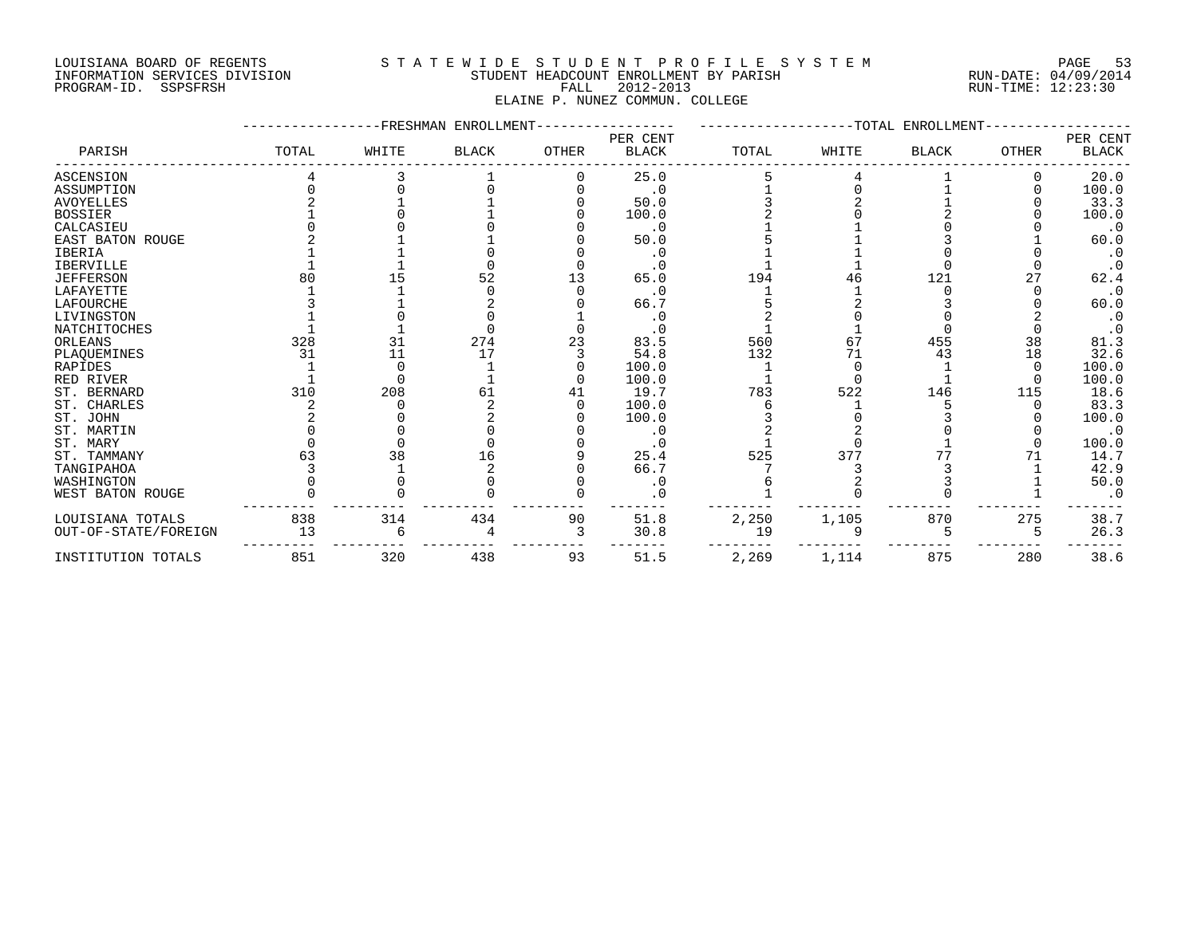LOUISIANA BOARD OF REGENTS — INFORMATION SERVICES DIVISION — PROGRAM-ID. SSPSFRSH

# S T A T E W I D E S T U D E N T P R O F I L E S Y S T E M

STUDENT HEADCOUNT ENROLLMENT BY PARISH
FALL 2012-2013
ELAINE P. NUNEZ COMMUN. COLLEGE

RUN-DATE: 04/09/2014
RUN-TIME: 12:23:30

| PARISH | FRESHMAN ENROLLMENT TOTAL | WHITE | BLACK | OTHER | PER CENT BLACK | TOTAL ENROLLMENT TOTAL | WHITE | BLACK | OTHER | PER CENT BLACK |
|---|---|---|---|---|---|---|---|---|---|---|
| ASCENSION | 4 | 3 | 1 | 0 | 25.0 | 5 | 4 | 1 | 0 | 20.0 |
| ASSUMPTION | 0 | 0 | 0 | 0 | .0 | 1 | 0 | 1 | 0 | 100.0 |
| AVOYELLES | 2 | 1 | 1 | 0 | 50.0 | 3 | 2 | 1 | 0 | 33.3 |
| BOSSIER | 1 | 0 | 1 | 0 | 100.0 | 2 | 0 | 2 | 0 | 100.0 |
| CALCASIEU | 0 | 0 | 0 | 0 | .0 | 1 | 1 | 0 | 0 | .0 |
| EAST BATON ROUGE | 2 | 1 | 1 | 0 | 50.0 | 5 | 1 | 3 | 1 | 60.0 |
| IBERIA | 1 | 1 | 0 | 0 | .0 | 1 | 1 | 0 | 0 | .0 |
| IBERVILLE | 1 | 1 | 0 | 0 | .0 | 1 | 1 | 0 | 0 | .0 |
| JEFFERSON | 80 | 15 | 52 | 13 | 65.0 | 194 | 46 | 121 | 27 | 62.4 |
| LAFAYETTE | 1 | 1 | 0 | 0 | .0 | 1 | 1 | 0 | 0 | .0 |
| LAFOURCHE | 3 | 1 | 2 | 0 | 66.7 | 5 | 2 | 3 | 0 | 60.0 |
| LIVINGSTON | 1 | 0 | 0 | 1 | .0 | 2 | 0 | 0 | 2 | .0 |
| NATCHITOCHES | 1 | 1 | 0 | 0 | .0 | 1 | 1 | 0 | 0 | .0 |
| ORLEANS | 328 | 31 | 274 | 23 | 83.5 | 560 | 67 | 455 | 38 | 81.3 |
| PLAQUEMINES | 31 | 11 | 17 | 3 | 54.8 | 132 | 71 | 43 | 18 | 32.6 |
| RAPIDES | 1 | 0 | 1 | 0 | 100.0 | 1 | 0 | 1 | 0 | 100.0 |
| RED RIVER | 1 | 0 | 1 | 0 | 100.0 | 1 | 0 | 1 | 0 | 100.0 |
| ST. BERNARD | 310 | 208 | 61 | 41 | 19.7 | 783 | 522 | 146 | 115 | 18.6 |
| ST. CHARLES | 2 | 0 | 2 | 0 | 100.0 | 6 | 1 | 5 | 0 | 83.3 |
| ST. JOHN | 2 | 0 | 2 | 0 | 100.0 | 3 | 0 | 3 | 0 | 100.0 |
| ST. MARTIN | 0 | 0 | 0 | 0 | .0 | 2 | 2 | 0 | 0 | .0 |
| ST. MARY | 0 | 0 | 0 | 0 | .0 | 1 | 0 | 1 | 0 | 100.0 |
| ST. TAMMANY | 63 | 38 | 16 | 9 | 25.4 | 525 | 377 | 77 | 71 | 14.7 |
| TANGIPAHOA | 3 | 1 | 2 | 0 | 66.7 | 7 | 3 | 3 | 1 | 42.9 |
| WASHINGTON | 0 | 0 | 0 | 0 | .0 | 6 | 2 | 3 | 1 | 50.0 |
| WEST BATON ROUGE | 0 | 0 | 0 | 0 | .0 | 1 | 0 | 0 | 1 | .0 |
| LOUISIANA TOTALS | 838 | 314 | 434 | 90 | 51.8 | 2,250 | 1,105 | 870 | 275 | 38.7 |
| OUT-OF-STATE/FOREIGN | 13 | 6 | 4 | 3 | 30.8 | 19 | 9 | 5 | 5 | 26.3 |
| INSTITUTION TOTALS | 851 | 320 | 438 | 93 | 51.5 | 2,269 | 1,114 | 875 | 280 | 38.6 |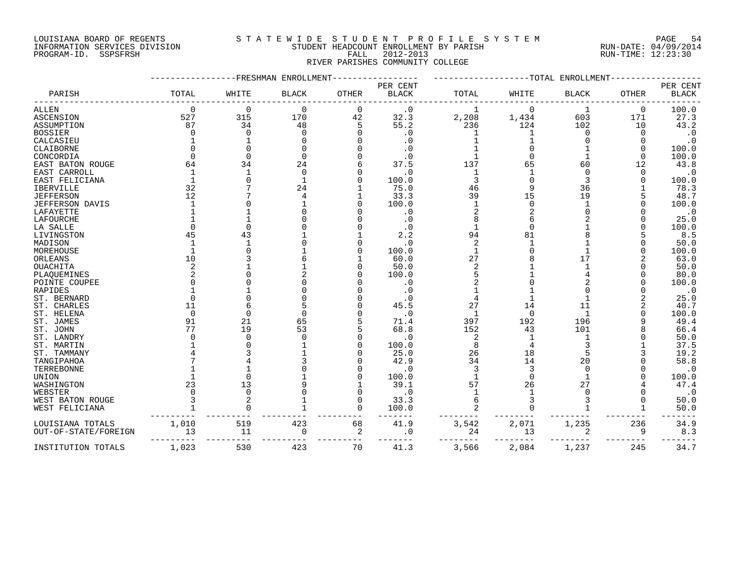LOUISIANA BOARD OF REGENTS
INFORMATION SERVICES DIVISION
PROGRAM-ID. SSPSFRSH

STATEWIDE STUDENT PROFILE SYSTEM
STUDENT HEADCOUNT ENROLLMENT BY PARISH
FALL 2012-2013
RIVER PARISHES COMMUNITY COLLEGE

RUN-DATE: 04/09/2014
RUN-TIME: 12:23:30

| PARISH | FRESHMAN ENROLLMENT TOTAL | WHITE | BLACK | OTHER | PER CENT BLACK | TOTAL ENROLLMENT TOTAL | WHITE | BLACK | OTHER | PER CENT BLACK |
|---|---|---|---|---|---|---|---|---|---|---|
| ALLEN | 0 | 0 | 0 | 0 | .0 | 1 | 0 | 1 | 0 | 100.0 |
| ASCENSION | 527 | 315 | 170 | 42 | 32.3 | 2,208 | 1,434 | 603 | 171 | 27.3 |
| ASSUMPTION | 87 | 34 | 48 | 5 | 55.2 | 236 | 124 | 102 | 10 | 43.2 |
| BOSSIER | 0 | 0 | 0 | 0 | .0 | 1 | 1 | 0 | 0 | .0 |
| CALCASIEU | 1 | 1 | 0 | 0 | .0 | 1 | 1 | 0 | 0 | .0 |
| CLAIBORNE | 0 | 0 | 0 | 0 | .0 | 1 | 0 | 1 | 0 | 100.0 |
| CONCORDIA | 0 | 0 | 0 | 0 | .0 | 1 | 0 | 1 | 0 | 100.0 |
| EAST BATON ROUGE | 64 | 34 | 24 | 6 | 37.5 | 137 | 65 | 60 | 12 | 43.8 |
| EAST CARROLL | 1 | 1 | 0 | 0 | .0 | 1 | 1 | 0 | 0 | .0 |
| EAST FELICIANA | 1 | 0 | 1 | 0 | 100.0 | 3 | 0 | 3 | 0 | 100.0 |
| IBERVILLE | 32 | 7 | 24 | 1 | 75.0 | 46 | 9 | 36 | 1 | 78.3 |
| JEFFERSON | 12 | 7 | 4 | 1 | 33.3 | 39 | 15 | 19 | 5 | 48.7 |
| JEFFERSON DAVIS | 1 | 0 | 1 | 0 | 100.0 | 1 | 0 | 1 | 0 | 100.0 |
| LAFAYETTE | 1 | 1 | 0 | 0 | .0 | 2 | 2 | 0 | 0 | .0 |
| LAFOURCHE | 1 | 1 | 0 | 0 | .0 | 8 | 6 | 2 | 0 | 25.0 |
| LA SALLE | 0 | 0 | 0 | 0 | .0 | 1 | 0 | 1 | 0 | 100.0 |
| LIVINGSTON | 45 | 43 | 1 | 1 | 2.2 | 94 | 81 | 8 | 5 | 8.5 |
| MADISON | 1 | 1 | 0 | 0 | .0 | 2 | 1 | 1 | 0 | 50.0 |
| MOREHOUSE | 1 | 0 | 1 | 0 | 100.0 | 1 | 0 | 1 | 0 | 100.0 |
| ORLEANS | 10 | 3 | 6 | 1 | 60.0 | 27 | 8 | 17 | 2 | 63.0 |
| OUACHITA | 2 | 1 | 1 | 0 | 50.0 | 2 | 1 | 1 | 0 | 50.0 |
| PLAQUEMINES | 2 | 0 | 2 | 0 | 100.0 | 5 | 1 | 4 | 0 | 80.0 |
| POINTE COUPEE | 0 | 0 | 0 | 0 | .0 | 2 | 0 | 2 | 0 | 100.0 |
| RAPIDES | 1 | 1 | 0 | 0 | .0 | 1 | 1 | 0 | 0 | .0 |
| ST. BERNARD | 0 | 0 | 0 | 0 | .0 | 4 | 1 | 1 | 2 | 25.0 |
| ST. CHARLES | 11 | 6 | 5 | 0 | 45.5 | 27 | 14 | 11 | 2 | 40.7 |
| ST. HELENA | 0 | 0 | 0 | 0 | .0 | 1 | 0 | 1 | 0 | 100.0 |
| ST. JAMES | 91 | 21 | 65 | 5 | 71.4 | 397 | 192 | 196 | 9 | 49.4 |
| ST. JOHN | 77 | 19 | 53 | 5 | 68.8 | 152 | 43 | 101 | 8 | 66.4 |
| ST. LANDRY | 0 | 0 | 0 | 0 | .0 | 2 | 1 | 1 | 0 | 50.0 |
| ST. MARTIN | 1 | 0 | 1 | 0 | 100.0 | 8 | 4 | 3 | 1 | 37.5 |
| ST. TAMMANY | 4 | 3 | 1 | 0 | 25.0 | 26 | 18 | 5 | 3 | 19.2 |
| TANGIPAHOA | 7 | 4 | 3 | 0 | 42.9 | 34 | 14 | 20 | 0 | 58.8 |
| TERREBONNE | 1 | 1 | 0 | 0 | .0 | 3 | 3 | 0 | 0 | .0 |
| UNION | 1 | 0 | 1 | 0 | 100.0 | 1 | 0 | 1 | 0 | 100.0 |
| WASHINGTON | 23 | 13 | 9 | 1 | 39.1 | 57 | 26 | 27 | 4 | 47.4 |
| WEBSTER | 0 | 0 | 0 | 0 | .0 | 1 | 1 | 0 | 0 | .0 |
| WEST BATON ROUGE | 3 | 2 | 1 | 0 | 33.3 | 6 | 3 | 3 | 0 | 50.0 |
| WEST FELICIANA | 1 | 0 | 1 | 0 | 100.0 | 2 | 0 | 1 | 1 | 50.0 |
| LOUISIANA TOTALS | 1,010 | 519 | 423 | 68 | 41.9 | 3,542 | 2,071 | 1,235 | 236 | 34.9 |
| OUT-OF-STATE/FOREIGN | 13 | 11 | 0 | 2 | .0 | 24 | 13 | 2 | 9 | 8.3 |
| INSTITUTION TOTALS | 1,023 | 530 | 423 | 70 | 41.3 | 3,566 | 2,084 | 1,237 | 245 | 34.7 |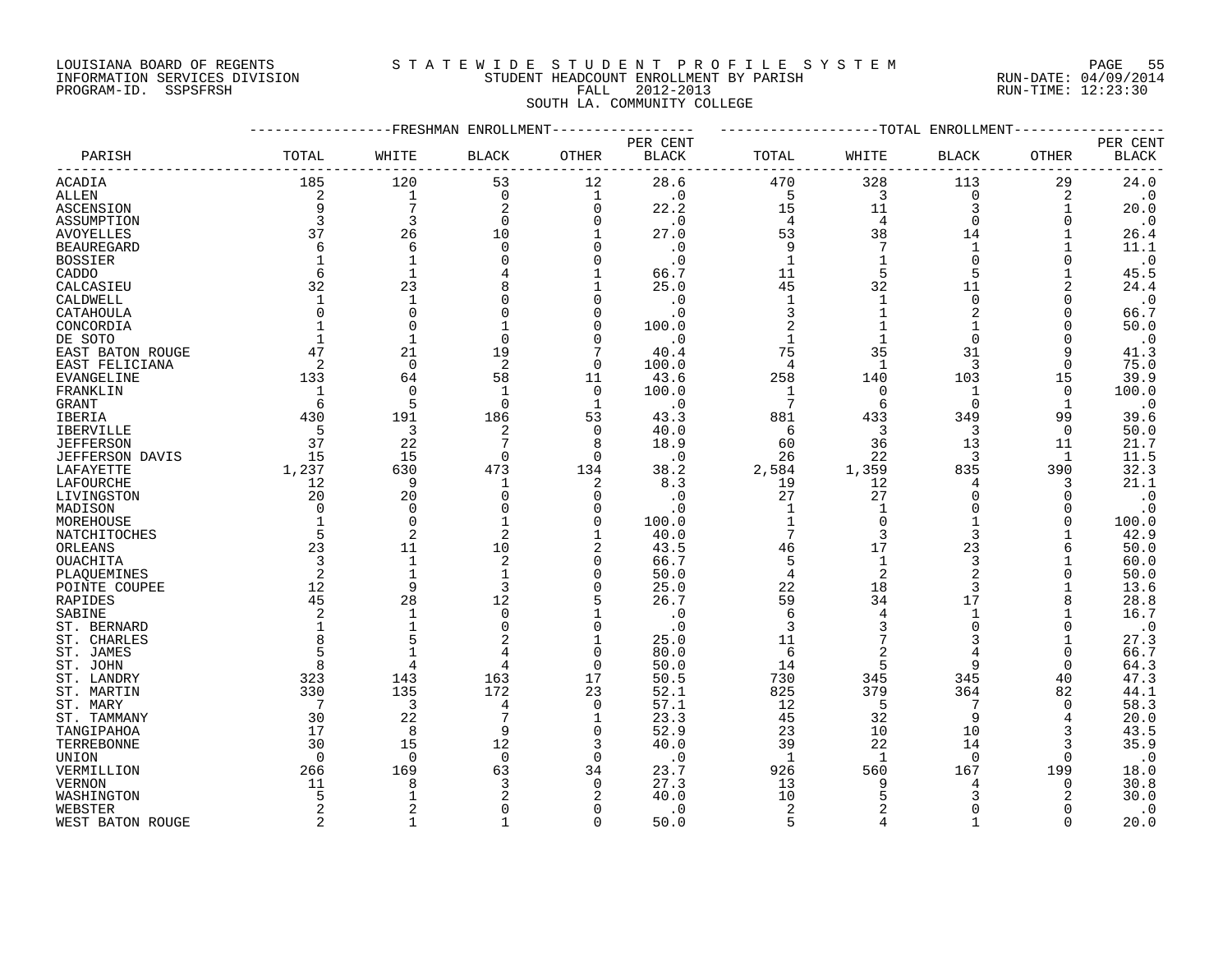LOUISIANA BOARD OF REGENTS
INFORMATION SERVICES DIVISION
PROGRAM-ID. SSPSFRSH

# STATEWIDE STUDENT PROFILE SYSTEM
## STUDENT HEADCOUNT ENROLLMENT BY PARISH
### FALL 2012-2013
### SOUTH LA. COMMUNITY COLLEGE

RUN-DATE: 04/09/2014
RUN-TIME: 12:23:30

| PARISH | FRESHMAN ENROLLMENT TOTAL | WHITE | BLACK | OTHER | PER CENT BLACK | TOTAL ENROLLMENT TOTAL | WHITE | BLACK | OTHER | PER CENT BLACK |
|---|---|---|---|---|---|---|---|---|---|---|
| ACADIA | 185 | 120 | 53 | 12 | 28.6 | 470 | 328 | 113 | 29 | 24.0 |
| ALLEN | 2 | 1 | 0 | 1 | .0 | 5 | 3 | 0 | 2 | .0 |
| ASCENSION | 9 | 7 | 2 | 0 | 22.2 | 15 | 11 | 3 | 1 | 20.0 |
| ASSUMPTION | 3 | 3 | 0 | 0 | .0 | 4 | 4 | 0 | 0 | .0 |
| AVOYELLES | 37 | 26 | 10 | 1 | 27.0 | 53 | 38 | 14 | 1 | 26.4 |
| BEAUREGARD | 6 | 6 | 0 | 0 | .0 | 9 | 7 | 1 | 1 | 11.1 |
| BOSSIER | 1 | 1 | 0 | 0 | .0 | 1 | 1 | 0 | 0 | .0 |
| CADDO | 6 | 1 | 4 | 1 | 66.7 | 11 | 5 | 5 | 1 | 45.5 |
| CALCASIEU | 32 | 23 | 8 | 1 | 25.0 | 45 | 32 | 11 | 2 | 24.4 |
| CALDWELL | 1 | 1 | 0 | 0 | .0 | 1 | 1 | 0 | 0 | .0 |
| CATAHOULA | 0 | 0 | 0 | 0 | .0 | 3 | 1 | 2 | 0 | 66.7 |
| CONCORDIA | 1 | 0 | 1 | 0 | 100.0 | 2 | 1 | 1 | 0 | 50.0 |
| DE SOTO | 1 | 1 | 0 | 0 | .0 | 1 | 1 | 0 | 0 | .0 |
| EAST BATON ROUGE | 47 | 21 | 19 | 7 | 40.4 | 75 | 35 | 31 | 9 | 41.3 |
| EAST FELICIANA | 2 | 0 | 2 | 0 | 100.0 | 4 | 1 | 3 | 0 | 75.0 |
| EVANGELINE | 133 | 64 | 58 | 11 | 43.6 | 258 | 140 | 103 | 15 | 39.9 |
| FRANKLIN | 1 | 0 | 1 | 0 | 100.0 | 1 | 0 | 1 | 0 | 100.0 |
| GRANT | 6 | 5 | 0 | 1 | .0 | 7 | 6 | 0 | 1 | .0 |
| IBERIA | 430 | 191 | 186 | 53 | 43.3 | 881 | 433 | 349 | 99 | 39.6 |
| IBERVILLE | 5 | 3 | 2 | 0 | 40.0 | 6 | 3 | 3 | 0 | 50.0 |
| JEFFERSON | 37 | 22 | 7 | 8 | 18.9 | 60 | 36 | 13 | 11 | 21.7 |
| JEFFERSON DAVIS | 15 | 15 | 0 | 0 | .0 | 26 | 22 | 3 | 1 | 11.5 |
| LAFAYETTE | 1,237 | 630 | 473 | 134 | 38.2 | 2,584 | 1,359 | 835 | 390 | 32.3 |
| LAFOURCHE | 12 | 9 | 1 | 2 | 8.3 | 19 | 12 | 4 | 3 | 21.1 |
| LIVINGSTON | 20 | 20 | 0 | 0 | .0 | 27 | 27 | 0 | 0 | .0 |
| MADISON | 0 | 0 | 0 | 0 | .0 | 1 | 1 | 0 | 0 | .0 |
| MOREHOUSE | 1 | 0 | 1 | 0 | 100.0 | 1 | 0 | 1 | 0 | 100.0 |
| NATCHITOCHES | 5 | 2 | 2 | 1 | 40.0 | 7 | 3 | 3 | 1 | 42.9 |
| ORLEANS | 23 | 11 | 10 | 2 | 43.5 | 46 | 17 | 23 | 6 | 50.0 |
| OUACHITA | 3 | 1 | 2 | 0 | 66.7 | 5 | 1 | 3 | 1 | 60.0 |
| PLAQUEMINES | 2 | 1 | 1 | 0 | 50.0 | 4 | 2 | 2 | 0 | 50.0 |
| POINTE COUPEE | 12 | 9 | 3 | 0 | 25.0 | 22 | 18 | 3 | 1 | 13.6 |
| RAPIDES | 45 | 28 | 12 | 5 | 26.7 | 59 | 34 | 17 | 8 | 28.8 |
| SABINE | 2 | 1 | 0 | 1 | .0 | 6 | 4 | 1 | 1 | 16.7 |
| ST. BERNARD | 1 | 1 | 0 | 0 | .0 | 3 | 3 | 0 | 0 | .0 |
| ST. CHARLES | 8 | 5 | 2 | 1 | 25.0 | 11 | 7 | 3 | 1 | 27.3 |
| ST. JAMES | 5 | 1 | 4 | 0 | 80.0 | 6 | 2 | 4 | 0 | 66.7 |
| ST. JOHN | 8 | 4 | 4 | 0 | 50.0 | 14 | 5 | 9 | 0 | 64.3 |
| ST. LANDRY | 323 | 143 | 163 | 17 | 50.5 | 730 | 345 | 345 | 40 | 47.3 |
| ST. MARTIN | 330 | 135 | 172 | 23 | 52.1 | 825 | 379 | 364 | 82 | 44.1 |
| ST. MARY | 7 | 3 | 4 | 0 | 57.1 | 12 | 5 | 7 | 0 | 58.3 |
| ST. TAMMANY | 30 | 22 | 7 | 1 | 23.3 | 45 | 32 | 9 | 4 | 20.0 |
| TANGIPAHOA | 17 | 8 | 9 | 0 | 52.9 | 23 | 10 | 10 | 3 | 43.5 |
| TERREBONNE | 30 | 15 | 12 | 3 | 40.0 | 39 | 22 | 14 | 3 | 35.9 |
| UNION | 0 | 0 | 0 | 0 | .0 | 1 | 1 | 0 | 0 | .0 |
| VERMILLION | 266 | 169 | 63 | 34 | 23.7 | 926 | 560 | 167 | 199 | 18.0 |
| VERNON | 11 | 8 | 3 | 0 | 27.3 | 13 | 9 | 4 | 0 | 30.8 |
| WASHINGTON | 5 | 1 | 2 | 2 | 40.0 | 10 | 5 | 3 | 2 | 30.0 |
| WEBSTER | 2 | 2 | 0 | 0 | .0 | 2 | 2 | 0 | 0 | .0 |
| WEST BATON ROUGE | 2 | 1 | 1 | 0 | 50.0 | 5 | 4 | 1 | 0 | 20.0 |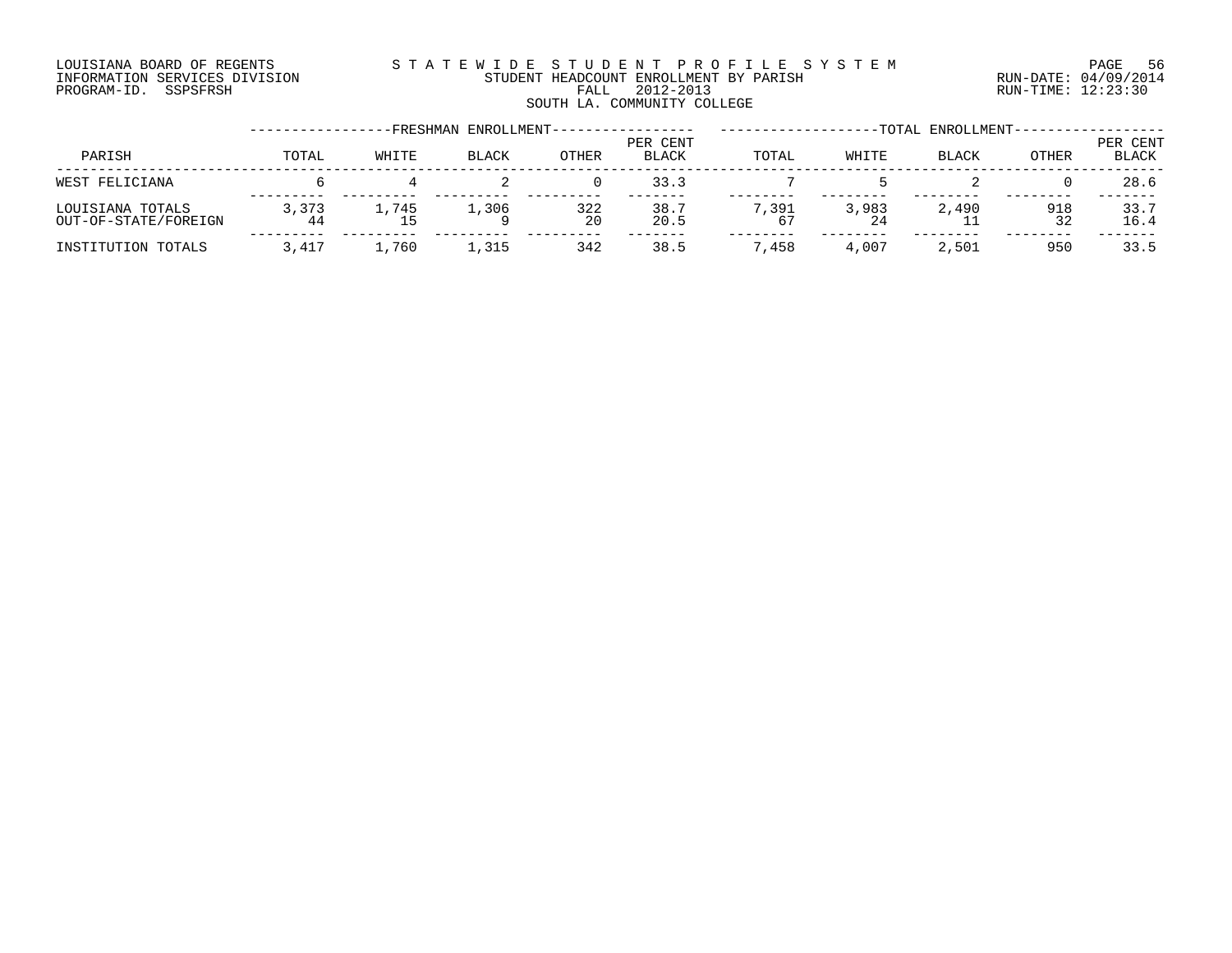LOUISIANA BOARD OF REGENTS
INFORMATION SERVICES DIVISION
PROGRAM-ID. SSPSFRSH

STATEWIDE STUDENT PROFILE SYSTEM
STUDENT HEADCOUNT ENROLLMENT BY PARISH
FALL 2012-2013
SOUTH LA. COMMUNITY COLLEGE

RUN-DATE: 04/09/2014
RUN-TIME: 12:23:30

| PARISH | FRESHMAN ENROLLMENT | | | | | TOTAL ENROLLMENT | | | | |
|---|---|---|---|---|---|---|---|---|---|---|
| | TOTAL | WHITE | BLACK | OTHER | PER CENT BLACK | TOTAL | WHITE | BLACK | OTHER | PER CENT BLACK |
| WEST FELICIANA | 6 | 4 | 2 | 0 | 33.3 | 7 | 5 | 2 | 0 | 28.6 |
| LOUISIANA TOTALS | 3,373 | 1,745 | 1,306 | 322 | 38.7 | 7,391 | 3,983 | 2,490 | 918 | 33.7 |
| OUT-OF-STATE/FOREIGN | 44 | 15 | 9 | 20 | 20.5 | 67 | 24 | 11 | 32 | 16.4 |
| INSTITUTION TOTALS | 3,417 | 1,760 | 1,315 | 342 | 38.5 | 7,458 | 4,007 | 2,501 | 950 | 33.5 |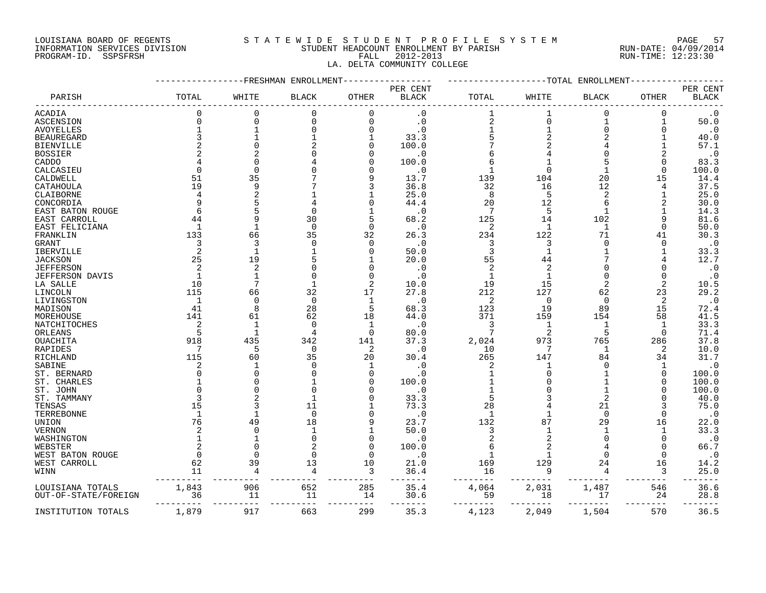LOUISIANA BOARD OF REGENTS
INFORMATION SERVICES DIVISION
PROGRAM-ID. SSPSFRSH

# STATEWIDE STUDENT PROFILE SYSTEM
## STUDENT HEADCOUNT ENROLLMENT BY PARISH
FALL 2012-2013
LA. DELTA COMMUNITY COLLEGE

RUN-DATE: 04/09/2014
RUN-TIME: 12:23:30

| PARISH | FRESHMAN ENROLLMENT TOTAL | WHITE | BLACK | OTHER | PER CENT BLACK | TOTAL ENROLLMENT TOTAL | WHITE | BLACK | OTHER | PER CENT BLACK |
|---|---|---|---|---|---|---|---|---|---|---|
| ACADIA | 0 | 0 | 0 | 0 | .0 | 1 | 1 | 0 | 0 | .0 |
| ASCENSION | 0 | 0 | 0 | 0 | .0 | 2 | 0 | 1 | 1 | 50.0 |
| AVOYELLES | 1 | 1 | 0 | 0 | .0 | 1 | 1 | 0 | 0 | .0 |
| BEAUREGARD | 3 | 1 | 1 | 1 | 33.3 | 5 | 2 | 2 | 1 | 40.0 |
| BIENVILLE | 2 | 0 | 2 | 0 | 100.0 | 7 | 2 | 4 | 1 | 57.1 |
| BOSSIER | 2 | 2 | 0 | 0 | .0 | 6 | 4 | 0 | 2 | .0 |
| CADDO | 4 | 0 | 4 | 0 | 100.0 | 6 | 1 | 5 | 0 | 83.3 |
| CALCASIEU | 0 | 0 | 0 | 0 | .0 | 1 | 0 | 1 | 0 | 100.0 |
| CALDWELL | 51 | 35 | 7 | 9 | 13.7 | 139 | 104 | 20 | 15 | 14.4 |
| CATAHOULA | 19 | 9 | 7 | 3 | 36.8 | 32 | 16 | 12 | 4 | 37.5 |
| CLAIBORNE | 4 | 2 | 1 | 1 | 25.0 | 8 | 5 | 2 | 1 | 25.0 |
| CONCORDIA | 9 | 5 | 4 | 0 | 44.4 | 20 | 12 | 6 | 2 | 30.0 |
| EAST BATON ROUGE | 6 | 5 | 0 | 1 | .0 | 7 | 5 | 1 | 1 | 14.3 |
| EAST CARROLL | 44 | 9 | 30 | 5 | 68.2 | 125 | 14 | 102 | 9 | 81.6 |
| EAST FELICIANA | 1 | 1 | 0 | 0 | .0 | 2 | 1 | 1 | 0 | 50.0 |
| FRANKLIN | 133 | 66 | 35 | 32 | 26.3 | 234 | 122 | 71 | 41 | 30.3 |
| GRANT | 3 | 3 | 0 | 0 | .0 | 3 | 3 | 0 | 0 | .0 |
| IBERVILLE | 2 | 1 | 1 | 0 | 50.0 | 3 | 1 | 1 | 1 | 33.3 |
| JACKSON | 25 | 19 | 5 | 1 | 20.0 | 55 | 44 | 7 | 4 | 12.7 |
| JEFFERSON | 2 | 2 | 0 | 0 | .0 | 2 | 2 | 0 | 0 | .0 |
| JEFFERSON DAVIS | 1 | 1 | 0 | 0 | .0 | 1 | 1 | 0 | 0 | .0 |
| LA SALLE | 10 | 7 | 1 | 2 | 10.0 | 19 | 15 | 2 | 2 | 10.5 |
| LINCOLN | 115 | 66 | 32 | 17 | 27.8 | 212 | 127 | 62 | 23 | 29.2 |
| LIVINGSTON | 1 | 0 | 0 | 1 | .0 | 2 | 0 | 0 | 2 | .0 |
| MADISON | 41 | 8 | 28 | 5 | 68.3 | 123 | 19 | 89 | 15 | 72.4 |
| MOREHOUSE | 141 | 61 | 62 | 18 | 44.0 | 371 | 159 | 154 | 58 | 41.5 |
| NATCHITOCHES | 2 | 1 | 0 | 1 | .0 | 3 | 1 | 1 | 1 | 33.3 |
| ORLEANS | 5 | 1 | 4 | 0 | 80.0 | 7 | 2 | 5 | 0 | 71.4 |
| OUACHITA | 918 | 435 | 342 | 141 | 37.3 | 2,024 | 973 | 765 | 286 | 37.8 |
| RAPIDES | 7 | 5 | 0 | 2 | .0 | 10 | 7 | 1 | 2 | 10.0 |
| RICHLAND | 115 | 60 | 35 | 20 | 30.4 | 265 | 147 | 84 | 34 | 31.7 |
| SABINE | 2 | 1 | 0 | 1 | .0 | 2 | 1 | 0 | 1 | .0 |
| ST. BERNARD | 0 | 0 | 0 | 0 | .0 | 1 | 0 | 1 | 0 | 100.0 |
| ST. CHARLES | 1 | 0 | 1 | 0 | 100.0 | 1 | 0 | 1 | 0 | 100.0 |
| ST. JOHN | 0 | 0 | 0 | 0 | .0 | 1 | 0 | 1 | 0 | 100.0 |
| ST. TAMMANY | 3 | 2 | 1 | 0 | 33.3 | 5 | 3 | 2 | 0 | 40.0 |
| TENSAS | 15 | 3 | 11 | 1 | 73.3 | 28 | 4 | 21 | 3 | 75.0 |
| TERREBONNE | 1 | 1 | 0 | 0 | .0 | 1 | 1 | 0 | 0 | .0 |
| UNION | 76 | 49 | 18 | 9 | 23.7 | 132 | 87 | 29 | 16 | 22.0 |
| VERNON | 2 | 0 | 1 | 1 | 50.0 | 3 | 1 | 1 | 1 | 33.3 |
| WASHINGTON | 1 | 1 | 0 | 0 | .0 | 2 | 2 | 0 | 0 | .0 |
| WEBSTER | 2 | 0 | 2 | 0 | 100.0 | 6 | 2 | 4 | 0 | 66.7 |
| WEST BATON ROUGE | 0 | 0 | 0 | 0 | .0 | 1 | 1 | 0 | 0 | .0 |
| WEST CARROLL | 62 | 39 | 13 | 10 | 21.0 | 169 | 129 | 24 | 16 | 14.2 |
| WINN | 11 | 4 | 4 | 3 | 36.4 | 16 | 9 | 4 | 3 | 25.0 |
| LOUISIANA TOTALS | 1,843 | 906 | 652 | 285 | 35.4 | 4,064 | 2,031 | 1,487 | 546 | 36.6 |
| OUT-OF-STATE/FOREIGN | 36 | 11 | 11 | 14 | 30.6 | 59 | 18 | 17 | 24 | 28.8 |
| INSTITUTION TOTALS | 1,879 | 917 | 663 | 299 | 35.3 | 4,123 | 2,049 | 1,504 | 570 | 36.5 |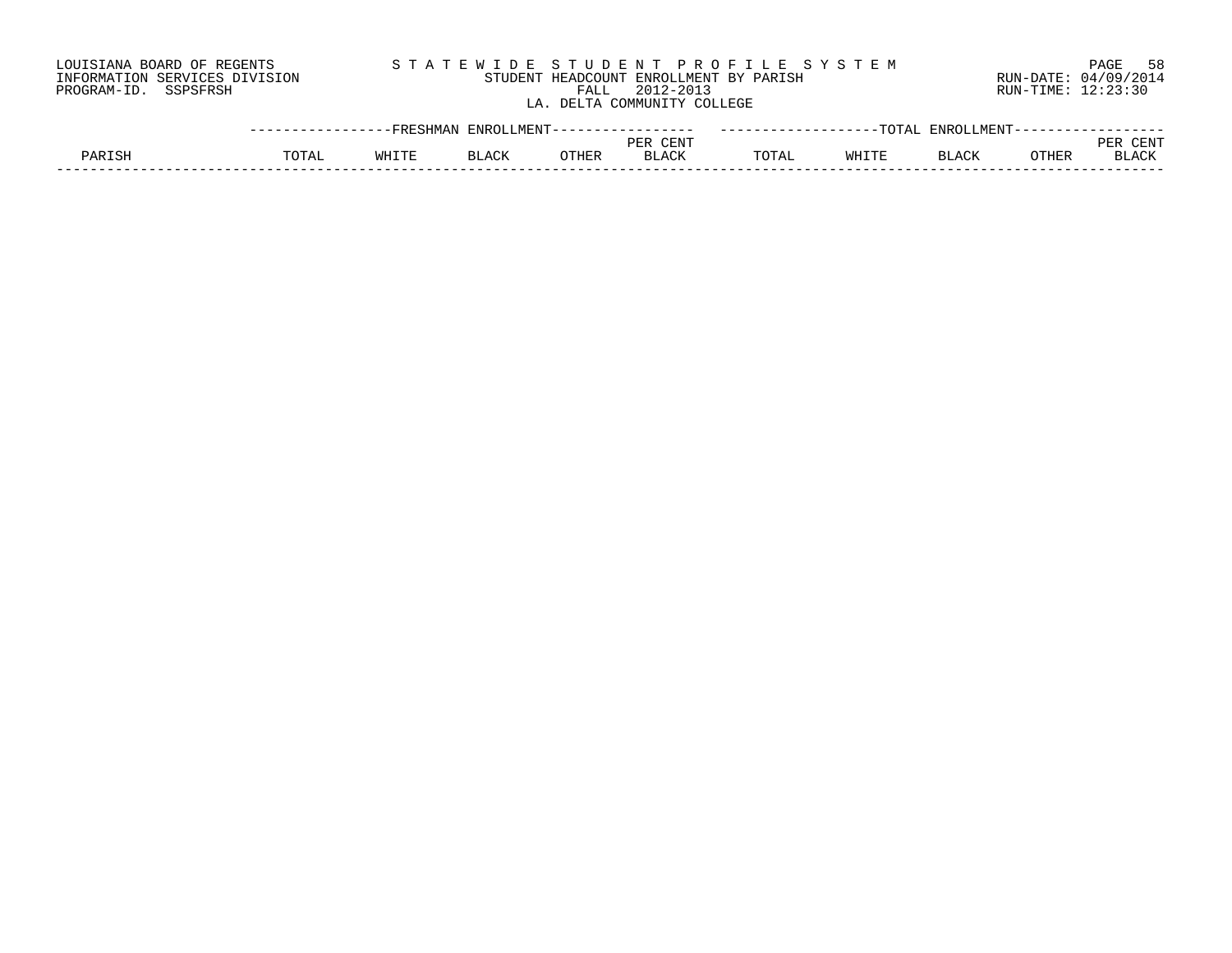LOUISIANA BOARD OF REGENTS
INFORMATION SERVICES DIVISION
PROGRAM-ID. SSPSFRSH

S T A T E W I D E S T U D E N T P R O F I L E S Y S T E M
STUDENT HEADCOUNT ENROLLMENT BY PARISH
FALL 2012-2013
LA. DELTA COMMUNITY COLLEGE

RUN-DATE: 04/09/2014
RUN-TIME: 12:23:30

| PARISH | FRESHMAN ENROLLMENT | | | | | TOTAL ENROLLMENT | | | | |
|---|---|---|---|---|---|---|---|---|---|---|
| | TOTAL | WHITE | BLACK | OTHER | PER CENT BLACK | TOTAL | WHITE | BLACK | OTHER | PER CENT BLACK |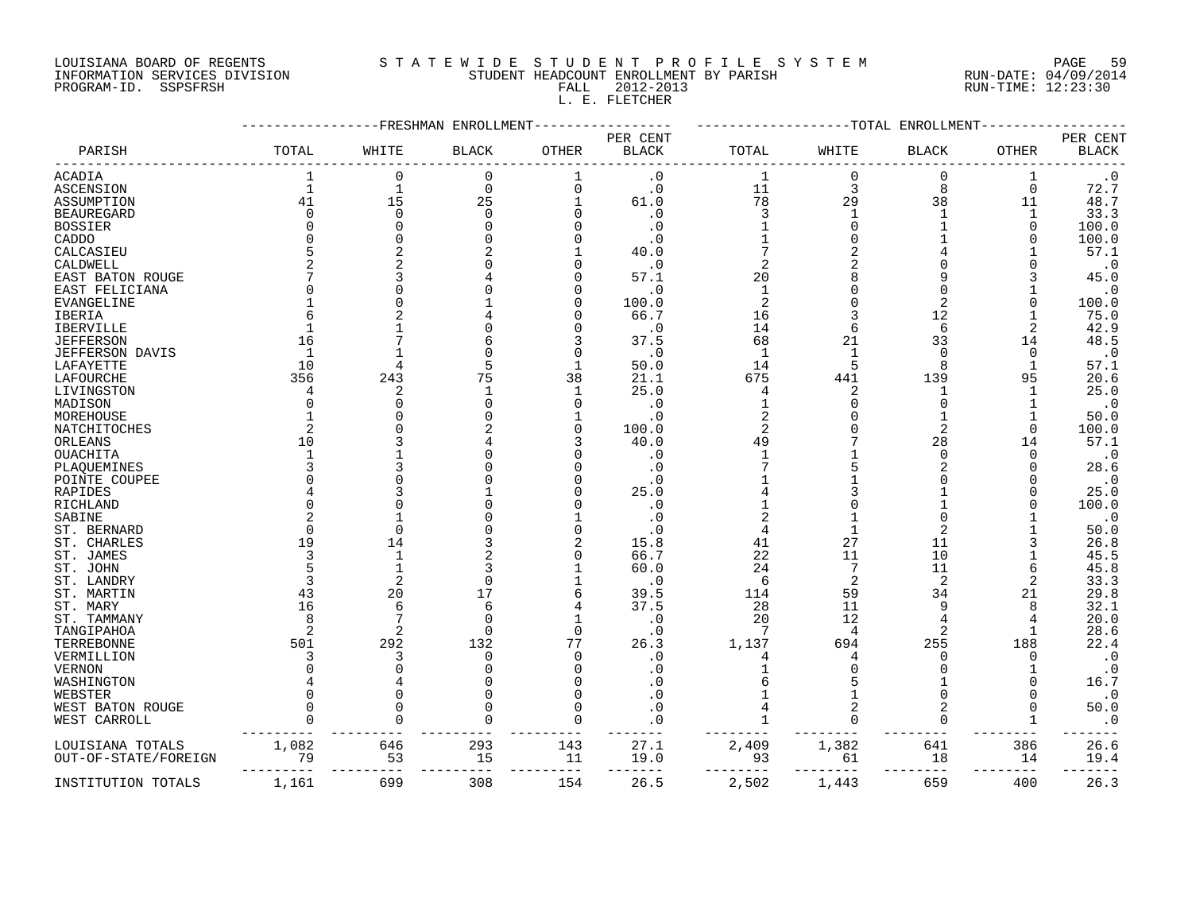LOUISIANA BOARD OF REGENTS — INFORMATION SERVICES DIVISION — PROGRAM-ID. SSPSFRSH

S T A T E W I D E   S T U D E N T   P R O F I L E   S Y S T E M

STUDENT HEADCOUNT ENROLLMENT BY PARISH

FALL 2012-2013

L. E. FLETCHER

RUN-DATE: 04/09/2014 RUN-TIME: 12:23:30

| PARISH | FRESHMAN ENROLLMENT TOTAL | WHITE | BLACK | OTHER | PER CENT BLACK | TOTAL ENROLLMENT TOTAL | WHITE | BLACK | OTHER | PER CENT BLACK |
|---|---|---|---|---|---|---|---|---|---|---|
| ACADIA | 1 | 0 | 0 | 1 | .0 | 1 | 0 | 0 | 1 | .0 |
| ASCENSION | 1 | 1 | 0 | 0 | .0 | 11 | 3 | 8 | 0 | 72.7 |
| ASSUMPTION | 41 | 15 | 25 | 1 | 61.0 | 78 | 29 | 38 | 11 | 48.7 |
| BEAUREGARD | 0 | 0 | 0 | 0 | .0 | 3 | 1 | 1 | 1 | 33.3 |
| BOSSIER | 0 | 0 | 0 | 0 | .0 | 1 | 0 | 1 | 0 | 100.0 |
| CADDO | 0 | 0 | 0 | 0 | .0 | 1 | 0 | 1 | 0 | 100.0 |
| CALCASIEU | 5 | 2 | 2 | 1 | 40.0 | 7 | 2 | 4 | 1 | 57.1 |
| CALDWELL | 2 | 2 | 0 | 0 | .0 | 2 | 2 | 0 | 0 | .0 |
| EAST BATON ROUGE | 7 | 3 | 4 | 0 | 57.1 | 20 | 8 | 9 | 3 | 45.0 |
| EAST FELICIANA | 0 | 0 | 0 | 0 | .0 | 1 | 0 | 0 | 1 | .0 |
| EVANGELINE | 1 | 0 | 1 | 0 | 100.0 | 2 | 0 | 2 | 0 | 100.0 |
| IBERIA | 6 | 2 | 4 | 0 | 66.7 | 16 | 3 | 12 | 1 | 75.0 |
| IBERVILLE | 1 | 1 | 0 | 0 | .0 | 14 | 6 | 6 | 2 | 42.9 |
| JEFFERSON | 16 | 7 | 6 | 3 | 37.5 | 68 | 21 | 33 | 14 | 48.5 |
| JEFFERSON DAVIS | 1 | 1 | 0 | 0 | .0 | 1 | 1 | 0 | 0 | .0 |
| LAFAYETTE | 10 | 4 | 5 | 1 | 50.0 | 14 | 5 | 8 | 1 | 57.1 |
| LAFOURCHE | 356 | 243 | 75 | 38 | 21.1 | 675 | 441 | 139 | 95 | 20.6 |
| LIVINGSTON | 4 | 2 | 1 | 1 | 25.0 | 4 | 2 | 1 | 1 | 25.0 |
| MADISON | 0 | 0 | 0 | 0 | .0 | 1 | 0 | 0 | 1 | .0 |
| MOREHOUSE | 1 | 0 | 0 | 1 | .0 | 2 | 0 | 1 | 1 | 50.0 |
| NATCHITOCHES | 2 | 0 | 2 | 0 | 100.0 | 2 | 0 | 2 | 0 | 100.0 |
| ORLEANS | 10 | 3 | 4 | 3 | 40.0 | 49 | 7 | 28 | 14 | 57.1 |
| OUACHITA | 1 | 1 | 0 | 0 | .0 | 1 | 1 | 0 | 0 | .0 |
| PLAQUEMINES | 3 | 3 | 0 | 0 | .0 | 7 | 5 | 2 | 0 | 28.6 |
| POINTE COUPEE | 0 | 0 | 0 | 0 | .0 | 1 | 1 | 0 | 0 | .0 |
| RAPIDES | 4 | 3 | 1 | 0 | 25.0 | 4 | 3 | 1 | 0 | 25.0 |
| RICHLAND | 0 | 0 | 0 | 0 | .0 | 1 | 0 | 1 | 0 | 100.0 |
| SABINE | 2 | 1 | 0 | 1 | .0 | 2 | 1 | 0 | 1 | .0 |
| ST. BERNARD | 0 | 0 | 0 | 0 | .0 | 4 | 1 | 2 | 1 | 50.0 |
| ST. CHARLES | 19 | 14 | 3 | 2 | 15.8 | 41 | 27 | 11 | 3 | 26.8 |
| ST. JAMES | 3 | 1 | 2 | 0 | 66.7 | 22 | 11 | 10 | 1 | 45.5 |
| ST. JOHN | 5 | 1 | 3 | 1 | 60.0 | 24 | 7 | 11 | 6 | 45.8 |
| ST. LANDRY | 3 | 2 | 0 | 1 | .0 | 6 | 2 | 2 | 2 | 33.3 |
| ST. MARTIN | 43 | 20 | 17 | 6 | 39.5 | 114 | 59 | 34 | 21 | 29.8 |
| ST. MARY | 16 | 6 | 6 | 4 | 37.5 | 28 | 11 | 9 | 8 | 32.1 |
| ST. TAMMANY | 8 | 7 | 0 | 1 | .0 | 20 | 12 | 4 | 4 | 20.0 |
| TANGIPAHOA | 2 | 2 | 0 | 0 | .0 | 7 | 4 | 2 | 1 | 28.6 |
| TERREBONNE | 501 | 292 | 132 | 77 | 26.3 | 1,137 | 694 | 255 | 188 | 22.4 |
| VERMILLION | 3 | 3 | 0 | 0 | .0 | 4 | 4 | 0 | 0 | .0 |
| VERNON | 0 | 0 | 0 | 0 | .0 | 1 | 0 | 0 | 1 | .0 |
| WASHINGTON | 4 | 4 | 0 | 0 | .0 | 6 | 5 | 1 | 0 | 16.7 |
| WEBSTER | 0 | 0 | 0 | 0 | .0 | 1 | 1 | 0 | 0 | .0 |
| WEST BATON ROUGE | 0 | 0 | 0 | 0 | .0 | 4 | 2 | 2 | 0 | 50.0 |
| WEST CARROLL | 0 | 0 | 0 | 0 | .0 | 1 | 0 | 0 | 1 | .0 |
| LOUISIANA TOTALS | 1,082 | 646 | 293 | 143 | 27.1 | 2,409 | 1,382 | 641 | 386 | 26.6 |
| OUT-OF-STATE/FOREIGN | 79 | 53 | 15 | 11 | 19.0 | 93 | 61 | 18 | 14 | 19.4 |
| INSTITUTION TOTALS | 1,161 | 699 | 308 | 154 | 26.5 | 2,502 | 1,443 | 659 | 400 | 26.3 |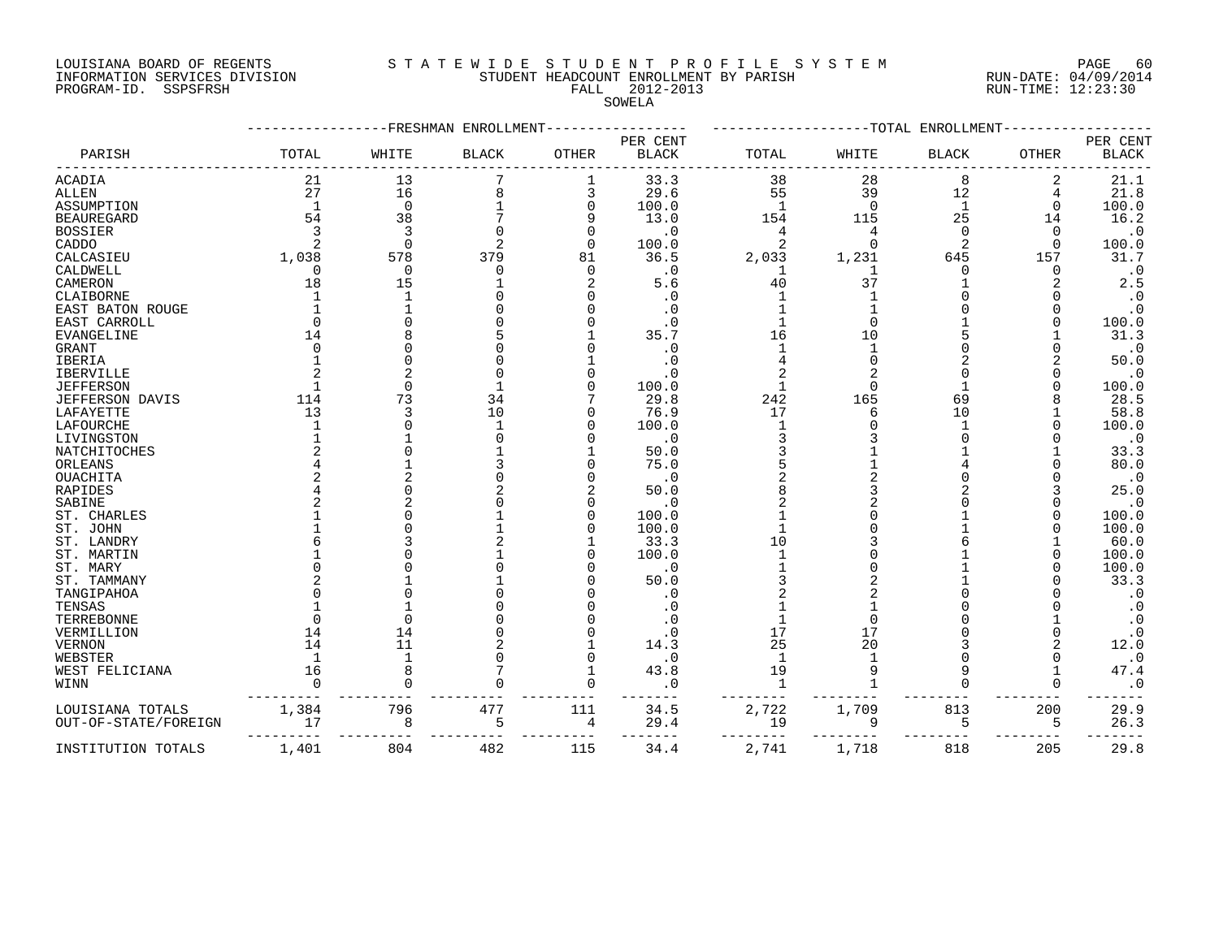LOUISIANA BOARD OF REGENTS
INFORMATION SERVICES DIVISION
PROGRAM-ID. SSPSFRSH

STATEWIDE STUDENT PROFILE SYSTEM
STUDENT HEADCOUNT ENROLLMENT BY PARISH
FALL 2012-2013
SOWELA

RUN-DATE: 04/09/2014
RUN-TIME: 12:23:30

| PARISH | FRESHMAN ENROLLMENT TOTAL | WHITE | BLACK | OTHER | PER CENT BLACK | TOTAL ENROLLMENT TOTAL | WHITE | BLACK | OTHER | PER CENT BLACK |
|---|---|---|---|---|---|---|---|---|---|---|
| ACADIA | 21 | 13 | 7 | 1 | 33.3 | 38 | 28 | 8 | 2 | 21.1 |
| ALLEN | 27 | 16 | 8 | 3 | 29.6 | 55 | 39 | 12 | 4 | 21.8 |
| ASSUMPTION | 1 | 0 | 1 | 0 | 100.0 | 1 | 0 | 1 | 0 | 100.0 |
| BEAUREGARD | 54 | 38 | 7 | 9 | 13.0 | 154 | 115 | 25 | 14 | 16.2 |
| BOSSIER | 3 | 3 | 0 | 0 | .0 | 4 | 4 | 0 | 0 | .0 |
| CADDO | 2 | 0 | 2 | 0 | 100.0 | 2 | 0 | 2 | 0 | 100.0 |
| CALCASIEU | 1,038 | 578 | 379 | 81 | 36.5 | 2,033 | 1,231 | 645 | 157 | 31.7 |
| CALDWELL | 0 | 0 | 0 | 0 | .0 | 1 | 1 | 0 | 0 | .0 |
| CAMERON | 18 | 15 | 1 | 2 | 5.6 | 40 | 37 | 1 | 2 | 2.5 |
| CLAIBORNE | 1 | 1 | 0 | 0 | .0 | 1 | 1 | 0 | 0 | .0 |
| EAST BATON ROUGE | 1 | 1 | 0 | 0 | .0 | 1 | 1 | 0 | 0 | .0 |
| EAST CARROLL | 0 | 0 | 0 | 0 | .0 | 1 | 0 | 1 | 0 | 100.0 |
| EVANGELINE | 14 | 8 | 5 | 1 | 35.7 | 16 | 10 | 5 | 1 | 31.3 |
| GRANT | 0 | 0 | 0 | 0 | .0 | 1 | 1 | 0 | 0 | .0 |
| IBERIA | 1 | 0 | 0 | 1 | .0 | 4 | 0 | 2 | 2 | 50.0 |
| IBERVILLE | 2 | 2 | 0 | 0 | .0 | 2 | 2 | 0 | 0 | .0 |
| JEFFERSON | 1 | 0 | 1 | 0 | 100.0 | 1 | 0 | 1 | 0 | 100.0 |
| JEFFERSON DAVIS | 114 | 73 | 34 | 7 | 29.8 | 242 | 165 | 69 | 8 | 28.5 |
| LAFAYETTE | 13 | 3 | 10 | 0 | 76.9 | 17 | 6 | 10 | 1 | 58.8 |
| LAFOURCHE | 1 | 0 | 1 | 0 | 100.0 | 1 | 0 | 1 | 0 | 100.0 |
| LIVINGSTON | 1 | 1 | 0 | 0 | .0 | 3 | 3 | 0 | 0 | .0 |
| NATCHITOCHES | 2 | 0 | 1 | 1 | 50.0 | 3 | 1 | 1 | 1 | 33.3 |
| ORLEANS | 4 | 1 | 3 | 0 | 75.0 | 5 | 1 | 4 | 0 | 80.0 |
| OUACHITA | 2 | 2 | 0 | 0 | .0 | 2 | 2 | 0 | 0 | .0 |
| RAPIDES | 4 | 0 | 2 | 2 | 50.0 | 8 | 3 | 2 | 3 | 25.0 |
| SABINE | 2 | 2 | 0 | 0 | .0 | 2 | 2 | 0 | 0 | .0 |
| ST. CHARLES | 1 | 0 | 1 | 0 | 100.0 | 1 | 0 | 1 | 0 | 100.0 |
| ST. JOHN | 1 | 0 | 1 | 0 | 100.0 | 1 | 0 | 1 | 0 | 100.0 |
| ST. LANDRY | 6 | 3 | 2 | 1 | 33.3 | 10 | 3 | 6 | 1 | 60.0 |
| ST. MARTIN | 1 | 0 | 1 | 0 | 100.0 | 1 | 0 | 1 | 0 | 100.0 |
| ST. MARY | 0 | 0 | 0 | 0 | .0 | 1 | 0 | 1 | 0 | 100.0 |
| ST. TAMMANY | 2 | 1 | 1 | 0 | 50.0 | 3 | 2 | 1 | 0 | 33.3 |
| TANGIPAHOA | 0 | 0 | 0 | 0 | .0 | 2 | 2 | 0 | 0 | .0 |
| TENSAS | 1 | 1 | 0 | 0 | .0 | 1 | 1 | 0 | 0 | .0 |
| TERREBONNE | 0 | 0 | 0 | 0 | .0 | 1 | 0 | 0 | 1 | .0 |
| VERMILLION | 14 | 14 | 0 | 0 | .0 | 17 | 17 | 0 | 0 | .0 |
| VERNON | 14 | 11 | 2 | 1 | 14.3 | 25 | 20 | 3 | 2 | 12.0 |
| WEBSTER | 1 | 1 | 0 | 0 | .0 | 1 | 1 | 0 | 0 | .0 |
| WEST FELICIANA | 16 | 8 | 7 | 1 | 43.8 | 19 | 9 | 9 | 1 | 47.4 |
| WINN | 0 | 0 | 0 | 0 | .0 | 1 | 1 | 0 | 0 | .0 |
| LOUISIANA TOTALS | 1,384 | 796 | 477 | 111 | 34.5 | 2,722 | 1,709 | 813 | 200 | 29.9 |
| OUT-OF-STATE/FOREIGN | 17 | 8 | 5 | 4 | 29.4 | 19 | 9 | 5 | 5 | 26.3 |
| INSTITUTION TOTALS | 1,401 | 804 | 482 | 115 | 34.4 | 2,741 | 1,718 | 818 | 205 | 29.8 |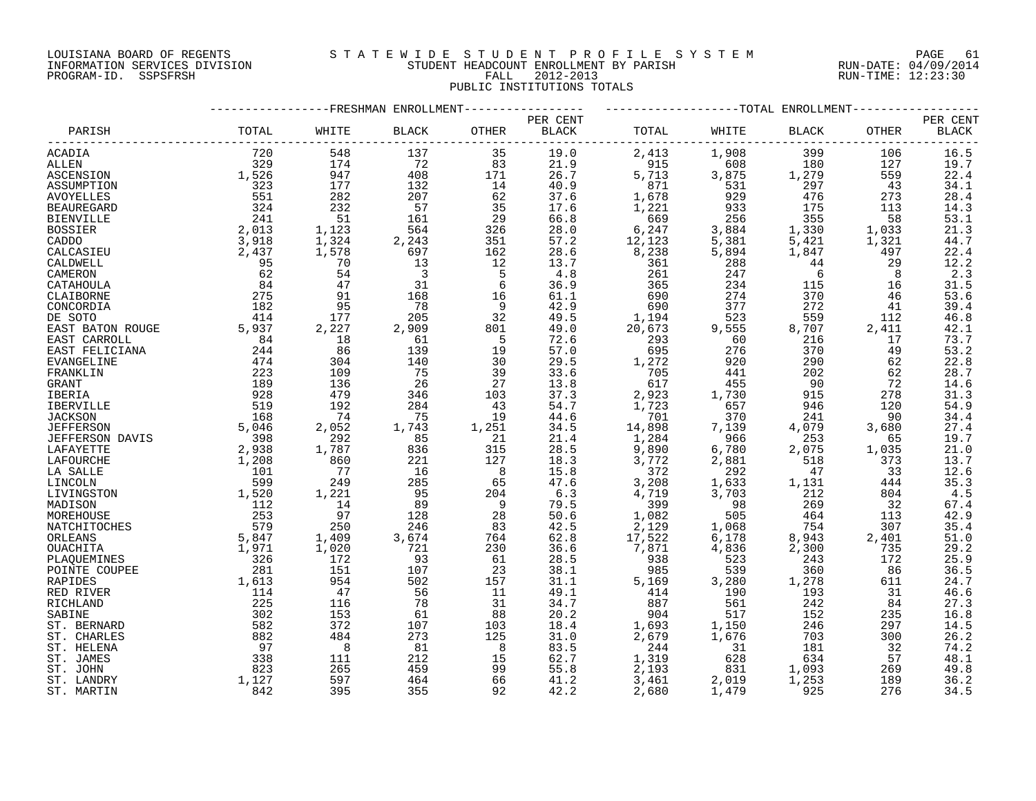LOUISIANA BOARD OF REGENTS
INFORMATION SERVICES DIVISION
PROGRAM-ID. SSPSFRSH

STATEWIDE STUDENT PROFILE SYSTEM
STUDENT HEADCOUNT ENROLLMENT BY PARISH
FALL 2012-2013
PUBLIC INSTITUTIONS TOTALS

RUN-DATE: 04/09/2014
RUN-TIME: 12:23:30

| | FRESHMAN ENROLLMENT | | | | | TOTAL ENROLLMENT | | | | |
|---|---|---|---|---|---|---|---|---|---|---|
| PARISH | TOTAL | WHITE | BLACK | OTHER | PER CENT BLACK | TOTAL | WHITE | BLACK | OTHER | PER CENT BLACK |
| ACADIA | 720 | 548 | 137 | 35 | 19.0 | 2,413 | 1,908 | 399 | 106 | 16.5 |
| ALLEN | 329 | 174 | 72 | 83 | 21.9 | 915 | 608 | 180 | 127 | 19.7 |
| ASCENSION | 1,526 | 947 | 408 | 171 | 26.7 | 5,713 | 3,875 | 1,279 | 559 | 22.4 |
| ASSUMPTION | 323 | 177 | 132 | 14 | 40.9 | 871 | 531 | 297 | 43 | 34.1 |
| AVOYELLES | 551 | 282 | 207 | 62 | 37.6 | 1,678 | 929 | 476 | 273 | 28.4 |
| BEAUREGARD | 324 | 232 | 57 | 35 | 17.6 | 1,221 | 933 | 175 | 113 | 14.3 |
| BIENVILLE | 241 | 51 | 161 | 29 | 66.8 | 669 | 256 | 355 | 58 | 53.1 |
| BOSSIER | 2,013 | 1,123 | 564 | 326 | 28.0 | 6,247 | 3,884 | 1,330 | 1,033 | 21.3 |
| CADDO | 3,918 | 1,324 | 2,243 | 351 | 57.2 | 12,123 | 5,381 | 5,421 | 1,321 | 44.7 |
| CALCASIEU | 2,437 | 1,578 | 697 | 162 | 28.6 | 8,238 | 5,894 | 1,847 | 497 | 22.4 |
| CALDWELL | 95 | 70 | 13 | 12 | 13.7 | 361 | 288 | 44 | 29 | 12.2 |
| CAMERON | 62 | 54 | 3 | 5 | 4.8 | 261 | 247 | 6 | 8 | 2.3 |
| CATAHOULA | 84 | 47 | 31 | 6 | 36.9 | 365 | 234 | 115 | 16 | 31.5 |
| CLAIBORNE | 275 | 91 | 168 | 16 | 61.1 | 690 | 274 | 370 | 46 | 53.6 |
| CONCORDIA | 182 | 95 | 78 | 9 | 42.9 | 690 | 377 | 272 | 41 | 39.4 |
| DE SOTO | 414 | 177 | 205 | 32 | 49.5 | 1,194 | 523 | 559 | 112 | 46.8 |
| EAST BATON ROUGE | 5,937 | 2,227 | 2,909 | 801 | 49.0 | 20,673 | 9,555 | 8,707 | 2,411 | 42.1 |
| EAST CARROLL | 84 | 18 | 61 | 5 | 72.6 | 293 | 60 | 216 | 17 | 73.7 |
| EAST FELICIANA | 244 | 86 | 139 | 19 | 57.0 | 695 | 276 | 370 | 49 | 53.2 |
| EVANGELINE | 474 | 304 | 140 | 30 | 29.5 | 1,272 | 920 | 290 | 62 | 22.8 |
| FRANKLIN | 223 | 109 | 75 | 39 | 33.6 | 705 | 441 | 202 | 62 | 28.7 |
| GRANT | 189 | 136 | 26 | 27 | 13.8 | 617 | 455 | 90 | 72 | 14.6 |
| IBERIA | 928 | 479 | 346 | 103 | 37.3 | 2,923 | 1,730 | 915 | 278 | 31.3 |
| IBERVILLE | 519 | 192 | 284 | 43 | 54.7 | 1,723 | 657 | 946 | 120 | 54.9 |
| JACKSON | 168 | 74 | 75 | 19 | 44.6 | 701 | 370 | 241 | 90 | 34.4 |
| JEFFERSON | 5,046 | 2,052 | 1,743 | 1,251 | 34.5 | 14,898 | 7,139 | 4,079 | 3,680 | 27.4 |
| JEFFERSON DAVIS | 398 | 292 | 85 | 21 | 21.4 | 1,284 | 966 | 253 | 65 | 19.7 |
| LAFAYETTE | 2,938 | 1,787 | 836 | 315 | 28.5 | 9,890 | 6,780 | 2,075 | 1,035 | 21.0 |
| LAFOURCHE | 1,208 | 860 | 221 | 127 | 18.3 | 3,772 | 2,881 | 518 | 373 | 13.7 |
| LA SALLE | 101 | 77 | 16 | 8 | 15.8 | 372 | 292 | 47 | 33 | 12.6 |
| LINCOLN | 599 | 249 | 285 | 65 | 47.6 | 3,208 | 1,633 | 1,131 | 444 | 35.3 |
| LIVINGSTON | 1,520 | 1,221 | 95 | 204 | 6.3 | 4,719 | 3,703 | 212 | 804 | 4.5 |
| MADISON | 112 | 14 | 89 | 9 | 79.5 | 399 | 98 | 269 | 32 | 67.4 |
| MOREHOUSE | 253 | 97 | 128 | 28 | 50.6 | 1,082 | 505 | 464 | 113 | 42.9 |
| NATCHITOCHES | 579 | 250 | 246 | 83 | 42.5 | 2,129 | 1,068 | 754 | 307 | 35.4 |
| ORLEANS | 5,847 | 1,409 | 3,674 | 764 | 62.8 | 17,522 | 6,178 | 8,943 | 2,401 | 51.0 |
| OUACHITA | 1,971 | 1,020 | 721 | 230 | 36.6 | 7,871 | 4,836 | 2,300 | 735 | 29.2 |
| PLAQUEMINES | 326 | 172 | 93 | 61 | 28.5 | 938 | 523 | 243 | 172 | 25.9 |
| POINTE COUPEE | 281 | 151 | 107 | 23 | 38.1 | 985 | 539 | 360 | 86 | 36.5 |
| RAPIDES | 1,613 | 954 | 502 | 157 | 31.1 | 5,169 | 3,280 | 1,278 | 611 | 24.7 |
| RED RIVER | 114 | 47 | 56 | 11 | 49.1 | 414 | 190 | 193 | 31 | 46.6 |
| RICHLAND | 225 | 116 | 78 | 31 | 34.7 | 887 | 561 | 242 | 84 | 27.3 |
| SABINE | 302 | 153 | 61 | 88 | 20.2 | 904 | 517 | 152 | 235 | 16.8 |
| ST. BERNARD | 582 | 372 | 107 | 103 | 18.4 | 1,693 | 1,150 | 246 | 297 | 14.5 |
| ST. CHARLES | 882 | 484 | 273 | 125 | 31.0 | 2,679 | 1,676 | 703 | 300 | 26.2 |
| ST. HELENA | 97 | 8 | 81 | 8 | 83.5 | 244 | 31 | 181 | 32 | 74.2 |
| ST. JAMES | 338 | 111 | 212 | 15 | 62.7 | 1,319 | 628 | 634 | 57 | 48.1 |
| ST. JOHN | 823 | 265 | 459 | 99 | 55.8 | 2,193 | 831 | 1,093 | 269 | 49.8 |
| ST. LANDRY | 1,127 | 597 | 464 | 66 | 41.2 | 3,461 | 2,019 | 1,253 | 189 | 36.2 |
| ST. MARTIN | 842 | 395 | 355 | 92 | 42.2 | 2,680 | 1,479 | 925 | 276 | 34.5 |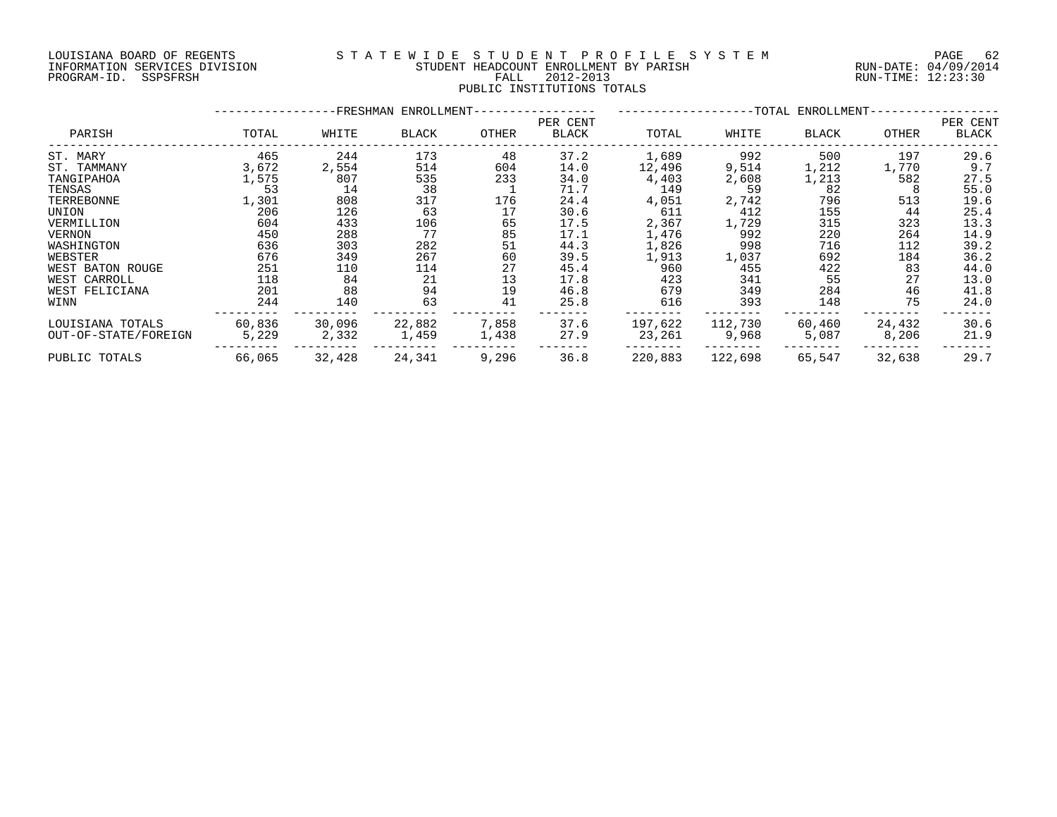LOUISIANA BOARD OF REGENTS
INFORMATION SERVICES DIVISION
PROGRAM-ID. SSPSFRSH

STATEWIDE STUDENT PROFILE SYSTEM
STUDENT HEADCOUNT ENROLLMENT BY PARISH
FALL 2012-2013
PUBLIC INSTITUTIONS TOTALS

RUN-DATE: 04/09/2014
RUN-TIME: 12:23:30

| PARISH | FRESHMAN ENROLLMENT | | | | | TOTAL ENROLLMENT | | | | |
|---|---|---|---|---|---|---|---|---|---|---|
| | TOTAL | WHITE | BLACK | OTHER | PER CENT BLACK | TOTAL | WHITE | BLACK | OTHER | PER CENT BLACK |
| ST. MARY | 465 | 244 | 173 | 48 | 37.2 | 1,689 | 992 | 500 | 197 | 29.6 |
| ST. TAMMANY | 3,672 | 2,554 | 514 | 604 | 14.0 | 12,496 | 9,514 | 1,212 | 1,770 | 9.7 |
| TANGIPAHOA | 1,575 | 807 | 535 | 233 | 34.0 | 4,403 | 2,608 | 1,213 | 582 | 27.5 |
| TENSAS | 53 | 14 | 38 | 1 | 71.7 | 149 | 59 | 82 | 8 | 55.0 |
| TERREBONNE | 1,301 | 808 | 317 | 176 | 24.4 | 4,051 | 2,742 | 796 | 513 | 19.6 |
| UNION | 206 | 126 | 63 | 17 | 30.6 | 611 | 412 | 155 | 44 | 25.4 |
| VERMILLION | 604 | 433 | 106 | 65 | 17.5 | 2,367 | 1,729 | 315 | 323 | 13.3 |
| VERNON | 450 | 288 | 77 | 85 | 17.1 | 1,476 | 992 | 220 | 264 | 14.9 |
| WASHINGTON | 636 | 303 | 282 | 51 | 44.3 | 1,826 | 998 | 716 | 112 | 39.2 |
| WEBSTER | 676 | 349 | 267 | 60 | 39.5 | 1,913 | 1,037 | 692 | 184 | 36.2 |
| WEST BATON ROUGE | 251 | 110 | 114 | 27 | 45.4 | 960 | 455 | 422 | 83 | 44.0 |
| WEST CARROLL | 118 | 84 | 21 | 13 | 17.8 | 423 | 341 | 55 | 27 | 13.0 |
| WEST FELICIANA | 201 | 88 | 94 | 19 | 46.8 | 679 | 349 | 284 | 46 | 41.8 |
| WINN | 244 | 140 | 63 | 41 | 25.8 | 616 | 393 | 148 | 75 | 24.0 |
| LOUISIANA TOTALS | 60,836 | 30,096 | 22,882 | 7,858 | 37.6 | 197,622 | 112,730 | 60,460 | 24,432 | 30.6 |
| OUT-OF-STATE/FOREIGN | 5,229 | 2,332 | 1,459 | 1,438 | 27.9 | 23,261 | 9,968 | 5,087 | 8,206 | 21.9 |
| PUBLIC TOTALS | 66,065 | 32,428 | 24,341 | 9,296 | 36.8 | 220,883 | 122,698 | 65,547 | 32,638 | 29.7 |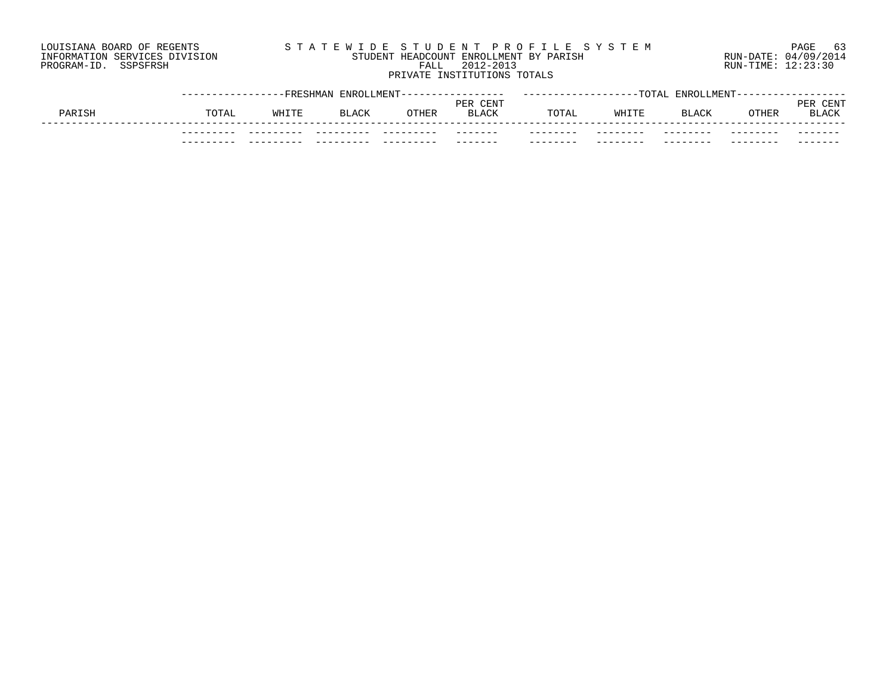LOUISIANA BOARD OF REGENTS
INFORMATION SERVICES DIVISION
PROGRAM-ID. SSPSFRSH

# STATEWIDE STUDENT PROFILE SYSTEM

STUDENT HEADCOUNT ENROLLMENT BY PARISH
FALL 2012-2013
PRIVATE INSTITUTIONS TOTALS

RUN-DATE: 04/09/2014
RUN-TIME: 12:23:30

| PARISH | FRESHMAN ENROLLMENT TOTAL | WHITE | BLACK | OTHER | PER CENT BLACK | TOTAL ENROLLMENT TOTAL | WHITE | BLACK | OTHER | PER CENT BLACK |
|---|---|---|---|---|---|---|---|---|---|---|
| | --------- | --------- | --------- | --------- | ------- | -------- | -------- | -------- | -------- | ------- |
| | --------- | --------- | --------- | --------- | ------- | -------- | -------- | -------- | -------- | ------- |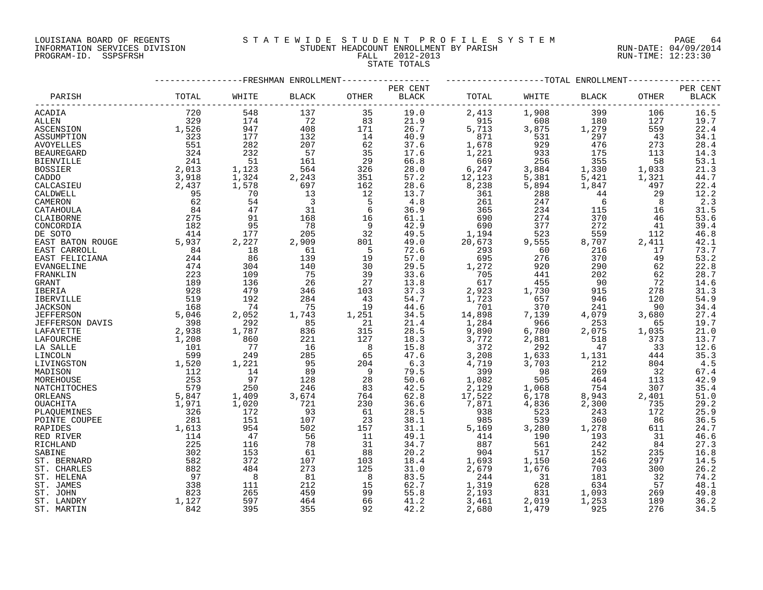LOUISIANA BOARD OF REGENTS
INFORMATION SERVICES DIVISION
PROGRAM-ID. SSPSFRSH

# STATEWIDE STUDENT PROFILE SYSTEM
## STUDENT HEADCOUNT ENROLLMENT BY PARISH
### FALL 2012-2013
### STATE TOTALS

RUN-DATE: 04/09/2014
RUN-TIME: 12:23:30

| PARISH | FRESHMAN ENROLLMENT TOTAL | WHITE | BLACK | OTHER | PER CENT BLACK | TOTAL ENROLLMENT TOTAL | WHITE | BLACK | OTHER | PER CENT BLACK |
|---|---|---|---|---|---|---|---|---|---|---|
| ACADIA | 720 | 548 | 137 | 35 | 19.0 | 2,413 | 1,908 | 399 | 106 | 16.5 |
| ALLEN | 329 | 174 | 72 | 83 | 21.9 | 915 | 608 | 180 | 127 | 19.7 |
| ASCENSION | 1,526 | 947 | 408 | 171 | 26.7 | 5,713 | 3,875 | 1,279 | 559 | 22.4 |
| ASSUMPTION | 323 | 177 | 132 | 14 | 40.9 | 871 | 531 | 297 | 43 | 34.1 |
| AVOYELLES | 551 | 282 | 207 | 62 | 37.6 | 1,678 | 929 | 476 | 273 | 28.4 |
| BEAUREGARD | 324 | 232 | 57 | 35 | 17.6 | 1,221 | 933 | 175 | 113 | 14.3 |
| BIENVILLE | 241 | 51 | 161 | 29 | 66.8 | 669 | 256 | 355 | 58 | 53.1 |
| BOSSIER | 2,013 | 1,123 | 564 | 326 | 28.0 | 6,247 | 3,884 | 1,330 | 1,033 | 21.3 |
| CADDO | 3,918 | 1,324 | 2,243 | 351 | 57.2 | 12,123 | 5,381 | 5,421 | 1,321 | 44.7 |
| CALCASIEU | 2,437 | 1,578 | 697 | 162 | 28.6 | 8,238 | 5,894 | 1,847 | 497 | 22.4 |
| CALDWELL | 95 | 70 | 13 | 12 | 13.7 | 361 | 288 | 44 | 29 | 12.2 |
| CAMERON | 62 | 54 | 3 | 5 | 4.8 | 261 | 247 | 6 | 8 | 2.3 |
| CATAHOULA | 84 | 47 | 31 | 6 | 36.9 | 365 | 234 | 115 | 16 | 31.5 |
| CLAIBORNE | 275 | 91 | 168 | 16 | 61.1 | 690 | 274 | 370 | 46 | 53.6 |
| CONCORDIA | 182 | 95 | 78 | 9 | 42.9 | 690 | 377 | 272 | 41 | 39.4 |
| DE SOTO | 414 | 177 | 205 | 32 | 49.5 | 1,194 | 523 | 559 | 112 | 46.8 |
| EAST BATON ROUGE | 5,937 | 2,227 | 2,909 | 801 | 49.0 | 20,673 | 9,555 | 8,707 | 2,411 | 42.1 |
| EAST CARROLL | 84 | 18 | 61 | 5 | 72.6 | 293 | 60 | 216 | 17 | 73.7 |
| EAST FELICIANA | 244 | 86 | 139 | 19 | 57.0 | 695 | 276 | 370 | 49 | 53.2 |
| EVANGELINE | 474 | 304 | 140 | 30 | 29.5 | 1,272 | 920 | 290 | 62 | 22.8 |
| FRANKLIN | 223 | 109 | 75 | 39 | 33.6 | 705 | 441 | 202 | 62 | 28.7 |
| GRANT | 189 | 136 | 26 | 27 | 13.8 | 617 | 455 | 90 | 72 | 14.6 |
| IBERIA | 928 | 479 | 346 | 103 | 37.3 | 2,923 | 1,730 | 915 | 278 | 31.3 |
| IBERVILLE | 519 | 192 | 284 | 43 | 54.7 | 1,723 | 657 | 946 | 120 | 54.9 |
| JACKSON | 168 | 74 | 75 | 19 | 44.6 | 701 | 370 | 241 | 90 | 34.4 |
| JEFFERSON | 5,046 | 2,052 | 1,743 | 1,251 | 34.5 | 14,898 | 7,139 | 4,079 | 3,680 | 27.4 |
| JEFFERSON DAVIS | 398 | 292 | 85 | 21 | 21.4 | 1,284 | 966 | 253 | 65 | 19.7 |
| LAFAYETTE | 2,938 | 1,787 | 836 | 315 | 28.5 | 9,890 | 6,780 | 2,075 | 1,035 | 21.0 |
| LAFOURCHE | 1,208 | 860 | 221 | 127 | 18.3 | 3,772 | 2,881 | 518 | 373 | 13.7 |
| LA SALLE | 101 | 77 | 16 | 8 | 15.8 | 372 | 292 | 47 | 33 | 12.6 |
| LINCOLN | 599 | 249 | 285 | 65 | 47.6 | 3,208 | 1,633 | 1,131 | 444 | 35.3 |
| LIVINGSTON | 1,520 | 1,221 | 95 | 204 | 6.3 | 4,719 | 3,703 | 212 | 804 | 4.5 |
| MADISON | 112 | 14 | 89 | 9 | 79.5 | 399 | 98 | 269 | 32 | 67.4 |
| MOREHOUSE | 253 | 97 | 128 | 28 | 50.6 | 1,082 | 505 | 464 | 113 | 42.9 |
| NATCHITOCHES | 579 | 250 | 246 | 83 | 42.5 | 2,129 | 1,068 | 754 | 307 | 35.4 |
| ORLEANS | 5,847 | 1,409 | 3,674 | 764 | 62.8 | 17,522 | 6,178 | 8,943 | 2,401 | 51.0 |
| OUACHITA | 1,971 | 1,020 | 721 | 230 | 36.6 | 7,871 | 4,836 | 2,300 | 735 | 29.2 |
| PLAQUEMINES | 326 | 172 | 93 | 61 | 28.5 | 938 | 523 | 243 | 172 | 25.9 |
| POINTE COUPEE | 281 | 151 | 107 | 23 | 38.1 | 985 | 539 | 360 | 86 | 36.5 |
| RAPIDES | 1,613 | 954 | 502 | 157 | 31.1 | 5,169 | 3,280 | 1,278 | 611 | 24.7 |
| RED RIVER | 114 | 47 | 56 | 11 | 49.1 | 414 | 190 | 193 | 31 | 46.6 |
| RICHLAND | 225 | 116 | 78 | 31 | 34.7 | 887 | 561 | 242 | 84 | 27.3 |
| SABINE | 302 | 153 | 61 | 88 | 20.2 | 904 | 517 | 152 | 235 | 16.8 |
| ST. BERNARD | 582 | 372 | 107 | 103 | 18.4 | 1,693 | 1,150 | 246 | 297 | 14.5 |
| ST. CHARLES | 882 | 484 | 273 | 125 | 31.0 | 2,679 | 1,676 | 703 | 300 | 26.2 |
| ST. HELENA | 97 | 8 | 81 | 8 | 83.5 | 244 | 31 | 181 | 32 | 74.2 |
| ST. JAMES | 338 | 111 | 212 | 15 | 62.7 | 1,319 | 628 | 634 | 57 | 48.1 |
| ST. JOHN | 823 | 265 | 459 | 99 | 55.8 | 2,193 | 831 | 1,093 | 269 | 49.8 |
| ST. LANDRY | 1,127 | 597 | 464 | 66 | 41.2 | 3,461 | 2,019 | 1,253 | 189 | 36.2 |
| ST. MARTIN | 842 | 395 | 355 | 92 | 42.2 | 2,680 | 1,479 | 925 | 276 | 34.5 |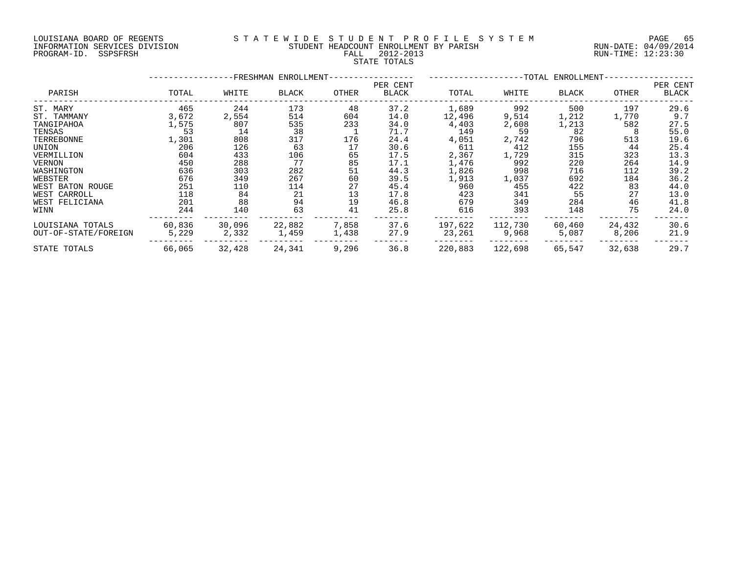LOUISIANA BOARD OF REGENTS
INFORMATION SERVICES DIVISION
PROGRAM-ID. SSPSFRSH

# STATEWIDE STUDENT PROFILE SYSTEM
## STUDENT HEADCOUNT ENROLLMENT BY PARISH
### FALL 2012-2013
### STATE TOTALS

RUN-DATE: 04/09/2014
RUN-TIME: 12:23:30

| PARISH | FRESHMAN ENROLLMENT TOTAL | WHITE | BLACK | OTHER | PER CENT BLACK | TOTAL ENROLLMENT TOTAL | WHITE | BLACK | OTHER | PER CENT BLACK |
|---|---|---|---|---|---|---|---|---|---|---|
| ST. MARY | 465 | 244 | 173 | 48 | 37.2 | 1,689 | 992 | 500 | 197 | 29.6 |
| ST. TAMMANY | 3,672 | 2,554 | 514 | 604 | 14.0 | 12,496 | 9,514 | 1,212 | 1,770 | 9.7 |
| TANGIPAHOA | 1,575 | 807 | 535 | 233 | 34.0 | 4,403 | 2,608 | 1,213 | 582 | 27.5 |
| TENSAS | 53 | 14 | 38 | 1 | 71.7 | 149 | 59 | 82 | 8 | 55.0 |
| TERREBONNE | 1,301 | 808 | 317 | 176 | 24.4 | 4,051 | 2,742 | 796 | 513 | 19.6 |
| UNION | 206 | 126 | 63 | 17 | 30.6 | 611 | 412 | 155 | 44 | 25.4 |
| VERMILLION | 604 | 433 | 106 | 65 | 17.5 | 2,367 | 1,729 | 315 | 323 | 13.3 |
| VERNON | 450 | 288 | 77 | 85 | 17.1 | 1,476 | 992 | 220 | 264 | 14.9 |
| WASHINGTON | 636 | 303 | 282 | 51 | 44.3 | 1,826 | 998 | 716 | 112 | 39.2 |
| WEBSTER | 676 | 349 | 267 | 60 | 39.5 | 1,913 | 1,037 | 692 | 184 | 36.2 |
| WEST BATON ROUGE | 251 | 110 | 114 | 27 | 45.4 | 960 | 455 | 422 | 83 | 44.0 |
| WEST CARROLL | 118 | 84 | 21 | 13 | 17.8 | 423 | 341 | 55 | 27 | 13.0 |
| WEST FELICIANA | 201 | 88 | 94 | 19 | 46.8 | 679 | 349 | 284 | 46 | 41.8 |
| WINN | 244 | 140 | 63 | 41 | 25.8 | 616 | 393 | 148 | 75 | 24.0 |
| LOUISIANA TOTALS | 60,836 | 30,096 | 22,882 | 7,858 | 37.6 | 197,622 | 112,730 | 60,460 | 24,432 | 30.6 |
| OUT-OF-STATE/FOREIGN | 5,229 | 2,332 | 1,459 | 1,438 | 27.9 | 23,261 | 9,968 | 5,087 | 8,206 | 21.9 |
| STATE TOTALS | 66,065 | 32,428 | 24,341 | 9,296 | 36.8 | 220,883 | 122,698 | 65,547 | 32,638 | 29.7 |